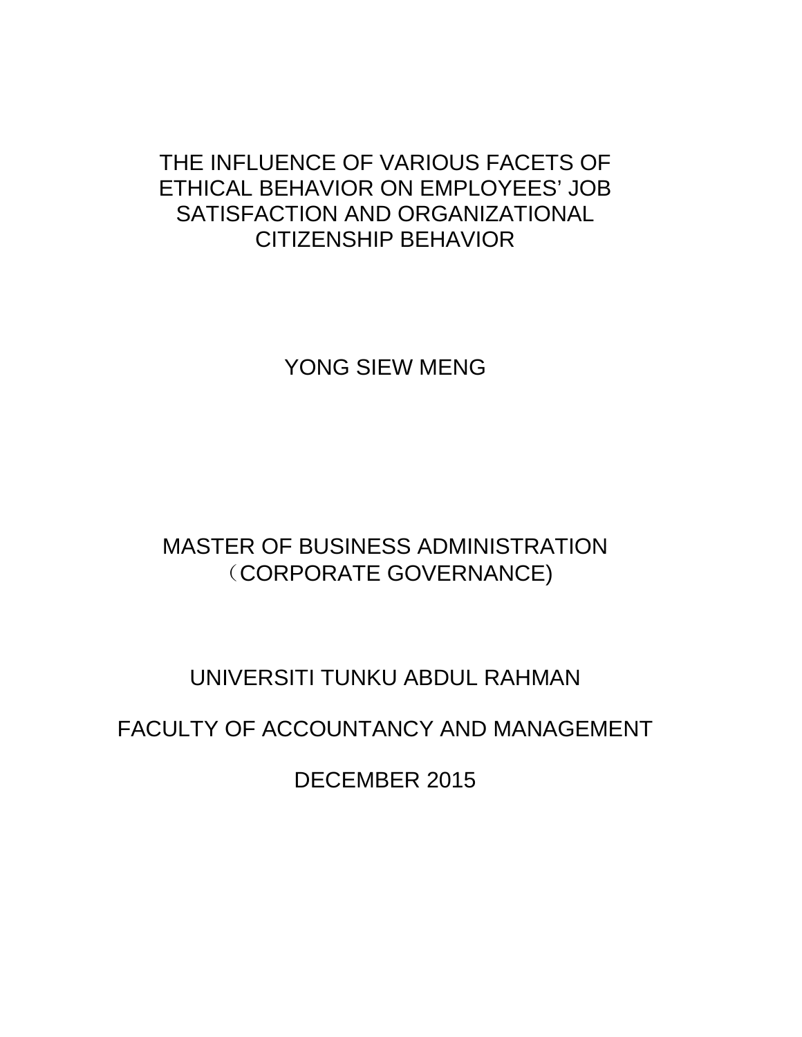# THE INFLUENCE OF VARIOUS FACETS OF ETHICAL BEHAVIOR ON EMPLOYEES' JOB SATISFACTION AND ORGANIZATIONAL CITIZENSHIP BEHAVIOR

YONG SIEW MENG

MASTER OF BUSINESS ADMINISTRATION
（CORPORATE GOVERNANCE)

UNIVERSITI TUNKU ABDUL RAHMAN

FACULTY OF ACCOUNTANCY AND MANAGEMENT

DECEMBER 2015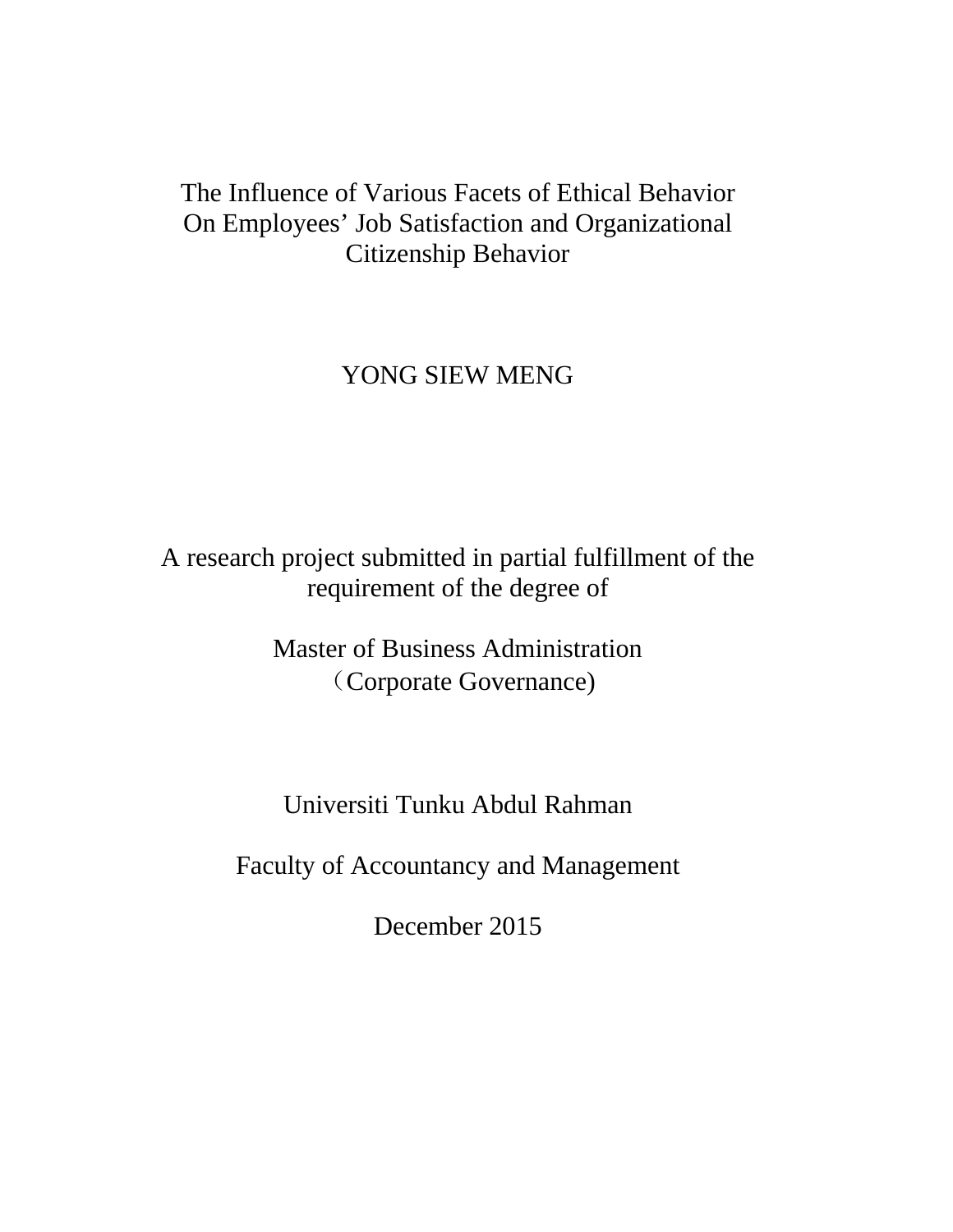# The Influence of Various Facets of Ethical Behavior On Employees' Job Satisfaction and Organizational Citizenship Behavior

YONG SIEW MENG

A research project submitted in partial fulfillment of the requirement of the degree of

Master of Business Administration
（Corporate Governance)

Universiti Tunku Abdul Rahman

Faculty of Accountancy and Management

December 2015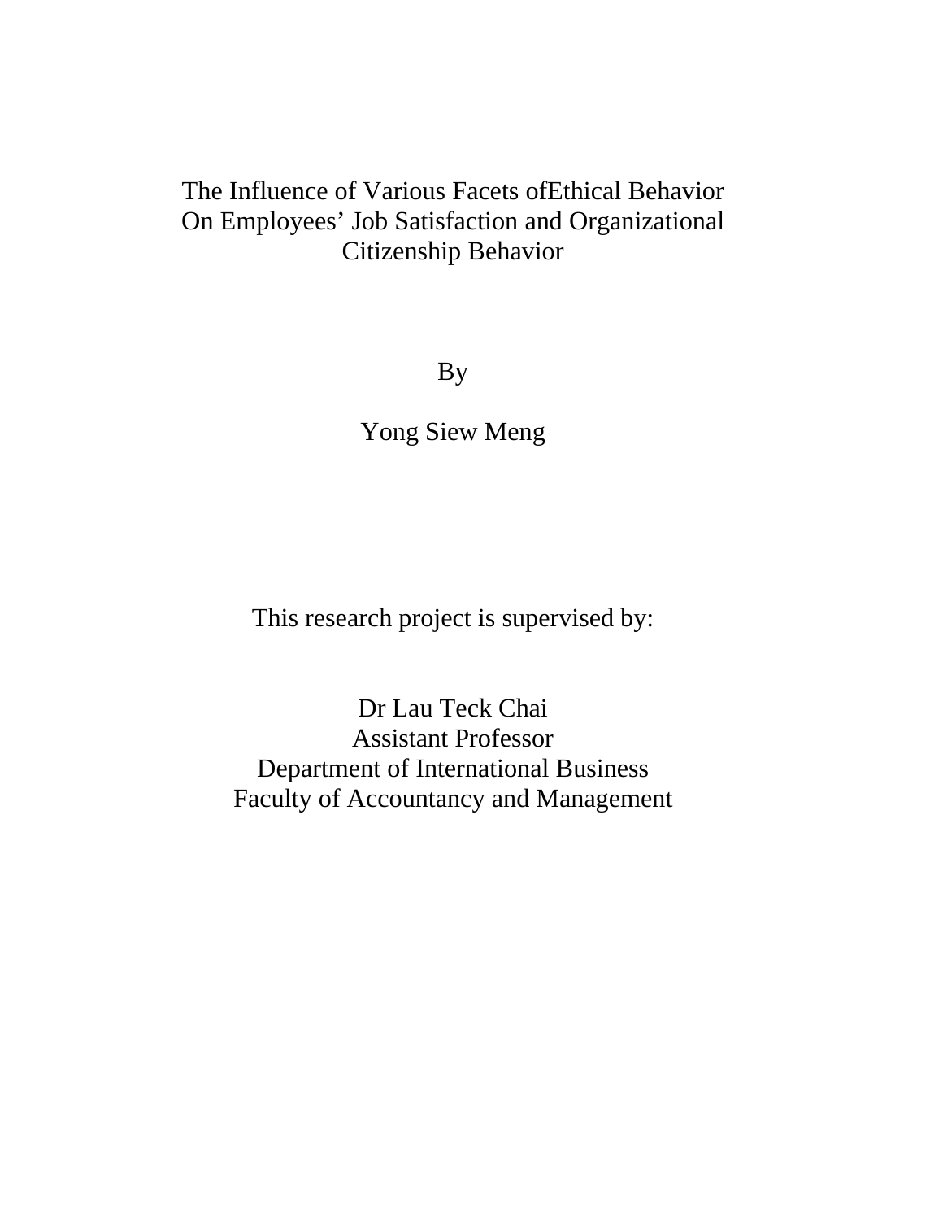# The Influence of Various Facets ofEthical Behavior On Employees' Job Satisfaction and Organizational Citizenship Behavior

By

Yong Siew Meng

This research project is supervised by:

Dr Lau Teck Chai
Assistant Professor
Department of International Business
Faculty of Accountancy and Management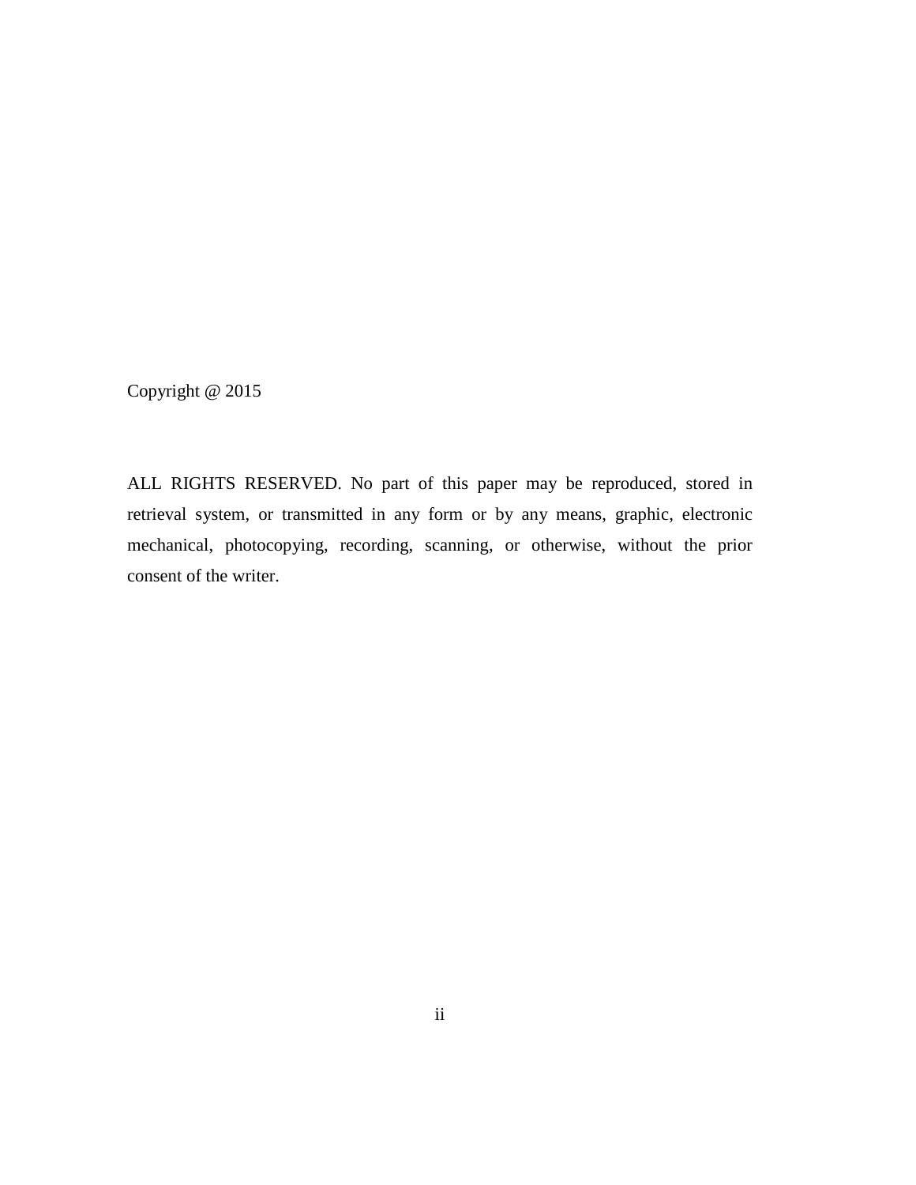Copyright @ 2015

ALL RIGHTS RESERVED. No part of this paper may be reproduced, stored in retrieval system, or transmitted in any form or by any means, graphic, electronic mechanical, photocopying, recording, scanning, or otherwise, without the prior consent of the writer.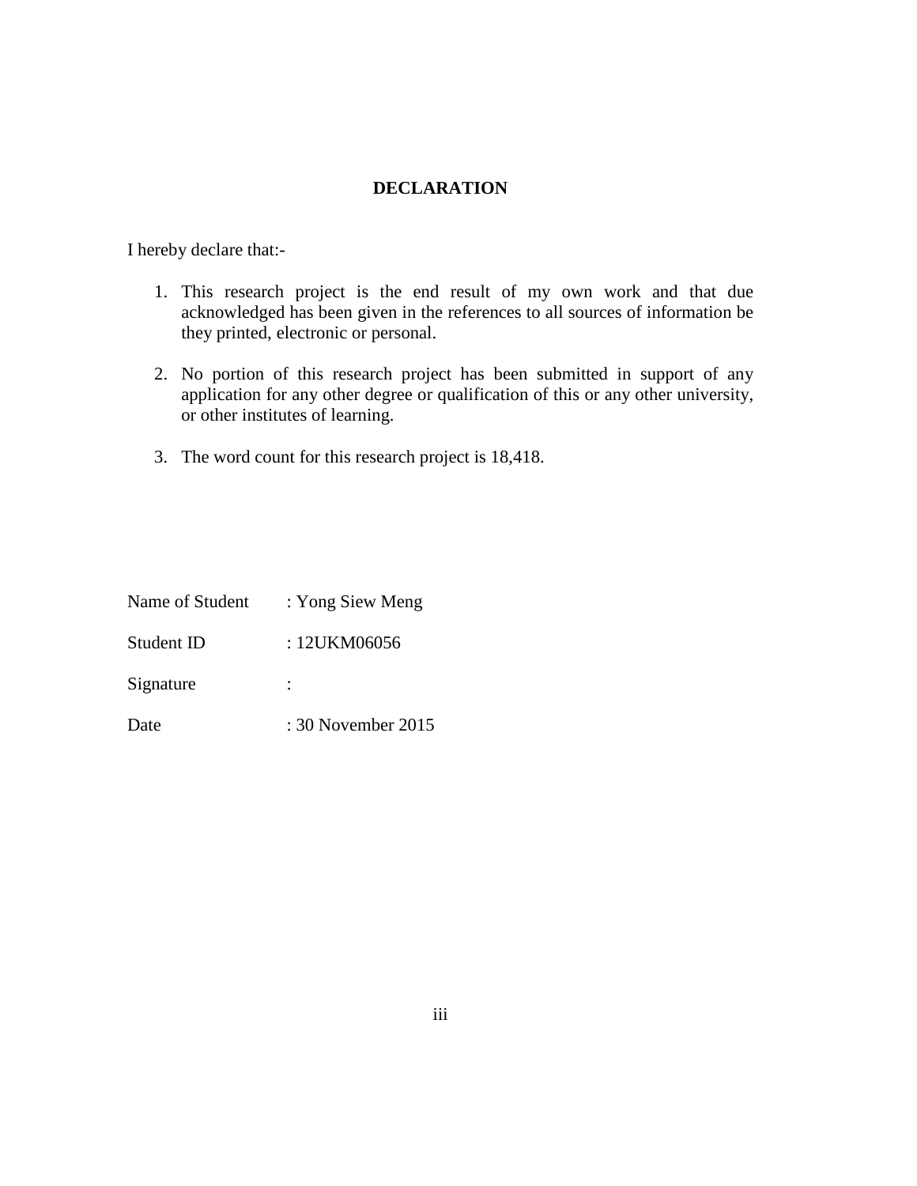# DECLARATION

I hereby declare that:-

1. This research project is the end result of my own work and that due acknowledged has been given in the references to all sources of information be they printed, electronic or personal.

2. No portion of this research project has been submitted in support of any application for any other degree or qualification of this or any other university, or other institutes of learning.

3. The word count for this research project is 18,418.

Name of Student : Yong Siew Meng

Student ID : 12UKM06056

Signature :

Date : 30 November 2015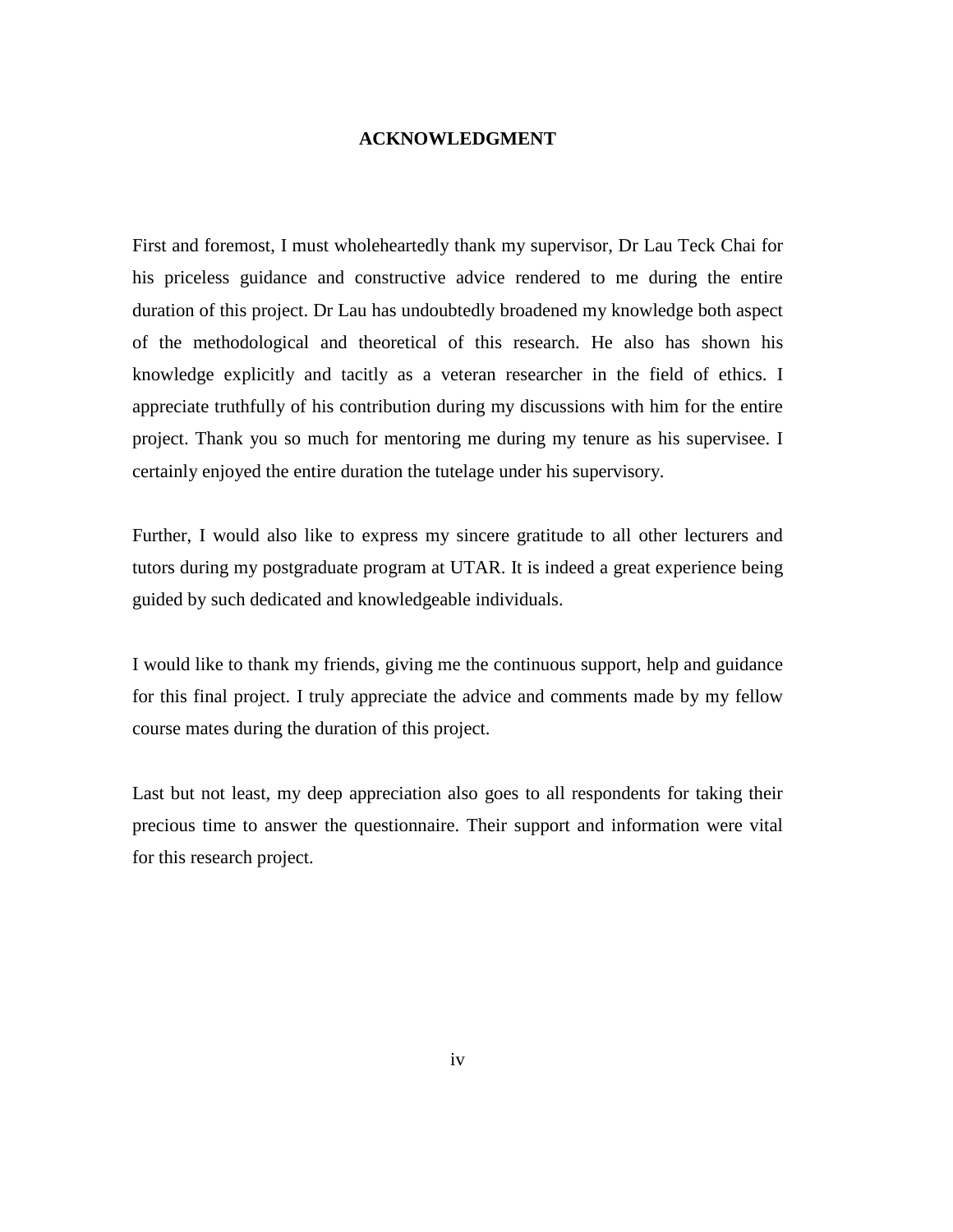# ACKNOWLEDGMENT

First and foremost, I must wholeheartedly thank my supervisor, Dr Lau Teck Chai for his priceless guidance and constructive advice rendered to me during the entire duration of this project. Dr Lau has undoubtedly broadened my knowledge both aspect of the methodological and theoretical of this research. He also has shown his knowledge explicitly and tacitly as a veteran researcher in the field of ethics. I appreciate truthfully of his contribution during my discussions with him for the entire project. Thank you so much for mentoring me during my tenure as his supervisee. I certainly enjoyed the entire duration the tutelage under his supervisory.

Further, I would also like to express my sincere gratitude to all other lecturers and tutors during my postgraduate program at UTAR. It is indeed a great experience being guided by such dedicated and knowledgeable individuals.

I would like to thank my friends, giving me the continuous support, help and guidance for this final project. I truly appreciate the advice and comments made by my fellow course mates during the duration of this project.

Last but not least, my deep appreciation also goes to all respondents for taking their precious time to answer the questionnaire. Their support and information were vital for this research project.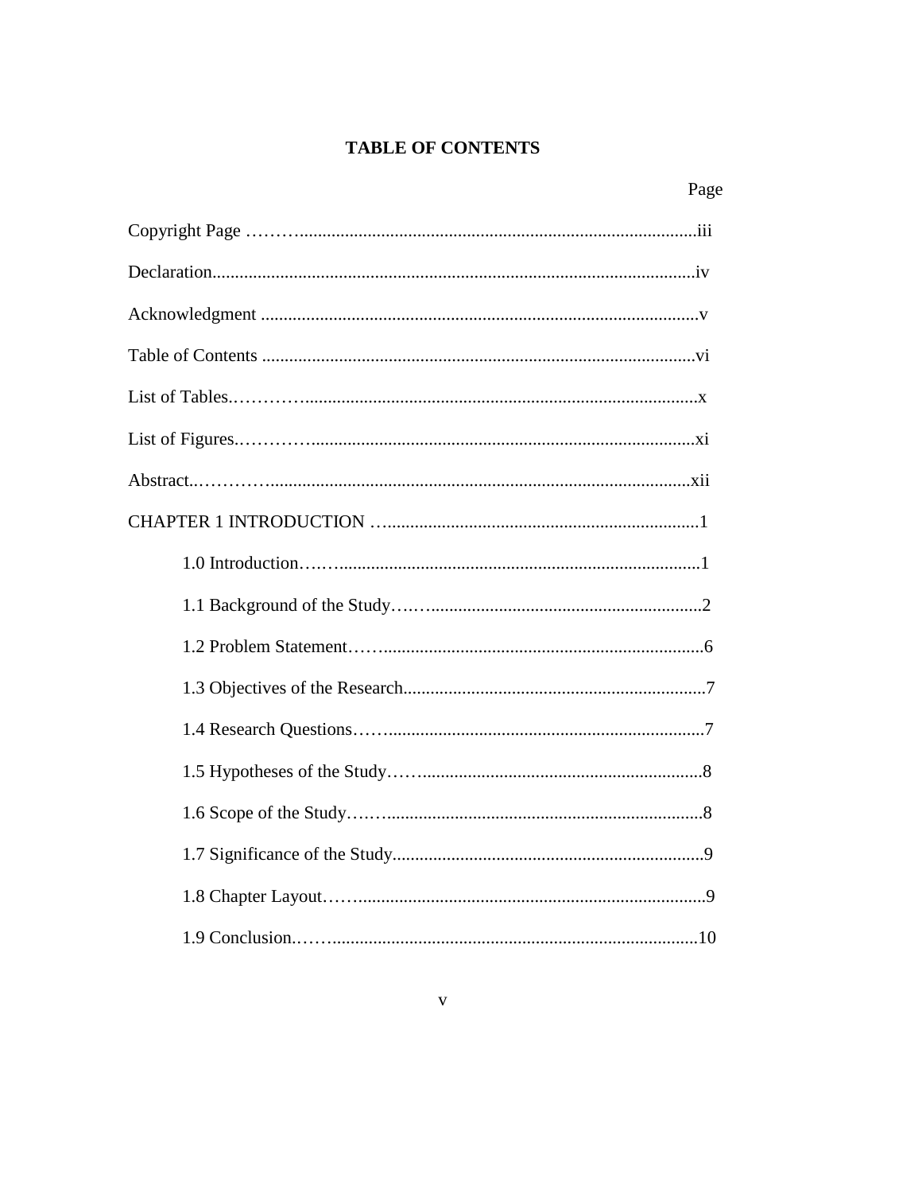# TABLE OF CONTENTS

| | Page |
|---|---|
| Copyright Page | iii |
| Declaration | iv |
| Acknowledgment | v |
| Table of Contents | vi |
| List of Tables | x |
| List of Figures | xi |
| Abstract | xii |
| CHAPTER 1 INTRODUCTION | 1 |
| 1.0 Introduction | 1 |
| 1.1 Background of the Study | 2 |
| 1.2 Problem Statement | 6 |
| 1.3 Objectives of the Research | 7 |
| 1.4 Research Questions | 7 |
| 1.5 Hypotheses of the Study | 8 |
| 1.6 Scope of the Study | 8 |
| 1.7 Significance of the Study | 9 |
| 1.8 Chapter Layout | 9 |
| 1.9 Conclusion | 10 |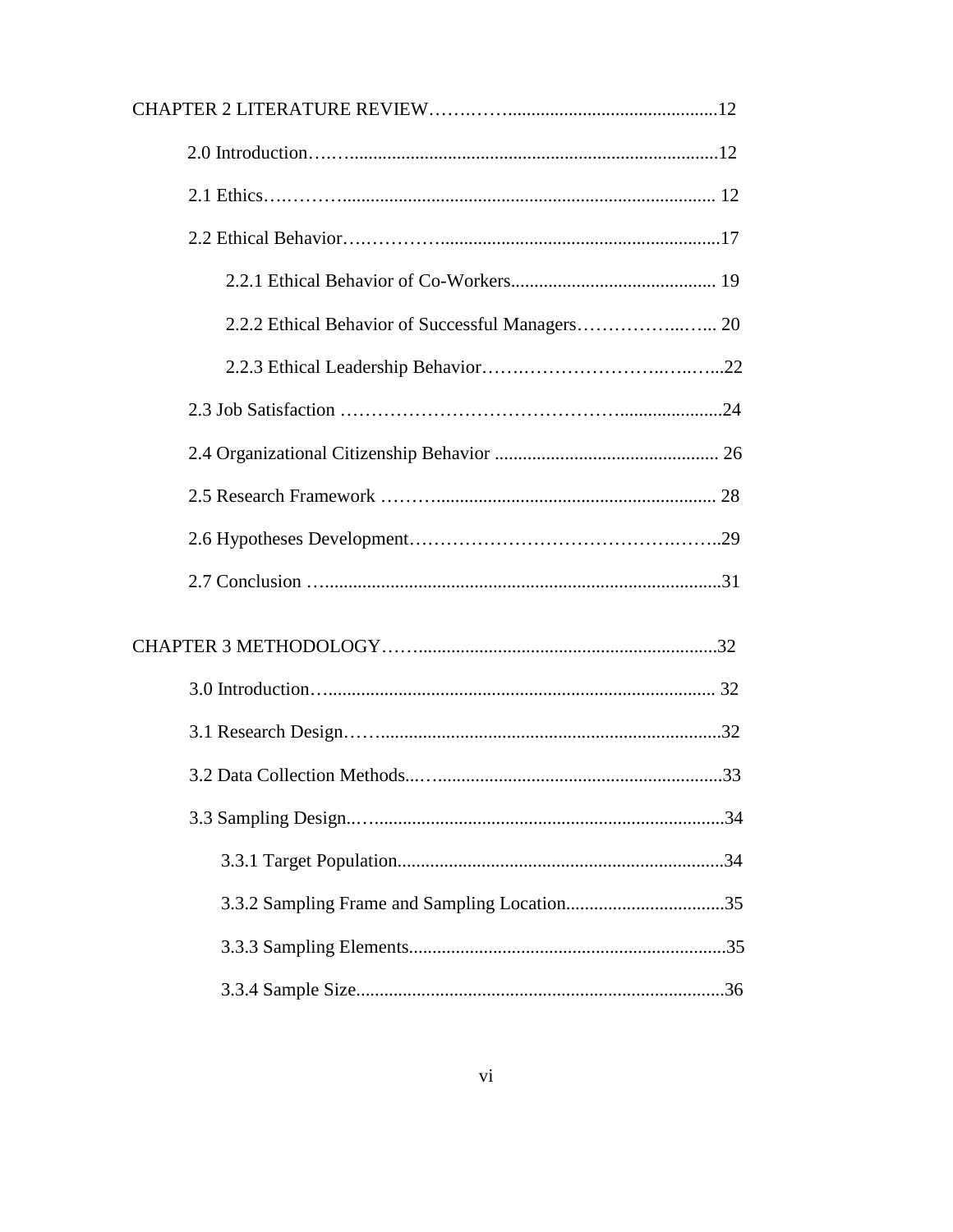CHAPTER 2 LITERATURE REVIEW……………............................................12

2.0 Introduction…..…..............................................................................12

2.1 Ethics….……….............................................................................. 12

2.2 Ethical Behavior….………….........................................................17

2.2.1 Ethical Behavior of Co-Workers........................................... 19

2.2.2 Ethical Behavior of Successful Managers……………...….. 20

2.2.3 Ethical Leadership Behavior…….………………..…..…...22

2.3 Job Satisfaction ………………………………………......................24

2.4 Organizational Citizenship Behavior ............................................... 26

2.5 Research Framework ……….......................................................... 28

2.6 Hypotheses Development……………………………………….……..29

2.7 Conclusion ….....................................................................................31

CHAPTER 3 METHODOLOGY…….................................................................32

3.0 Introduction…................................................................................. 32

3.1 Research Design.……........................................................................32

3.2 Data Collection Methods..….............................................................33

3.3 Sampling Design..….........................................................................34

3.3.1 Target Population......................................................................34

3.3.2 Sampling Frame and Sampling Location..................................35

3.3.3 Sampling Elements....................................................................35

3.3.4 Sample Size...............................................................................36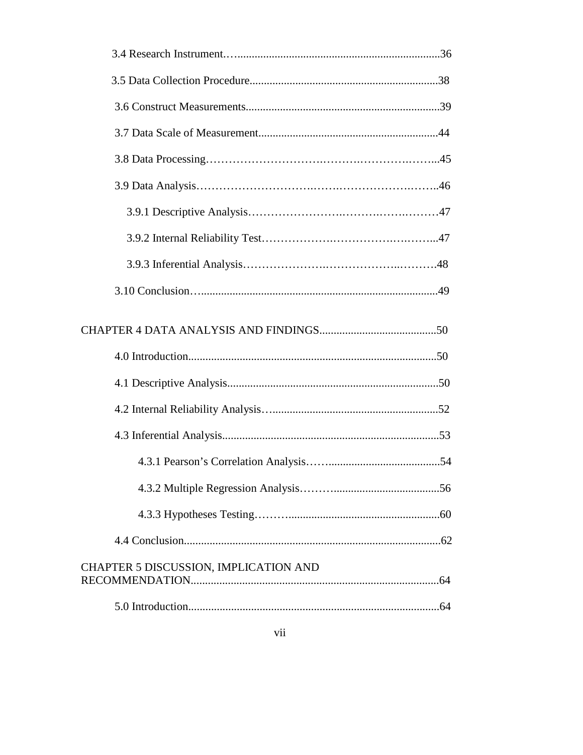3.4 Research Instrument…......................................................................36

3.5 Data Collection Procedure...................................................................38

3.6 Construct Measurements.....................................................................39

3.7 Data Scale of Measurement.................................................................44

3.8 Data Processing……………………….……….……………….……...45

3.9 Data Analysis……………………….…….……………….……..46

3.9.1 Descriptive Analysis……………….…….……….……….………47

3.9.2 Internal Reliability Test……………….…………….….……...47

3.9.3 Inferential Analysis…………………..…………………..……….48

3.10 Conclusion…..................................................................................49

CHAPTER 4 DATA ANALYSIS AND FINDINGS.........................................50

4.0 Introduction.......................................................................................50

4.1 Descriptive Analysis...........................................................................50

4.2 Internal Reliability Analysis…...........................................................52

4.3 Inferential Analysis............................................................................53

4.3.1 Pearson's Correlation Analysis…….......................................54

4.3.2 Multiple Regression Analysis……….....................................56

4.3.3 Hypotheses Testing………......................................................60

4.4 Conclusion...........................................................................................62

CHAPTER 5 DISCUSSION, IMPLICATION AND RECOMMENDATION.......................................................................................64

5.0 Introduction.........................................................................................64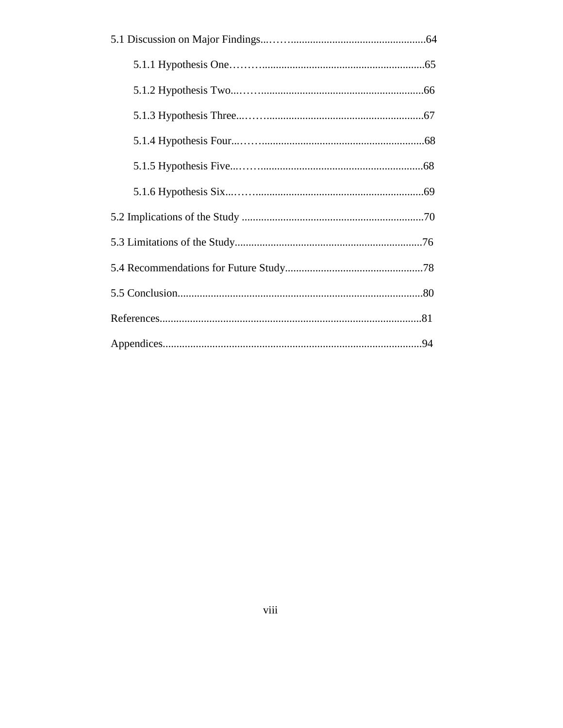5.1 Discussion on Major Findings...……................................................64

5.1.1 Hypothesis One………..........................................................65

5.1.2 Hypothesis Two...……..........................................................66

5.1.3 Hypothesis Three...……........................................................67

5.1.4 Hypothesis Four...……..........................................................68

5.1.5 Hypothesis Five...……..........................................................68

5.1.6 Hypothesis Six...……............................................................69

5.2 Implications of the Study ..................................................................70

5.3 Limitations of the Study....................................................................76

5.4 Recommendations for Future Study..................................................78

5.5 Conclusion........................................................................................80

References...............................................................................................81

Appendices..............................................................................................94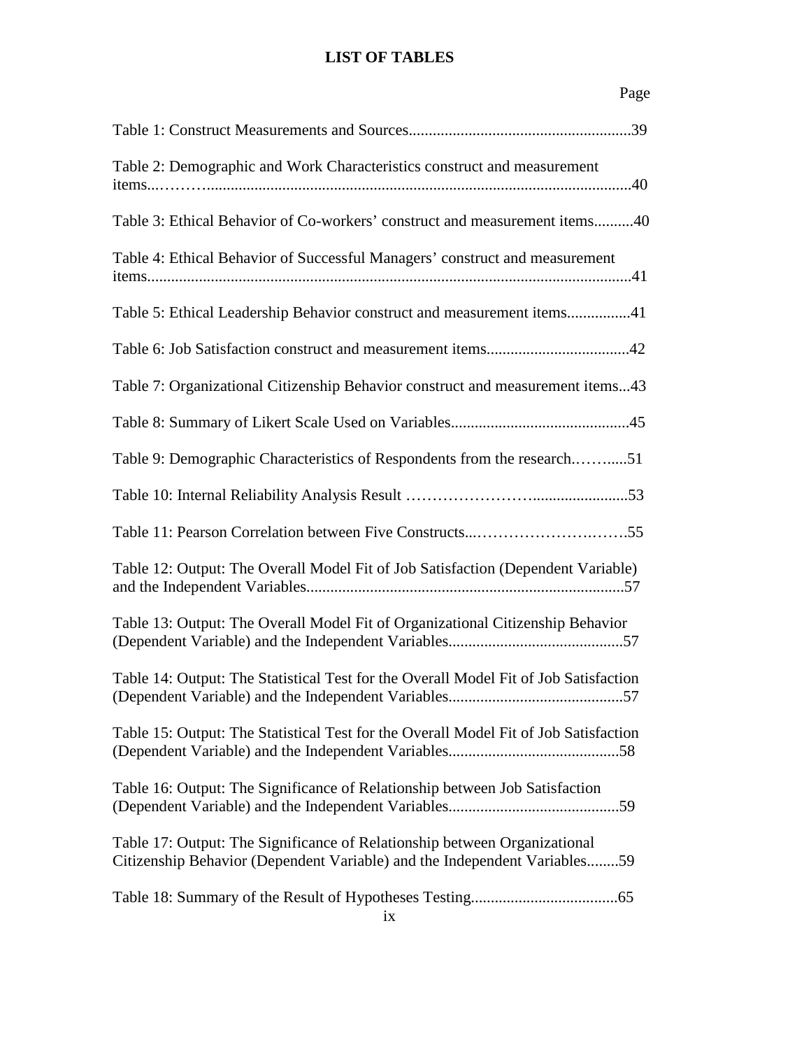# LIST OF TABLES

Page

Table 1: Construct Measurements and Sources........................................................39

Table 2: Demographic and Work Characteristics construct and measurement items..………..........................................................................................................40

Table 3: Ethical Behavior of Co-workers' construct and measurement items..........40

Table 4: Ethical Behavior of Successful Managers' construct and measurement items.........................................................................................................................41

Table 5: Ethical Leadership Behavior construct and measurement items................41

Table 6: Job Satisfaction construct and measurement items....................................42

Table 7: Organizational Citizenship Behavior construct and measurement items...43

Table 8: Summary of Likert Scale Used on Variables.............................................45

Table 9: Demographic Characteristics of Respondents from the research.……......51

Table 10: Internal Reliability Analysis Result ……………………........................53

Table 11: Pearson Correlation between Five Constructs...……………………….…….55

Table 12: Output: The Overall Model Fit of Job Satisfaction (Dependent Variable) and the Independent Variables................................................................................57

Table 13: Output: The Overall Model Fit of Organizational Citizenship Behavior (Dependent Variable) and the Independent Variables............................................57

Table 14: Output: The Statistical Test for the Overall Model Fit of Job Satisfaction (Dependent Variable) and the Independent Variables............................................57

Table 15: Output: The Statistical Test for the Overall Model Fit of Job Satisfaction (Dependent Variable) and the Independent Variables...........................................58

Table 16: Output: The Significance of Relationship between Job Satisfaction (Dependent Variable) and the Independent Variables...........................................59

Table 17: Output: The Significance of Relationship between Organizational Citizenship Behavior (Dependent Variable) and the Independent Variables........59

Table 18: Summary of the Result of Hypotheses Testing.....................................65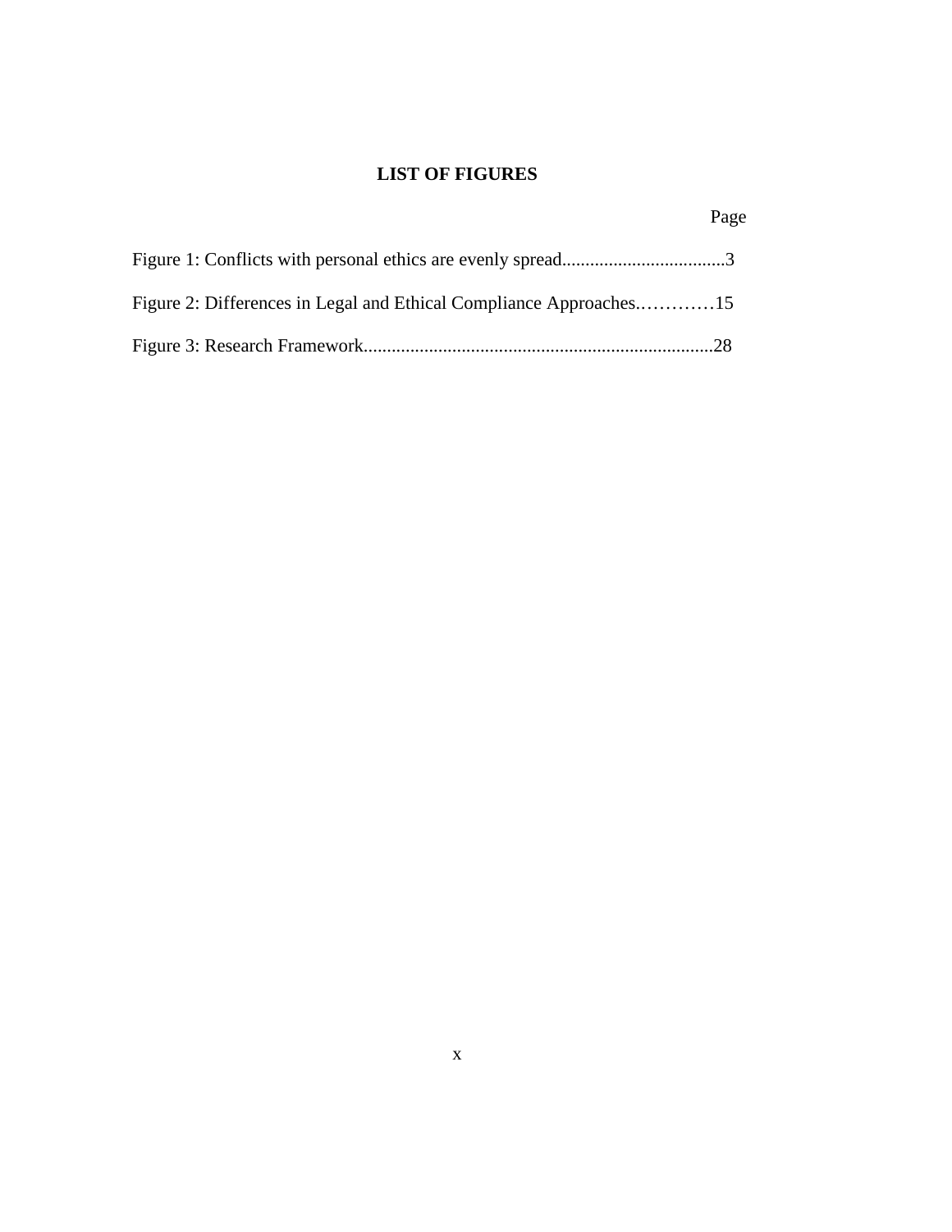# LIST OF FIGURES

Page

Figure 1: Conflicts with personal ethics are evenly spread....................................3

Figure 2: Differences in Legal and Ethical Compliance Approaches.…………15

Figure 3: Research Framework...........................................................................28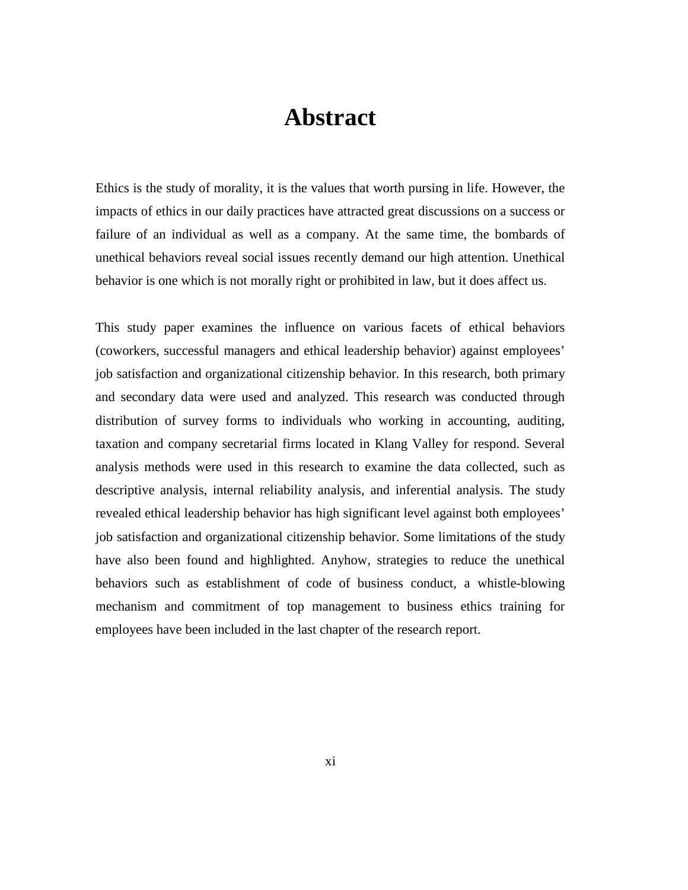# Abstract

Ethics is the study of morality, it is the values that worth pursing in life. However, the impacts of ethics in our daily practices have attracted great discussions on a success or failure of an individual as well as a company. At the same time, the bombards of unethical behaviors reveal social issues recently demand our high attention. Unethical behavior is one which is not morally right or prohibited in law, but it does affect us.

This study paper examines the influence on various facets of ethical behaviors (coworkers, successful managers and ethical leadership behavior) against employees' job satisfaction and organizational citizenship behavior. In this research, both primary and secondary data were used and analyzed. This research was conducted through distribution of survey forms to individuals who working in accounting, auditing, taxation and company secretarial firms located in Klang Valley for respond. Several analysis methods were used in this research to examine the data collected, such as descriptive analysis, internal reliability analysis, and inferential analysis. The study revealed ethical leadership behavior has high significant level against both employees' job satisfaction and organizational citizenship behavior. Some limitations of the study have also been found and highlighted. Anyhow, strategies to reduce the unethical behaviors such as establishment of code of business conduct, a whistle-blowing mechanism and commitment of top management to business ethics training for employees have been included in the last chapter of the research report.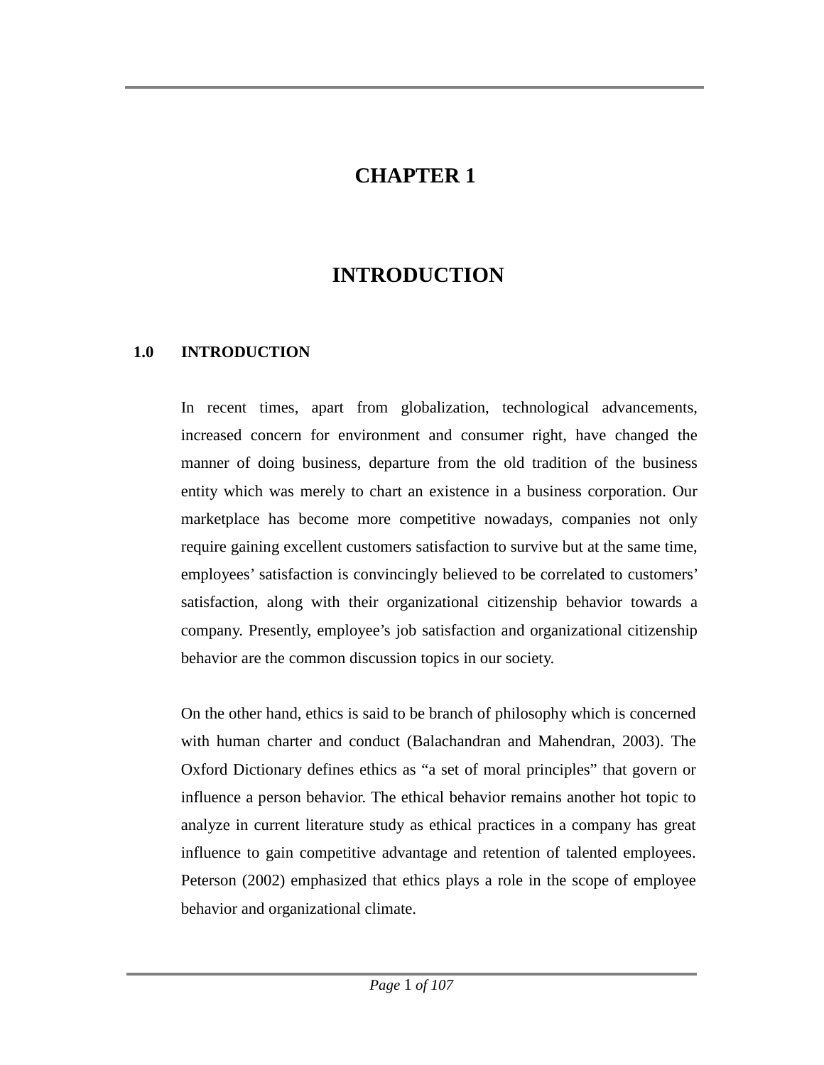# CHAPTER 1

# INTRODUCTION

## 1.0 INTRODUCTION

In recent times, apart from globalization, technological advancements, increased concern for environment and consumer right, have changed the manner of doing business, departure from the old tradition of the business entity which was merely to chart an existence in a business corporation. Our marketplace has become more competitive nowadays, companies not only require gaining excellent customers satisfaction to survive but at the same time, employees' satisfaction is convincingly believed to be correlated to customers' satisfaction, along with their organizational citizenship behavior towards a company. Presently, employee's job satisfaction and organizational citizenship behavior are the common discussion topics in our society.

On the other hand, ethics is said to be branch of philosophy which is concerned with human charter and conduct (Balachandran and Mahendran, 2003). The Oxford Dictionary defines ethics as "a set of moral principles" that govern or influence a person behavior. The ethical behavior remains another hot topic to analyze in current literature study as ethical practices in a company has great influence to gain competitive advantage and retention of talented employees. Peterson (2002) emphasized that ethics plays a role in the scope of employee behavior and organizational climate.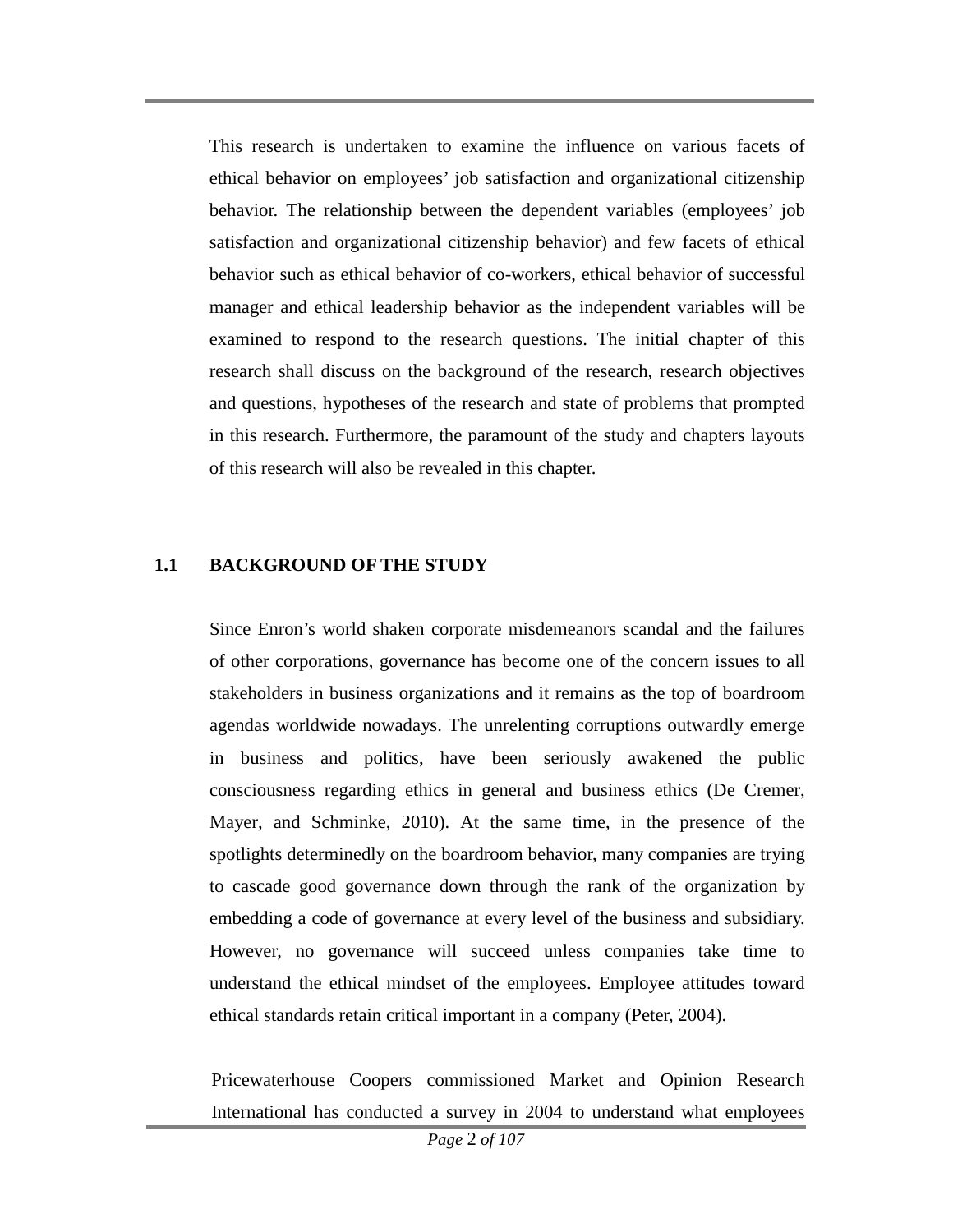This research is undertaken to examine the influence on various facets of ethical behavior on employees' job satisfaction and organizational citizenship behavior. The relationship between the dependent variables (employees' job satisfaction and organizational citizenship behavior) and few facets of ethical behavior such as ethical behavior of co-workers, ethical behavior of successful manager and ethical leadership behavior as the independent variables will be examined to respond to the research questions. The initial chapter of this research shall discuss on the background of the research, research objectives and questions, hypotheses of the research and state of problems that prompted in this research. Furthermore, the paramount of the study and chapters layouts of this research will also be revealed in this chapter.

## 1.1 BACKGROUND OF THE STUDY

Since Enron's world shaken corporate misdemeanors scandal and the failures of other corporations, governance has become one of the concern issues to all stakeholders in business organizations and it remains as the top of boardroom agendas worldwide nowadays. The unrelenting corruptions outwardly emerge in business and politics, have been seriously awakened the public consciousness regarding ethics in general and business ethics (De Cremer, Mayer, and Schminke, 2010). At the same time, in the presence of the spotlights determinedly on the boardroom behavior, many companies are trying to cascade good governance down through the rank of the organization by embedding a code of governance at every level of the business and subsidiary. However, no governance will succeed unless companies take time to understand the ethical mindset of the employees. Employee attitudes toward ethical standards retain critical important in a company (Peter, 2004).

Pricewaterhouse Coopers commissioned Market and Opinion Research International has conducted a survey in 2004 to understand what employees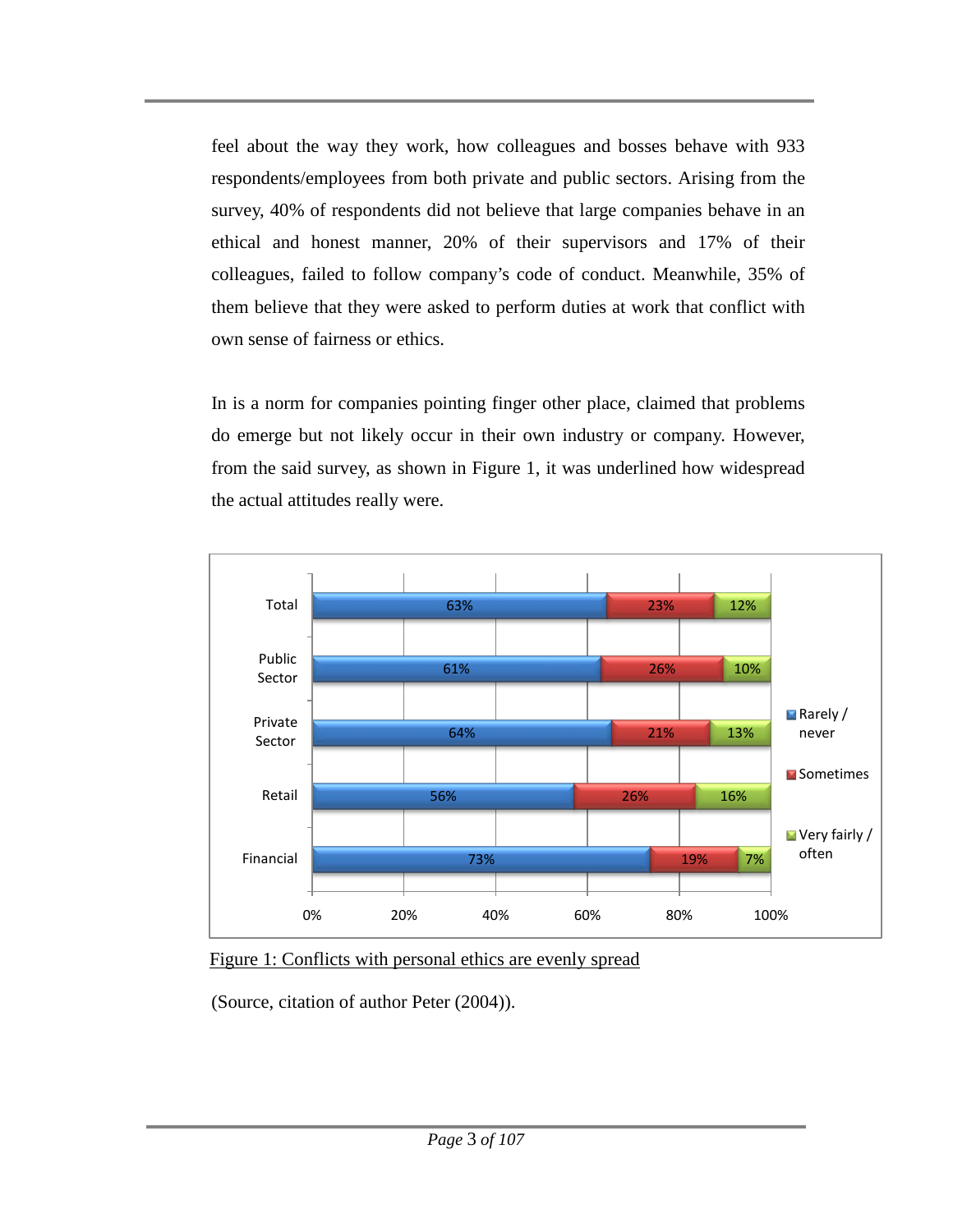feel about the way they work, how colleagues and bosses behave with 933 respondents/employees from both private and public sectors. Arising from the survey, 40% of respondents did not believe that large companies behave in an ethical and honest manner, 20% of their supervisors and 17% of their colleagues, failed to follow company's code of conduct. Meanwhile, 35% of them believe that they were asked to perform duties at work that conflict with own sense of fairness or ethics.

In is a norm for companies pointing finger other place, claimed that problems do emerge but not likely occur in their own industry or company. However, from the said survey, as shown in Figure 1, it was underlined how widespread the actual attitudes really were.

| | Rarely / never | Sometimes | Very fairly / often |
|---|---|---|---|
| Total | 63% | 23% | 12% |
| Public Sector | 61% | 26% | 10% |
| Private Sector | 64% | 21% | 13% |
| Retail | 56% | 26% | 16% |
| Financial | 73% | 19% | 7% |

Figure 1: Conflicts with personal ethics are evenly spread

(Source, citation of author Peter (2004)).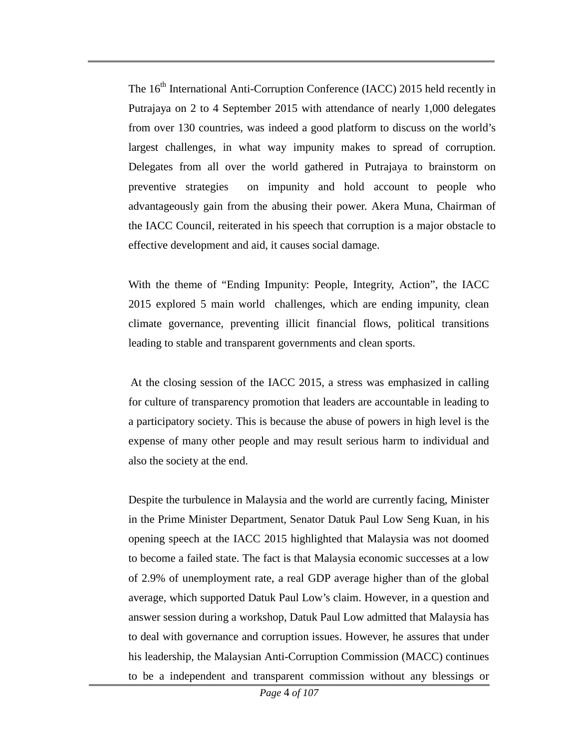The 16th International Anti-Corruption Conference (IACC) 2015 held recently in Putrajaya on 2 to 4 September 2015 with attendance of nearly 1,000 delegates from over 130 countries, was indeed a good platform to discuss on the world's largest challenges, in what way impunity makes to spread of corruption. Delegates from all over the world gathered in Putrajaya to brainstorm on preventive strategies on impunity and hold account to people who advantageously gain from the abusing their power. Akera Muna, Chairman of the IACC Council, reiterated in his speech that corruption is a major obstacle to effective development and aid, it causes social damage.

With the theme of "Ending Impunity: People, Integrity, Action", the IACC 2015 explored 5 main world challenges, which are ending impunity, clean climate governance, preventing illicit financial flows, political transitions leading to stable and transparent governments and clean sports.

At the closing session of the IACC 2015, a stress was emphasized in calling for culture of transparency promotion that leaders are accountable in leading to a participatory society. This is because the abuse of powers in high level is the expense of many other people and may result serious harm to individual and also the society at the end.

Despite the turbulence in Malaysia and the world are currently facing, Minister in the Prime Minister Department, Senator Datuk Paul Low Seng Kuan, in his opening speech at the IACC 2015 highlighted that Malaysia was not doomed to become a failed state. The fact is that Malaysia economic successes at a low of 2.9% of unemployment rate, a real GDP average higher than of the global average, which supported Datuk Paul Low's claim. However, in a question and answer session during a workshop, Datuk Paul Low admitted that Malaysia has to deal with governance and corruption issues. However, he assures that under his leadership, the Malaysian Anti-Corruption Commission (MACC) continues to be a independent and transparent commission without any blessings or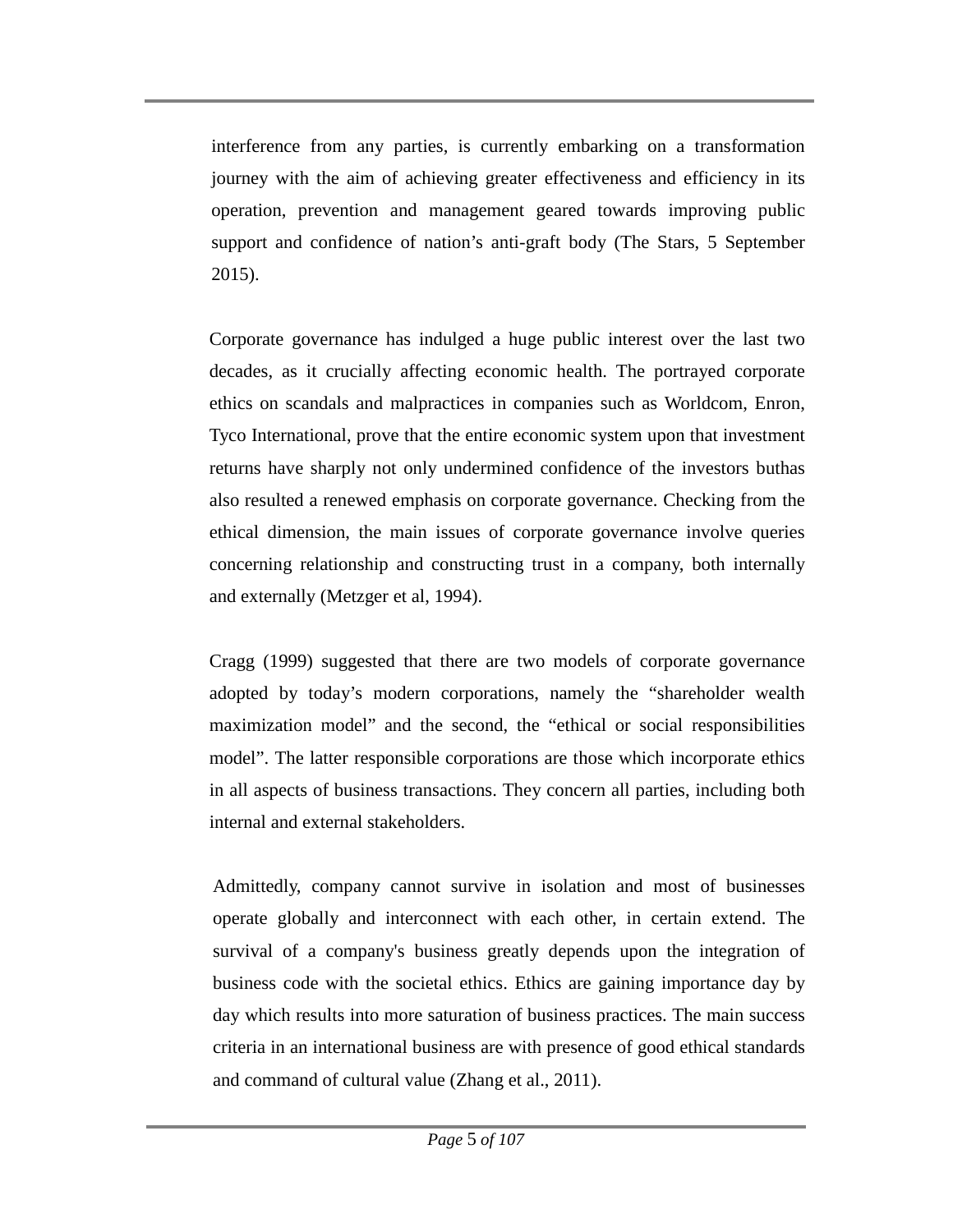interference from any parties, is currently embarking on a transformation journey with the aim of achieving greater effectiveness and efficiency in its operation, prevention and management geared towards improving public support and confidence of nation's anti-graft body (The Stars, 5 September 2015).

Corporate governance has indulged a huge public interest over the last two decades, as it crucially affecting economic health. The portrayed corporate ethics on scandals and malpractices in companies such as Worldcom, Enron, Tyco International, prove that the entire economic system upon that investment returns have sharply not only undermined confidence of the investors buthas also resulted a renewed emphasis on corporate governance. Checking from the ethical dimension, the main issues of corporate governance involve queries concerning relationship and constructing trust in a company, both internally and externally (Metzger et al, 1994).

Cragg (1999) suggested that there are two models of corporate governance adopted by today's modern corporations, namely the "shareholder wealth maximization model" and the second, the "ethical or social responsibilities model". The latter responsible corporations are those which incorporate ethics in all aspects of business transactions. They concern all parties, including both internal and external stakeholders.

Admittedly, company cannot survive in isolation and most of businesses operate globally and interconnect with each other, in certain extend. The survival of a company's business greatly depends upon the integration of business code with the societal ethics. Ethics are gaining importance day by day which results into more saturation of business practices. The main success criteria in an international business are with presence of good ethical standards and command of cultural value (Zhang et al., 2011).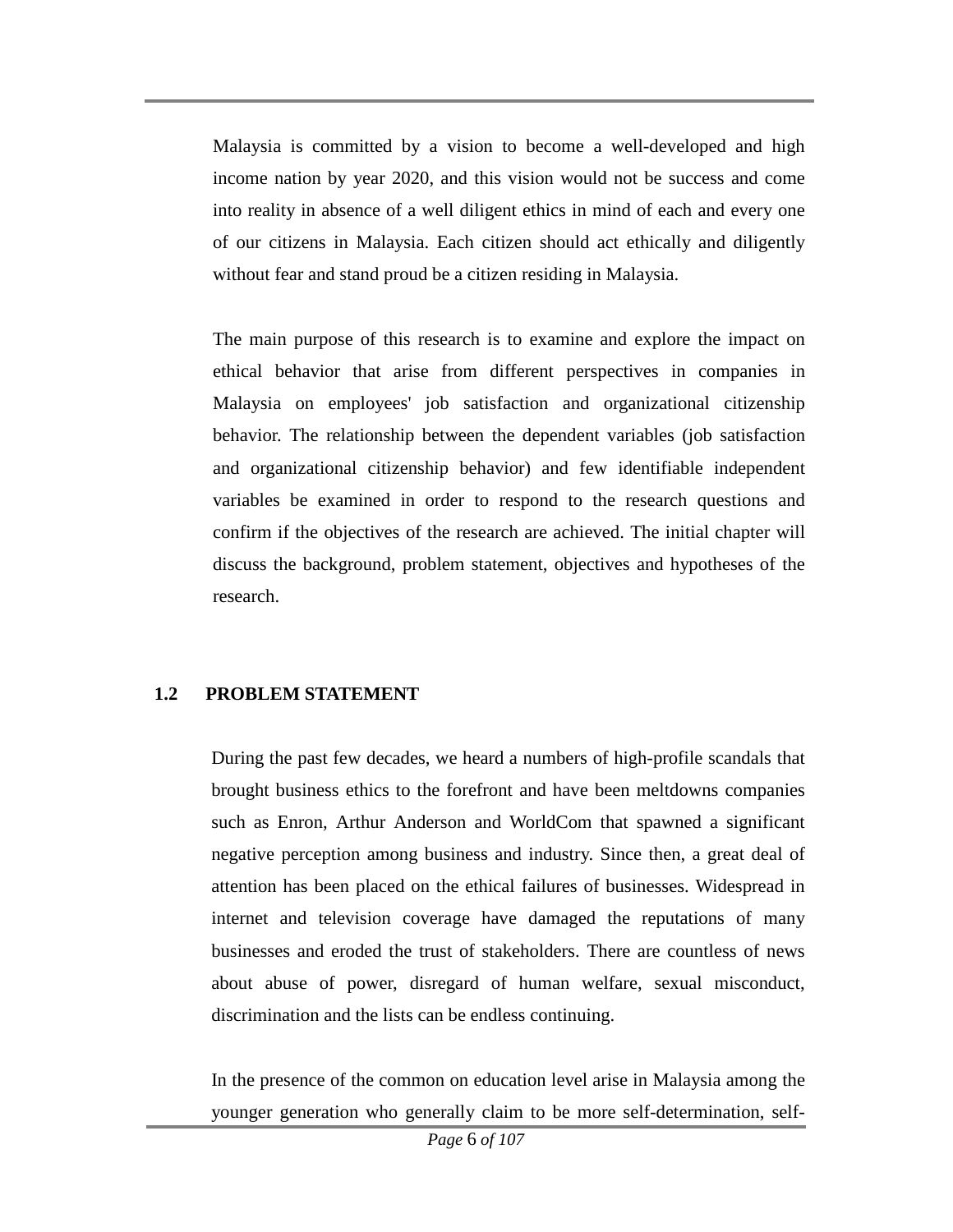Malaysia is committed by a vision to become a well-developed and high income nation by year 2020, and this vision would not be success and come into reality in absence of a well diligent ethics in mind of each and every one of our citizens in Malaysia. Each citizen should act ethically and diligently without fear and stand proud be a citizen residing in Malaysia.

The main purpose of this research is to examine and explore the impact on ethical behavior that arise from different perspectives in companies in Malaysia on employees' job satisfaction and organizational citizenship behavior. The relationship between the dependent variables (job satisfaction and organizational citizenship behavior) and few identifiable independent variables be examined in order to respond to the research questions and confirm if the objectives of the research are achieved. The initial chapter will discuss the background, problem statement, objectives and hypotheses of the research.

## 1.2 PROBLEM STATEMENT

During the past few decades, we heard a numbers of high-profile scandals that brought business ethics to the forefront and have been meltdowns companies such as Enron, Arthur Anderson and WorldCom that spawned a significant negative perception among business and industry. Since then, a great deal of attention has been placed on the ethical failures of businesses. Widespread in internet and television coverage have damaged the reputations of many businesses and eroded the trust of stakeholders. There are countless of news about abuse of power, disregard of human welfare, sexual misconduct, discrimination and the lists can be endless continuing.

In the presence of the common on education level arise in Malaysia among the younger generation who generally claim to be more self-determination, self-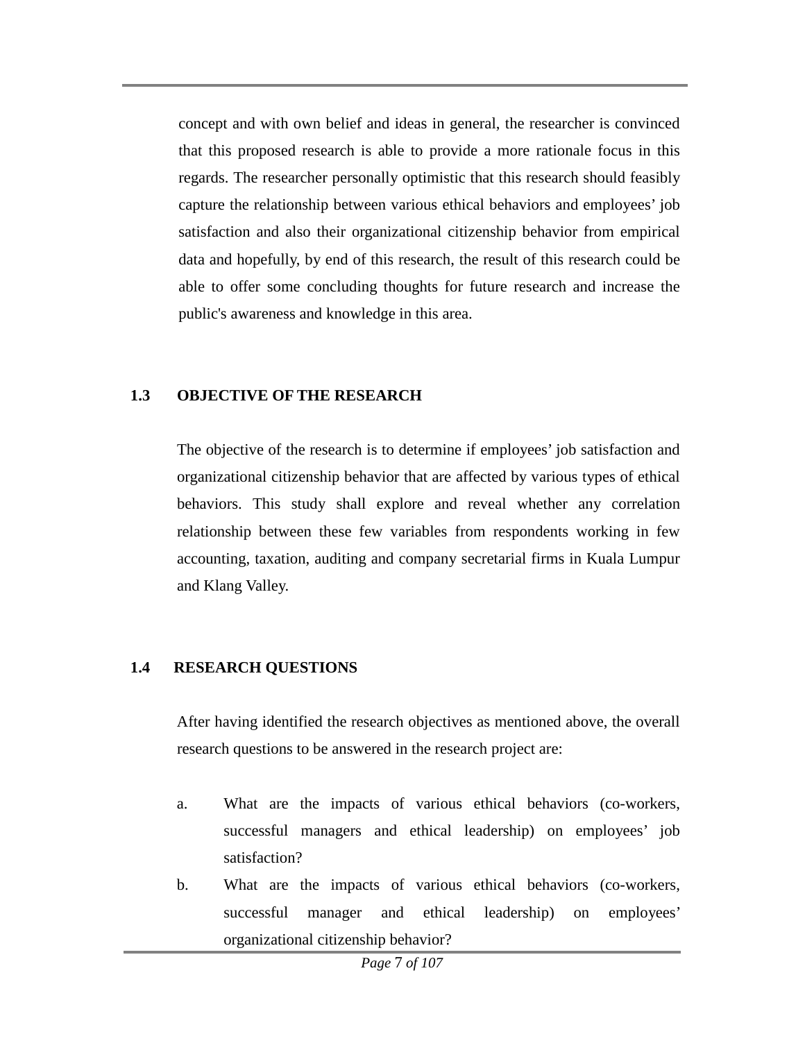concept and with own belief and ideas in general, the researcher is convinced that this proposed research is able to provide a more rationale focus in this regards. The researcher personally optimistic that this research should feasibly capture the relationship between various ethical behaviors and employees' job satisfaction and also their organizational citizenship behavior from empirical data and hopefully, by end of this research, the result of this research could be able to offer some concluding thoughts for future research and increase the public's awareness and knowledge in this area.

## 1.3 OBJECTIVE OF THE RESEARCH

The objective of the research is to determine if employees' job satisfaction and organizational citizenship behavior that are affected by various types of ethical behaviors. This study shall explore and reveal whether any correlation relationship between these few variables from respondents working in few accounting, taxation, auditing and company secretarial firms in Kuala Lumpur and Klang Valley.

## 1.4 RESEARCH QUESTIONS

After having identified the research objectives as mentioned above, the overall research questions to be answered in the research project are:

a. What are the impacts of various ethical behaviors (co-workers, successful managers and ethical leadership) on employees' job satisfaction?

b. What are the impacts of various ethical behaviors (co-workers, successful manager and ethical leadership) on employees' organizational citizenship behavior?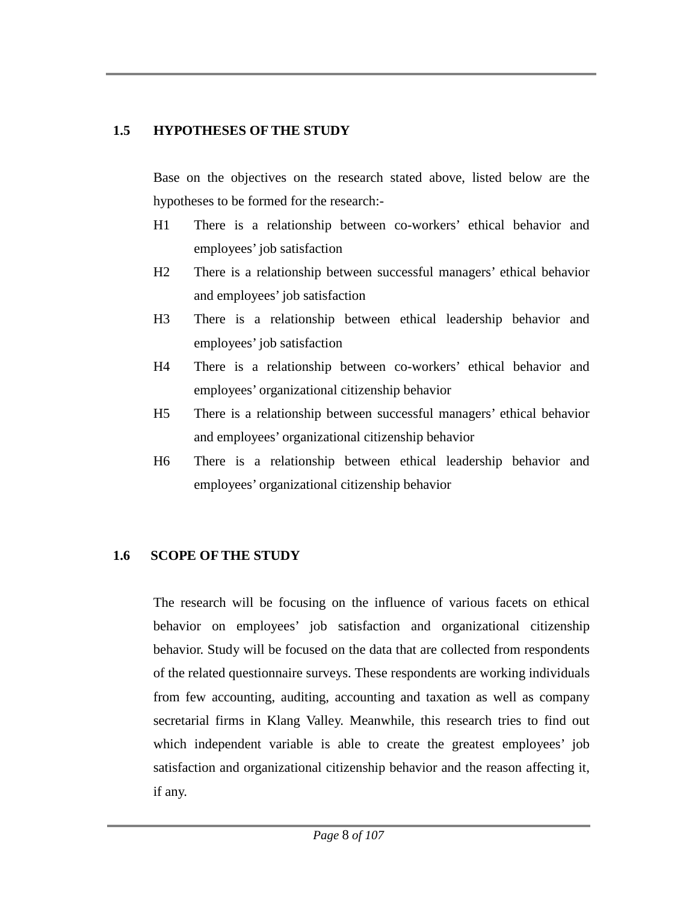## 1.5 HYPOTHESES OF THE STUDY

Base on the objectives on the research stated above, listed below are the hypotheses to be formed for the research:-

- H1 There is a relationship between co-workers' ethical behavior and employees' job satisfaction
- H2 There is a relationship between successful managers' ethical behavior and employees' job satisfaction
- H3 There is a relationship between ethical leadership behavior and employees' job satisfaction
- H4 There is a relationship between co-workers' ethical behavior and employees' organizational citizenship behavior
- H5 There is a relationship between successful managers' ethical behavior and employees' organizational citizenship behavior
- H6 There is a relationship between ethical leadership behavior and employees' organizational citizenship behavior

## 1.6 SCOPE OF THE STUDY

The research will be focusing on the influence of various facets on ethical behavior on employees' job satisfaction and organizational citizenship behavior. Study will be focused on the data that are collected from respondents of the related questionnaire surveys. These respondents are working individuals from few accounting, auditing, accounting and taxation as well as company secretarial firms in Klang Valley. Meanwhile, this research tries to find out which independent variable is able to create the greatest employees' job satisfaction and organizational citizenship behavior and the reason affecting it, if any.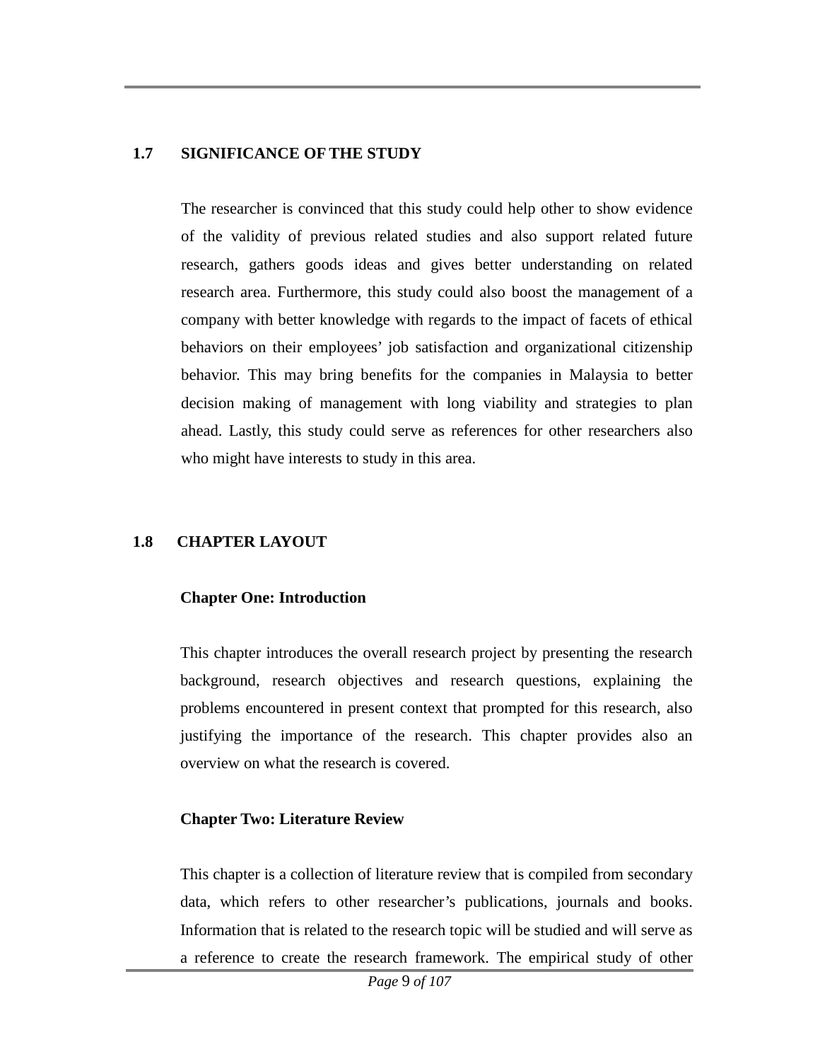## 1.7 SIGNIFICANCE OF THE STUDY

The researcher is convinced that this study could help other to show evidence of the validity of previous related studies and also support related future research, gathers goods ideas and gives better understanding on related research area. Furthermore, this study could also boost the management of a company with better knowledge with regards to the impact of facets of ethical behaviors on their employees' job satisfaction and organizational citizenship behavior. This may bring benefits for the companies in Malaysia to better decision making of management with long viability and strategies to plan ahead. Lastly, this study could serve as references for other researchers also who might have interests to study in this area.

## 1.8 CHAPTER LAYOUT

**Chapter One: Introduction**

This chapter introduces the overall research project by presenting the research background, research objectives and research questions, explaining the problems encountered in present context that prompted for this research, also justifying the importance of the research. This chapter provides also an overview on what the research is covered.

**Chapter Two: Literature Review**

This chapter is a collection of literature review that is compiled from secondary data, which refers to other researcher's publications, journals and books. Information that is related to the research topic will be studied and will serve as a reference to create the research framework. The empirical study of other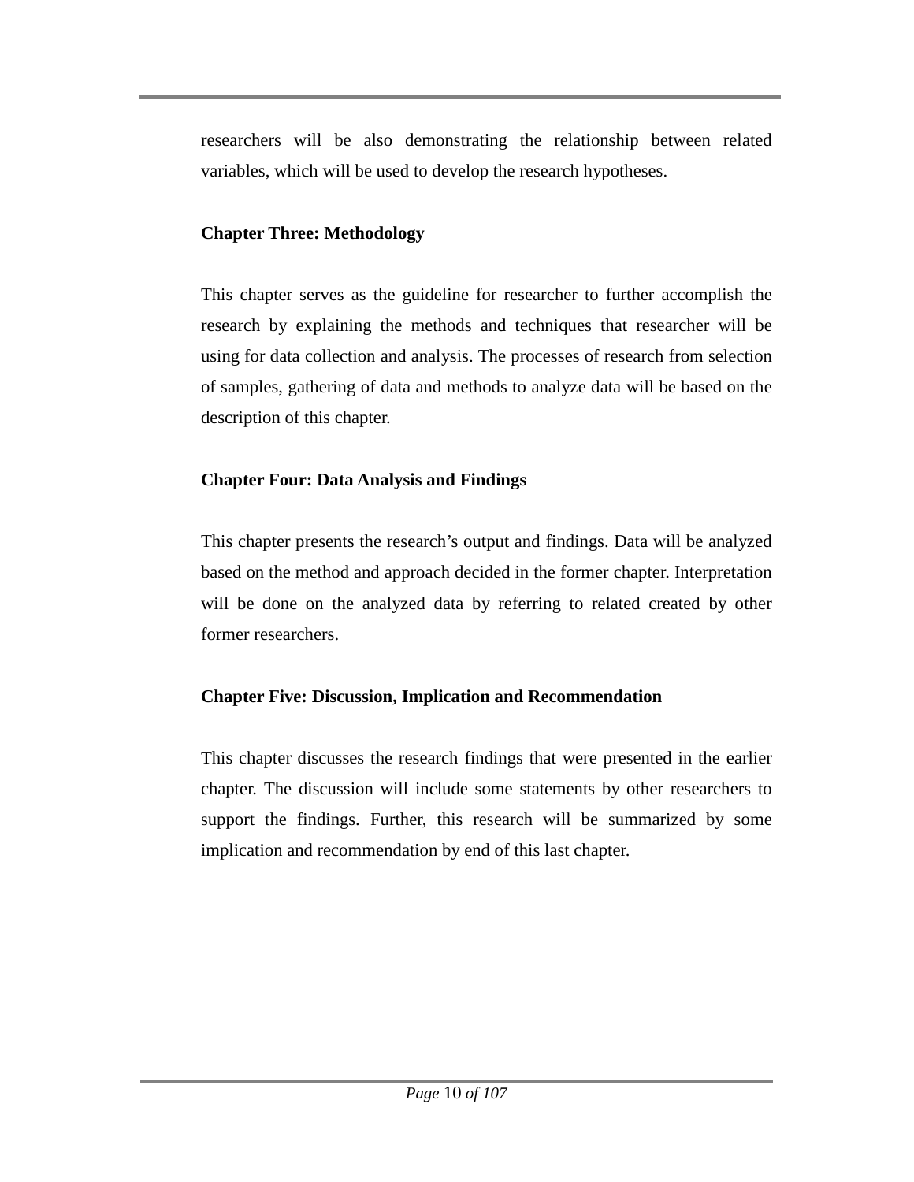researchers will be also demonstrating the relationship between related variables, which will be used to develop the research hypotheses.

**Chapter Three: Methodology**

This chapter serves as the guideline for researcher to further accomplish the research by explaining the methods and techniques that researcher will be using for data collection and analysis. The processes of research from selection of samples, gathering of data and methods to analyze data will be based on the description of this chapter.

**Chapter Four: Data Analysis and Findings**

This chapter presents the research's output and findings. Data will be analyzed based on the method and approach decided in the former chapter. Interpretation will be done on the analyzed data by referring to related created by other former researchers.

**Chapter Five: Discussion, Implication and Recommendation**

This chapter discusses the research findings that were presented in the earlier chapter. The discussion will include some statements by other researchers to support the findings. Further, this research will be summarized by some implication and recommendation by end of this last chapter.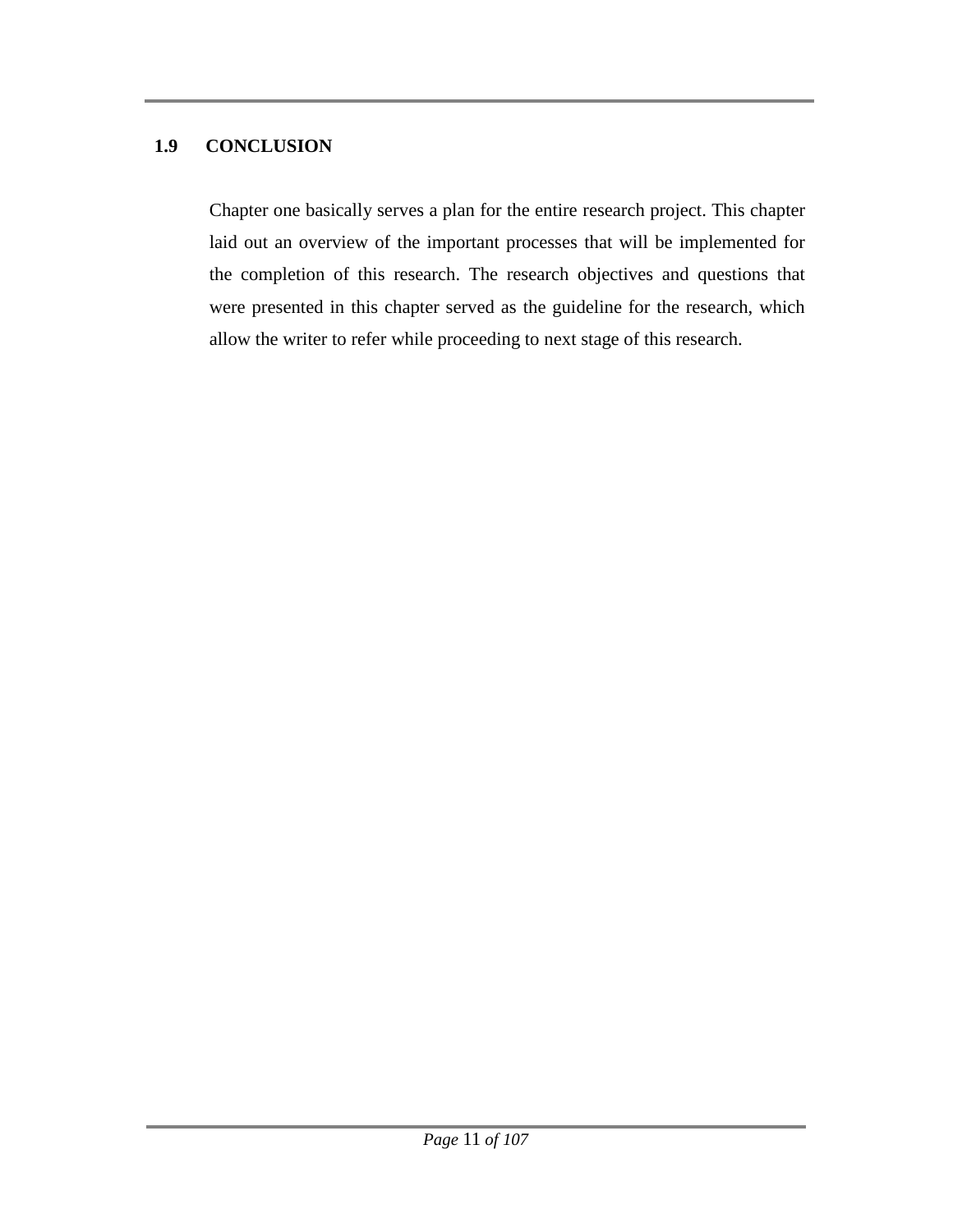## 1.9 CONCLUSION

Chapter one basically serves a plan for the entire research project. This chapter laid out an overview of the important processes that will be implemented for the completion of this research. The research objectives and questions that were presented in this chapter served as the guideline for the research, which allow the writer to refer while proceeding to next stage of this research.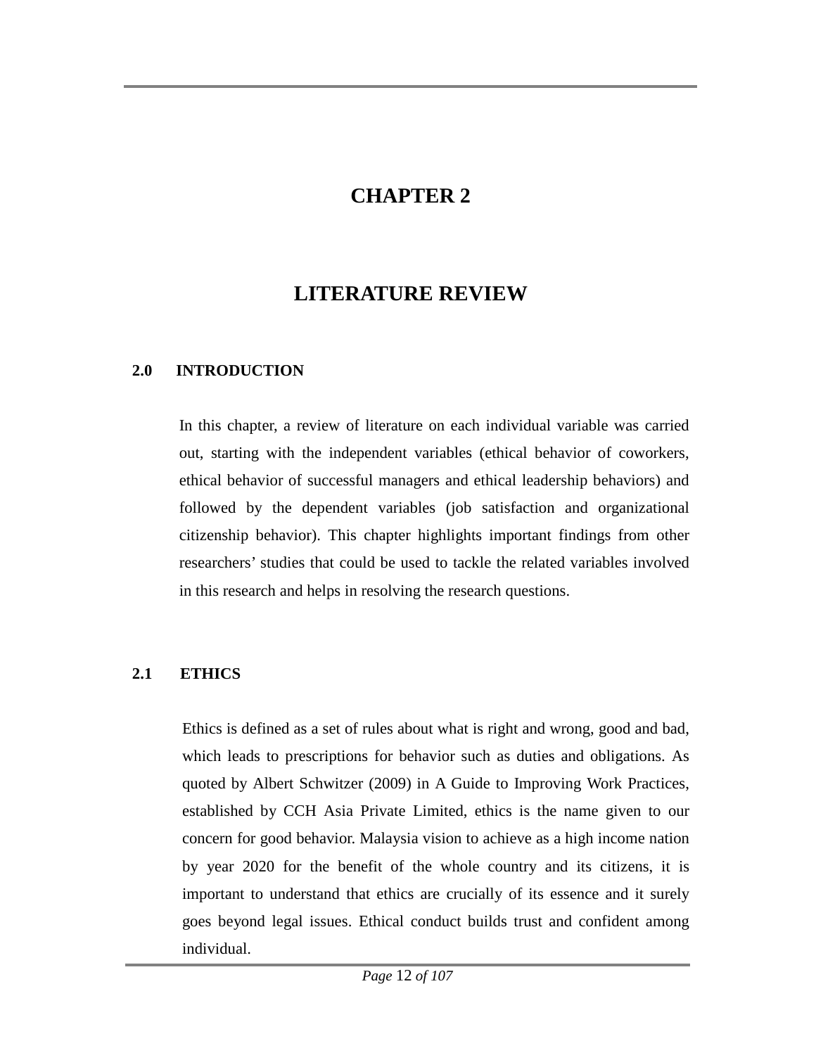# CHAPTER 2

# LITERATURE REVIEW

## 2.0 INTRODUCTION

In this chapter, a review of literature on each individual variable was carried out, starting with the independent variables (ethical behavior of coworkers, ethical behavior of successful managers and ethical leadership behaviors) and followed by the dependent variables (job satisfaction and organizational citizenship behavior). This chapter highlights important findings from other researchers' studies that could be used to tackle the related variables involved in this research and helps in resolving the research questions.

## 2.1 ETHICS

Ethics is defined as a set of rules about what is right and wrong, good and bad, which leads to prescriptions for behavior such as duties and obligations. As quoted by Albert Schwitzer (2009) in A Guide to Improving Work Practices, established by CCH Asia Private Limited, ethics is the name given to our concern for good behavior. Malaysia vision to achieve as a high income nation by year 2020 for the benefit of the whole country and its citizens, it is important to understand that ethics are crucially of its essence and it surely goes beyond legal issues. Ethical conduct builds trust and confident among individual.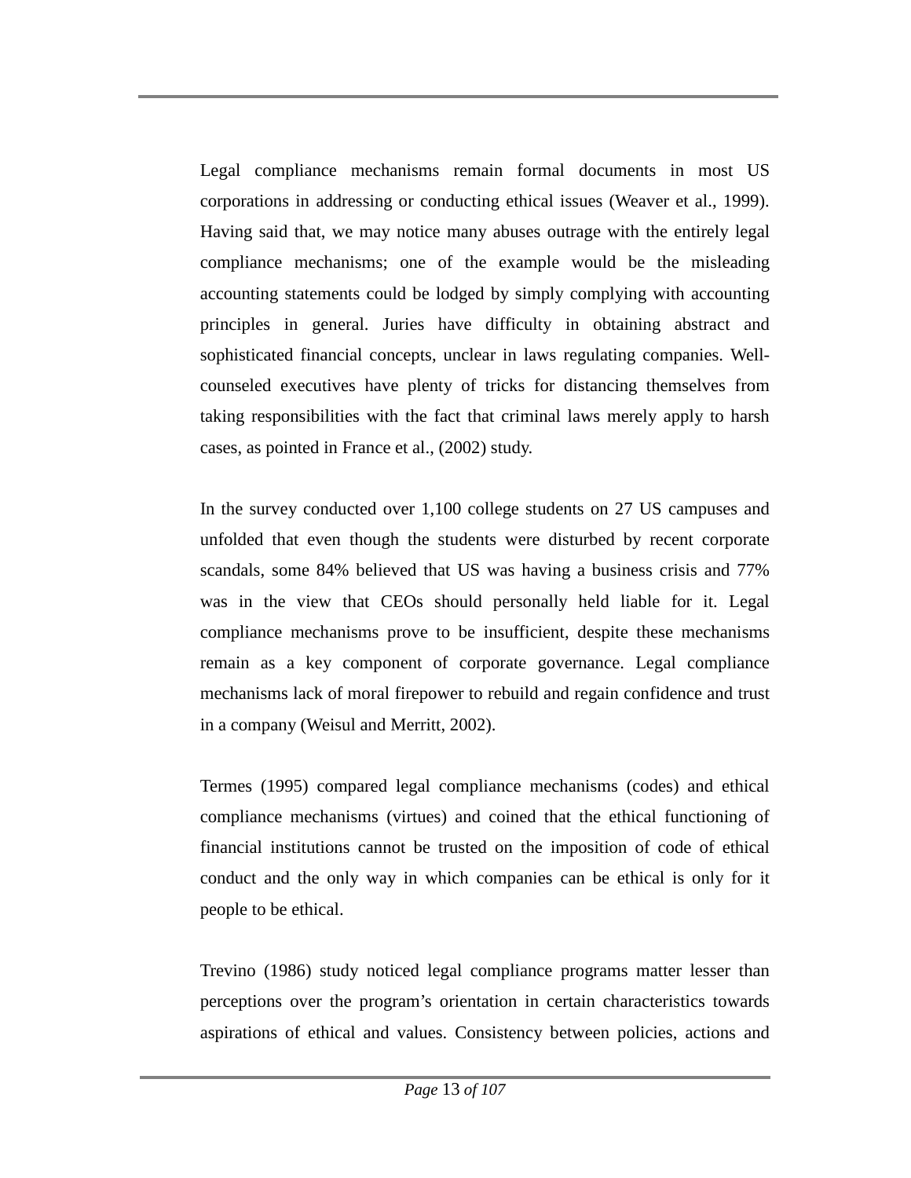Legal compliance mechanisms remain formal documents in most US corporations in addressing or conducting ethical issues (Weaver et al., 1999). Having said that, we may notice many abuses outrage with the entirely legal compliance mechanisms; one of the example would be the misleading accounting statements could be lodged by simply complying with accounting principles in general. Juries have difficulty in obtaining abstract and sophisticated financial concepts, unclear in laws regulating companies. Well-counseled executives have plenty of tricks for distancing themselves from taking responsibilities with the fact that criminal laws merely apply to harsh cases, as pointed in France et al., (2002) study.

In the survey conducted over 1,100 college students on 27 US campuses and unfolded that even though the students were disturbed by recent corporate scandals, some 84% believed that US was having a business crisis and 77% was in the view that CEOs should personally held liable for it. Legal compliance mechanisms prove to be insufficient, despite these mechanisms remain as a key component of corporate governance. Legal compliance mechanisms lack of moral firepower to rebuild and regain confidence and trust in a company (Weisul and Merritt, 2002).

Termes (1995) compared legal compliance mechanisms (codes) and ethical compliance mechanisms (virtues) and coined that the ethical functioning of financial institutions cannot be trusted on the imposition of code of ethical conduct and the only way in which companies can be ethical is only for it people to be ethical.

Trevino (1986) study noticed legal compliance programs matter lesser than perceptions over the program's orientation in certain characteristics towards aspirations of ethical and values. Consistency between policies, actions and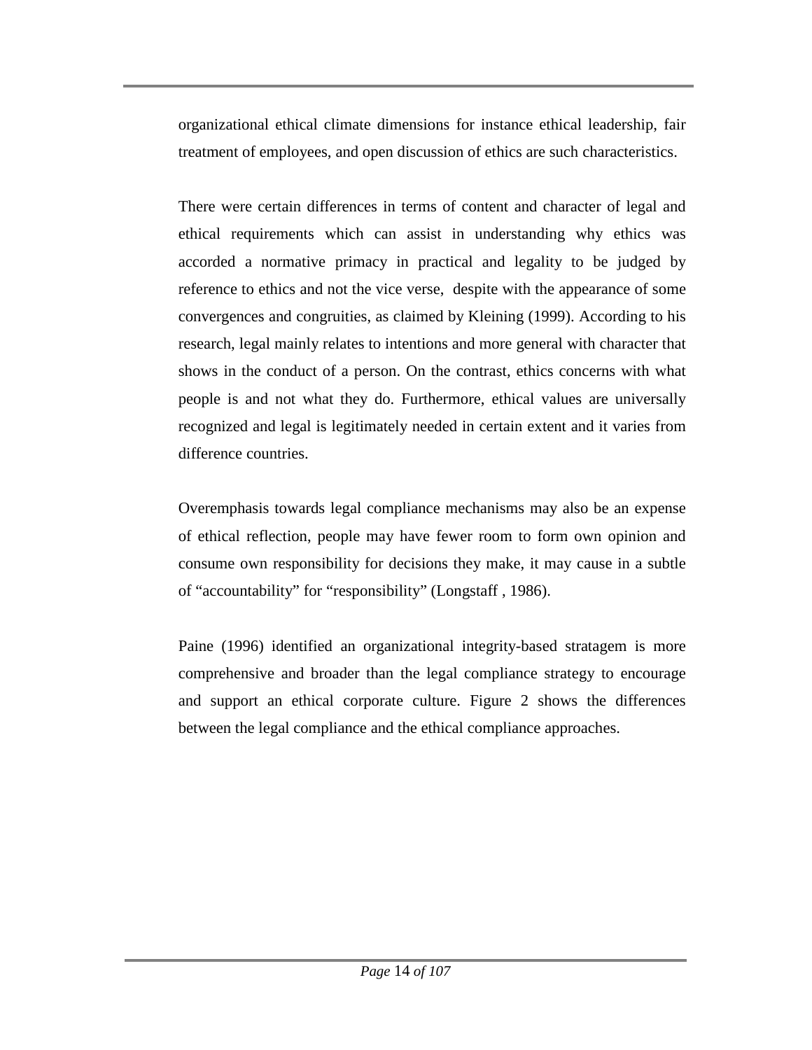organizational ethical climate dimensions for instance ethical leadership, fair treatment of employees, and open discussion of ethics are such characteristics.

There were certain differences in terms of content and character of legal and ethical requirements which can assist in understanding why ethics was accorded a normative primacy in practical and legality to be judged by reference to ethics and not the vice verse, despite with the appearance of some convergences and congruities, as claimed by Kleining (1999). According to his research, legal mainly relates to intentions and more general with character that shows in the conduct of a person. On the contrast, ethics concerns with what people is and not what they do. Furthermore, ethical values are universally recognized and legal is legitimately needed in certain extent and it varies from difference countries.

Overemphasis towards legal compliance mechanisms may also be an expense of ethical reflection, people may have fewer room to form own opinion and consume own responsibility for decisions they make, it may cause in a subtle of "accountability" for "responsibility" (Longstaff , 1986).

Paine (1996) identified an organizational integrity-based stratagem is more comprehensive and broader than the legal compliance strategy to encourage and support an ethical corporate culture. Figure 2 shows the differences between the legal compliance and the ethical compliance approaches.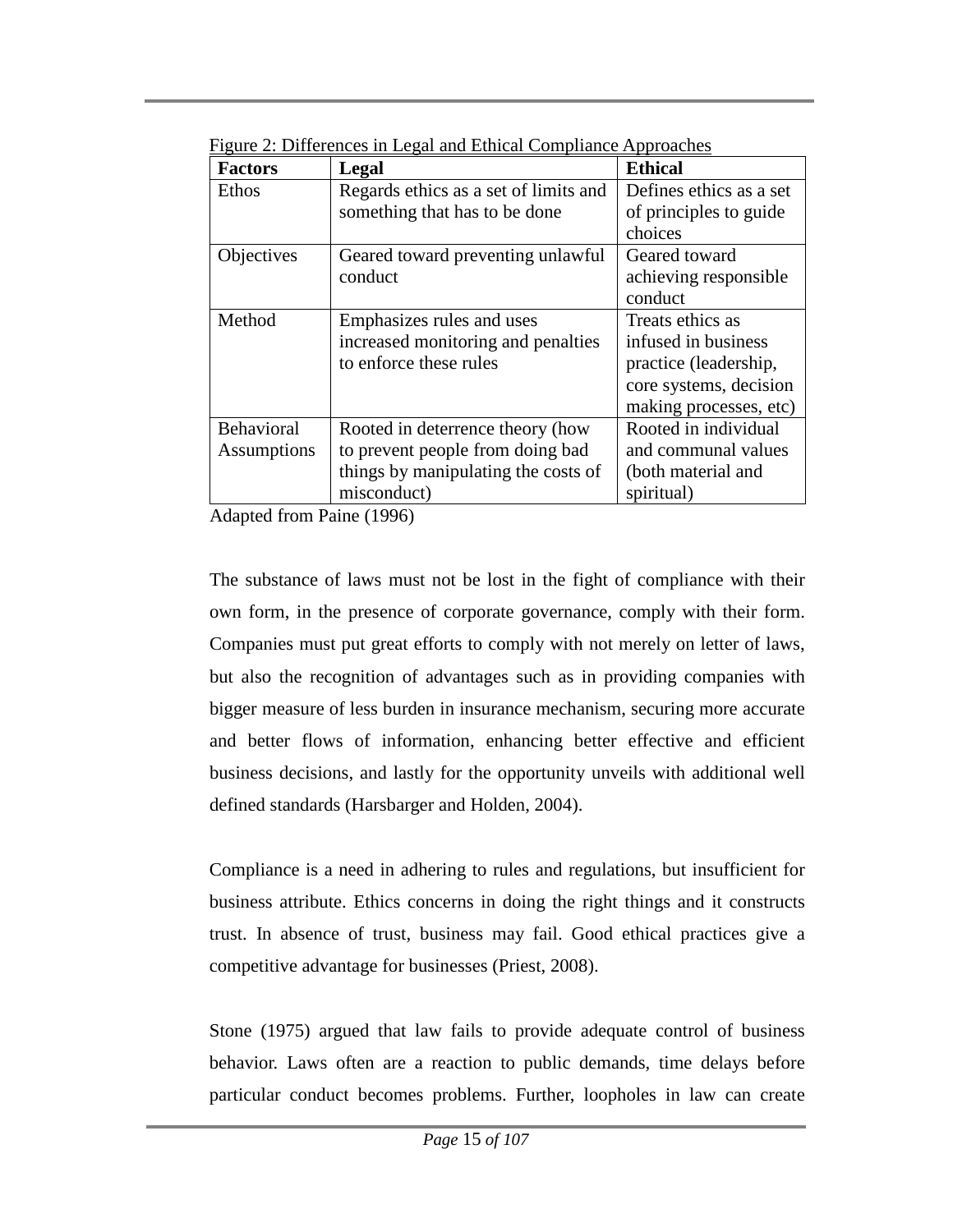Figure 2: Differences in Legal and Ethical Compliance Approaches

| Factors | Legal | Ethical |
|---|---|---|
| Ethos | Regards ethics as a set of limits and something that has to be done | Defines ethics as a set of principles to guide choices |
| Objectives | Geared toward preventing unlawful conduct | Geared toward achieving responsible conduct |
| Method | Emphasizes rules and uses increased monitoring and penalties to enforce these rules | Treats ethics as infused in business practice (leadership, core systems, decision making processes, etc) |
| Behavioral Assumptions | Rooted in deterrence theory (how to prevent people from doing bad things by manipulating the costs of misconduct) | Rooted in individual and communal values (both material and spiritual) |

Adapted from Paine (1996)

The substance of laws must not be lost in the fight of compliance with their own form, in the presence of corporate governance, comply with their form. Companies must put great efforts to comply with not merely on letter of laws, but also the recognition of advantages such as in providing companies with bigger measure of less burden in insurance mechanism, securing more accurate and better flows of information, enhancing better effective and efficient business decisions, and lastly for the opportunity unveils with additional well defined standards (Harsbarger and Holden, 2004).

Compliance is a need in adhering to rules and regulations, but insufficient for business attribute. Ethics concerns in doing the right things and it constructs trust. In absence of trust, business may fail. Good ethical practices give a competitive advantage for businesses (Priest, 2008).

Stone (1975) argued that law fails to provide adequate control of business behavior. Laws often are a reaction to public demands, time delays before particular conduct becomes problems. Further, loopholes in law can create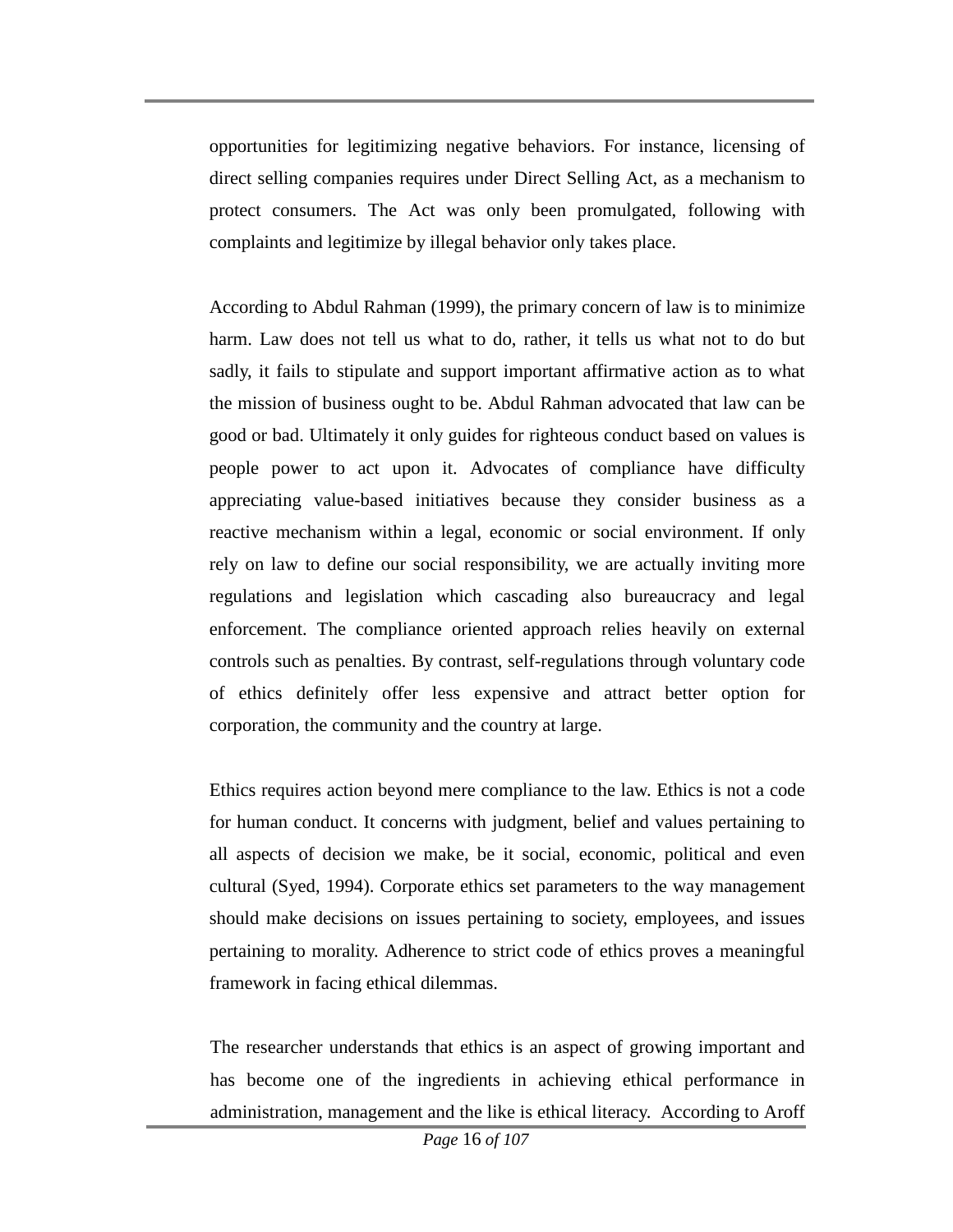opportunities for legitimizing negative behaviors. For instance, licensing of direct selling companies requires under Direct Selling Act, as a mechanism to protect consumers. The Act was only been promulgated, following with complaints and legitimize by illegal behavior only takes place.

According to Abdul Rahman (1999), the primary concern of law is to minimize harm. Law does not tell us what to do, rather, it tells us what not to do but sadly, it fails to stipulate and support important affirmative action as to what the mission of business ought to be. Abdul Rahman advocated that law can be good or bad. Ultimately it only guides for righteous conduct based on values is people power to act upon it. Advocates of compliance have difficulty appreciating value-based initiatives because they consider business as a reactive mechanism within a legal, economic or social environment. If only rely on law to define our social responsibility, we are actually inviting more regulations and legislation which cascading also bureaucracy and legal enforcement. The compliance oriented approach relies heavily on external controls such as penalties. By contrast, self-regulations through voluntary code of ethics definitely offer less expensive and attract better option for corporation, the community and the country at large.

Ethics requires action beyond mere compliance to the law. Ethics is not a code for human conduct. It concerns with judgment, belief and values pertaining to all aspects of decision we make, be it social, economic, political and even cultural (Syed, 1994). Corporate ethics set parameters to the way management should make decisions on issues pertaining to society, employees, and issues pertaining to morality. Adherence to strict code of ethics proves a meaningful framework in facing ethical dilemmas.

The researcher understands that ethics is an aspect of growing important and has become one of the ingredients in achieving ethical performance in administration, management and the like is ethical literacy. According to Aroff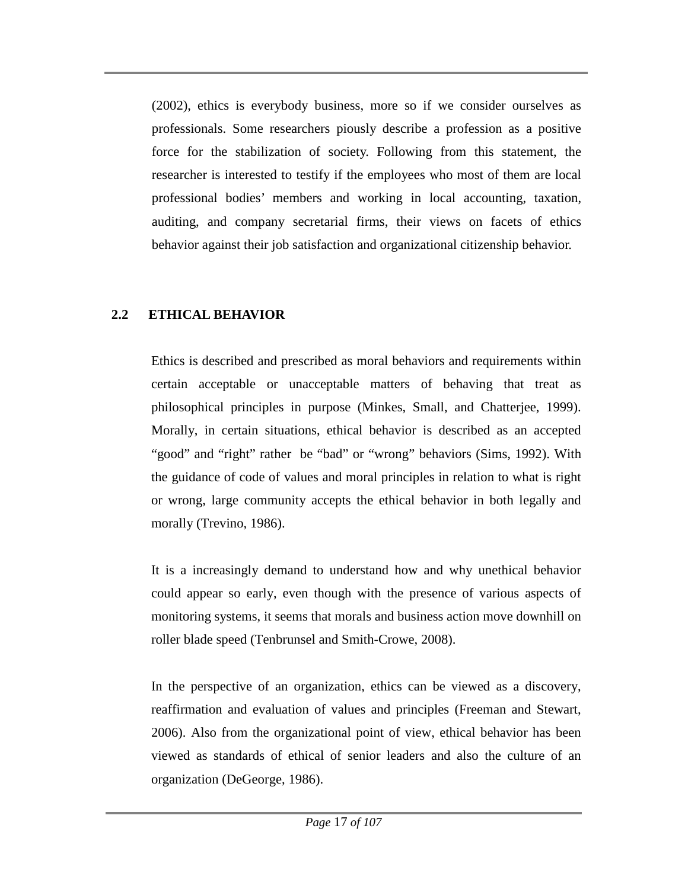(2002), ethics is everybody business, more so if we consider ourselves as professionals. Some researchers piously describe a profession as a positive force for the stabilization of society. Following from this statement, the researcher is interested to testify if the employees who most of them are local professional bodies' members and working in local accounting, taxation, auditing, and company secretarial firms, their views on facets of ethics behavior against their job satisfaction and organizational citizenship behavior.

## 2.2 ETHICAL BEHAVIOR

Ethics is described and prescribed as moral behaviors and requirements within certain acceptable or unacceptable matters of behaving that treat as philosophical principles in purpose (Minkes, Small, and Chatterjee, 1999). Morally, in certain situations, ethical behavior is described as an accepted "good" and "right" rather be "bad" or "wrong" behaviors (Sims, 1992). With the guidance of code of values and moral principles in relation to what is right or wrong, large community accepts the ethical behavior in both legally and morally (Trevino, 1986).

It is a increasingly demand to understand how and why unethical behavior could appear so early, even though with the presence of various aspects of monitoring systems, it seems that morals and business action move downhill on roller blade speed (Tenbrunsel and Smith-Crowe, 2008).

In the perspective of an organization, ethics can be viewed as a discovery, reaffirmation and evaluation of values and principles (Freeman and Stewart, 2006). Also from the organizational point of view, ethical behavior has been viewed as standards of ethical of senior leaders and also the culture of an organization (DeGeorge, 1986).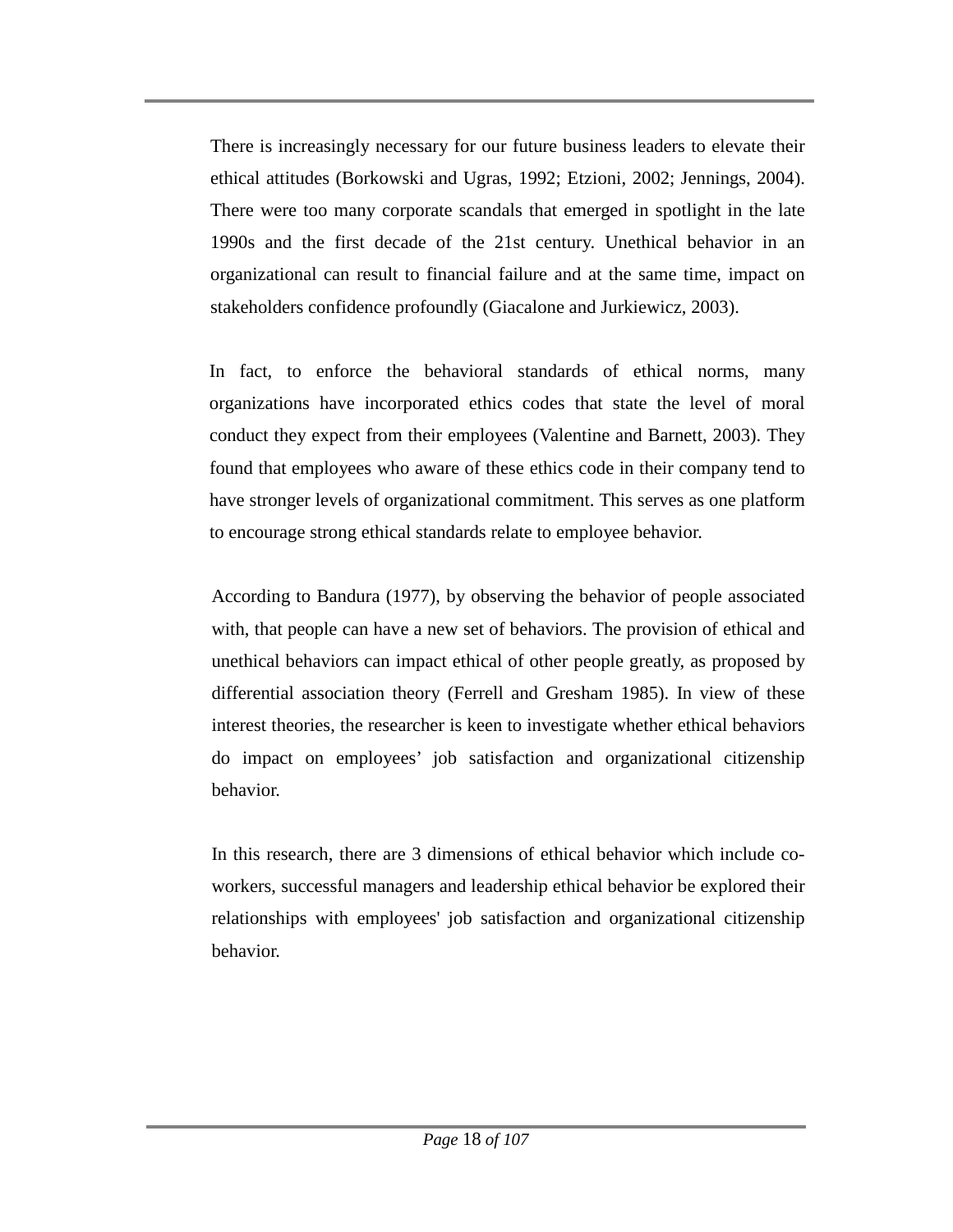There is increasingly necessary for our future business leaders to elevate their ethical attitudes (Borkowski and Ugras, 1992; Etzioni, 2002; Jennings, 2004). There were too many corporate scandals that emerged in spotlight in the late 1990s and the first decade of the 21st century. Unethical behavior in an organizational can result to financial failure and at the same time, impact on stakeholders confidence profoundly (Giacalone and Jurkiewicz, 2003).

In fact, to enforce the behavioral standards of ethical norms, many organizations have incorporated ethics codes that state the level of moral conduct they expect from their employees (Valentine and Barnett, 2003). They found that employees who aware of these ethics code in their company tend to have stronger levels of organizational commitment. This serves as one platform to encourage strong ethical standards relate to employee behavior.

According to Bandura (1977), by observing the behavior of people associated with, that people can have a new set of behaviors. The provision of ethical and unethical behaviors can impact ethical of other people greatly, as proposed by differential association theory (Ferrell and Gresham 1985). In view of these interest theories, the researcher is keen to investigate whether ethical behaviors do impact on employees' job satisfaction and organizational citizenship behavior.

In this research, there are 3 dimensions of ethical behavior which include co-workers, successful managers and leadership ethical behavior be explored their relationships with employees' job satisfaction and organizational citizenship behavior.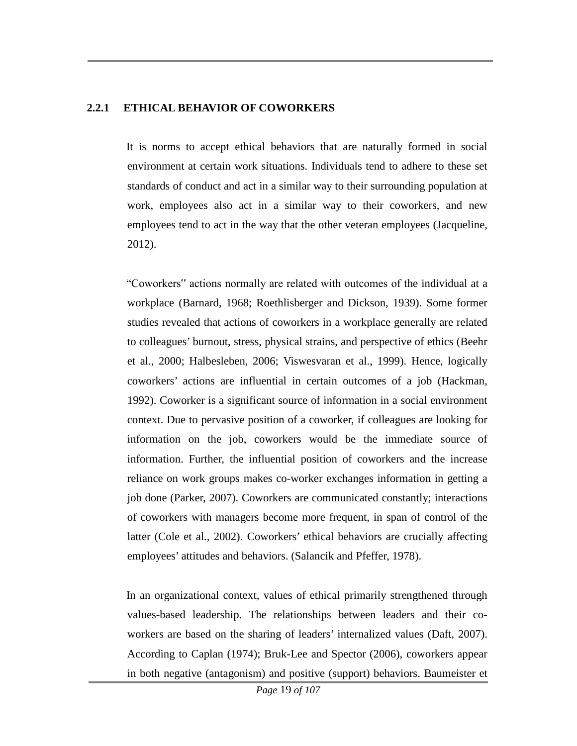### 2.2.1 ETHICAL BEHAVIOR OF COWORKERS

It is norms to accept ethical behaviors that are naturally formed in social environment at certain work situations. Individuals tend to adhere to these set standards of conduct and act in a similar way to their surrounding population at work, employees also act in a similar way to their coworkers, and new employees tend to act in the way that the other veteran employees (Jacqueline, 2012).

"Coworkers" actions normally are related with outcomes of the individual at a workplace (Barnard, 1968; Roethlisberger and Dickson, 1939). Some former studies revealed that actions of coworkers in a workplace generally are related to colleagues' burnout, stress, physical strains, and perspective of ethics (Beehr et al., 2000; Halbesleben, 2006; Viswesvaran et al., 1999). Hence, logically coworkers' actions are influential in certain outcomes of a job (Hackman, 1992). Coworker is a significant source of information in a social environment context. Due to pervasive position of a coworker, if colleagues are looking for information on the job, coworkers would be the immediate source of information. Further, the influential position of coworkers and the increase reliance on work groups makes co-worker exchanges information in getting a job done (Parker, 2007). Coworkers are communicated constantly; interactions of coworkers with managers become more frequent, in span of control of the latter (Cole et al., 2002). Coworkers' ethical behaviors are crucially affecting employees' attitudes and behaviors. (Salancik and Pfeffer, 1978).

In an organizational context, values of ethical primarily strengthened through values-based leadership. The relationships between leaders and their co-workers are based on the sharing of leaders' internalized values (Daft, 2007). According to Caplan (1974); Bruk-Lee and Spector (2006), coworkers appear in both negative (antagonism) and positive (support) behaviors. Baumeister et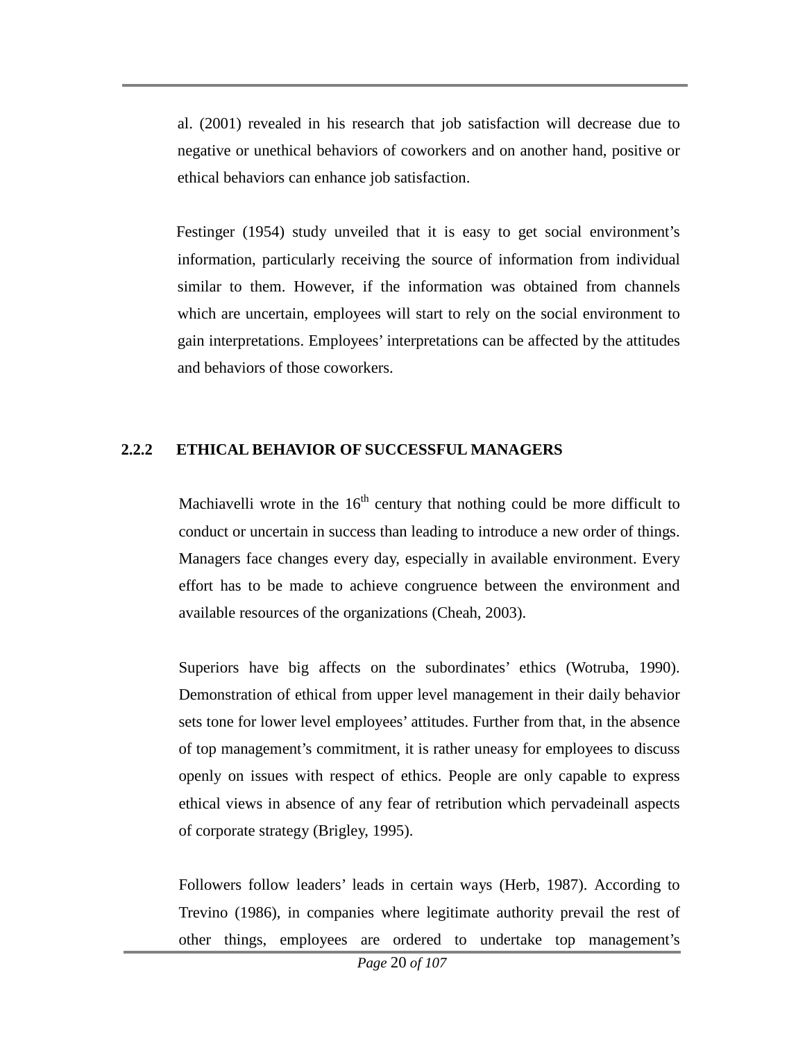al. (2001) revealed in his research that job satisfaction will decrease due to negative or unethical behaviors of coworkers and on another hand, positive or ethical behaviors can enhance job satisfaction.

Festinger (1954) study unveiled that it is easy to get social environment's information, particularly receiving the source of information from individual similar to them. However, if the information was obtained from channels which are uncertain, employees will start to rely on the social environment to gain interpretations. Employees' interpretations can be affected by the attitudes and behaviors of those coworkers.

### 2.2.2 ETHICAL BEHAVIOR OF SUCCESSFUL MANAGERS

Machiavelli wrote in the 16th century that nothing could be more difficult to conduct or uncertain in success than leading to introduce a new order of things. Managers face changes every day, especially in available environment. Every effort has to be made to achieve congruence between the environment and available resources of the organizations (Cheah, 2003).

Superiors have big affects on the subordinates' ethics (Wotruba, 1990). Demonstration of ethical from upper level management in their daily behavior sets tone for lower level employees' attitudes. Further from that, in the absence of top management's commitment, it is rather uneasy for employees to discuss openly on issues with respect of ethics. People are only capable to express ethical views in absence of any fear of retribution which pervadeinall aspects of corporate strategy (Brigley, 1995).

Followers follow leaders' leads in certain ways (Herb, 1987). According to Trevino (1986), in companies where legitimate authority prevail the rest of other things, employees are ordered to undertake top management's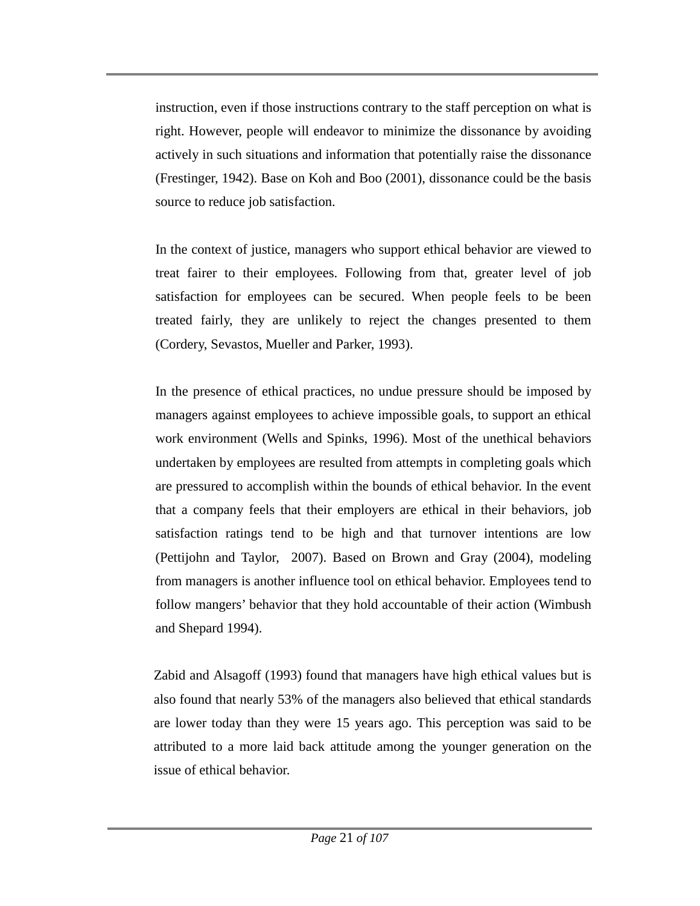instruction, even if those instructions contrary to the staff perception on what is right. However, people will endeavor to minimize the dissonance by avoiding actively in such situations and information that potentially raise the dissonance (Frestinger, 1942). Base on Koh and Boo (2001), dissonance could be the basis source to reduce job satisfaction.

In the context of justice, managers who support ethical behavior are viewed to treat fairer to their employees. Following from that, greater level of job satisfaction for employees can be secured. When people feels to be been treated fairly, they are unlikely to reject the changes presented to them (Cordery, Sevastos, Mueller and Parker, 1993).

In the presence of ethical practices, no undue pressure should be imposed by managers against employees to achieve impossible goals, to support an ethical work environment (Wells and Spinks, 1996). Most of the unethical behaviors undertaken by employees are resulted from attempts in completing goals which are pressured to accomplish within the bounds of ethical behavior. In the event that a company feels that their employers are ethical in their behaviors, job satisfaction ratings tend to be high and that turnover intentions are low (Pettijohn and Taylor,  2007). Based on Brown and Gray (2004), modeling from managers is another influence tool on ethical behavior. Employees tend to follow mangers' behavior that they hold accountable of their action (Wimbush and Shepard 1994).

Zabid and Alsagoff (1993) found that managers have high ethical values but is also found that nearly 53% of the managers also believed that ethical standards are lower today than they were 15 years ago. This perception was said to be attributed to a more laid back attitude among the younger generation on the issue of ethical behavior.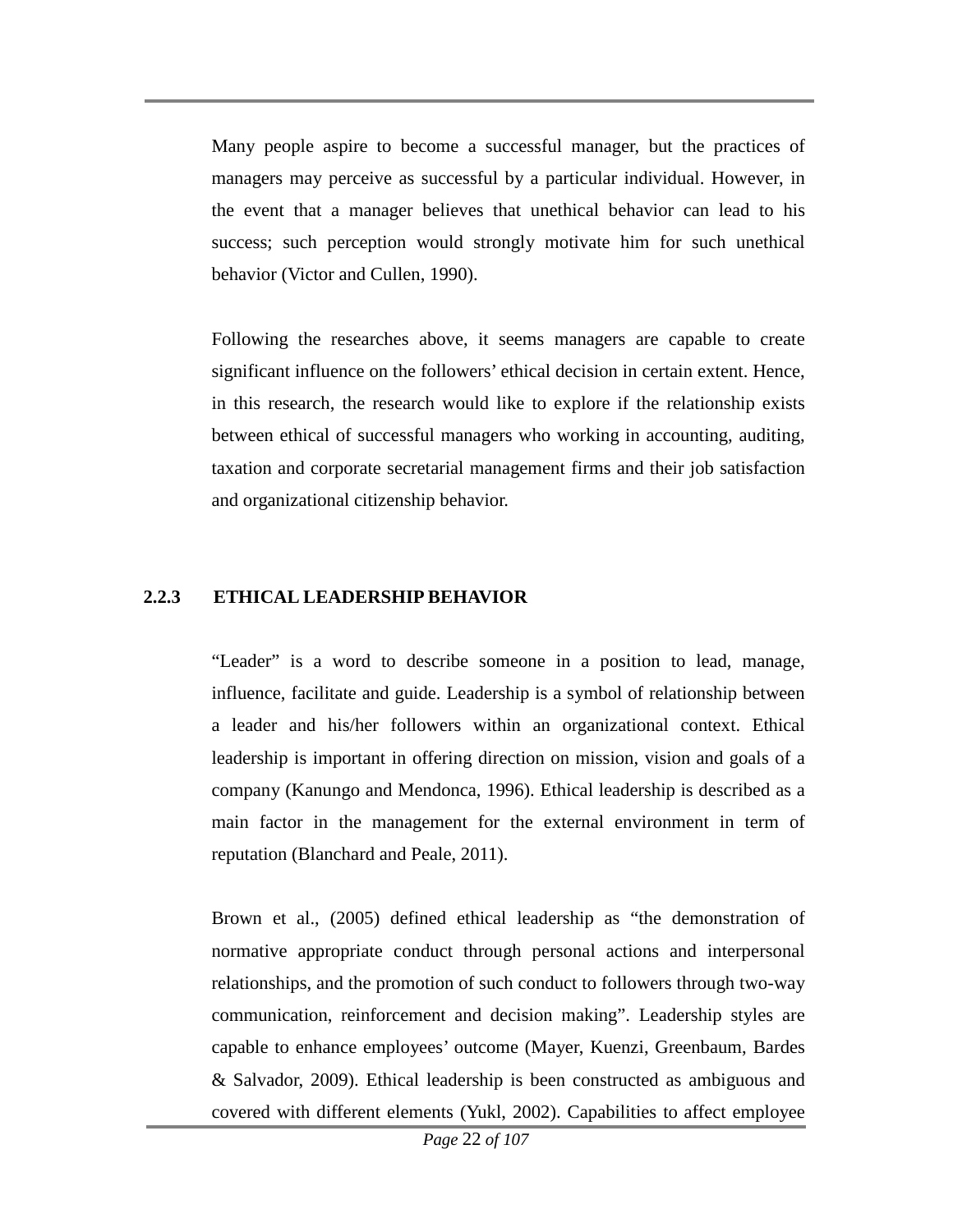Many people aspire to become a successful manager, but the practices of managers may perceive as successful by a particular individual. However, in the event that a manager believes that unethical behavior can lead to his success; such perception would strongly motivate him for such unethical behavior (Victor and Cullen, 1990).

Following the researches above, it seems managers are capable to create significant influence on the followers' ethical decision in certain extent. Hence, in this research, the research would like to explore if the relationship exists between ethical of successful managers who working in accounting, auditing, taxation and corporate secretarial management firms and their job satisfaction and organizational citizenship behavior.

### 2.2.3 ETHICAL LEADERSHIP BEHAVIOR

"Leader" is a word to describe someone in a position to lead, manage, influence, facilitate and guide. Leadership is a symbol of relationship between a leader and his/her followers within an organizational context. Ethical leadership is important in offering direction on mission, vision and goals of a company (Kanungo and Mendonca, 1996). Ethical leadership is described as a main factor in the management for the external environment in term of reputation (Blanchard and Peale, 2011).

Brown et al., (2005) defined ethical leadership as "the demonstration of normative appropriate conduct through personal actions and interpersonal relationships, and the promotion of such conduct to followers through two-way communication, reinforcement and decision making". Leadership styles are capable to enhance employees' outcome (Mayer, Kuenzi, Greenbaum, Bardes & Salvador, 2009). Ethical leadership is been constructed as ambiguous and covered with different elements (Yukl, 2002). Capabilities to affect employee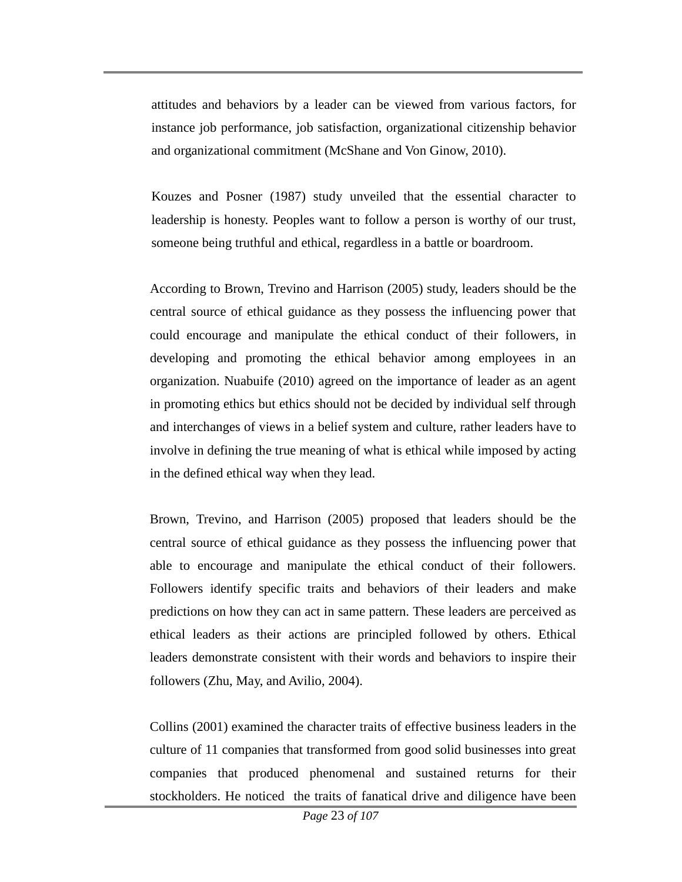attitudes and behaviors by a leader can be viewed from various factors, for instance job performance, job satisfaction, organizational citizenship behavior and organizational commitment (McShane and Von Ginow, 2010).

Kouzes and Posner (1987) study unveiled that the essential character to leadership is honesty. Peoples want to follow a person is worthy of our trust, someone being truthful and ethical, regardless in a battle or boardroom.

According to Brown, Trevino and Harrison (2005) study, leaders should be the central source of ethical guidance as they possess the influencing power that could encourage and manipulate the ethical conduct of their followers, in developing and promoting the ethical behavior among employees in an organization. Nuabuife (2010) agreed on the importance of leader as an agent in promoting ethics but ethics should not be decided by individual self through and interchanges of views in a belief system and culture, rather leaders have to involve in defining the true meaning of what is ethical while imposed by acting in the defined ethical way when they lead.

Brown, Trevino, and Harrison (2005) proposed that leaders should be the central source of ethical guidance as they possess the influencing power that able to encourage and manipulate the ethical conduct of their followers. Followers identify specific traits and behaviors of their leaders and make predictions on how they can act in same pattern. These leaders are perceived as ethical leaders as their actions are principled followed by others. Ethical leaders demonstrate consistent with their words and behaviors to inspire their followers (Zhu, May, and Avilio, 2004).

Collins (2001) examined the character traits of effective business leaders in the culture of 11 companies that transformed from good solid businesses into great companies that produced phenomenal and sustained returns for their stockholders. He noticed the traits of fanatical drive and diligence have been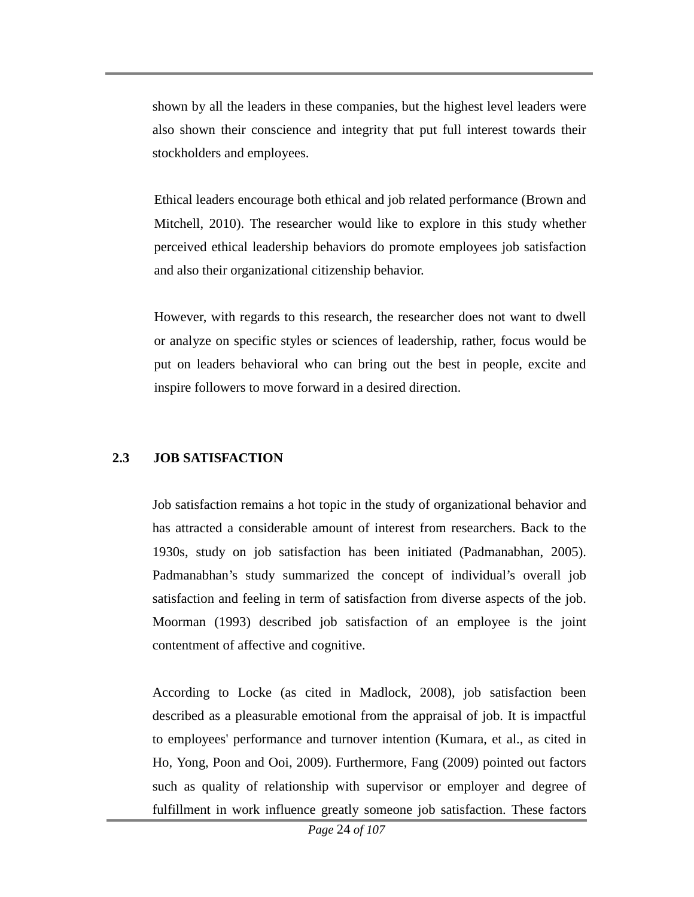shown by all the leaders in these companies, but the highest level leaders were also shown their conscience and integrity that put full interest towards their stockholders and employees.

Ethical leaders encourage both ethical and job related performance (Brown and Mitchell, 2010). The researcher would like to explore in this study whether perceived ethical leadership behaviors do promote employees job satisfaction and also their organizational citizenship behavior.

However, with regards to this research, the researcher does not want to dwell or analyze on specific styles or sciences of leadership, rather, focus would be put on leaders behavioral who can bring out the best in people, excite and inspire followers to move forward in a desired direction.

## 2.3 JOB SATISFACTION

Job satisfaction remains a hot topic in the study of organizational behavior and has attracted a considerable amount of interest from researchers. Back to the 1930s, study on job satisfaction has been initiated (Padmanabhan, 2005). Padmanabhan's study summarized the concept of individual's overall job satisfaction and feeling in term of satisfaction from diverse aspects of the job. Moorman (1993) described job satisfaction of an employee is the joint contentment of affective and cognitive.

According to Locke (as cited in Madlock, 2008), job satisfaction been described as a pleasurable emotional from the appraisal of job. It is impactful to employees' performance and turnover intention (Kumara, et al., as cited in Ho, Yong, Poon and Ooi, 2009). Furthermore, Fang (2009) pointed out factors such as quality of relationship with supervisor or employer and degree of fulfillment in work influence greatly someone job satisfaction. These factors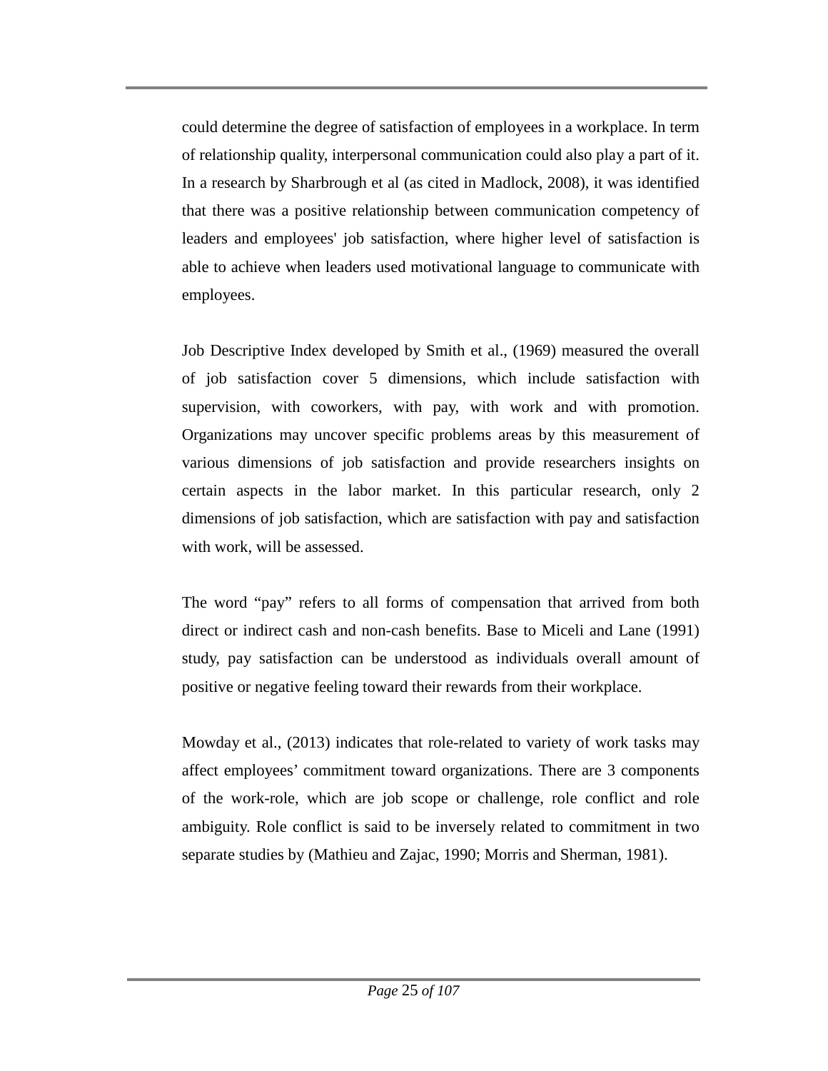could determine the degree of satisfaction of employees in a workplace. In term of relationship quality, interpersonal communication could also play a part of it. In a research by Sharbrough et al (as cited in Madlock, 2008), it was identified that there was a positive relationship between communication competency of leaders and employees' job satisfaction, where higher level of satisfaction is able to achieve when leaders used motivational language to communicate with employees.

Job Descriptive Index developed by Smith et al., (1969) measured the overall of job satisfaction cover 5 dimensions, which include satisfaction with supervision, with coworkers, with pay, with work and with promotion. Organizations may uncover specific problems areas by this measurement of various dimensions of job satisfaction and provide researchers insights on certain aspects in the labor market. In this particular research, only 2 dimensions of job satisfaction, which are satisfaction with pay and satisfaction with work, will be assessed.

The word "pay" refers to all forms of compensation that arrived from both direct or indirect cash and non-cash benefits. Base to Miceli and Lane (1991) study, pay satisfaction can be understood as individuals overall amount of positive or negative feeling toward their rewards from their workplace.

Mowday et al., (2013) indicates that role-related to variety of work tasks may affect employees' commitment toward organizations. There are 3 components of the work-role, which are job scope or challenge, role conflict and role ambiguity. Role conflict is said to be inversely related to commitment in two separate studies by (Mathieu and Zajac, 1990; Morris and Sherman, 1981).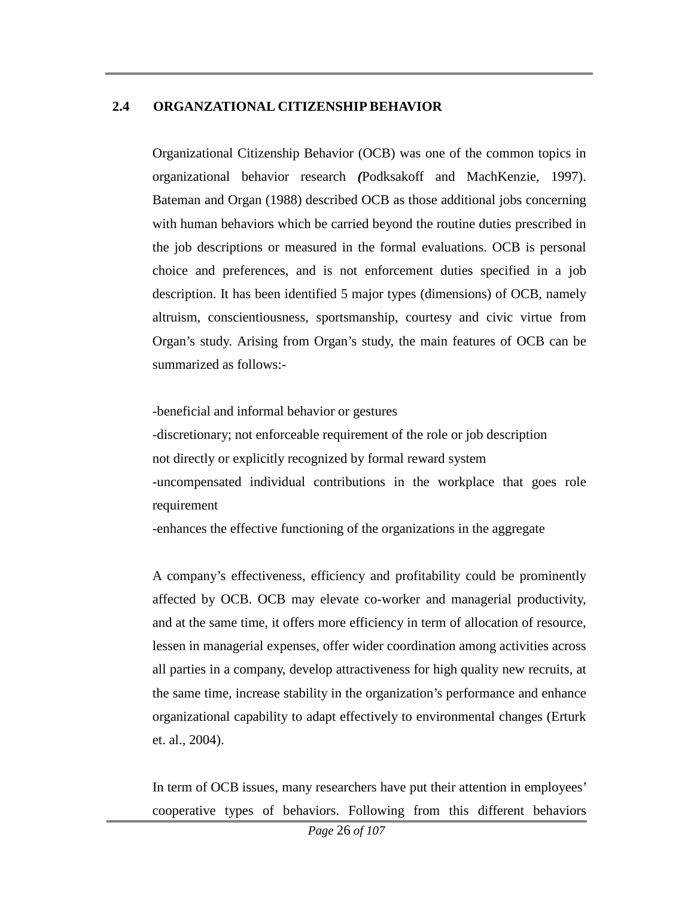## 2.4 ORGANZATIONAL CITIZENSHIP BEHAVIOR

Organizational Citizenship Behavior (OCB) was one of the common topics in organizational behavior research *(*Podksakoff and MachKenzie, 1997). Bateman and Organ (1988) described OCB as those additional jobs concerning with human behaviors which be carried beyond the routine duties prescribed in the job descriptions or measured in the formal evaluations. OCB is personal choice and preferences, and is not enforcement duties specified in a job description. It has been identified 5 major types (dimensions) of OCB, namely altruism, conscientiousness, sportsmanship, courtesy and civic virtue from Organ's study. Arising from Organ's study, the main features of OCB can be summarized as follows:-

-beneficial and informal behavior or gestures
-discretionary; not enforceable requirement of the role or job description
not directly or explicitly recognized by formal reward system
-uncompensated individual contributions in the workplace that goes role requirement
-enhances the effective functioning of the organizations in the aggregate

A company's effectiveness, efficiency and profitability could be prominently affected by OCB. OCB may elevate co-worker and managerial productivity, and at the same time, it offers more efficiency in term of allocation of resource, lessen in managerial expenses, offer wider coordination among activities across all parties in a company, develop attractiveness for high quality new recruits, at the same time, increase stability in the organization's performance and enhance organizational capability to adapt effectively to environmental changes (Erturk et. al., 2004).

In term of OCB issues, many researchers have put their attention in employees' cooperative types of behaviors. Following from this different behaviors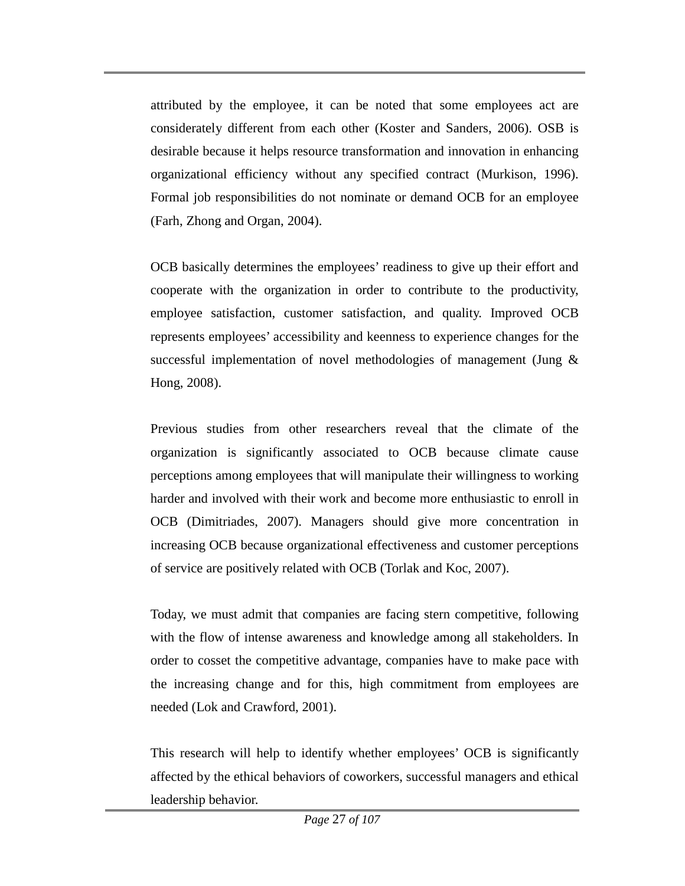attributed by the employee, it can be noted that some employees act are considerately different from each other (Koster and Sanders, 2006). OSB is desirable because it helps resource transformation and innovation in enhancing organizational efficiency without any specified contract (Murkison, 1996). Formal job responsibilities do not nominate or demand OCB for an employee (Farh, Zhong and Organ, 2004).

OCB basically determines the employees' readiness to give up their effort and cooperate with the organization in order to contribute to the productivity, employee satisfaction, customer satisfaction, and quality. Improved OCB represents employees' accessibility and keenness to experience changes for the successful implementation of novel methodologies of management (Jung & Hong, 2008).

Previous studies from other researchers reveal that the climate of the organization is significantly associated to OCB because climate cause perceptions among employees that will manipulate their willingness to working harder and involved with their work and become more enthusiastic to enroll in OCB (Dimitriades, 2007). Managers should give more concentration in increasing OCB because organizational effectiveness and customer perceptions of service are positively related with OCB (Torlak and Koc, 2007).

Today, we must admit that companies are facing stern competitive, following with the flow of intense awareness and knowledge among all stakeholders. In order to cosset the competitive advantage, companies have to make pace with the increasing change and for this, high commitment from employees are needed (Lok and Crawford, 2001).

This research will help to identify whether employees' OCB is significantly affected by the ethical behaviors of coworkers, successful managers and ethical leadership behavior.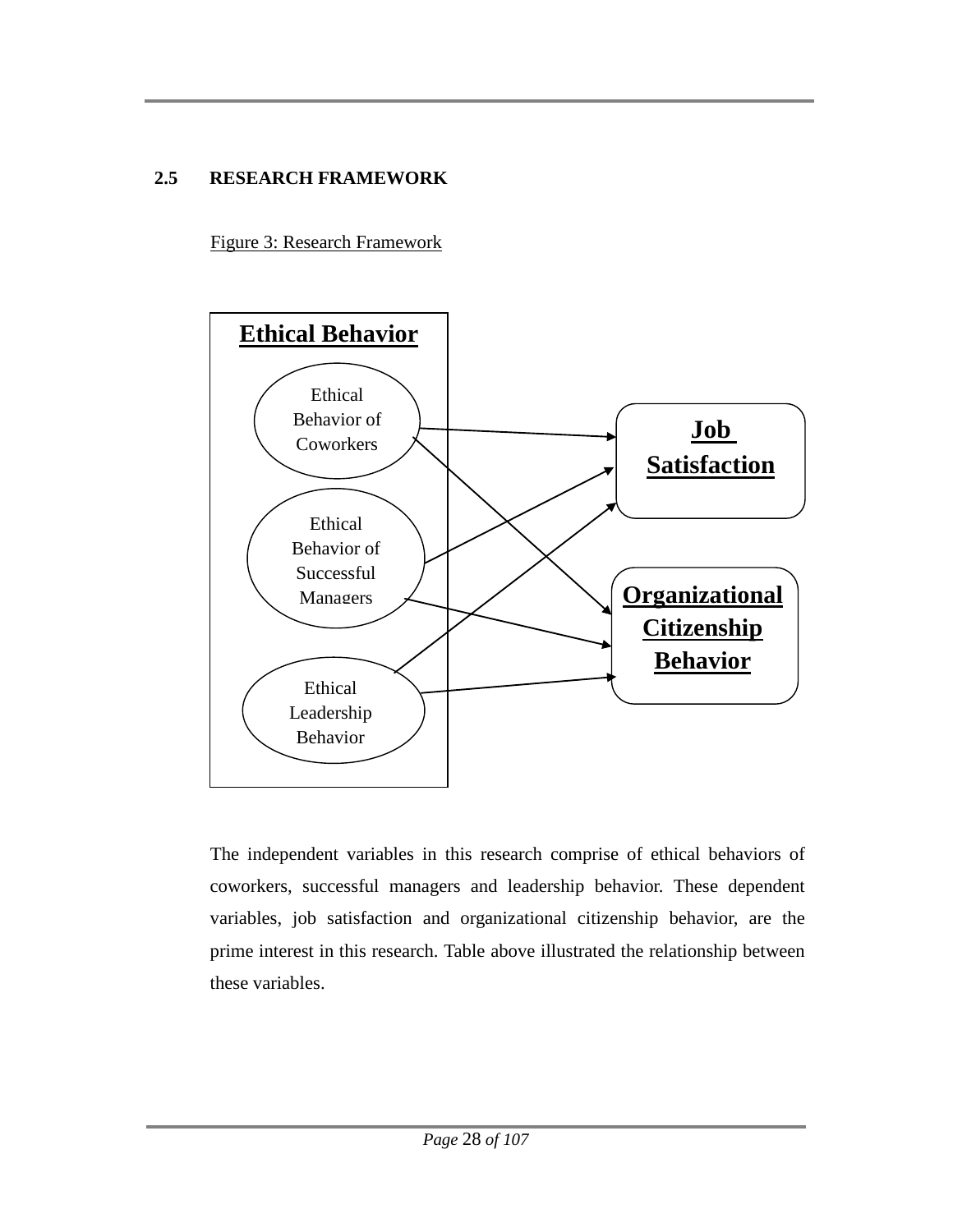## 2.5 RESEARCH FRAMEWORK

Figure 3: Research Framework

The independent variables in this research comprise of ethical behaviors of coworkers, successful managers and leadership behavior. These dependent variables, job satisfaction and organizational citizenship behavior, are the prime interest in this research. Table above illustrated the relationship between these variables.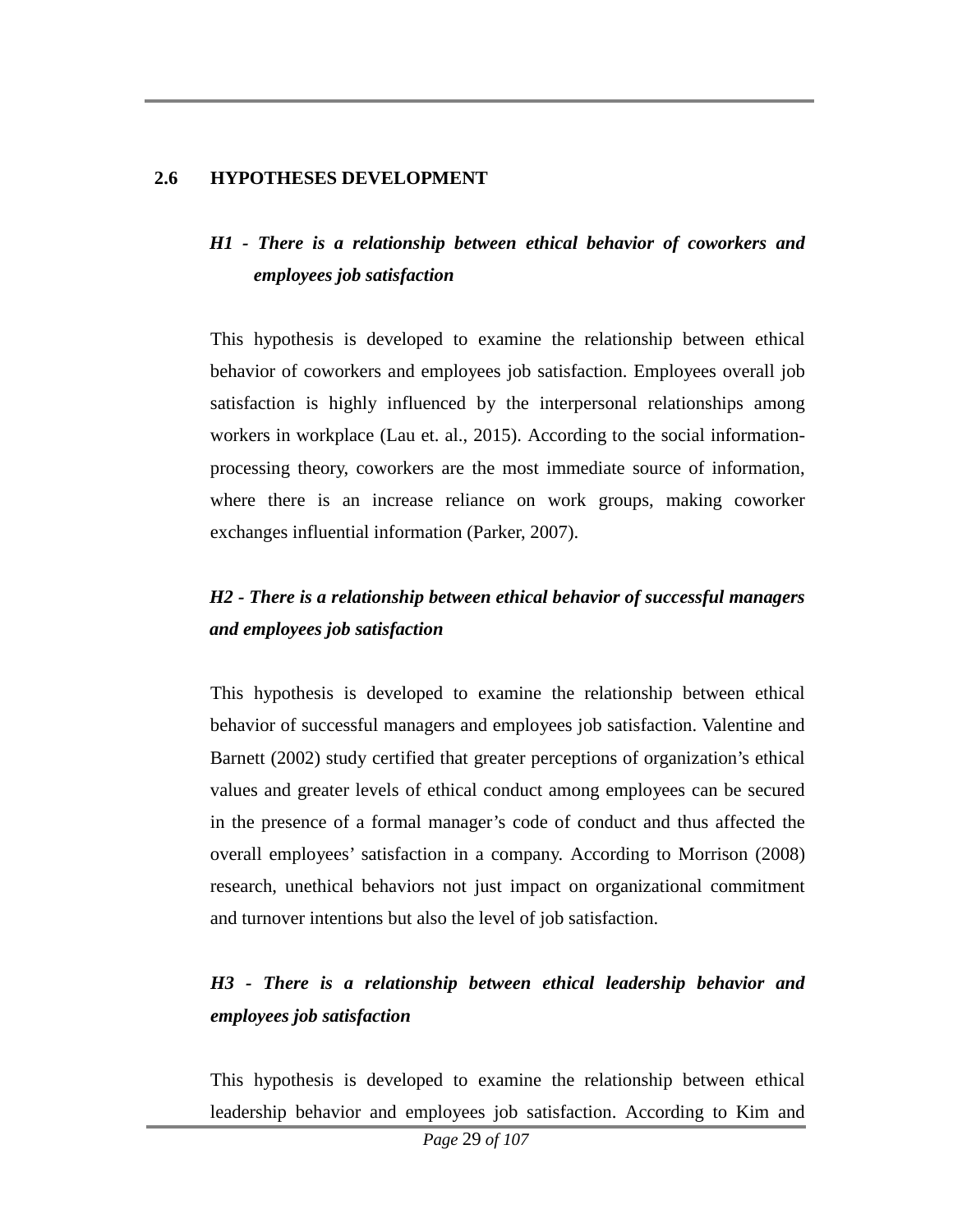## 2.6 HYPOTHESES DEVELOPMENT

***H1 - There is a relationship between ethical behavior of coworkers and employees job satisfaction***

This hypothesis is developed to examine the relationship between ethical behavior of coworkers and employees job satisfaction. Employees overall job satisfaction is highly influenced by the interpersonal relationships among workers in workplace (Lau et. al., 2015). According to the social information-processing theory, coworkers are the most immediate source of information, where there is an increase reliance on work groups, making coworker exchanges influential information (Parker, 2007).

***H2 - There is a relationship between ethical behavior of successful managers and employees job satisfaction***

This hypothesis is developed to examine the relationship between ethical behavior of successful managers and employees job satisfaction. Valentine and Barnett (2002) study certified that greater perceptions of organization's ethical values and greater levels of ethical conduct among employees can be secured in the presence of a formal manager's code of conduct and thus affected the overall employees' satisfaction in a company. According to Morrison (2008) research, unethical behaviors not just impact on organizational commitment and turnover intentions but also the level of job satisfaction.

***H3 - There is a relationship between ethical leadership behavior and employees job satisfaction***

This hypothesis is developed to examine the relationship between ethical leadership behavior and employees job satisfaction. According to Kim and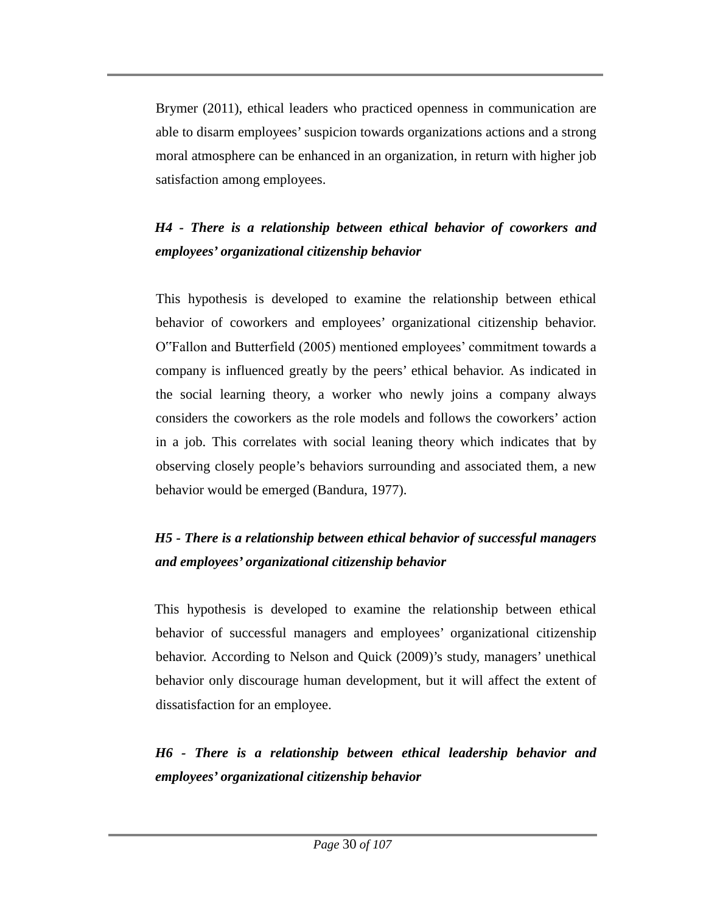Brymer (2011), ethical leaders who practiced openness in communication are able to disarm employees' suspicion towards organizations actions and a strong moral atmosphere can be enhanced in an organization, in return with higher job satisfaction among employees.

***H4 - There is a relationship between ethical behavior of coworkers and employees' organizational citizenship behavior***

This hypothesis is developed to examine the relationship between ethical behavior of coworkers and employees' organizational citizenship behavior. O"Fallon and Butterfield (2005) mentioned employees' commitment towards a company is influenced greatly by the peers' ethical behavior. As indicated in the social learning theory, a worker who newly joins a company always considers the coworkers as the role models and follows the coworkers' action in a job. This correlates with social leaning theory which indicates that by observing closely people's behaviors surrounding and associated them, a new behavior would be emerged (Bandura, 1977).

***H5 - There is a relationship between ethical behavior of successful managers and employees' organizational citizenship behavior***

This hypothesis is developed to examine the relationship between ethical behavior of successful managers and employees' organizational citizenship behavior. According to Nelson and Quick (2009)'s study, managers' unethical behavior only discourage human development, but it will affect the extent of dissatisfaction for an employee.

***H6 - There is a relationship between ethical leadership behavior and employees' organizational citizenship behavior***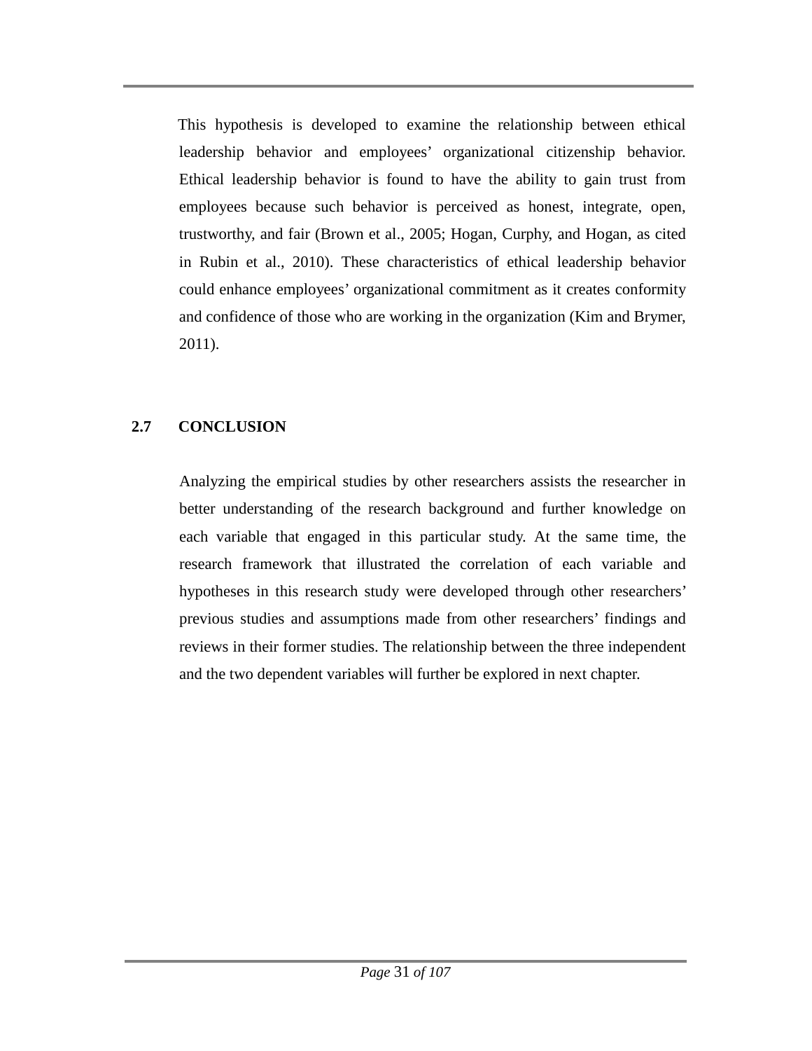This hypothesis is developed to examine the relationship between ethical leadership behavior and employees' organizational citizenship behavior. Ethical leadership behavior is found to have the ability to gain trust from employees because such behavior is perceived as honest, integrate, open, trustworthy, and fair (Brown et al., 2005; Hogan, Curphy, and Hogan, as cited in Rubin et al., 2010). These characteristics of ethical leadership behavior could enhance employees' organizational commitment as it creates conformity and confidence of those who are working in the organization (Kim and Brymer, 2011).

## 2.7 CONCLUSION

Analyzing the empirical studies by other researchers assists the researcher in better understanding of the research background and further knowledge on each variable that engaged in this particular study. At the same time, the research framework that illustrated the correlation of each variable and hypotheses in this research study were developed through other researchers' previous studies and assumptions made from other researchers' findings and reviews in their former studies. The relationship between the three independent and the two dependent variables will further be explored in next chapter.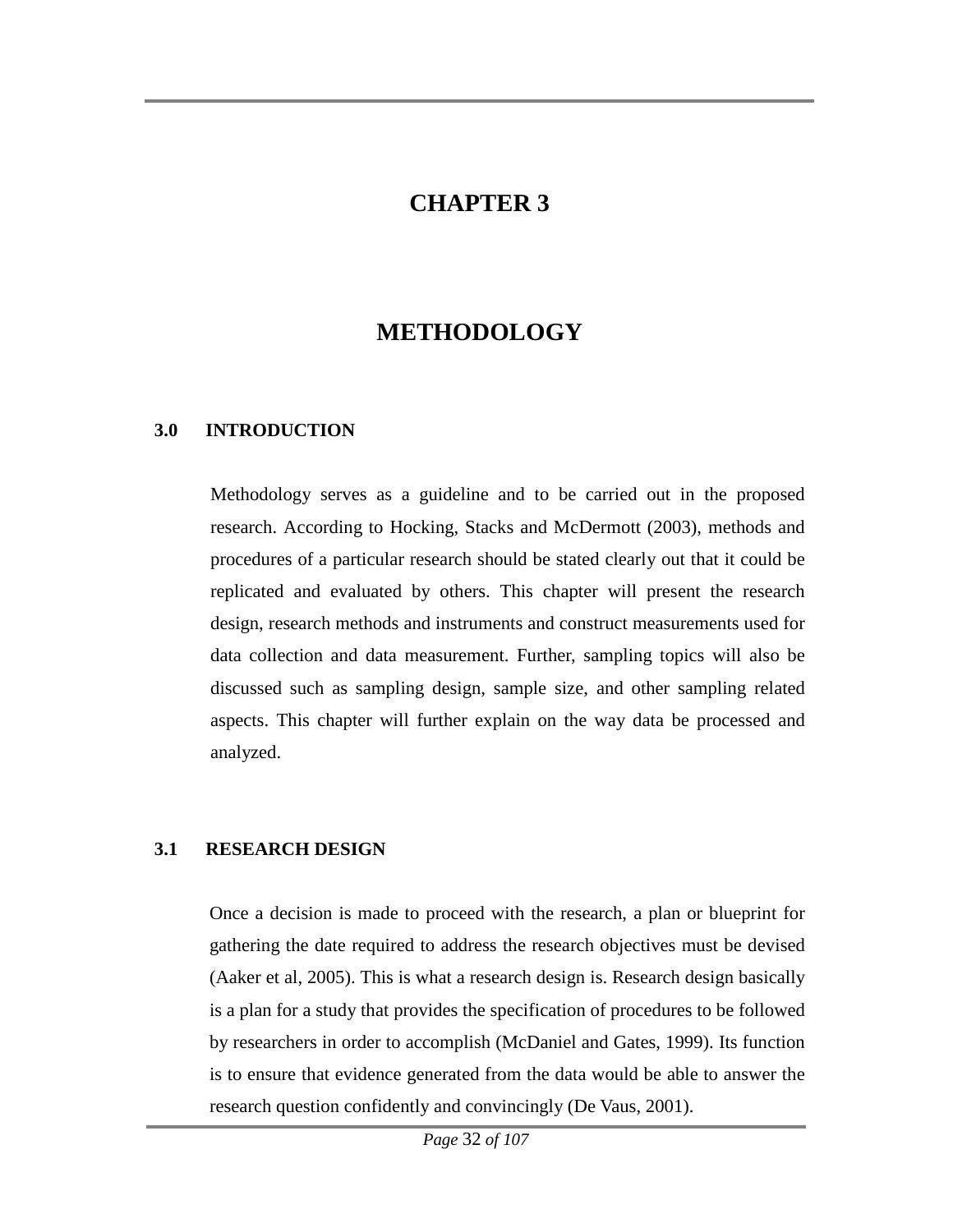# CHAPTER 3

# METHODOLOGY

## 3.0 INTRODUCTION

Methodology serves as a guideline and to be carried out in the proposed research. According to Hocking, Stacks and McDermott (2003), methods and procedures of a particular research should be stated clearly out that it could be replicated and evaluated by others. This chapter will present the research design, research methods and instruments and construct measurements used for data collection and data measurement. Further, sampling topics will also be discussed such as sampling design, sample size, and other sampling related aspects. This chapter will further explain on the way data be processed and analyzed.

## 3.1 RESEARCH DESIGN

Once a decision is made to proceed with the research, a plan or blueprint for gathering the date required to address the research objectives must be devised (Aaker et al, 2005). This is what a research design is. Research design basically is a plan for a study that provides the specification of procedures to be followed by researchers in order to accomplish (McDaniel and Gates, 1999). Its function is to ensure that evidence generated from the data would be able to answer the research question confidently and convincingly (De Vaus, 2001).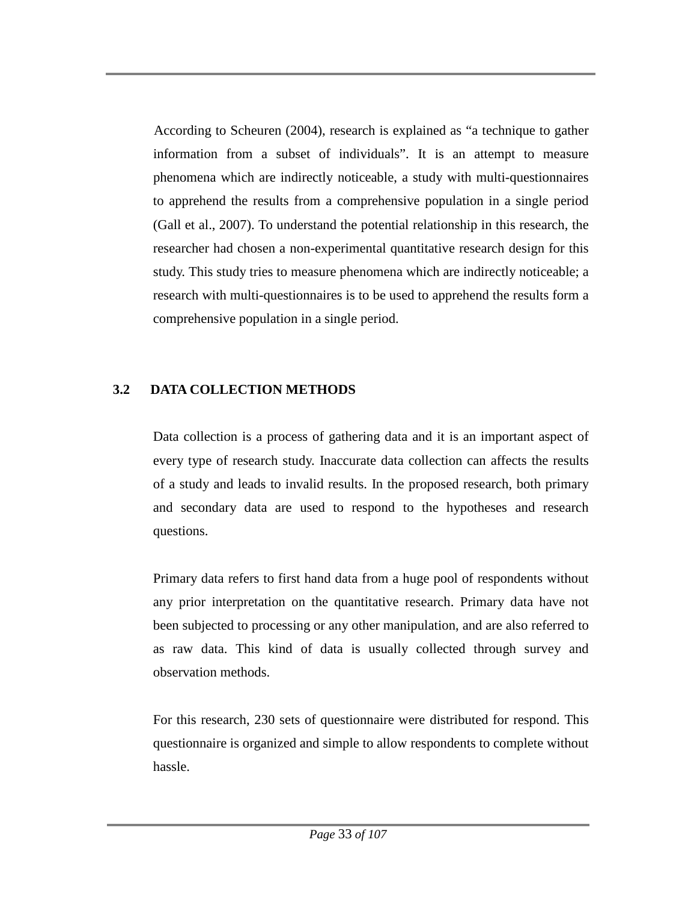According to Scheuren (2004), research is explained as "a technique to gather information from a subset of individuals". It is an attempt to measure phenomena which are indirectly noticeable, a study with multi-questionnaires to apprehend the results from a comprehensive population in a single period (Gall et al., 2007). To understand the potential relationship in this research, the researcher had chosen a non-experimental quantitative research design for this study. This study tries to measure phenomena which are indirectly noticeable; a research with multi-questionnaires is to be used to apprehend the results form a comprehensive population in a single period.

## 3.2 DATA COLLECTION METHODS

Data collection is a process of gathering data and it is an important aspect of every type of research study. Inaccurate data collection can affects the results of a study and leads to invalid results. In the proposed research, both primary and secondary data are used to respond to the hypotheses and research questions.

Primary data refers to first hand data from a huge pool of respondents without any prior interpretation on the quantitative research. Primary data have not been subjected to processing or any other manipulation, and are also referred to as raw data. This kind of data is usually collected through survey and observation methods.

For this research, 230 sets of questionnaire were distributed for respond. This questionnaire is organized and simple to allow respondents to complete without hassle.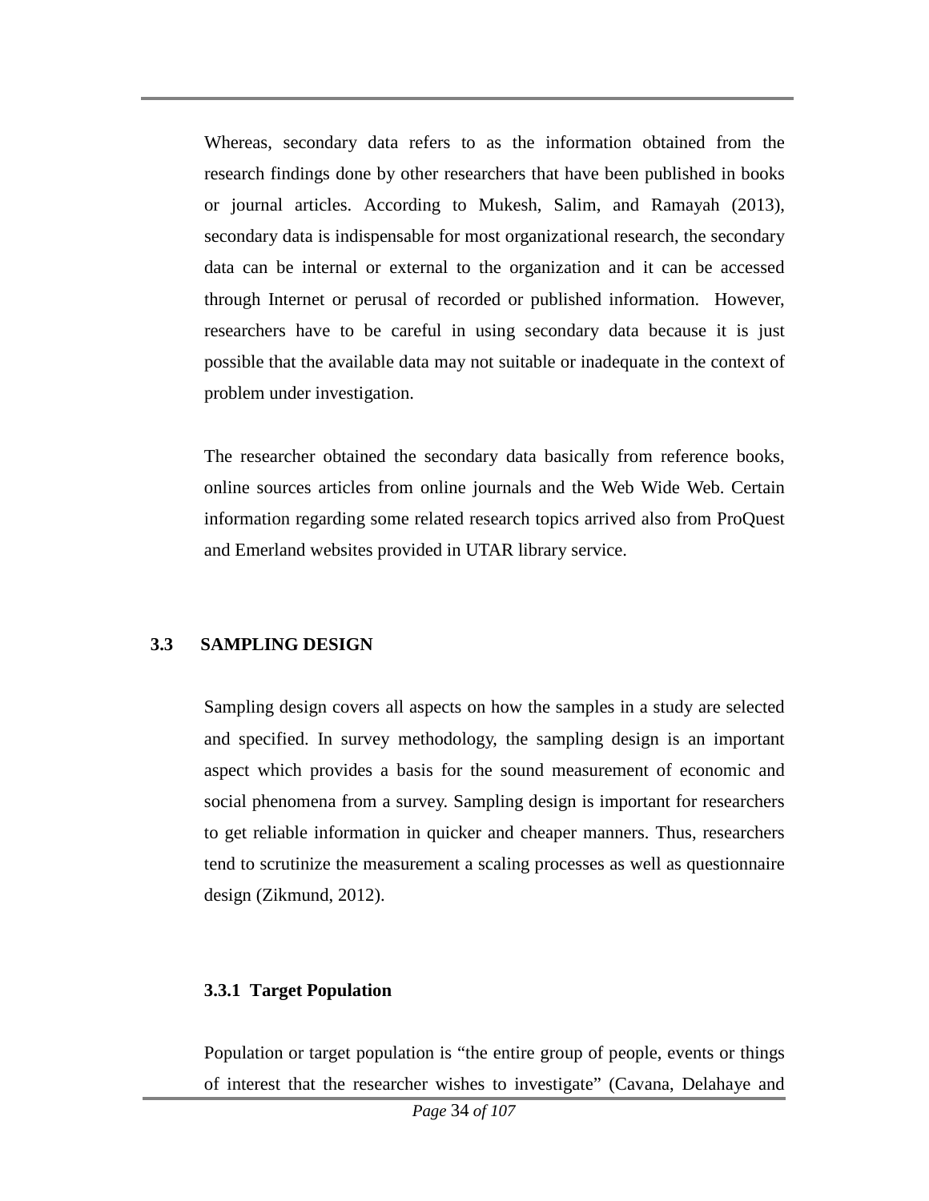Whereas, secondary data refers to as the information obtained from the research findings done by other researchers that have been published in books or journal articles. According to Mukesh, Salim, and Ramayah (2013), secondary data is indispensable for most organizational research, the secondary data can be internal or external to the organization and it can be accessed through Internet or perusal of recorded or published information. However, researchers have to be careful in using secondary data because it is just possible that the available data may not suitable or inadequate in the context of problem under investigation.

The researcher obtained the secondary data basically from reference books, online sources articles from online journals and the Web Wide Web. Certain information regarding some related research topics arrived also from ProQuest and Emerland websites provided in UTAR library service.

## 3.3 SAMPLING DESIGN

Sampling design covers all aspects on how the samples in a study are selected and specified. In survey methodology, the sampling design is an important aspect which provides a basis for the sound measurement of economic and social phenomena from a survey. Sampling design is important for researchers to get reliable information in quicker and cheaper manners. Thus, researchers tend to scrutinize the measurement a scaling processes as well as questionnaire design (Zikmund, 2012).

### 3.3.1 Target Population

Population or target population is "the entire group of people, events or things of interest that the researcher wishes to investigate" (Cavana, Delahaye and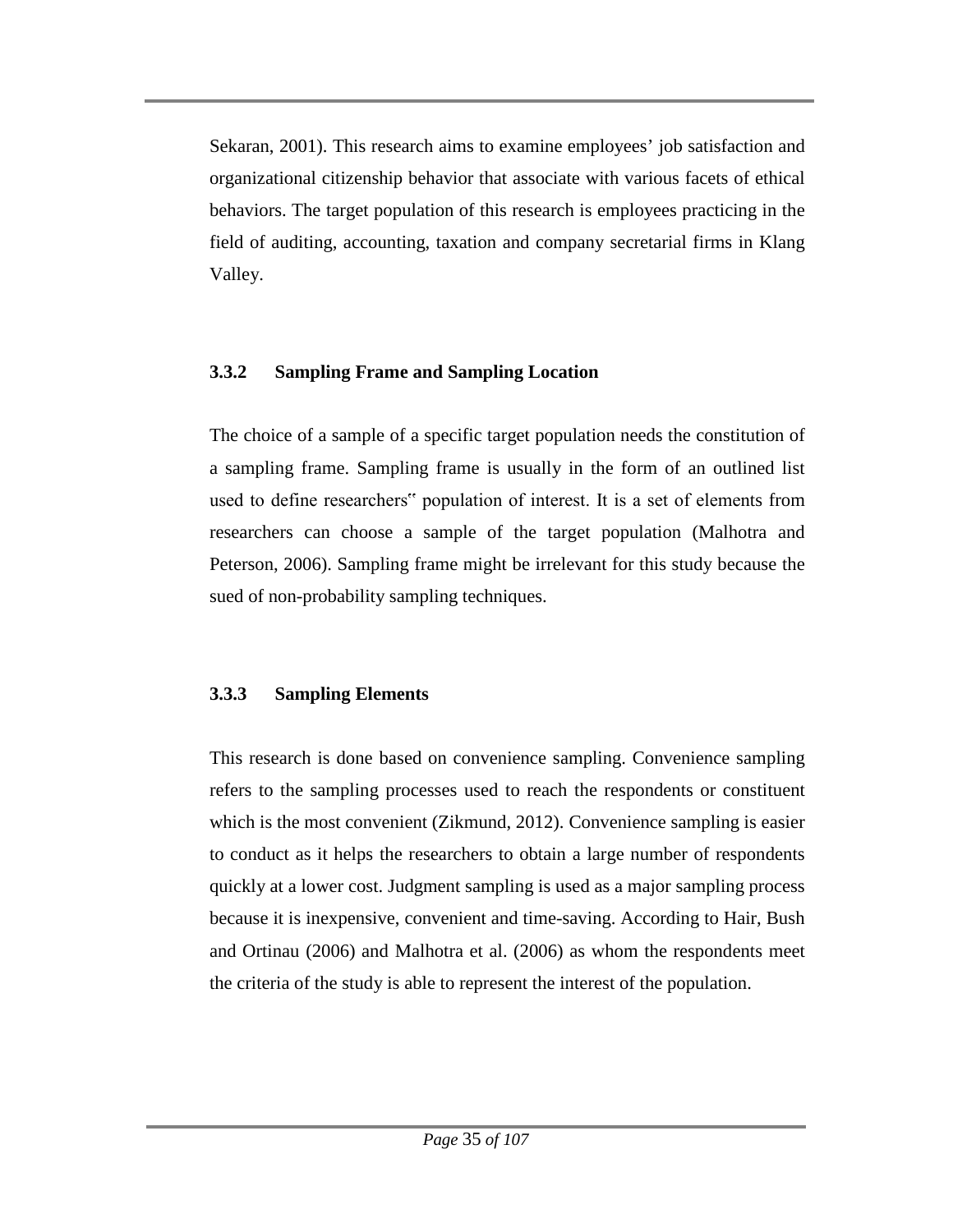Sekaran, 2001). This research aims to examine employees' job satisfaction and organizational citizenship behavior that associate with various facets of ethical behaviors. The target population of this research is employees practicing in the field of auditing, accounting, taxation and company secretarial firms in Klang Valley.

### 3.3.2 Sampling Frame and Sampling Location

The choice of a sample of a specific target population needs the constitution of a sampling frame. Sampling frame is usually in the form of an outlined list used to define researchers" population of interest. It is a set of elements from researchers can choose a sample of the target population (Malhotra and Peterson, 2006). Sampling frame might be irrelevant for this study because the sued of non-probability sampling techniques.

### 3.3.3 Sampling Elements

This research is done based on convenience sampling. Convenience sampling refers to the sampling processes used to reach the respondents or constituent which is the most convenient (Zikmund, 2012). Convenience sampling is easier to conduct as it helps the researchers to obtain a large number of respondents quickly at a lower cost. Judgment sampling is used as a major sampling process because it is inexpensive, convenient and time-saving. According to Hair, Bush and Ortinau (2006) and Malhotra et al. (2006) as whom the respondents meet the criteria of the study is able to represent the interest of the population.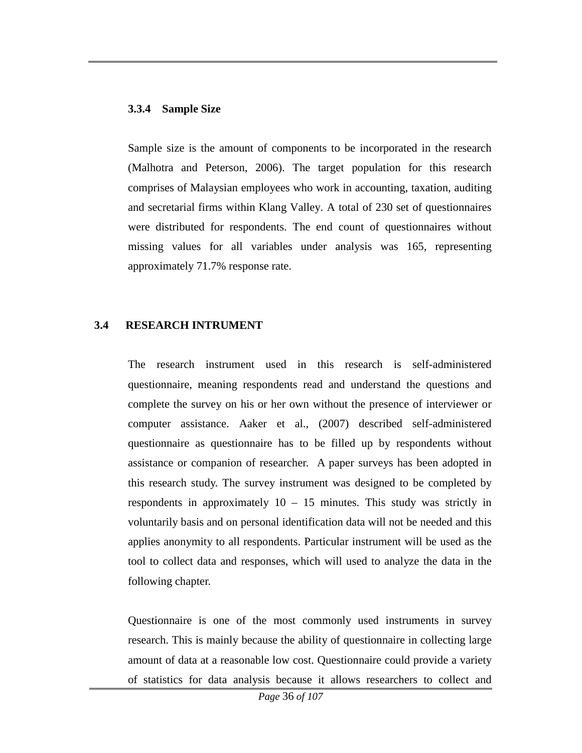### 3.3.4 Sample Size

Sample size is the amount of components to be incorporated in the research (Malhotra and Peterson, 2006). The target population for this research comprises of Malaysian employees who work in accounting, taxation, auditing and secretarial firms within Klang Valley. A total of 230 set of questionnaires were distributed for respondents. The end count of questionnaires without missing values for all variables under analysis was 165, representing approximately 71.7% response rate.

## 3.4 RESEARCH INTRUMENT

The research instrument used in this research is self-administered questionnaire, meaning respondents read and understand the questions and complete the survey on his or her own without the presence of interviewer or computer assistance. Aaker et al., (2007) described self-administered questionnaire as questionnaire has to be filled up by respondents without assistance or companion of researcher. A paper surveys has been adopted in this research study. The survey instrument was designed to be completed by respondents in approximately 10 – 15 minutes. This study was strictly in voluntarily basis and on personal identification data will not be needed and this applies anonymity to all respondents. Particular instrument will be used as the tool to collect data and responses, which will used to analyze the data in the following chapter.

Questionnaire is one of the most commonly used instruments in survey research. This is mainly because the ability of questionnaire in collecting large amount of data at a reasonable low cost. Questionnaire could provide a variety of statistics for data analysis because it allows researchers to collect and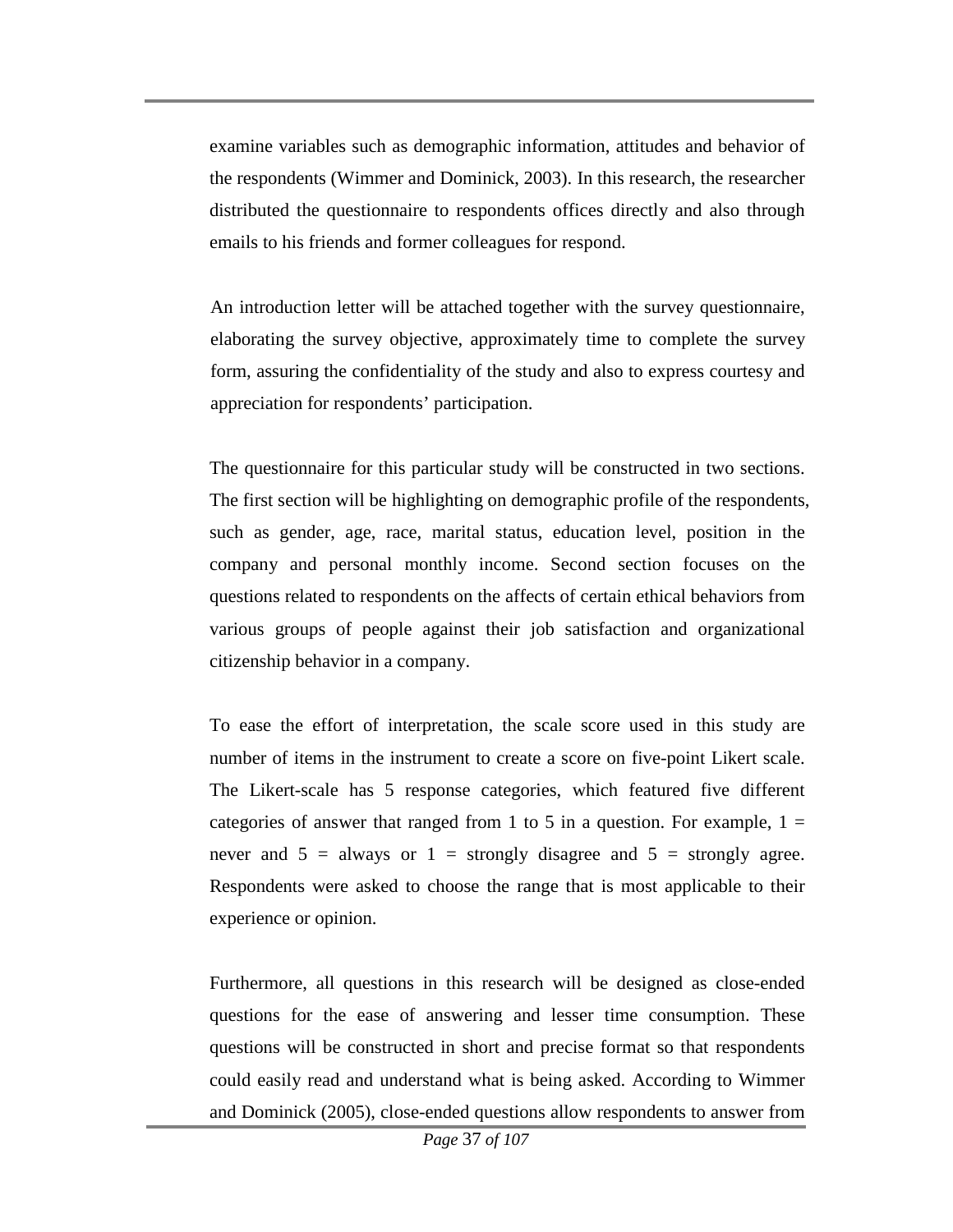examine variables such as demographic information, attitudes and behavior of the respondents (Wimmer and Dominick, 2003). In this research, the researcher distributed the questionnaire to respondents offices directly and also through emails to his friends and former colleagues for respond.

An introduction letter will be attached together with the survey questionnaire, elaborating the survey objective, approximately time to complete the survey form, assuring the confidentiality of the study and also to express courtesy and appreciation for respondents' participation.

The questionnaire for this particular study will be constructed in two sections. The first section will be highlighting on demographic profile of the respondents, such as gender, age, race, marital status, education level, position in the company and personal monthly income. Second section focuses on the questions related to respondents on the affects of certain ethical behaviors from various groups of people against their job satisfaction and organizational citizenship behavior in a company.

To ease the effort of interpretation, the scale score used in this study are number of items in the instrument to create a score on five-point Likert scale. The Likert-scale has 5 response categories, which featured five different categories of answer that ranged from 1 to 5 in a question. For example, 1 = never and 5 = always or 1 = strongly disagree and 5 = strongly agree. Respondents were asked to choose the range that is most applicable to their experience or opinion.

Furthermore, all questions in this research will be designed as close-ended questions for the ease of answering and lesser time consumption. These questions will be constructed in short and precise format so that respondents could easily read and understand what is being asked. According to Wimmer and Dominick (2005), close-ended questions allow respondents to answer from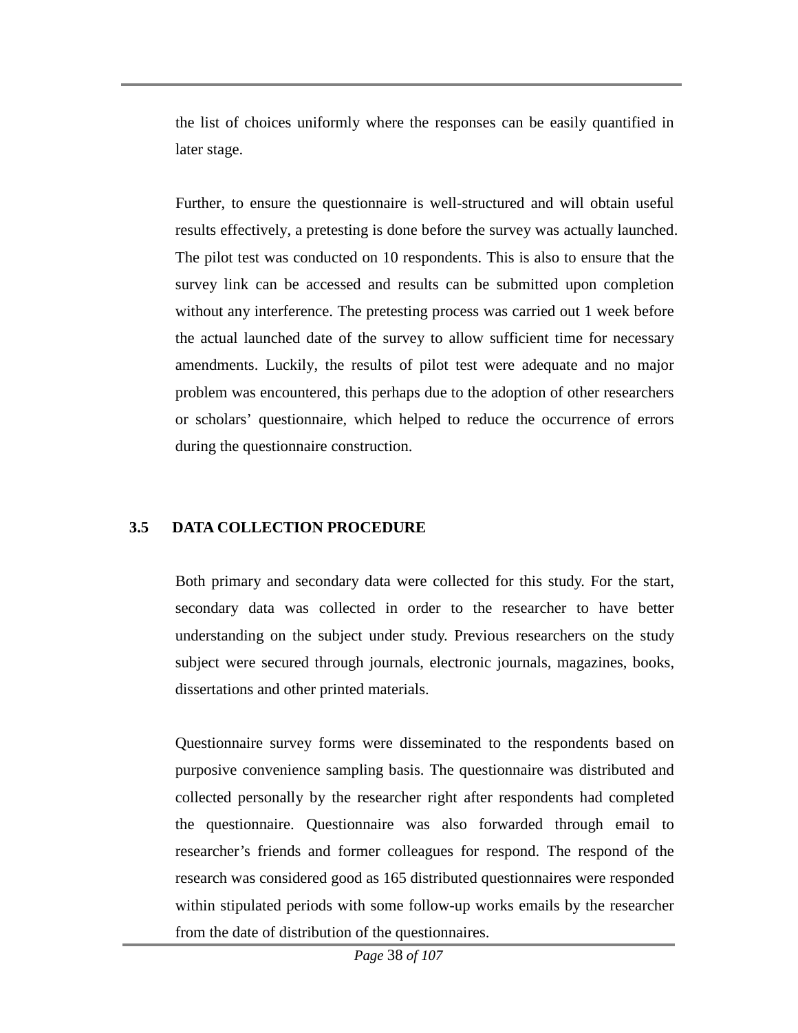the list of choices uniformly where the responses can be easily quantified in later stage.

Further, to ensure the questionnaire is well-structured and will obtain useful results effectively, a pretesting is done before the survey was actually launched. The pilot test was conducted on 10 respondents. This is also to ensure that the survey link can be accessed and results can be submitted upon completion without any interference. The pretesting process was carried out 1 week before the actual launched date of the survey to allow sufficient time for necessary amendments. Luckily, the results of pilot test were adequate and no major problem was encountered, this perhaps due to the adoption of other researchers or scholars' questionnaire, which helped to reduce the occurrence of errors during the questionnaire construction.

## 3.5 DATA COLLECTION PROCEDURE

Both primary and secondary data were collected for this study. For the start, secondary data was collected in order to the researcher to have better understanding on the subject under study. Previous researchers on the study subject were secured through journals, electronic journals, magazines, books, dissertations and other printed materials.

Questionnaire survey forms were disseminated to the respondents based on purposive convenience sampling basis. The questionnaire was distributed and collected personally by the researcher right after respondents had completed the questionnaire. Questionnaire was also forwarded through email to researcher's friends and former colleagues for respond. The respond of the research was considered good as 165 distributed questionnaires were responded within stipulated periods with some follow-up works emails by the researcher from the date of distribution of the questionnaires.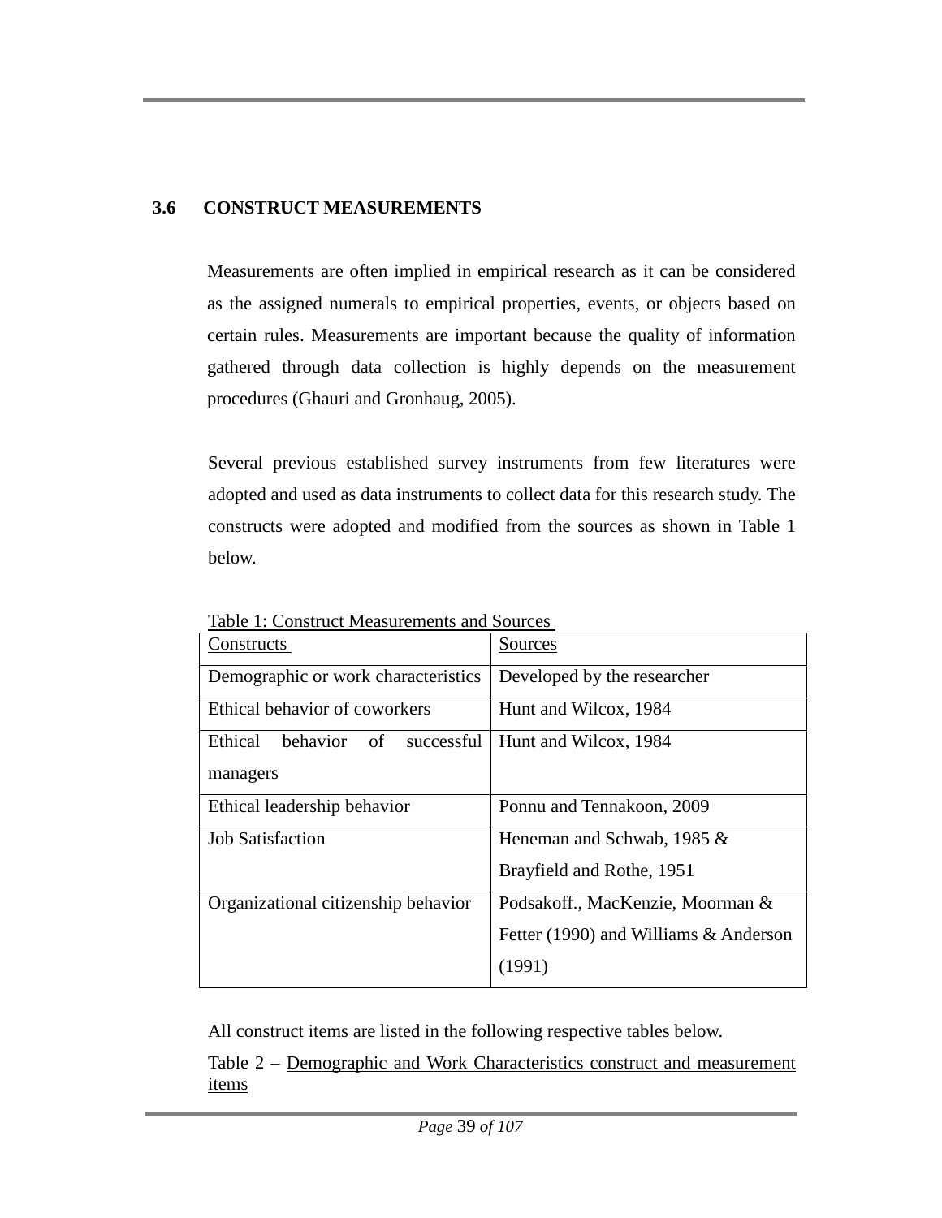### 3.6 CONSTRUCT MEASUREMENTS

Measurements are often implied in empirical research as it can be considered as the assigned numerals to empirical properties, events, or objects based on certain rules. Measurements are important because the quality of information gathered through data collection is highly depends on the measurement procedures (Ghauri and Gronhaug, 2005).

Several previous established survey instruments from few literatures were adopted and used as data instruments to collect data for this research study. The constructs were adopted and modified from the sources as shown in Table 1 below.

Table 1: Construct Measurements and Sources

| Constructs | Sources |
|---|---|
| Demographic or work characteristics | Developed by the researcher |
| Ethical behavior of coworkers | Hunt and Wilcox, 1984 |
| Ethical behavior of successful managers | Hunt and Wilcox, 1984 |
| Ethical leadership behavior | Ponnu and Tennakoon, 2009 |
| Job Satisfaction | Heneman and Schwab, 1985 & Brayfield and Rothe, 1951 |
| Organizational citizenship behavior | Podsakoff., MacKenzie, Moorman & Fetter (1990) and Williams & Anderson (1991) |

All construct items are listed in the following respective tables below.

Table 2 – Demographic and Work Characteristics construct and measurement items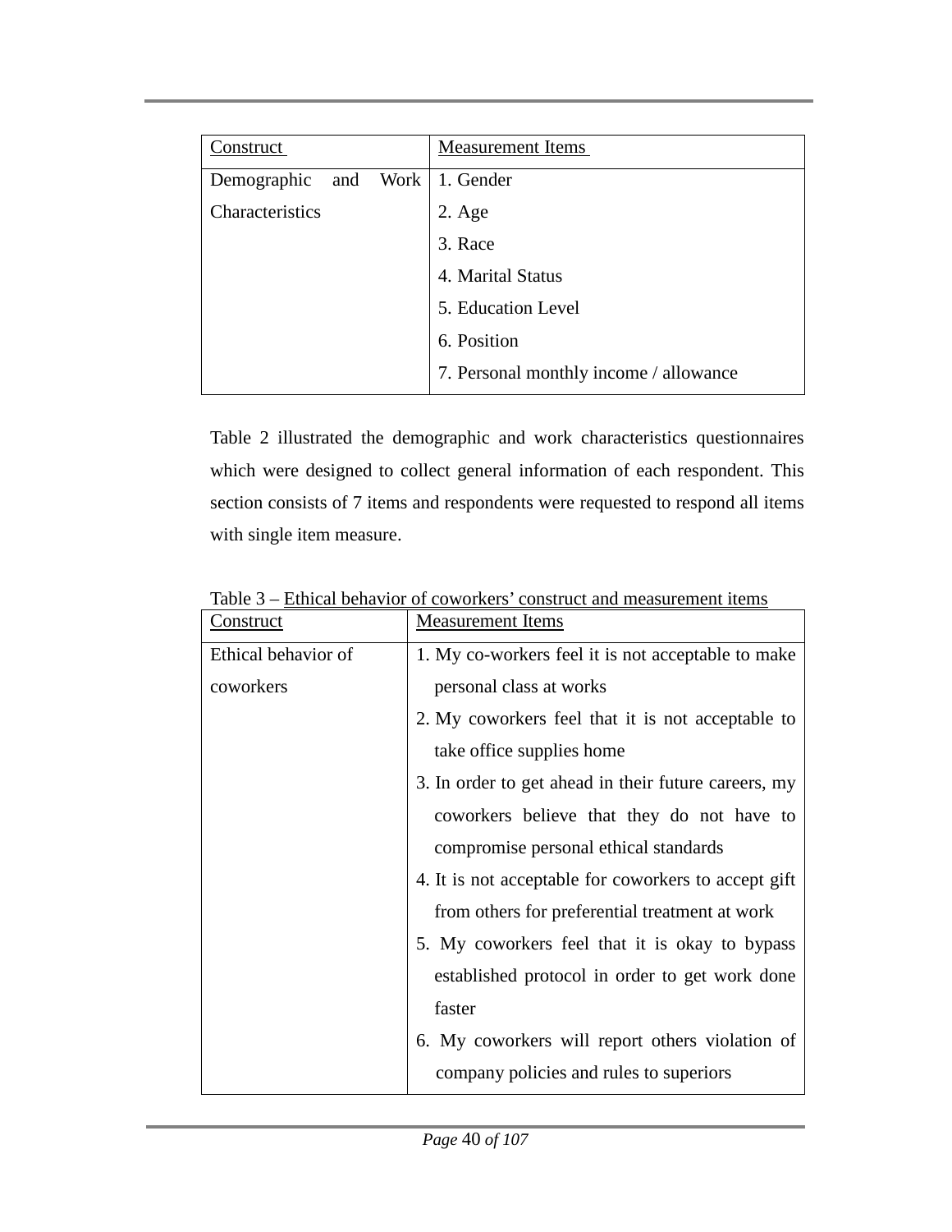| Construct | Measurement Items |
|---|---|
| Demographic and Work Characteristics | 1. Gender<br>2. Age<br>3. Race<br>4. Marital Status<br>5. Education Level<br>6. Position<br>7. Personal monthly income / allowance |

Table 2 illustrated the demographic and work characteristics questionnaires which were designed to collect general information of each respondent. This section consists of 7 items and respondents were requested to respond all items with single item measure.

Table 3 – Ethical behavior of coworkers' construct and measurement items

| Construct | Measurement Items |
|---|---|
| Ethical behavior of coworkers | 1. My co-workers feel it is not acceptable to make personal class at works<br>2. My coworkers feel that it is not acceptable to take office supplies home<br>3. In order to get ahead in their future careers, my coworkers believe that they do not have to compromise personal ethical standards<br>4. It is not acceptable for coworkers to accept gift from others for preferential treatment at work<br>5. My coworkers feel that it is okay to bypass established protocol in order to get work done faster<br>6. My coworkers will report others violation of company policies and rules to superiors |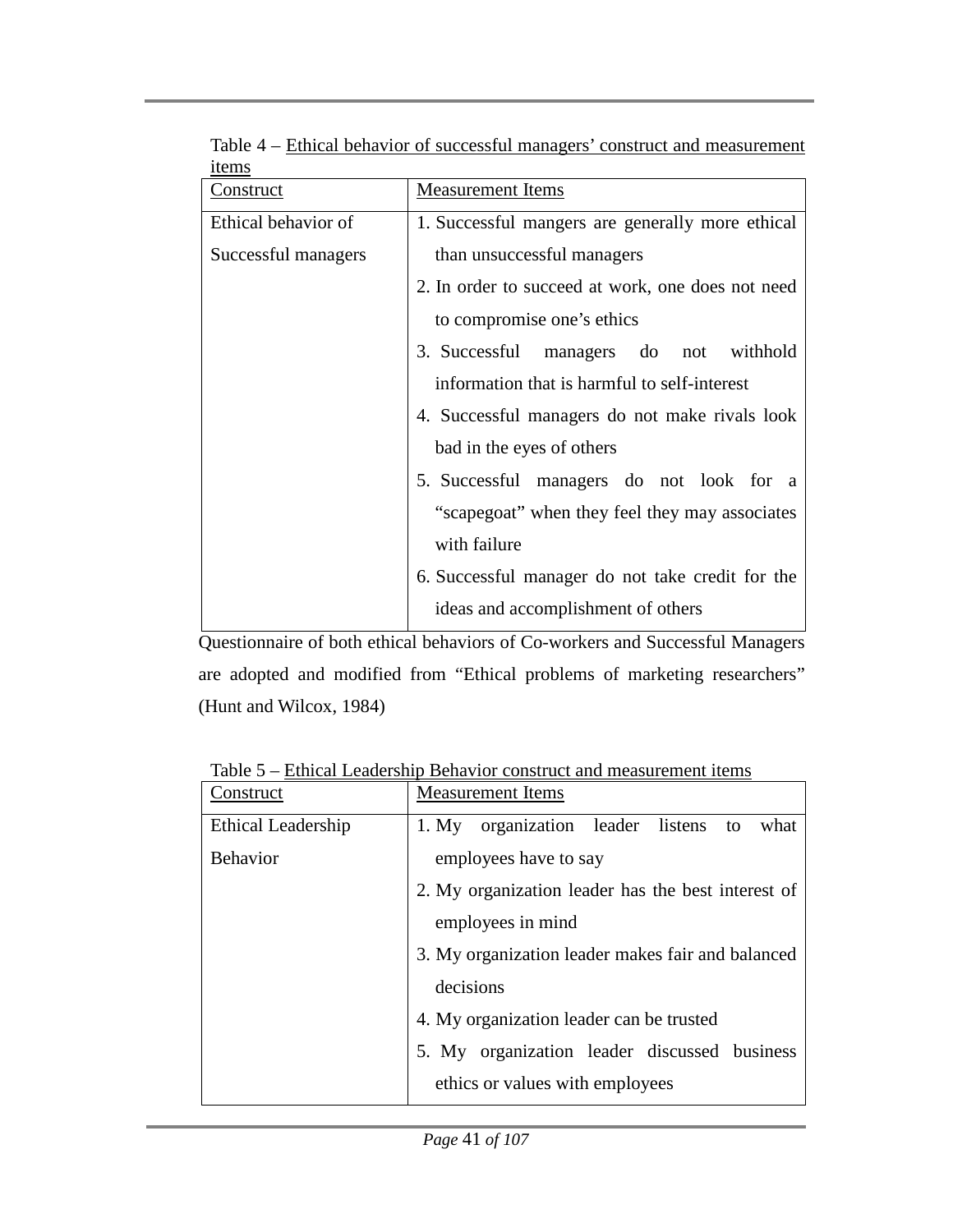Table 4 – Ethical behavior of successful managers' construct and measurement items

| Construct | Measurement Items |
|---|---|
| Ethical behavior of Successful managers | 1. Successful mangers are generally more ethical than unsuccessful managers<br>2. In order to succeed at work, one does not need to compromise one's ethics<br>3. Successful managers do not withhold information that is harmful to self-interest<br>4. Successful managers do not make rivals look bad in the eyes of others<br>5. Successful managers do not look for a "scapegoat" when they feel they may associates with failure<br>6. Successful manager do not take credit for the ideas and accomplishment of others |

Questionnaire of both ethical behaviors of Co-workers and Successful Managers are adopted and modified from "Ethical problems of marketing researchers" (Hunt and Wilcox, 1984)

Table 5 – Ethical Leadership Behavior construct and measurement items

| Construct | Measurement Items |
|---|---|
| Ethical Leadership Behavior | 1. My organization leader listens to what employees have to say<br>2. My organization leader has the best interest of employees in mind<br>3. My organization leader makes fair and balanced decisions<br>4. My organization leader can be trusted<br>5. My organization leader discussed business ethics or values with employees |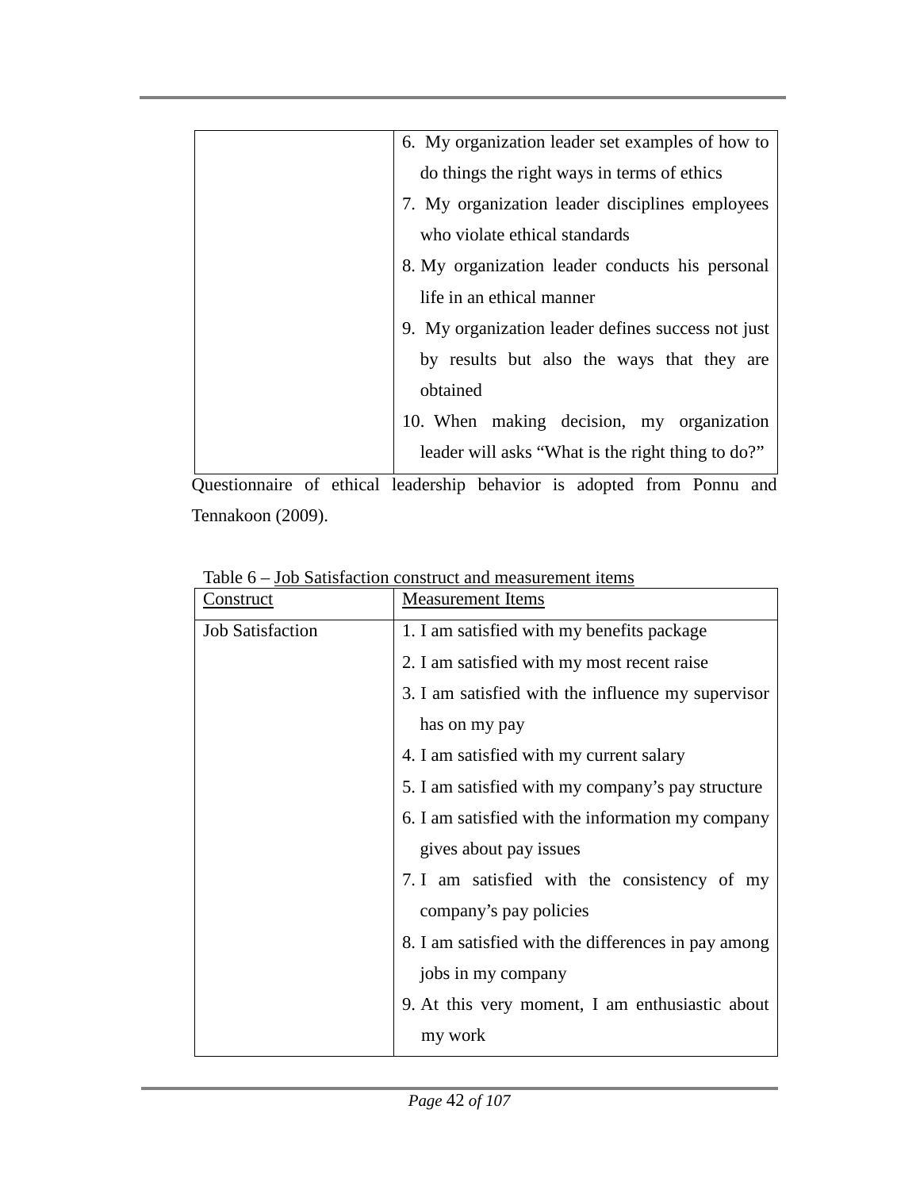| | |
|---|---|
| | 6. My organization leader set examples of how to do things the right ways in terms of ethics<br>7. My organization leader disciplines employees who violate ethical standards<br>8. My organization leader conducts his personal life in an ethical manner<br>9. My organization leader defines success not just by results but also the ways that they are obtained<br>10. When making decision, my organization leader will asks "What is the right thing to do?" |

Questionnaire of ethical leadership behavior is adopted from Ponnu and Tennakoon (2009).

Table 6 – Job Satisfaction construct and measurement items

| Construct | Measurement Items |
|---|---|
| Job Satisfaction | 1. I am satisfied with my benefits package<br>2. I am satisfied with my most recent raise<br>3. I am satisfied with the influence my supervisor has on my pay<br>4. I am satisfied with my current salary<br>5. I am satisfied with my company's pay structure<br>6. I am satisfied with the information my company gives about pay issues<br>7. I am satisfied with the consistency of my company's pay policies<br>8. I am satisfied with the differences in pay among jobs in my company<br>9. At this very moment, I am enthusiastic about my work |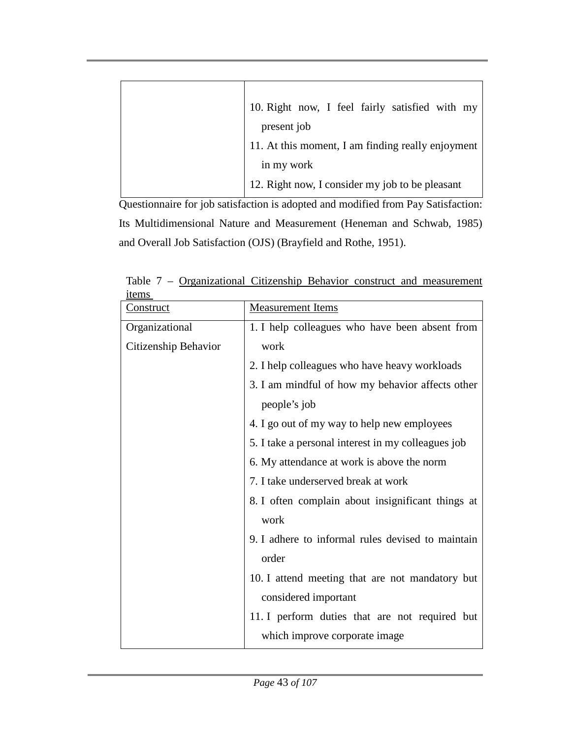| | |
|---|---|
| | 10. Right now, I feel fairly satisfied with my present job<br>11. At this moment, I am finding really enjoyment in my work<br>12. Right now, I consider my job to be pleasant |

Questionnaire for job satisfaction is adopted and modified from Pay Satisfaction: Its Multidimensional Nature and Measurement (Heneman and Schwab, 1985) and Overall Job Satisfaction (OJS) (Brayfield and Rothe, 1951).

Table 7 – Organizational Citizenship Behavior construct and measurement items

| Construct | Measurement Items |
|---|---|
| Organizational Citizenship Behavior | 1. I help colleagues who have been absent from work<br>2. I help colleagues who have heavy workloads<br>3. I am mindful of how my behavior affects other people's job<br>4. I go out of my way to help new employees<br>5. I take a personal interest in my colleagues job<br>6. My attendance at work is above the norm<br>7. I take underserved break at work<br>8. I often complain about insignificant things at work<br>9. I adhere to informal rules devised to maintain order<br>10. I attend meeting that are not mandatory but considered important<br>11. I perform duties that are not required but which improve corporate image |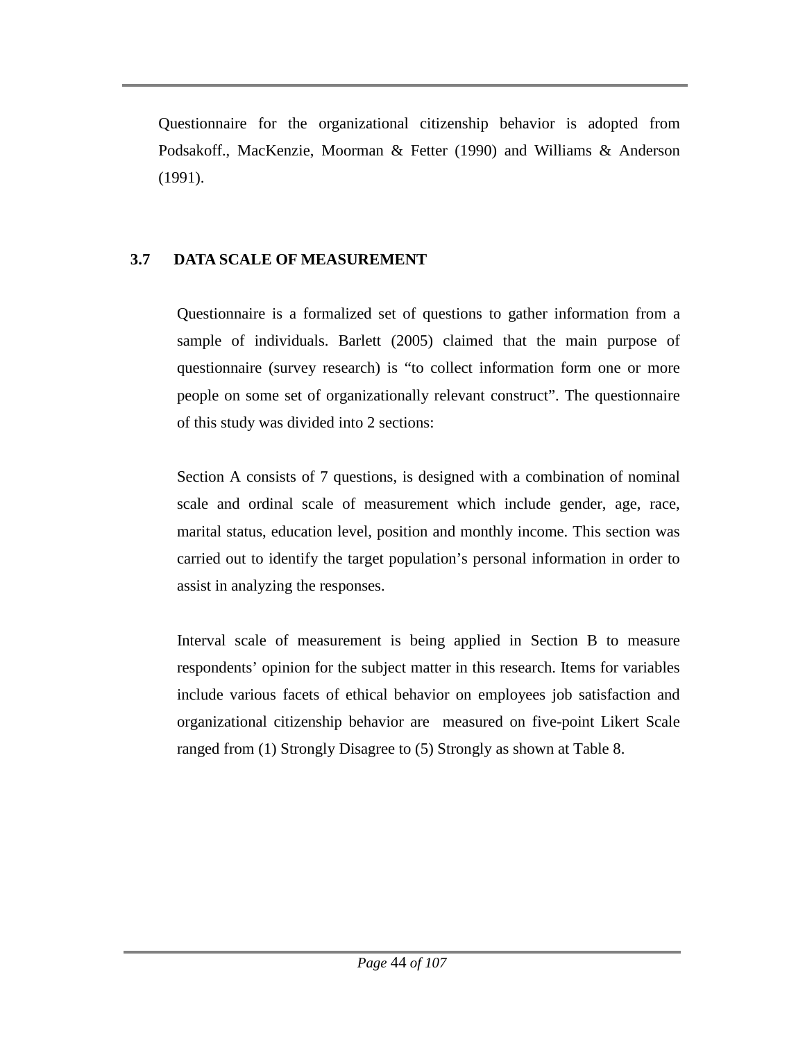Questionnaire for the organizational citizenship behavior is adopted from Podsakoff., MacKenzie, Moorman & Fetter (1990) and Williams & Anderson (1991).

## 3.7 DATA SCALE OF MEASUREMENT

Questionnaire is a formalized set of questions to gather information from a sample of individuals. Barlett (2005) claimed that the main purpose of questionnaire (survey research) is "to collect information form one or more people on some set of organizationally relevant construct". The questionnaire of this study was divided into 2 sections:

Section A consists of 7 questions, is designed with a combination of nominal scale and ordinal scale of measurement which include gender, age, race, marital status, education level, position and monthly income. This section was carried out to identify the target population's personal information in order to assist in analyzing the responses.

Interval scale of measurement is being applied in Section B to measure respondents' opinion for the subject matter in this research. Items for variables include various facets of ethical behavior on employees job satisfaction and organizational citizenship behavior are measured on five-point Likert Scale ranged from (1) Strongly Disagree to (5) Strongly as shown at Table 8.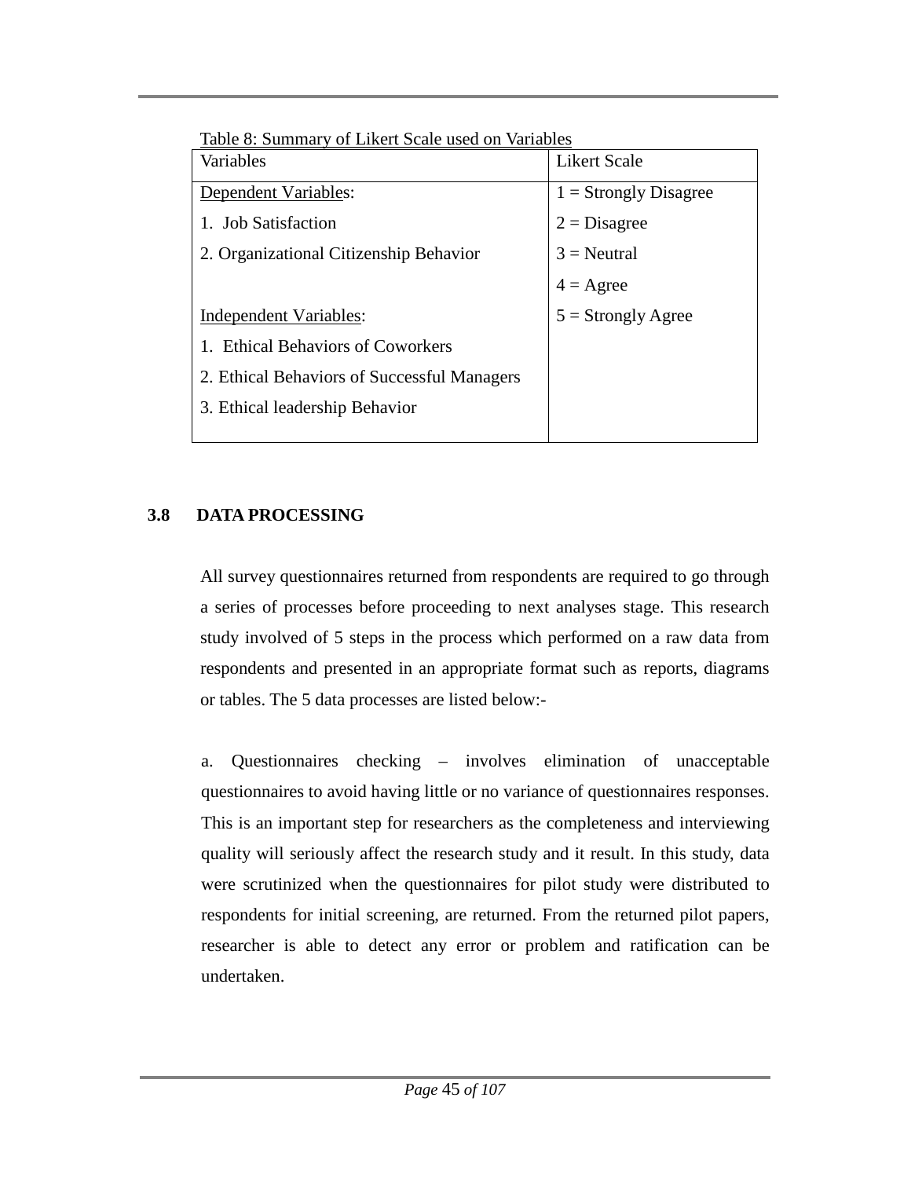Table 8: Summary of Likert Scale used on Variables

| Variables | Likert Scale |
|---|---|
| Dependent Variables: | 1 = Strongly Disagree |
| 1. Job Satisfaction | 2 = Disagree |
| 2. Organizational Citizenship Behavior | 3 = Neutral |
| | 4 = Agree |
| Independent Variables: | 5 = Strongly Agree |
| 1. Ethical Behaviors of Coworkers | |
| 2. Ethical Behaviors of Successful Managers | |
| 3. Ethical leadership Behavior | |

## 3.8 DATA PROCESSING

All survey questionnaires returned from respondents are required to go through a series of processes before proceeding to next analyses stage. This research study involved of 5 steps in the process which performed on a raw data from respondents and presented in an appropriate format such as reports, diagrams or tables. The 5 data processes are listed below:-

a. Questionnaires checking – involves elimination of unacceptable questionnaires to avoid having little or no variance of questionnaires responses. This is an important step for researchers as the completeness and interviewing quality will seriously affect the research study and it result. In this study, data were scrutinized when the questionnaires for pilot study were distributed to respondents for initial screening, are returned. From the returned pilot papers, researcher is able to detect any error or problem and ratification can be undertaken.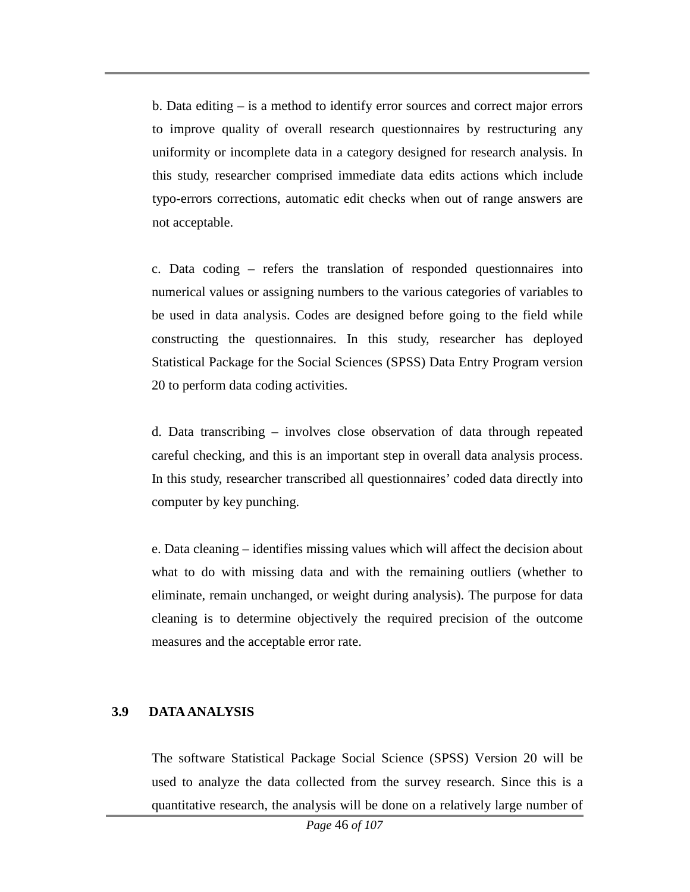b. Data editing – is a method to identify error sources and correct major errors to improve quality of overall research questionnaires by restructuring any uniformity or incomplete data in a category designed for research analysis. In this study, researcher comprised immediate data edits actions which include typo-errors corrections, automatic edit checks when out of range answers are not acceptable.

c. Data coding – refers the translation of responded questionnaires into numerical values or assigning numbers to the various categories of variables to be used in data analysis. Codes are designed before going to the field while constructing the questionnaires. In this study, researcher has deployed Statistical Package for the Social Sciences (SPSS) Data Entry Program version 20 to perform data coding activities.

d. Data transcribing – involves close observation of data through repeated careful checking, and this is an important step in overall data analysis process. In this study, researcher transcribed all questionnaires' coded data directly into computer by key punching.

e. Data cleaning – identifies missing values which will affect the decision about what to do with missing data and with the remaining outliers (whether to eliminate, remain unchanged, or weight during analysis). The purpose for data cleaning is to determine objectively the required precision of the outcome measures and the acceptable error rate.

## 3.9 DATA ANALYSIS

The software Statistical Package Social Science (SPSS) Version 20 will be used to analyze the data collected from the survey research. Since this is a quantitative research, the analysis will be done on a relatively large number of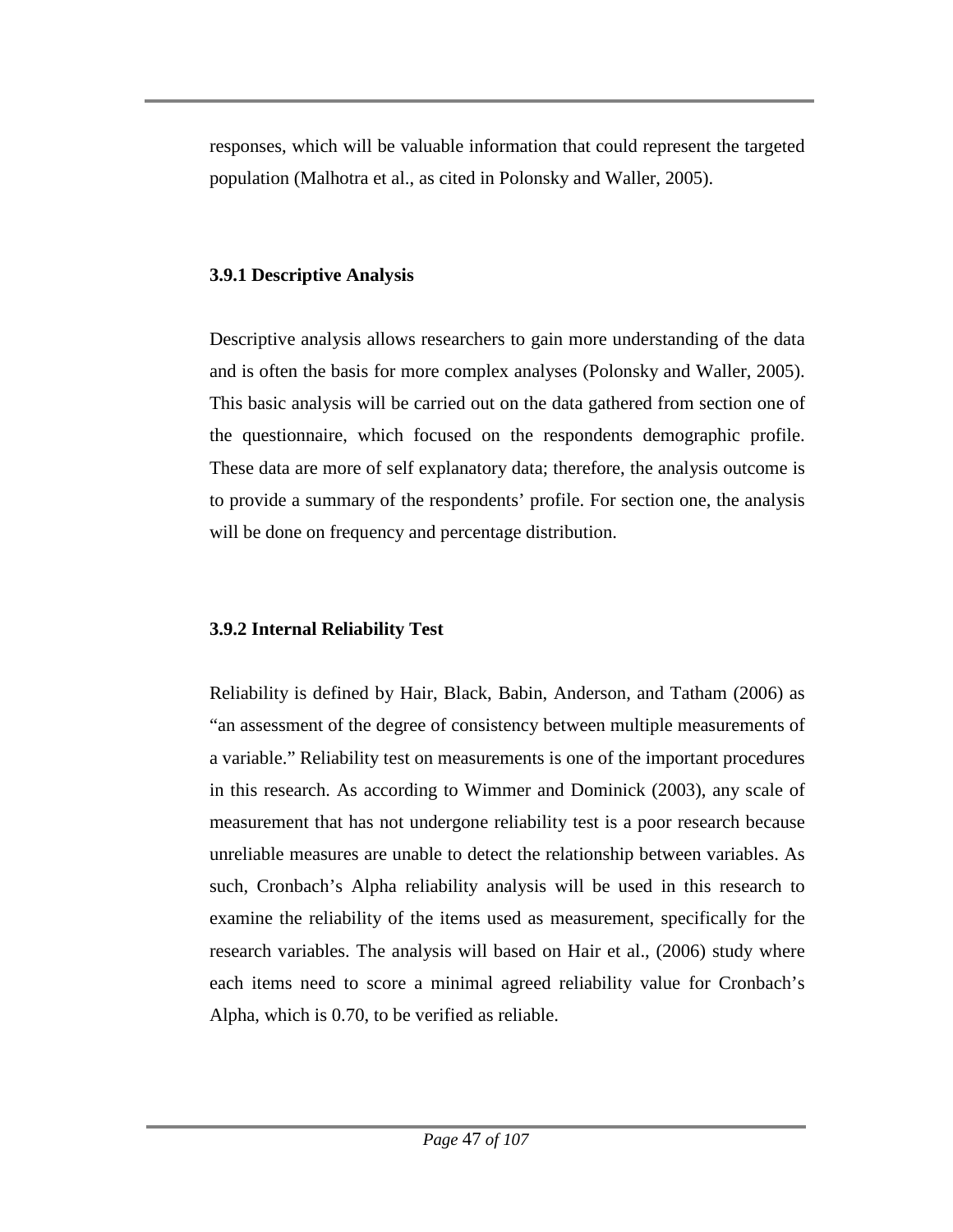responses, which will be valuable information that could represent the targeted population (Malhotra et al., as cited in Polonsky and Waller, 2005).

### 3.9.1 Descriptive Analysis

Descriptive analysis allows researchers to gain more understanding of the data and is often the basis for more complex analyses (Polonsky and Waller, 2005). This basic analysis will be carried out on the data gathered from section one of the questionnaire, which focused on the respondents demographic profile. These data are more of self explanatory data; therefore, the analysis outcome is to provide a summary of the respondents' profile. For section one, the analysis will be done on frequency and percentage distribution.

### 3.9.2 Internal Reliability Test

Reliability is defined by Hair, Black, Babin, Anderson, and Tatham (2006) as "an assessment of the degree of consistency between multiple measurements of a variable." Reliability test on measurements is one of the important procedures in this research. As according to Wimmer and Dominick (2003), any scale of measurement that has not undergone reliability test is a poor research because unreliable measures are unable to detect the relationship between variables. As such, Cronbach's Alpha reliability analysis will be used in this research to examine the reliability of the items used as measurement, specifically for the research variables. The analysis will based on Hair et al., (2006) study where each items need to score a minimal agreed reliability value for Cronbach's Alpha, which is 0.70, to be verified as reliable.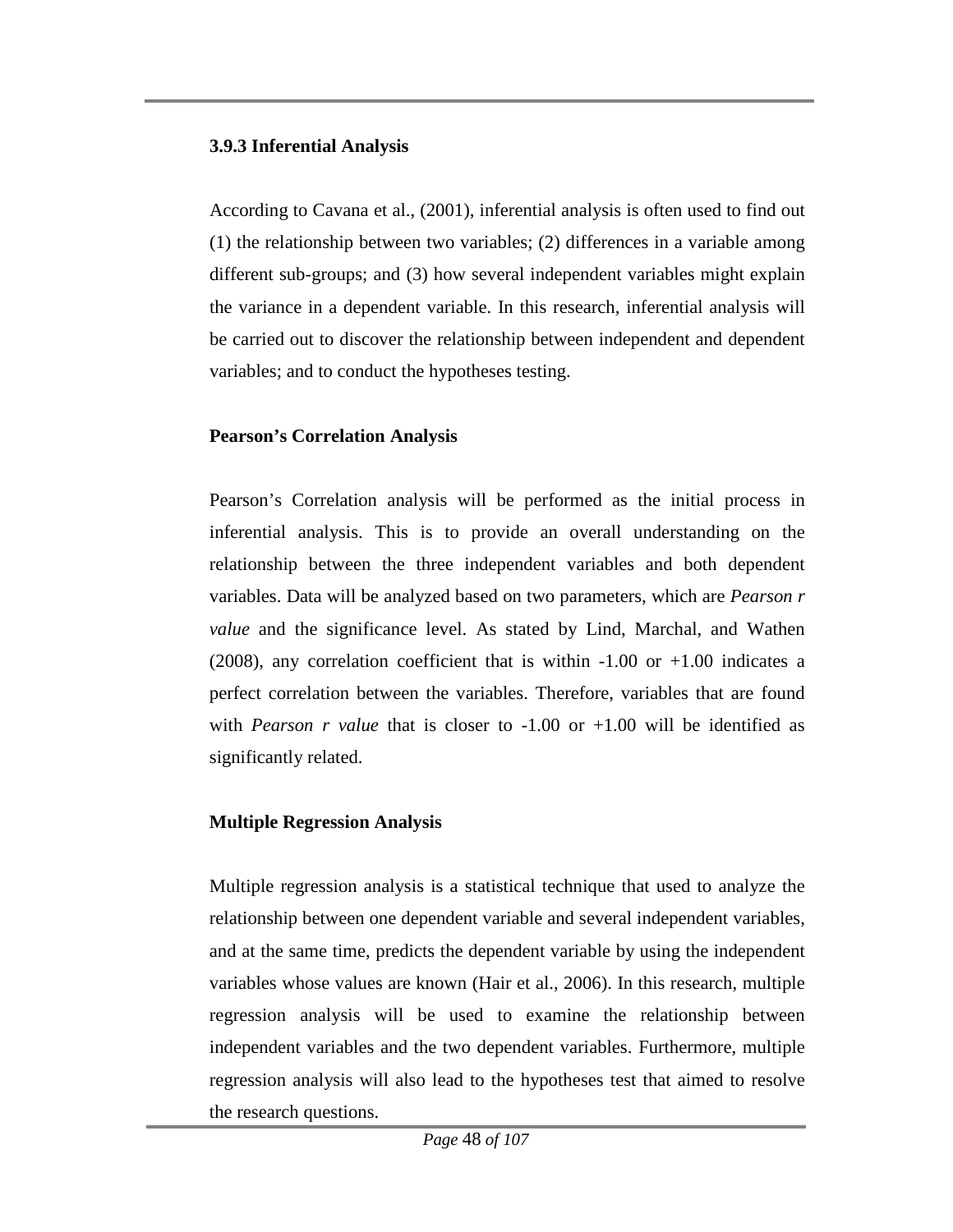### 3.9.3 Inferential Analysis

According to Cavana et al., (2001), inferential analysis is often used to find out (1) the relationship between two variables; (2) differences in a variable among different sub-groups; and (3) how several independent variables might explain the variance in a dependent variable. In this research, inferential analysis will be carried out to discover the relationship between independent and dependent variables; and to conduct the hypotheses testing.

**Pearson's Correlation Analysis**

Pearson's Correlation analysis will be performed as the initial process in inferential analysis. This is to provide an overall understanding on the relationship between the three independent variables and both dependent variables. Data will be analyzed based on two parameters, which are *Pearson r value* and the significance level. As stated by Lind, Marchal, and Wathen (2008), any correlation coefficient that is within -1.00 or +1.00 indicates a perfect correlation between the variables. Therefore, variables that are found with *Pearson r value* that is closer to -1.00 or +1.00 will be identified as significantly related.

**Multiple Regression Analysis**

Multiple regression analysis is a statistical technique that used to analyze the relationship between one dependent variable and several independent variables, and at the same time, predicts the dependent variable by using the independent variables whose values are known (Hair et al., 2006). In this research, multiple regression analysis will be used to examine the relationship between independent variables and the two dependent variables. Furthermore, multiple regression analysis will also lead to the hypotheses test that aimed to resolve the research questions.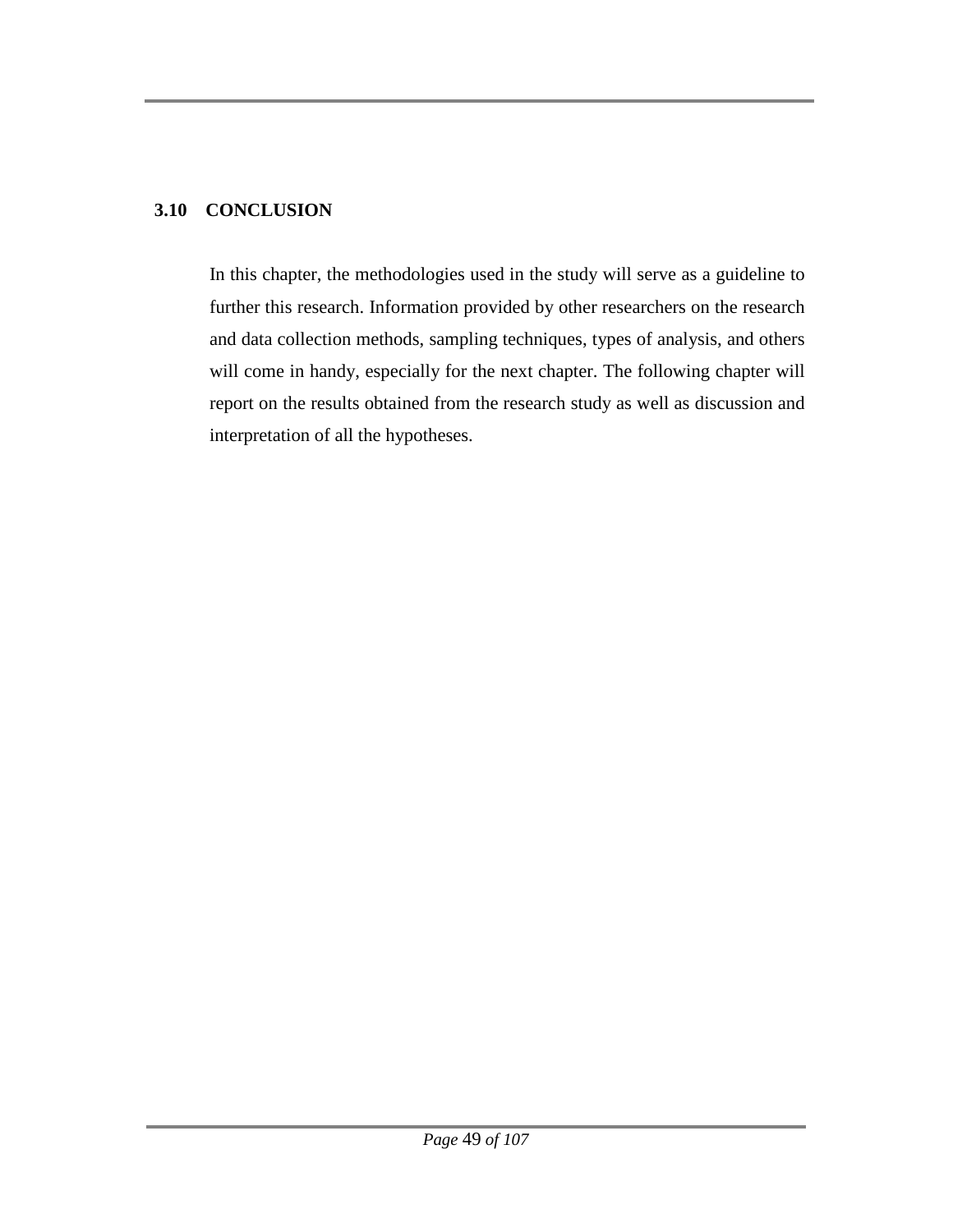## 3.10 CONCLUSION

In this chapter, the methodologies used in the study will serve as a guideline to further this research. Information provided by other researchers on the research and data collection methods, sampling techniques, types of analysis, and others will come in handy, especially for the next chapter. The following chapter will report on the results obtained from the research study as well as discussion and interpretation of all the hypotheses.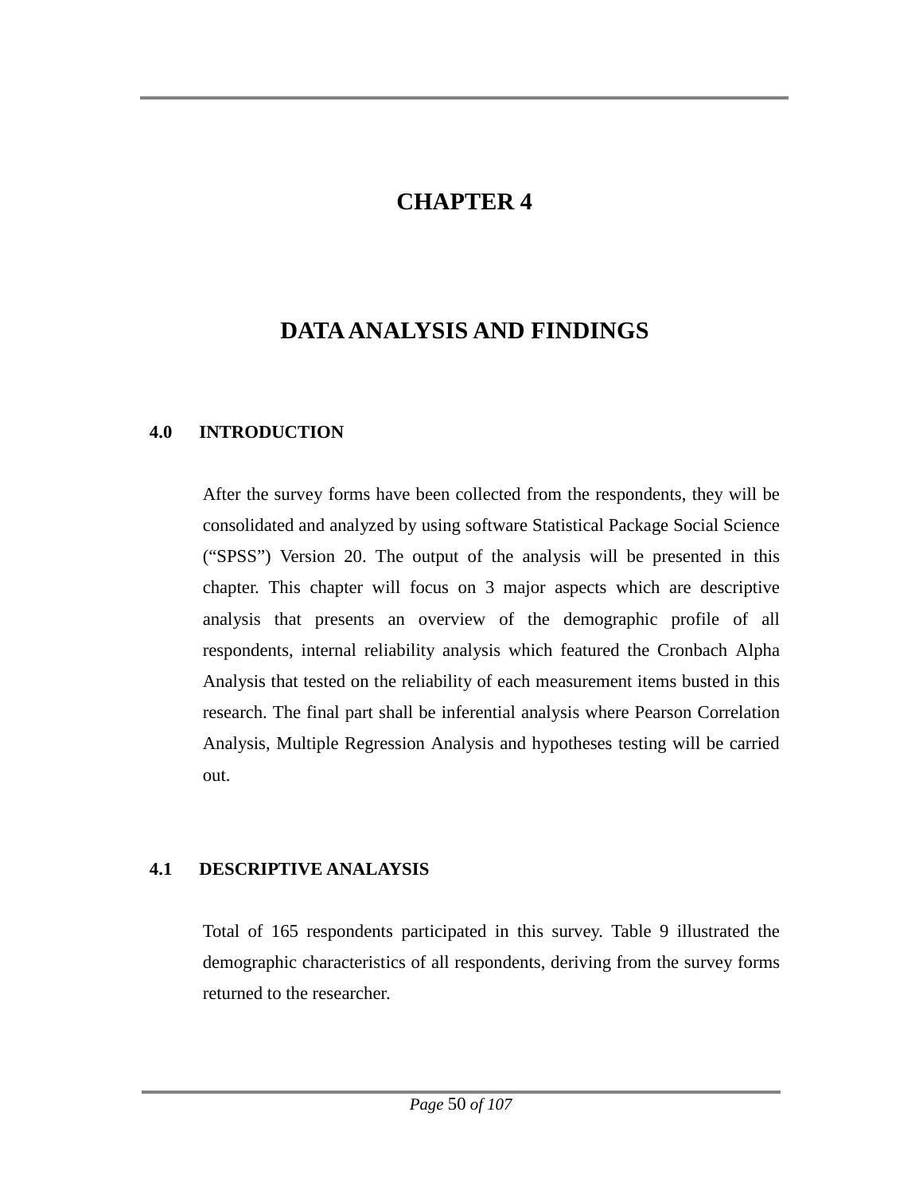# CHAPTER 4

# DATA ANALYSIS AND FINDINGS

## 4.0 INTRODUCTION

After the survey forms have been collected from the respondents, they will be consolidated and analyzed by using software Statistical Package Social Science ("SPSS") Version 20. The output of the analysis will be presented in this chapter. This chapter will focus on 3 major aspects which are descriptive analysis that presents an overview of the demographic profile of all respondents, internal reliability analysis which featured the Cronbach Alpha Analysis that tested on the reliability of each measurement items busted in this research. The final part shall be inferential analysis where Pearson Correlation Analysis, Multiple Regression Analysis and hypotheses testing will be carried out.

## 4.1 DESCRIPTIVE ANALAYSIS

Total of 165 respondents participated in this survey. Table 9 illustrated the demographic characteristics of all respondents, deriving from the survey forms returned to the researcher.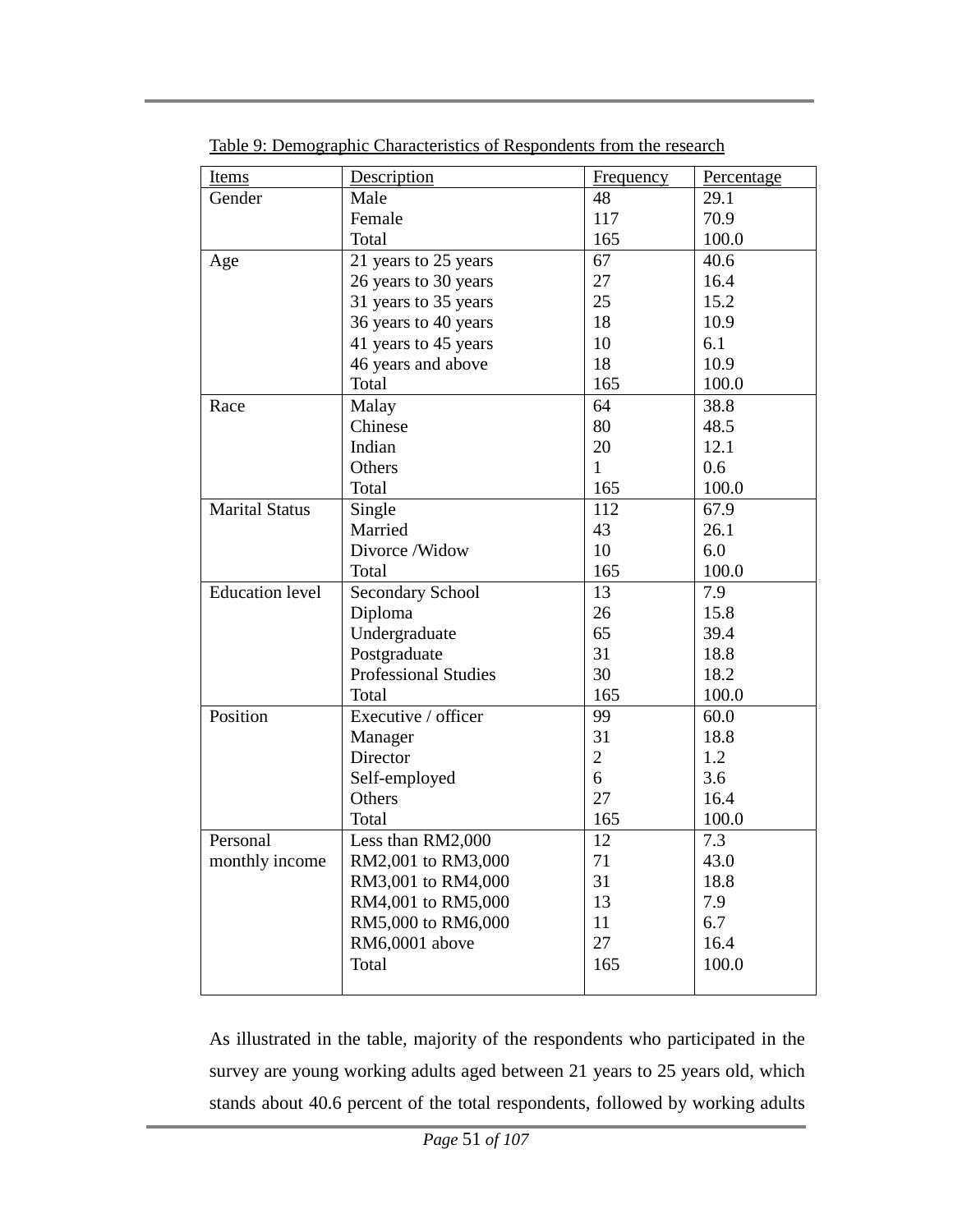Table 9: Demographic Characteristics of Respondents from the research

| Items | Description | Frequency | Percentage |
|---|---|---|---|
| Gender | Male | 48 | 29.1 |
| | Female | 117 | 70.9 |
| | Total | 165 | 100.0 |
| Age | 21 years to 25 years | 67 | 40.6 |
| | 26 years to 30 years | 27 | 16.4 |
| | 31 years to 35 years | 25 | 15.2 |
| | 36 years to 40 years | 18 | 10.9 |
| | 41 years to 45 years | 10 | 6.1 |
| | 46 years and above | 18 | 10.9 |
| | Total | 165 | 100.0 |
| Race | Malay | 64 | 38.8 |
| | Chinese | 80 | 48.5 |
| | Indian | 20 | 12.1 |
| | Others | 1 | 0.6 |
| | Total | 165 | 100.0 |
| Marital Status | Single | 112 | 67.9 |
| | Married | 43 | 26.1 |
| | Divorce /Widow | 10 | 6.0 |
| | Total | 165 | 100.0 |
| Education level | Secondary School | 13 | 7.9 |
| | Diploma | 26 | 15.8 |
| | Undergraduate | 65 | 39.4 |
| | Postgraduate | 31 | 18.8 |
| | Professional Studies | 30 | 18.2 |
| | Total | 165 | 100.0 |
| Position | Executive / officer | 99 | 60.0 |
| | Manager | 31 | 18.8 |
| | Director | 2 | 1.2 |
| | Self-employed | 6 | 3.6 |
| | Others | 27 | 16.4 |
| | Total | 165 | 100.0 |
| Personal monthly income | Less than RM2,000 | 12 | 7.3 |
| | RM2,001 to RM3,000 | 71 | 43.0 |
| | RM3,001 to RM4,000 | 31 | 18.8 |
| | RM4,001 to RM5,000 | 13 | 7.9 |
| | RM5,000 to RM6,000 | 11 | 6.7 |
| | RM6,0001 above | 27 | 16.4 |
| | Total | 165 | 100.0 |

As illustrated in the table, majority of the respondents who participated in the survey are young working adults aged between 21 years to 25 years old, which stands about 40.6 percent of the total respondents, followed by working adults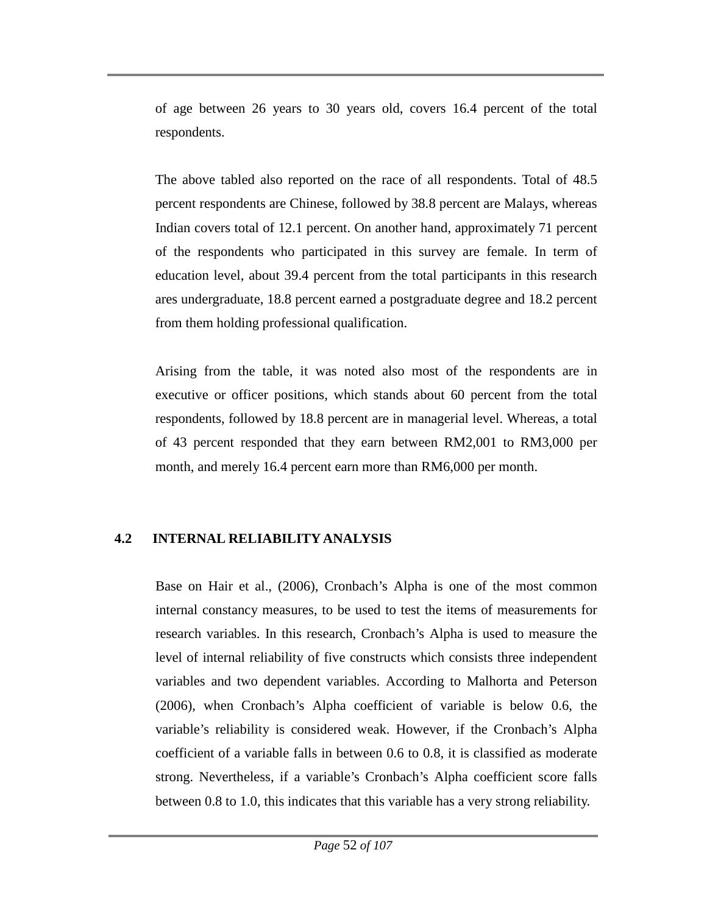of age between 26 years to 30 years old, covers 16.4 percent of the total respondents.

The above tabled also reported on the race of all respondents. Total of 48.5 percent respondents are Chinese, followed by 38.8 percent are Malays, whereas Indian covers total of 12.1 percent. On another hand, approximately 71 percent of the respondents who participated in this survey are female. In term of education level, about 39.4 percent from the total participants in this research ares undergraduate, 18.8 percent earned a postgraduate degree and 18.2 percent from them holding professional qualification.

Arising from the table, it was noted also most of the respondents are in executive or officer positions, which stands about 60 percent from the total respondents, followed by 18.8 percent are in managerial level. Whereas, a total of 43 percent responded that they earn between RM2,001 to RM3,000 per month, and merely 16.4 percent earn more than RM6,000 per month.

## 4.2 INTERNAL RELIABILITY ANALYSIS

Base on Hair et al., (2006), Cronbach's Alpha is one of the most common internal constancy measures, to be used to test the items of measurements for research variables. In this research, Cronbach's Alpha is used to measure the level of internal reliability of five constructs which consists three independent variables and two dependent variables. According to Malhorta and Peterson (2006), when Cronbach's Alpha coefficient of variable is below 0.6, the variable's reliability is considered weak. However, if the Cronbach's Alpha coefficient of a variable falls in between 0.6 to 0.8, it is classified as moderate strong. Nevertheless, if a variable's Cronbach's Alpha coefficient score falls between 0.8 to 1.0, this indicates that this variable has a very strong reliability.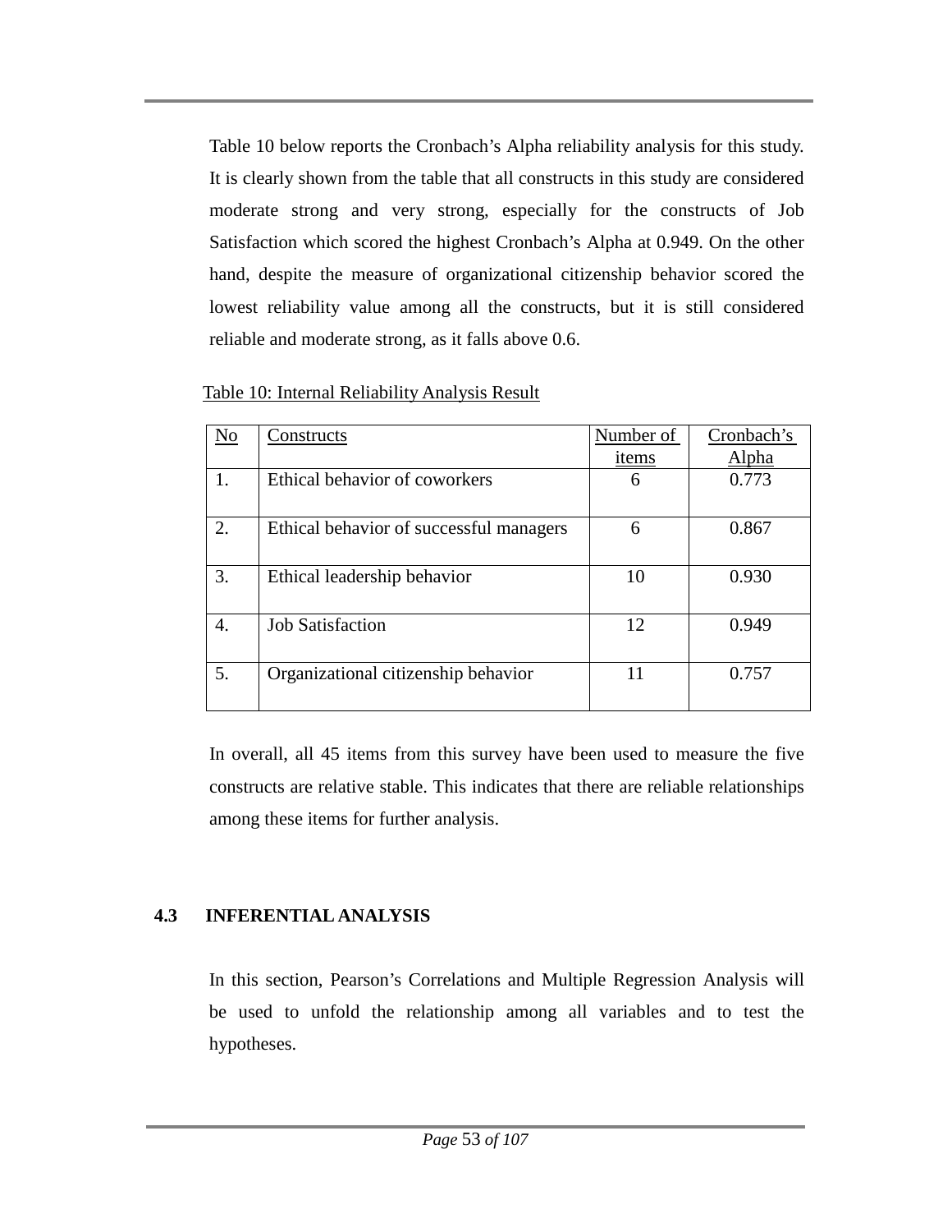Table 10 below reports the Cronbach's Alpha reliability analysis for this study. It is clearly shown from the table that all constructs in this study are considered moderate strong and very strong, especially for the constructs of Job Satisfaction which scored the highest Cronbach's Alpha at 0.949. On the other hand, despite the measure of organizational citizenship behavior scored the lowest reliability value among all the constructs, but it is still considered reliable and moderate strong, as it falls above 0.6.

Table 10: Internal Reliability Analysis Result

| No | Constructs | Number of items | Cronbach's Alpha |
|---|---|---|---|
| 1. | Ethical behavior of coworkers | 6 | 0.773 |
| 2. | Ethical behavior of successful managers | 6 | 0.867 |
| 3. | Ethical leadership behavior | 10 | 0.930 |
| 4. | Job Satisfaction | 12 | 0.949 |
| 5. | Organizational citizenship behavior | 11 | 0.757 |

In overall, all 45 items from this survey have been used to measure the five constructs are relative stable. This indicates that there are reliable relationships among these items for further analysis.

## 4.3 INFERENTIAL ANALYSIS

In this section, Pearson's Correlations and Multiple Regression Analysis will be used to unfold the relationship among all variables and to test the hypotheses.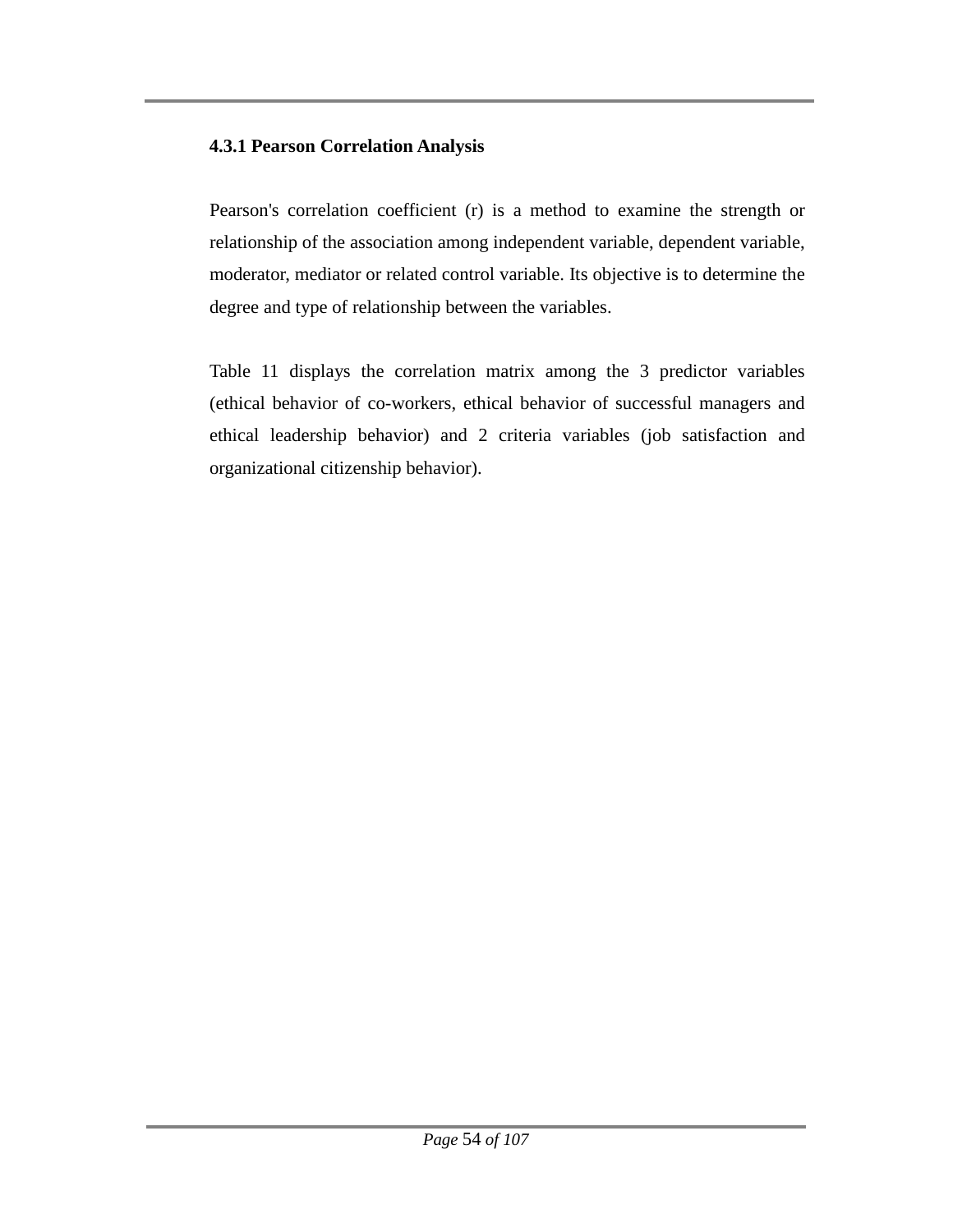### 4.3.1 Pearson Correlation Analysis

Pearson's correlation coefficient (r) is a method to examine the strength or relationship of the association among independent variable, dependent variable, moderator, mediator or related control variable. Its objective is to determine the degree and type of relationship between the variables.

Table 11 displays the correlation matrix among the 3 predictor variables (ethical behavior of co-workers, ethical behavior of successful managers and ethical leadership behavior) and 2 criteria variables (job satisfaction and organizational citizenship behavior).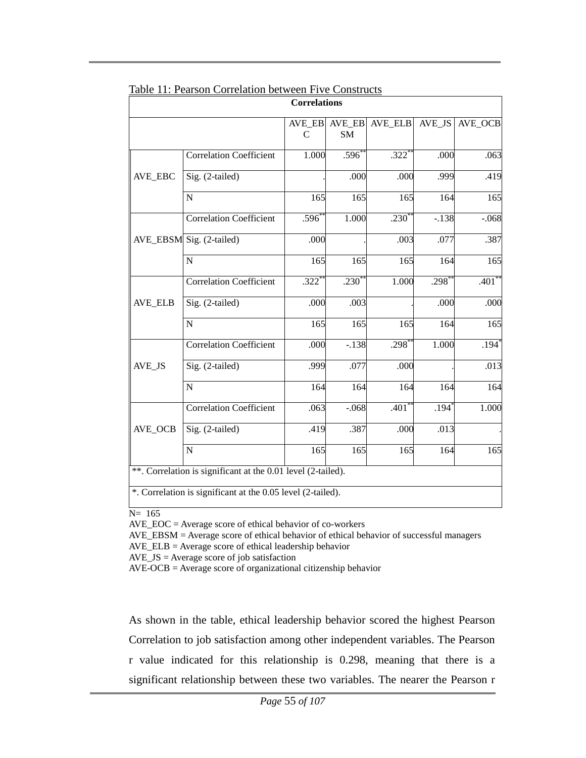Table 11: Pearson Correlation between Five Constructs

| Correlations | | | | | | |
|---|---|---|---|---|---|---|
| | | AVE_EBC | AVE_EBSM | AVE_ELB | AVE_JS | AVE_OCB |
| AVE_EBC | Correlation Coefficient | 1.000 | .596** | .322** | .000 | .063 |
| | Sig. (2-tailed) | . | .000 | .000 | .999 | .419 |
| | N | 165 | 165 | 165 | 164 | 165 |
| AVE_EBSM | Correlation Coefficient | .596** | 1.000 | .230** | -.138 | -.068 |
| | Sig. (2-tailed) | .000 | . | .003 | .077 | .387 |
| | N | 165 | 165 | 165 | 164 | 165 |
| AVE_ELB | Correlation Coefficient | .322** | .230** | 1.000 | .298** | .401** |
| | Sig. (2-tailed) | .000 | .003 | . | .000 | .000 |
| | N | 165 | 165 | 165 | 164 | 165 |
| AVE_JS | Correlation Coefficient | .000 | -.138 | .298** | 1.000 | .194* |
| | Sig. (2-tailed) | .999 | .077 | .000 | . | .013 |
| | N | 164 | 164 | 164 | 164 | 164 |
| AVE_OCB | Correlation Coefficient | .063 | -.068 | .401** | .194* | 1.000 |
| | Sig. (2-tailed) | .419 | .387 | .000 | .013 | . |
| | N | 165 | 165 | 165 | 164 | 165 |

**. Correlation is significant at the 0.01 level (2-tailed).

*. Correlation is significant at the 0.05 level (2-tailed).

N= 165

AVE_EOC = Average score of ethical behavior of co-workers

AVE_EBSM = Average score of ethical behavior of ethical behavior of successful managers

AVE_ELB = Average score of ethical leadership behavior

AVE_JS = Average score of job satisfaction

AVE-OCB = Average score of organizational citizenship behavior

As shown in the table, ethical leadership behavior scored the highest Pearson Correlation to job satisfaction among other independent variables. The Pearson r value indicated for this relationship is 0.298, meaning that there is a significant relationship between these two variables. The nearer the Pearson r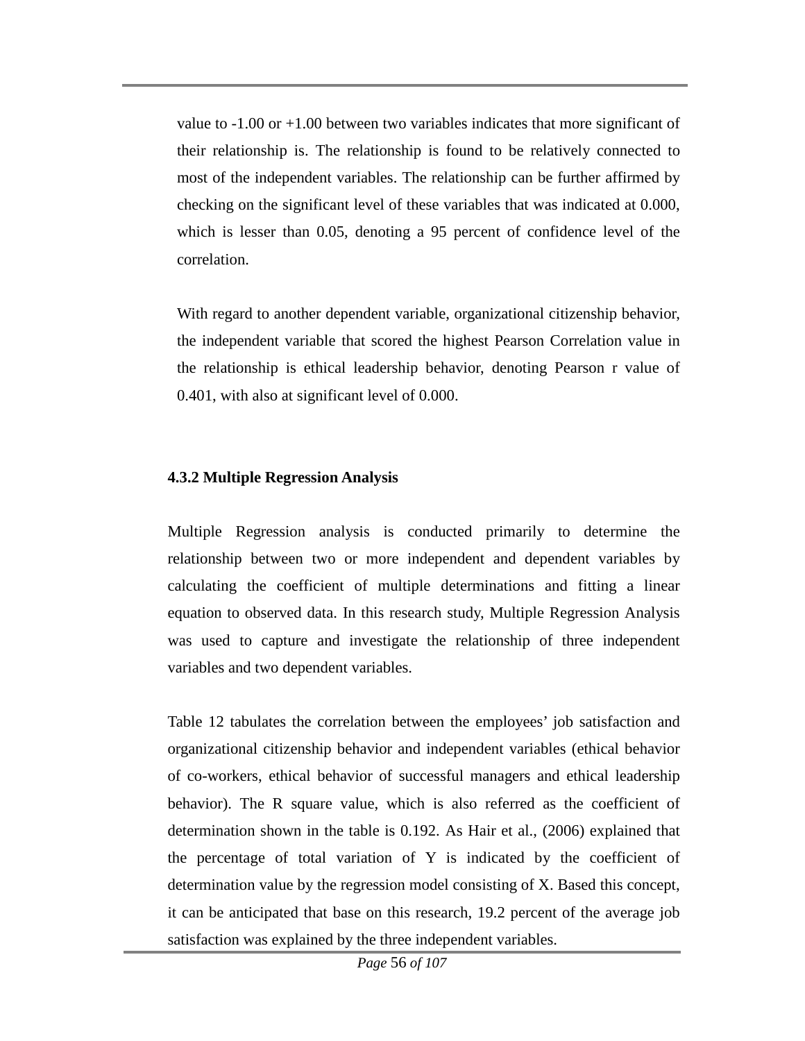value to -1.00 or +1.00 between two variables indicates that more significant of their relationship is. The relationship is found to be relatively connected to most of the independent variables. The relationship can be further affirmed by checking on the significant level of these variables that was indicated at 0.000, which is lesser than 0.05, denoting a 95 percent of confidence level of the correlation.

With regard to another dependent variable, organizational citizenship behavior, the independent variable that scored the highest Pearson Correlation value in the relationship is ethical leadership behavior, denoting Pearson r value of 0.401, with also at significant level of 0.000.

### 4.3.2 Multiple Regression Analysis

Multiple Regression analysis is conducted primarily to determine the relationship between two or more independent and dependent variables by calculating the coefficient of multiple determinations and fitting a linear equation to observed data. In this research study, Multiple Regression Analysis was used to capture and investigate the relationship of three independent variables and two dependent variables.

Table 12 tabulates the correlation between the employees' job satisfaction and organizational citizenship behavior and independent variables (ethical behavior of co-workers, ethical behavior of successful managers and ethical leadership behavior). The R square value, which is also referred as the coefficient of determination shown in the table is 0.192. As Hair et al., (2006) explained that the percentage of total variation of Y is indicated by the coefficient of determination value by the regression model consisting of X. Based this concept, it can be anticipated that base on this research, 19.2 percent of the average job satisfaction was explained by the three independent variables.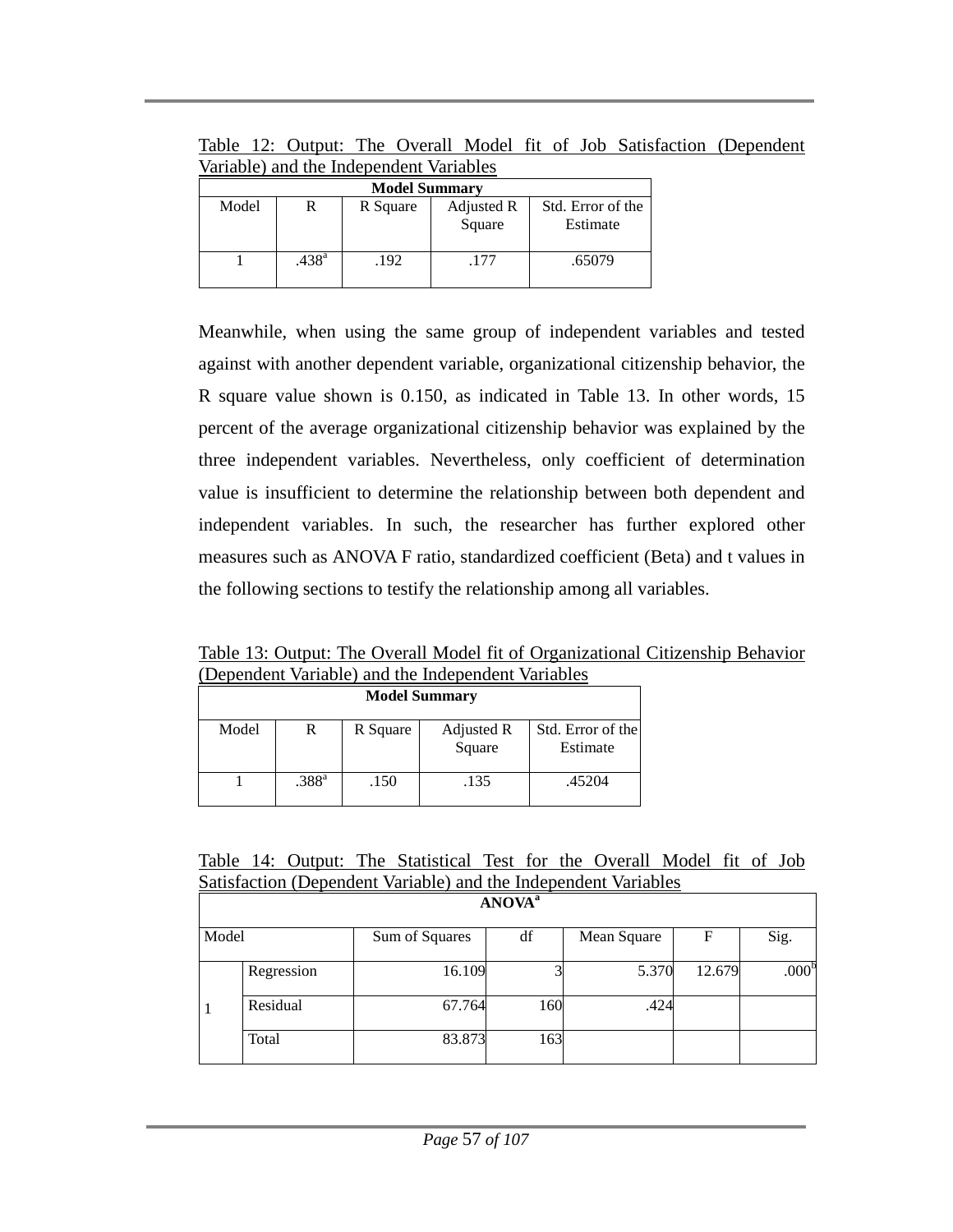Table 12: Output: The Overall Model fit of Job Satisfaction (Dependent Variable) and the Independent Variables

| Model Summary | | | | |
|---|---|---|---|---|
| Model | R | R Square | Adjusted R Square | Std. Error of the Estimate |
| 1 | .438[a] | .192 | .177 | .65079 |

Meanwhile, when using the same group of independent variables and tested against with another dependent variable, organizational citizenship behavior, the R square value shown is 0.150, as indicated in Table 13. In other words, 15 percent of the average organizational citizenship behavior was explained by the three independent variables. Nevertheless, only coefficient of determination value is insufficient to determine the relationship between both dependent and independent variables. In such, the researcher has further explored other measures such as ANOVA F ratio, standardized coefficient (Beta) and t values in the following sections to testify the relationship among all variables.

Table 13: Output: The Overall Model fit of Organizational Citizenship Behavior (Dependent Variable) and the Independent Variables

| Model Summary | | | | |
|---|---|---|---|---|
| Model | R | R Square | Adjusted R Square | Std. Error of the Estimate |
| 1 | .388[a] | .150 | .135 | .45204 |

Table 14: Output: The Statistical Test for the Overall Model fit of Job Satisfaction (Dependent Variable) and the Independent Variables

| ANOVA[a] | | | | | | |
|---|---|---|---|---|---|---|
| Model | | Sum of Squares | df | Mean Square | F | Sig. |
| 1 | Regression | 16.109 | 3 | 5.370 | 12.679 | .000[b] |
| | Residual | 67.764 | 160 | .424 | | |
| | Total | 83.873 | 163 | | | |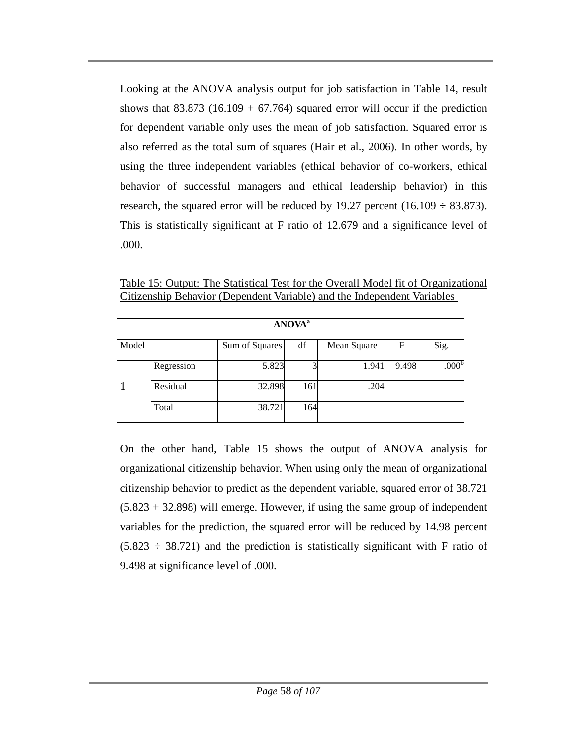Looking at the ANOVA analysis output for job satisfaction in Table 14, result shows that 83.873 (16.109 + 67.764) squared error will occur if the prediction for dependent variable only uses the mean of job satisfaction. Squared error is also referred as the total sum of squares (Hair et al., 2006). In other words, by using the three independent variables (ethical behavior of co-workers, ethical behavior of successful managers and ethical leadership behavior) in this research, the squared error will be reduced by 19.27 percent (16.109 ÷ 83.873). This is statistically significant at F ratio of 12.679 and a significance level of .000.

Table 15: Output: The Statistical Test for the Overall Model fit of Organizational Citizenship Behavior (Dependent Variable) and the Independent Variables

| ANOVA[a] | | | | | | |
|---|---|---|---|---|---|---|
| Model | | Sum of Squares | df | Mean Square | F | Sig. |
| 1 | Regression | 5.823 | 3 | 1.941 | 9.498 | .000[b] |
| | Residual | 32.898 | 161 | .204 | | |
| | Total | 38.721 | 164 | | | |

On the other hand, Table 15 shows the output of ANOVA analysis for organizational citizenship behavior. When using only the mean of organizational citizenship behavior to predict as the dependent variable, squared error of 38.721 (5.823 + 32.898) will emerge. However, if using the same group of independent variables for the prediction, the squared error will be reduced by 14.98 percent (5.823 ÷ 38.721) and the prediction is statistically significant with F ratio of 9.498 at significance level of .000.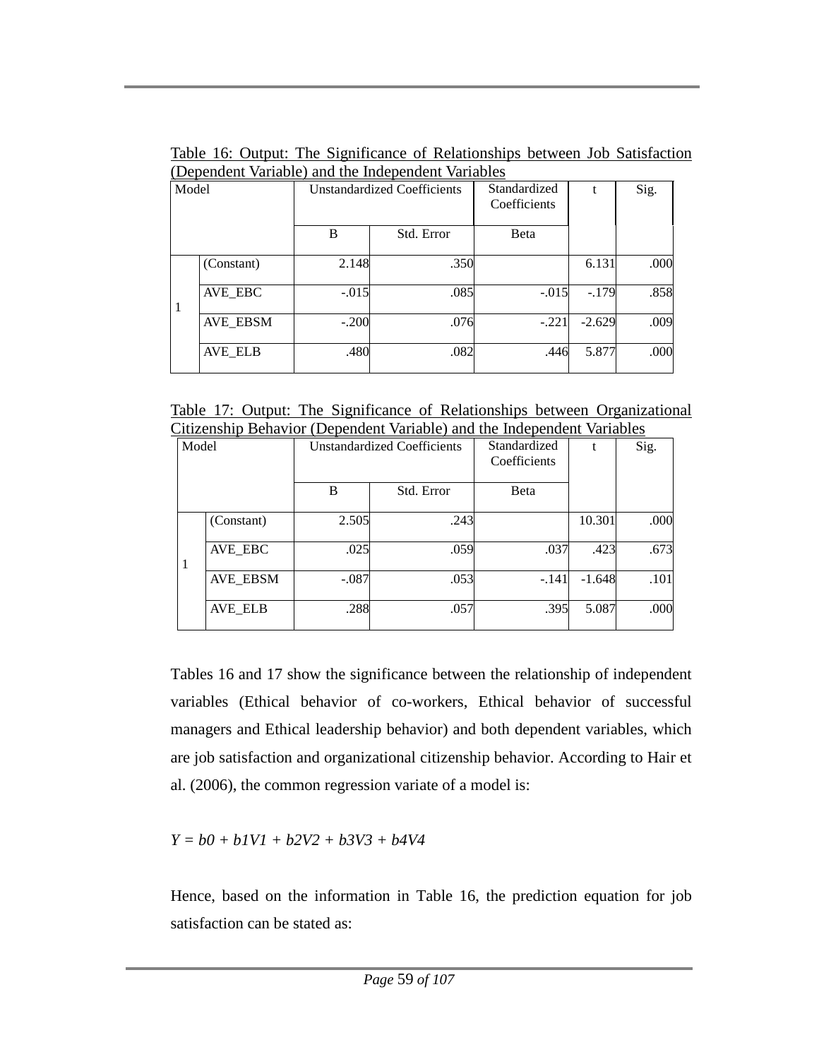Table 16: Output: The Significance of Relationships between Job Satisfaction (Dependent Variable) and the Independent Variables

| Model | | Unstandardized Coefficients | | Standardized Coefficients | t | Sig. |
|---|---|---|---|---|---|---|
| | | B | Std. Error | Beta | | |
| 1 | (Constant) | 2.148 | .350 | | 6.131 | .000 |
| | AVE_EBC | -.015 | .085 | -.015 | -.179 | .858 |
| | AVE_EBSM | -.200 | .076 | -.221 | -2.629 | .009 |
| | AVE_ELB | .480 | .082 | .446 | 5.877 | .000 |

Table 17: Output: The Significance of Relationships between Organizational Citizenship Behavior (Dependent Variable) and the Independent Variables

| Model | | Unstandardized Coefficients | | Standardized Coefficients | t | Sig. |
|---|---|---|---|---|---|---|
| | | B | Std. Error | Beta | | |
| 1 | (Constant) | 2.505 | .243 | | 10.301 | .000 |
| | AVE_EBC | .025 | .059 | .037 | .423 | .673 |
| | AVE_EBSM | -.087 | .053 | -.141 | -1.648 | .101 |
| | AVE_ELB | .288 | .057 | .395 | 5.087 | .000 |

Tables 16 and 17 show the significance between the relationship of independent variables (Ethical behavior of co-workers, Ethical behavior of successful managers and Ethical leadership behavior) and both dependent variables, which are job satisfaction and organizational citizenship behavior. According to Hair et al. (2006), the common regression variate of a model is:

$$Y = b0 + b1V1 + b2V2 + b3V3 + b4V4$$

Hence, based on the information in Table 16, the prediction equation for job satisfaction can be stated as: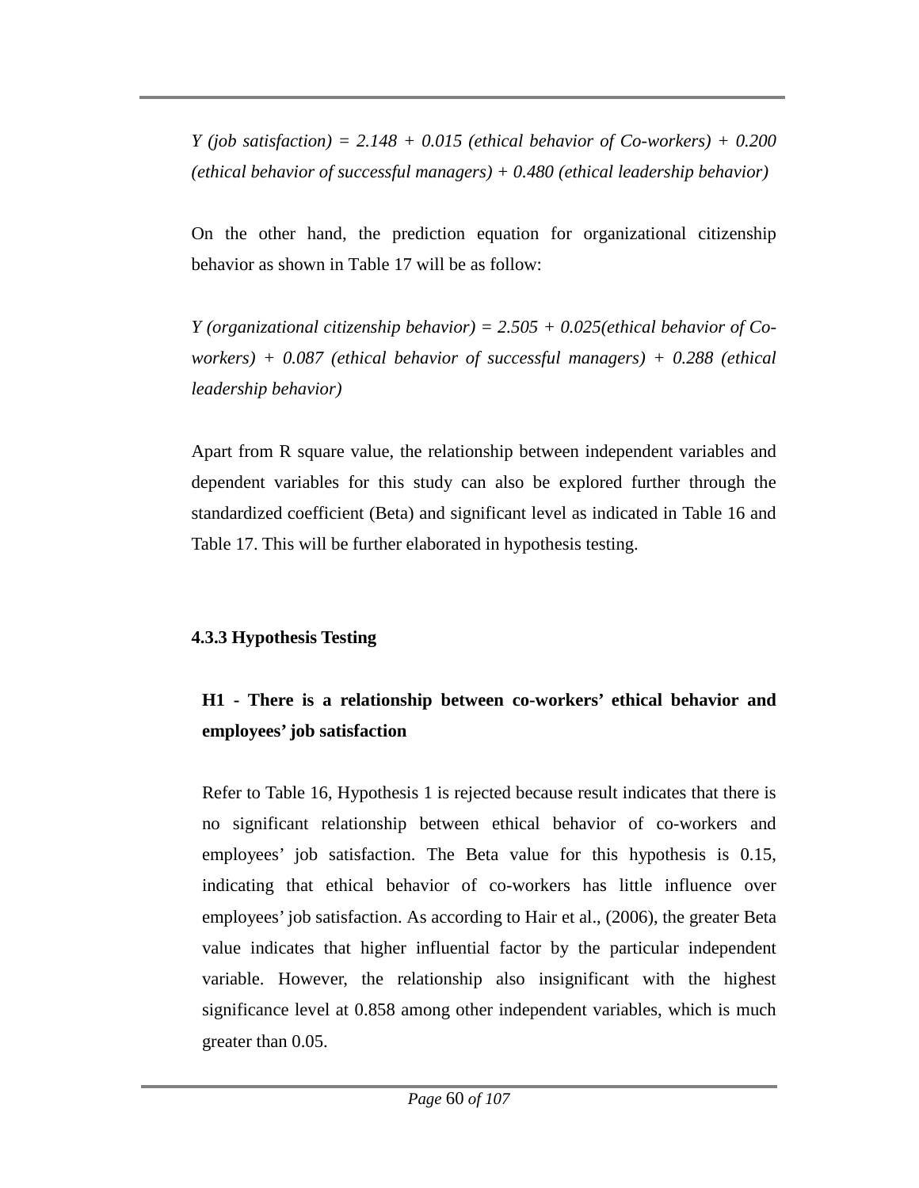*Y (job satisfaction) = 2.148 + 0.015 (ethical behavior of Co-workers) + 0.200 (ethical behavior of successful managers) + 0.480 (ethical leadership behavior)*

On the other hand, the prediction equation for organizational citizenship behavior as shown in Table 17 will be as follow:

*Y (organizational citizenship behavior) = 2.505 + 0.025(ethical behavior of Co-workers) + 0.087 (ethical behavior of successful managers) + 0.288 (ethical leadership behavior)*

Apart from R square value, the relationship between independent variables and dependent variables for this study can also be explored further through the standardized coefficient (Beta) and significant level as indicated in Table 16 and Table 17. This will be further elaborated in hypothesis testing.

### 4.3.3 Hypothesis Testing

**H1 - There is a relationship between co-workers' ethical behavior and employees' job satisfaction**

Refer to Table 16, Hypothesis 1 is rejected because result indicates that there is no significant relationship between ethical behavior of co-workers and employees' job satisfaction. The Beta value for this hypothesis is 0.15, indicating that ethical behavior of co-workers has little influence over employees' job satisfaction. As according to Hair et al., (2006), the greater Beta value indicates that higher influential factor by the particular independent variable. However, the relationship also insignificant with the highest significance level at 0.858 among other independent variables, which is much greater than 0.05.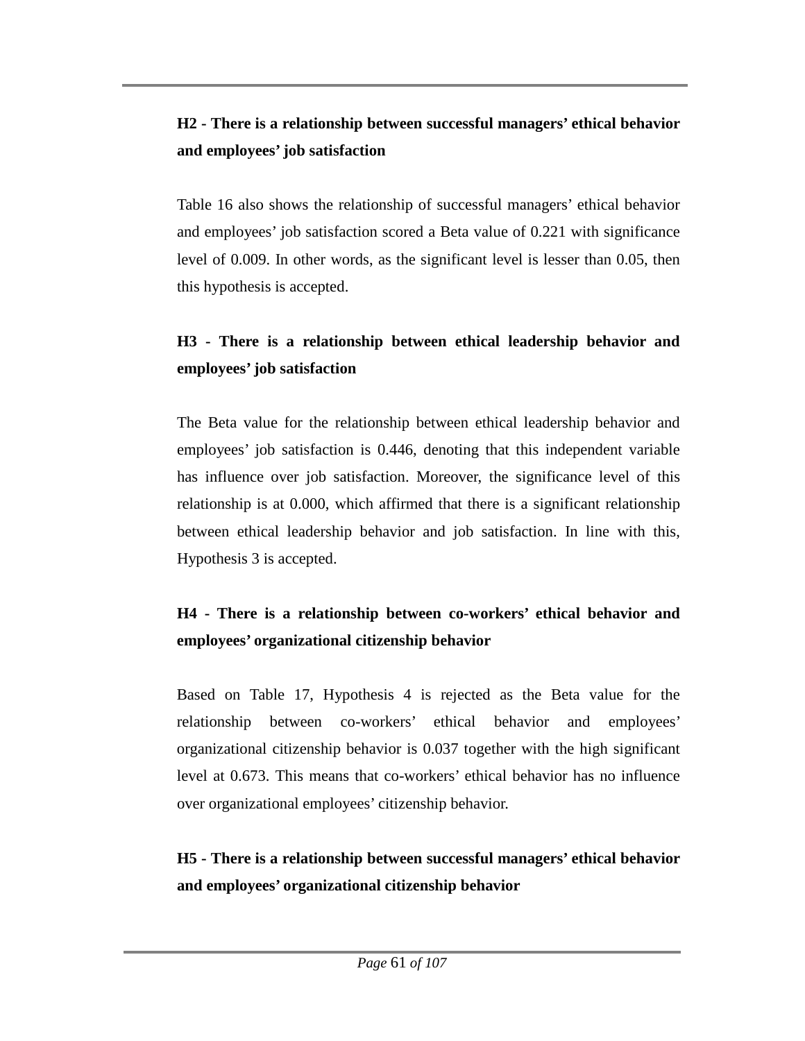**H2 - There is a relationship between successful managers' ethical behavior and employees' job satisfaction**

Table 16 also shows the relationship of successful managers' ethical behavior and employees' job satisfaction scored a Beta value of 0.221 with significance level of 0.009. In other words, as the significant level is lesser than 0.05, then this hypothesis is accepted.

**H3 - There is a relationship between ethical leadership behavior and employees' job satisfaction**

The Beta value for the relationship between ethical leadership behavior and employees' job satisfaction is 0.446, denoting that this independent variable has influence over job satisfaction. Moreover, the significance level of this relationship is at 0.000, which affirmed that there is a significant relationship between ethical leadership behavior and job satisfaction. In line with this, Hypothesis 3 is accepted.

**H4 - There is a relationship between co-workers' ethical behavior and employees' organizational citizenship behavior**

Based on Table 17, Hypothesis 4 is rejected as the Beta value for the relationship between co-workers' ethical behavior and employees' organizational citizenship behavior is 0.037 together with the high significant level at 0.673. This means that co-workers' ethical behavior has no influence over organizational employees' citizenship behavior.

**H5 - There is a relationship between successful managers' ethical behavior and employees' organizational citizenship behavior**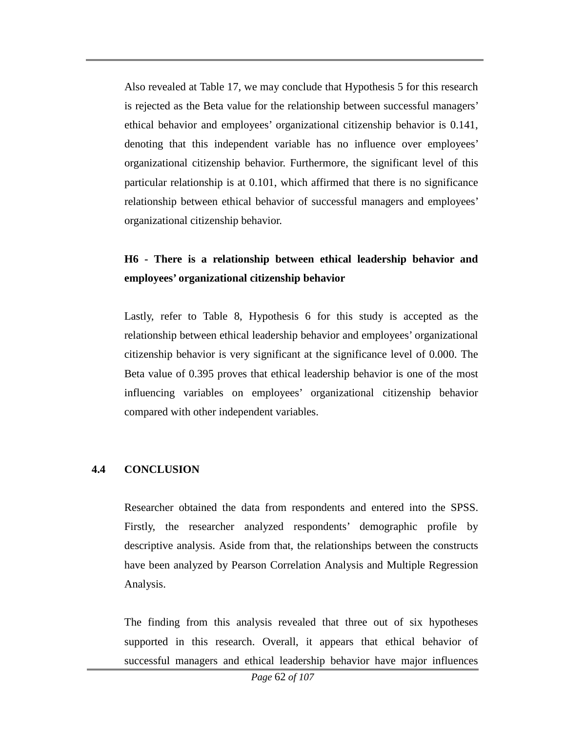Also revealed at Table 17, we may conclude that Hypothesis 5 for this research is rejected as the Beta value for the relationship between successful managers' ethical behavior and employees' organizational citizenship behavior is 0.141, denoting that this independent variable has no influence over employees' organizational citizenship behavior. Furthermore, the significant level of this particular relationship is at 0.101, which affirmed that there is no significance relationship between ethical behavior of successful managers and employees' organizational citizenship behavior.

**H6 - There is a relationship between ethical leadership behavior and employees' organizational citizenship behavior**

Lastly, refer to Table 8, Hypothesis 6 for this study is accepted as the relationship between ethical leadership behavior and employees' organizational citizenship behavior is very significant at the significance level of 0.000. The Beta value of 0.395 proves that ethical leadership behavior is one of the most influencing variables on employees' organizational citizenship behavior compared with other independent variables.

## 4.4 CONCLUSION

Researcher obtained the data from respondents and entered into the SPSS. Firstly, the researcher analyzed respondents' demographic profile by descriptive analysis. Aside from that, the relationships between the constructs have been analyzed by Pearson Correlation Analysis and Multiple Regression Analysis.

The finding from this analysis revealed that three out of six hypotheses supported in this research. Overall, it appears that ethical behavior of successful managers and ethical leadership behavior have major influences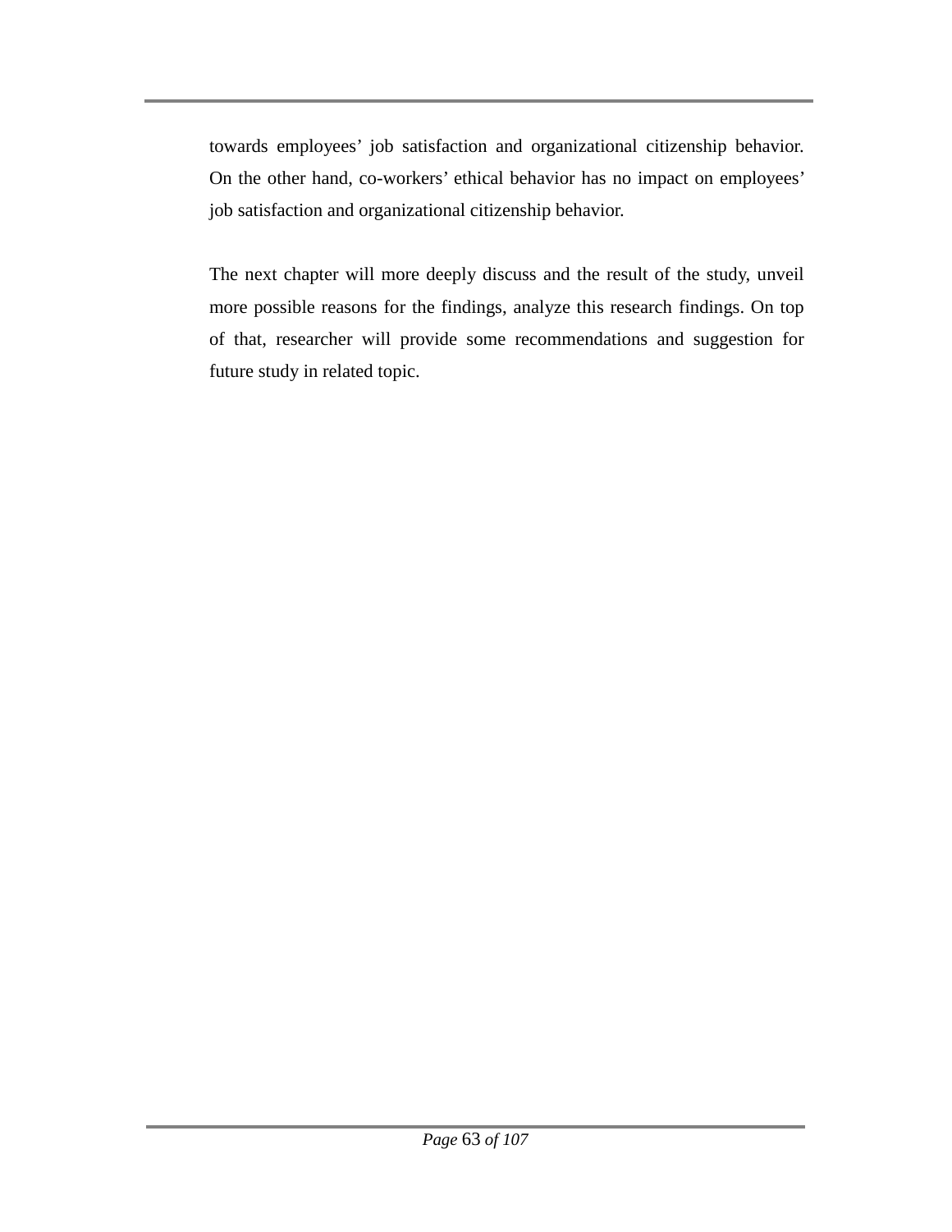towards employees' job satisfaction and organizational citizenship behavior. On the other hand, co-workers' ethical behavior has no impact on employees' job satisfaction and organizational citizenship behavior.

The next chapter will more deeply discuss and the result of the study, unveil more possible reasons for the findings, analyze this research findings. On top of that, researcher will provide some recommendations and suggestion for future study in related topic.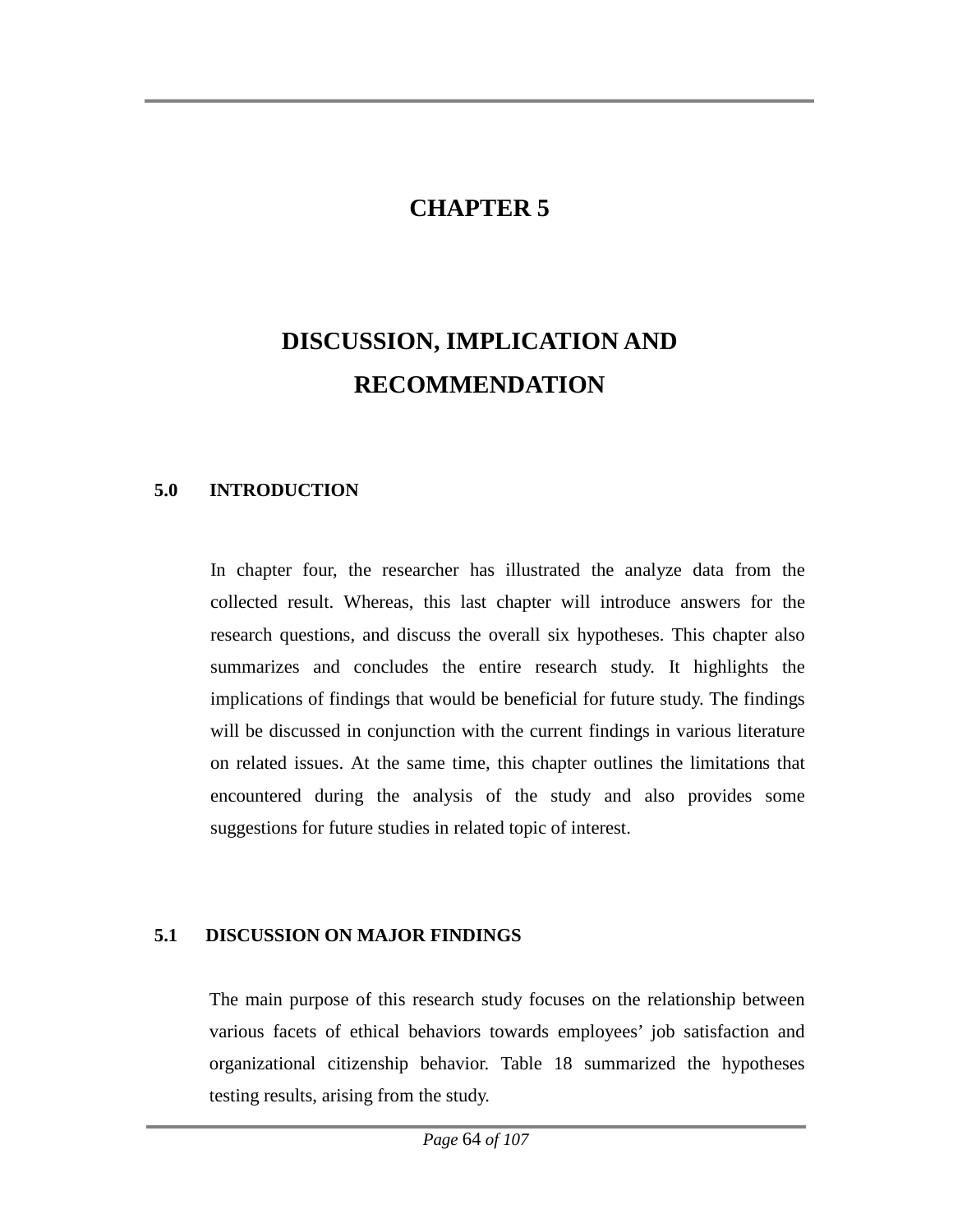# CHAPTER 5

# DISCUSSION, IMPLICATION AND RECOMMENDATION

## 5.0 INTRODUCTION

In chapter four, the researcher has illustrated the analyze data from the collected result. Whereas, this last chapter will introduce answers for the research questions, and discuss the overall six hypotheses. This chapter also summarizes and concludes the entire research study. It highlights the implications of findings that would be beneficial for future study. The findings will be discussed in conjunction with the current findings in various literature on related issues. At the same time, this chapter outlines the limitations that encountered during the analysis of the study and also provides some suggestions for future studies in related topic of interest.

## 5.1 DISCUSSION ON MAJOR FINDINGS

The main purpose of this research study focuses on the relationship between various facets of ethical behaviors towards employees' job satisfaction and organizational citizenship behavior. Table 18 summarized the hypotheses testing results, arising from the study.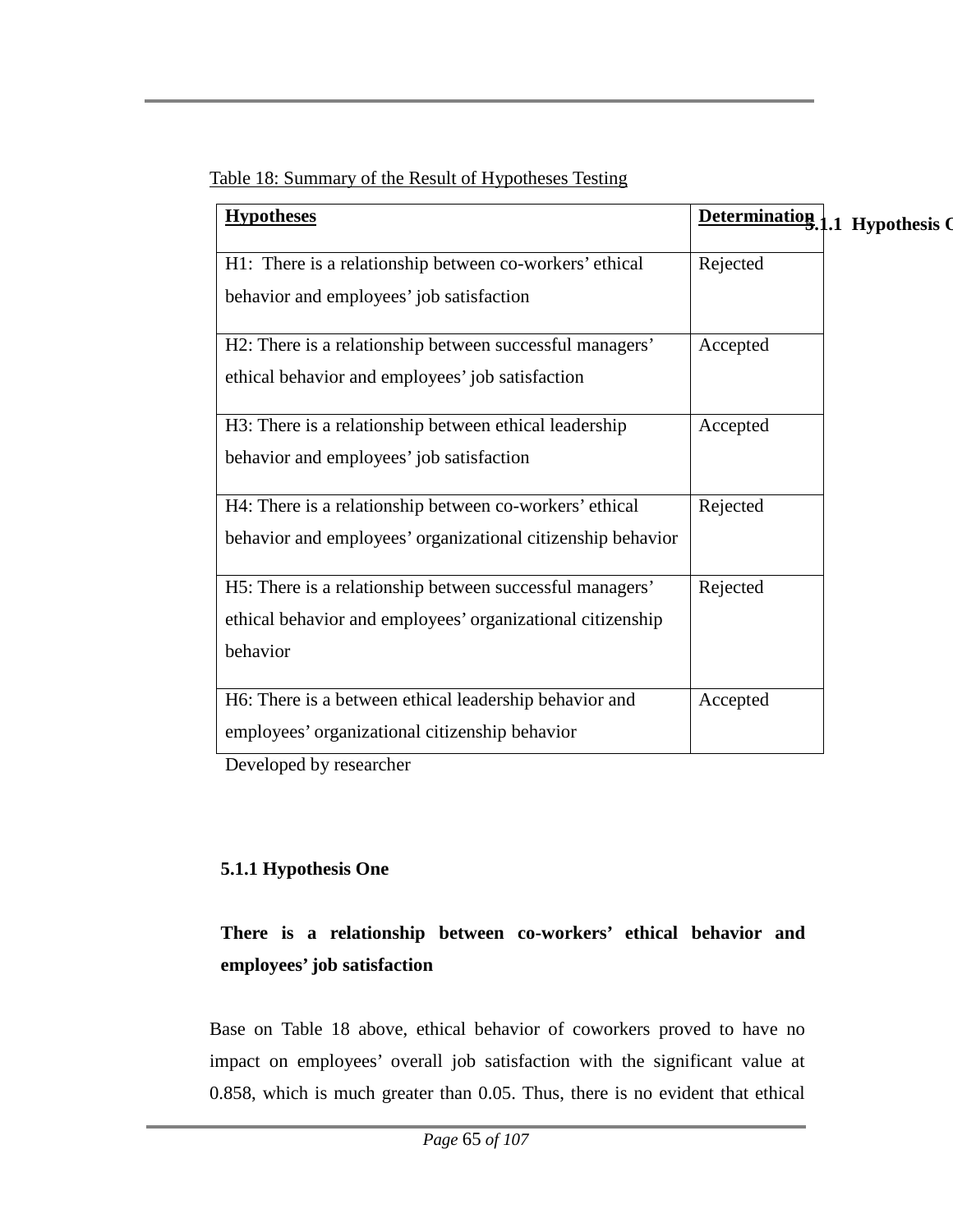Table 18: Summary of the Result of Hypotheses Testing

| **Hypotheses** | **Determination** |
|---|---|
| H1: There is a relationship between co-workers' ethical behavior and employees' job satisfaction | Rejected |
| H2: There is a relationship between successful managers' ethical behavior and employees' job satisfaction | Accepted |
| H3: There is a relationship between ethical leadership behavior and employees' job satisfaction | Accepted |
| H4: There is a relationship between co-workers' ethical behavior and employees' organizational citizenship behavior | Rejected |
| H5: There is a relationship between successful managers' ethical behavior and employees' organizational citizenship behavior | Rejected |
| H6: There is a between ethical leadership behavior and employees' organizational citizenship behavior | Accepted |

Developed by researcher

### 5.1.1 Hypothesis One

**There is a relationship between co-workers' ethical behavior and employees' job satisfaction**

Base on Table 18 above, ethical behavior of coworkers proved to have no impact on employees' overall job satisfaction with the significant value at 0.858, which is much greater than 0.05. Thus, there is no evident that ethical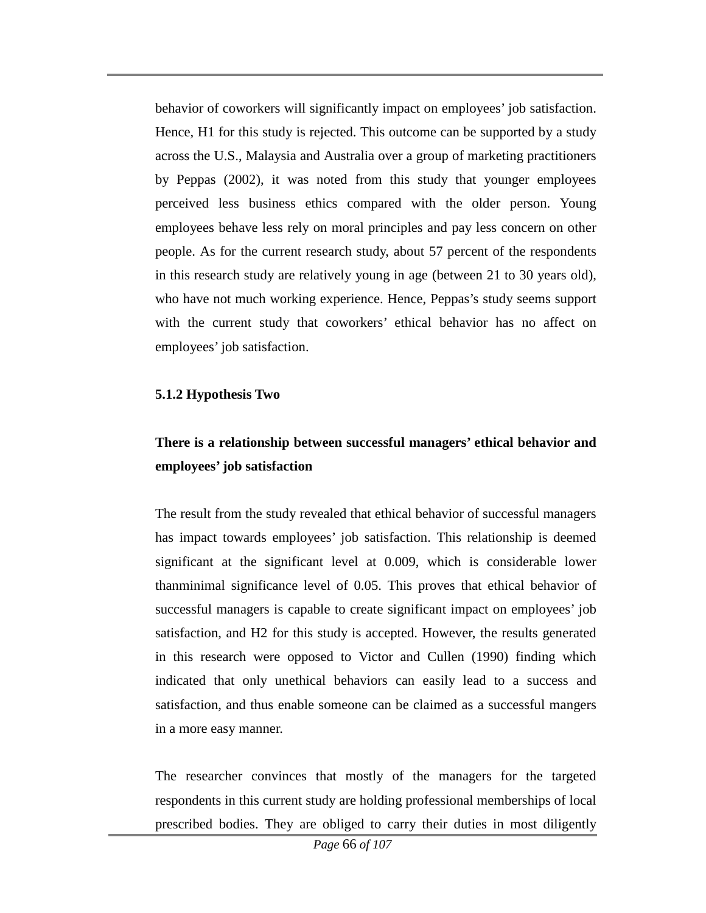behavior of coworkers will significantly impact on employees' job satisfaction. Hence, H1 for this study is rejected. This outcome can be supported by a study across the U.S., Malaysia and Australia over a group of marketing practitioners by Peppas (2002), it was noted from this study that younger employees perceived less business ethics compared with the older person. Young employees behave less rely on moral principles and pay less concern on other people. As for the current research study, about 57 percent of the respondents in this research study are relatively young in age (between 21 to 30 years old), who have not much working experience. Hence, Peppas's study seems support with the current study that coworkers' ethical behavior has no affect on employees' job satisfaction.

### 5.1.2 Hypothesis Two

**There is a relationship between successful managers' ethical behavior and employees' job satisfaction**

The result from the study revealed that ethical behavior of successful managers has impact towards employees' job satisfaction. This relationship is deemed significant at the significant level at 0.009, which is considerable lower thanminimal significance level of 0.05. This proves that ethical behavior of successful managers is capable to create significant impact on employees' job satisfaction, and H2 for this study is accepted. However, the results generated in this research were opposed to Victor and Cullen (1990) finding which indicated that only unethical behaviors can easily lead to a success and satisfaction, and thus enable someone can be claimed as a successful mangers in a more easy manner.

The researcher convinces that mostly of the managers for the targeted respondents in this current study are holding professional memberships of local prescribed bodies. They are obliged to carry their duties in most diligently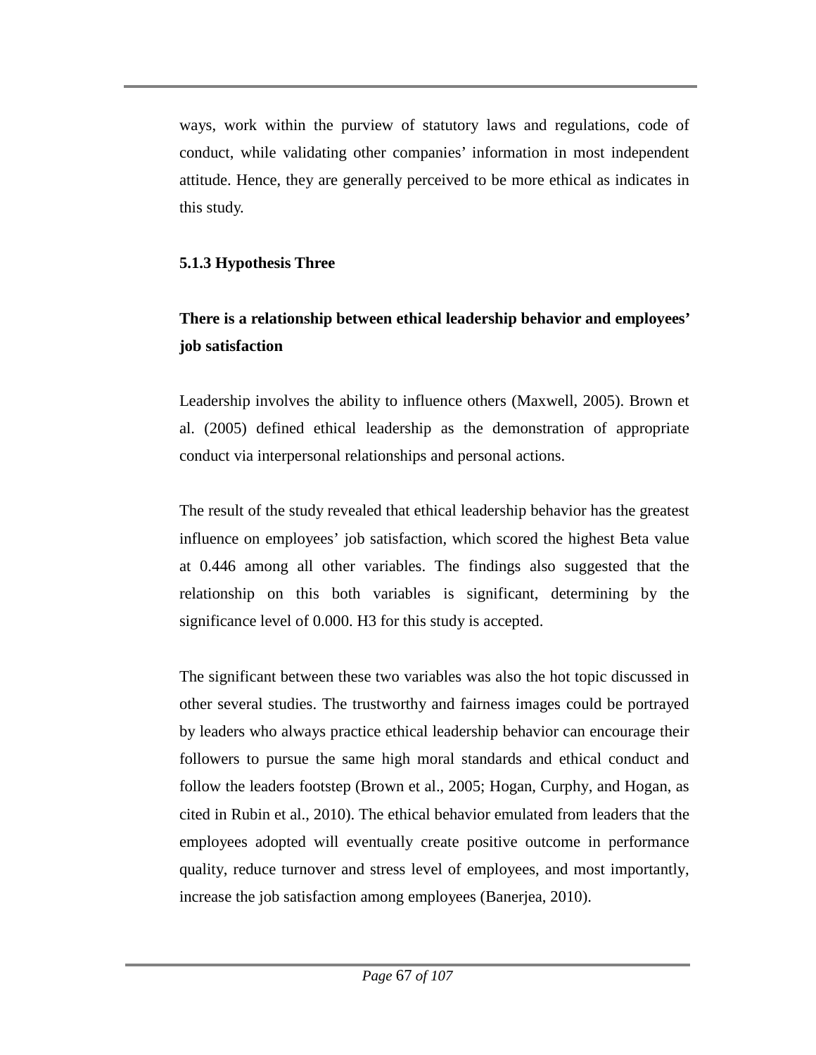ways, work within the purview of statutory laws and regulations, code of conduct, while validating other companies' information in most independent attitude. Hence, they are generally perceived to be more ethical as indicates in this study.

### 5.1.3 Hypothesis Three

**There is a relationship between ethical leadership behavior and employees' job satisfaction**

Leadership involves the ability to influence others (Maxwell, 2005). Brown et al. (2005) defined ethical leadership as the demonstration of appropriate conduct via interpersonal relationships and personal actions.

The result of the study revealed that ethical leadership behavior has the greatest influence on employees' job satisfaction, which scored the highest Beta value at 0.446 among all other variables. The findings also suggested that the relationship on this both variables is significant, determining by the significance level of 0.000. H3 for this study is accepted.

The significant between these two variables was also the hot topic discussed in other several studies. The trustworthy and fairness images could be portrayed by leaders who always practice ethical leadership behavior can encourage their followers to pursue the same high moral standards and ethical conduct and follow the leaders footstep (Brown et al., 2005; Hogan, Curphy, and Hogan, as cited in Rubin et al., 2010). The ethical behavior emulated from leaders that the employees adopted will eventually create positive outcome in performance quality, reduce turnover and stress level of employees, and most importantly, increase the job satisfaction among employees (Banerjea, 2010).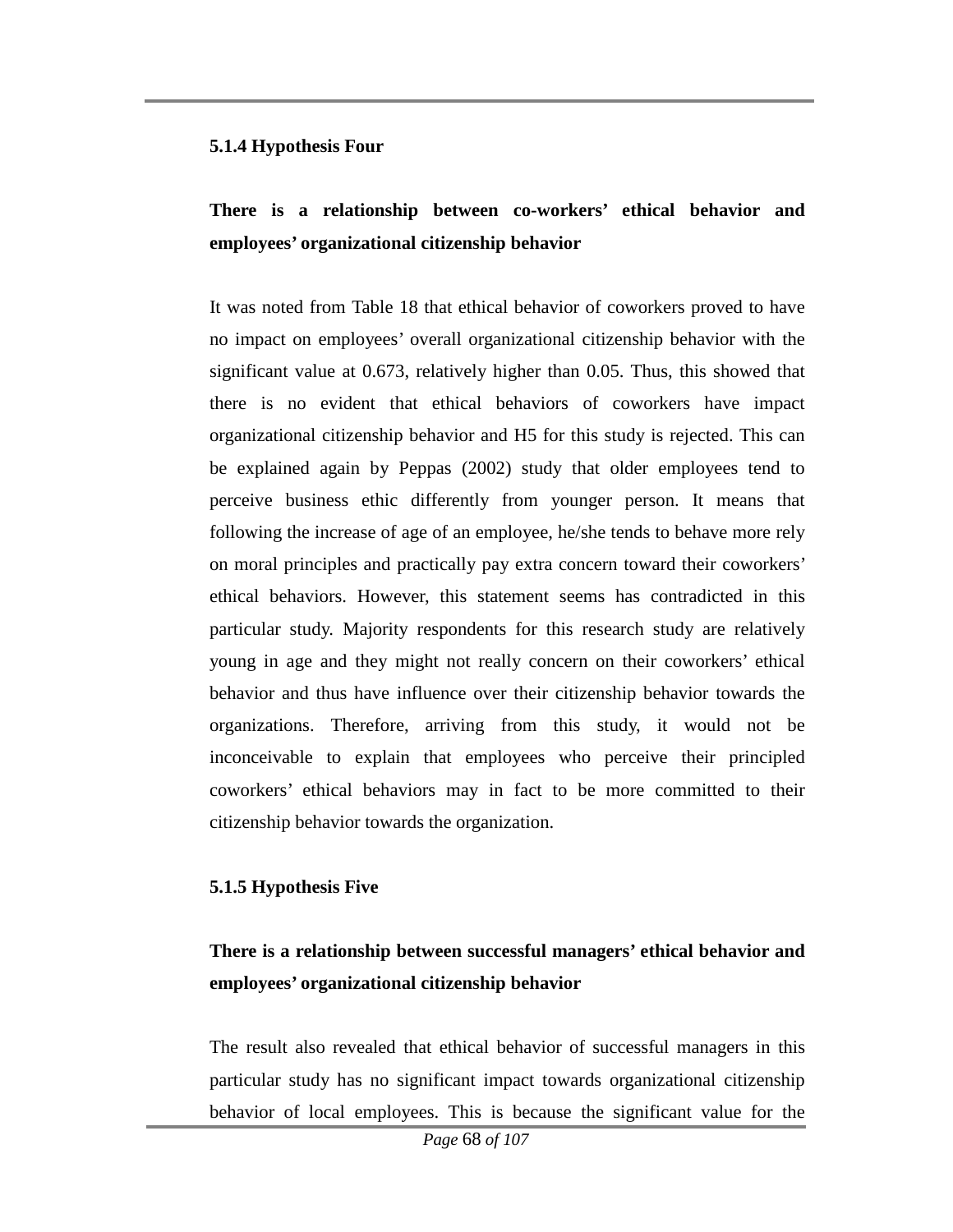### 5.1.4 Hypothesis Four

**There is a relationship between co-workers' ethical behavior and employees' organizational citizenship behavior**

It was noted from Table 18 that ethical behavior of coworkers proved to have no impact on employees' overall organizational citizenship behavior with the significant value at 0.673, relatively higher than 0.05. Thus, this showed that there is no evident that ethical behaviors of coworkers have impact organizational citizenship behavior and H5 for this study is rejected. This can be explained again by Peppas (2002) study that older employees tend to perceive business ethic differently from younger person. It means that following the increase of age of an employee, he/she tends to behave more rely on moral principles and practically pay extra concern toward their coworkers' ethical behaviors. However, this statement seems has contradicted in this particular study. Majority respondents for this research study are relatively young in age and they might not really concern on their coworkers' ethical behavior and thus have influence over their citizenship behavior towards the organizations. Therefore, arriving from this study, it would not be inconceivable to explain that employees who perceive their principled coworkers' ethical behaviors may in fact to be more committed to their citizenship behavior towards the organization.

### 5.1.5 Hypothesis Five

**There is a relationship between successful managers' ethical behavior and employees' organizational citizenship behavior**

The result also revealed that ethical behavior of successful managers in this particular study has no significant impact towards organizational citizenship behavior of local employees. This is because the significant value for the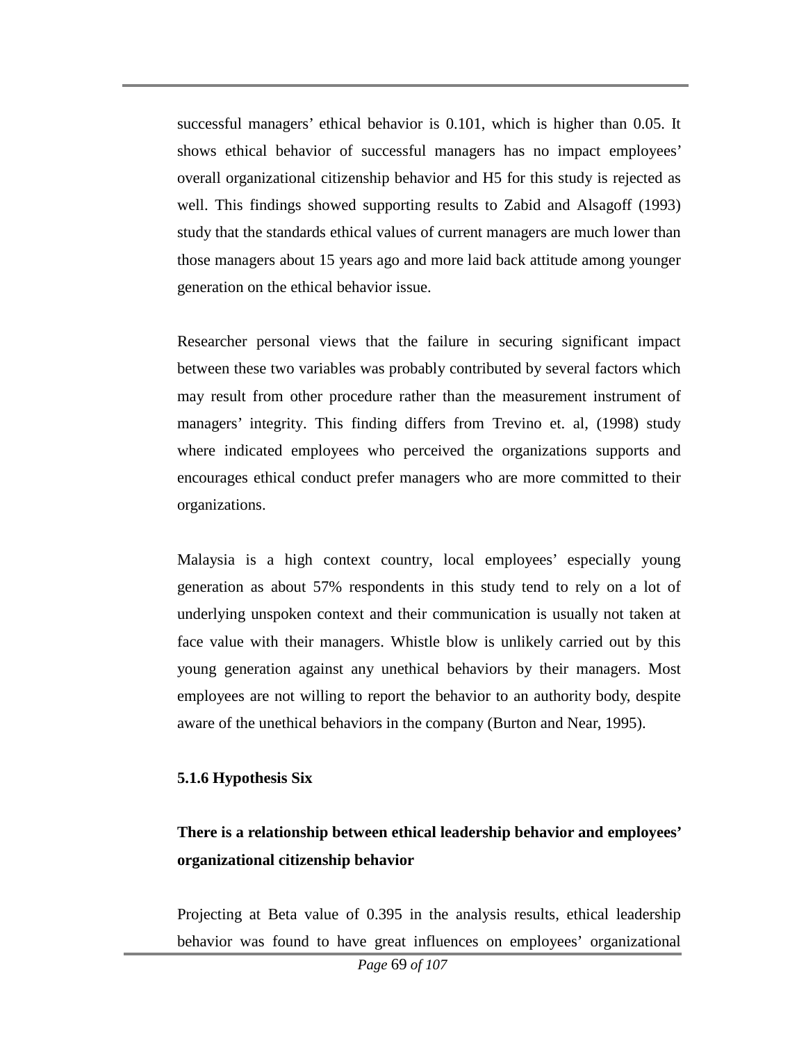successful managers' ethical behavior is 0.101, which is higher than 0.05. It shows ethical behavior of successful managers has no impact employees' overall organizational citizenship behavior and H5 for this study is rejected as well. This findings showed supporting results to Zabid and Alsagoff (1993) study that the standards ethical values of current managers are much lower than those managers about 15 years ago and more laid back attitude among younger generation on the ethical behavior issue.

Researcher personal views that the failure in securing significant impact between these two variables was probably contributed by several factors which may result from other procedure rather than the measurement instrument of managers' integrity. This finding differs from Trevino et. al, (1998) study where indicated employees who perceived the organizations supports and encourages ethical conduct prefer managers who are more committed to their organizations.

Malaysia is a high context country, local employees' especially young generation as about 57% respondents in this study tend to rely on a lot of underlying unspoken context and their communication is usually not taken at face value with their managers. Whistle blow is unlikely carried out by this young generation against any unethical behaviors by their managers. Most employees are not willing to report the behavior to an authority body, despite aware of the unethical behaviors in the company (Burton and Near, 1995).

### 5.1.6 Hypothesis Six

**There is a relationship between ethical leadership behavior and employees' organizational citizenship behavior**

Projecting at Beta value of 0.395 in the analysis results, ethical leadership behavior was found to have great influences on employees' organizational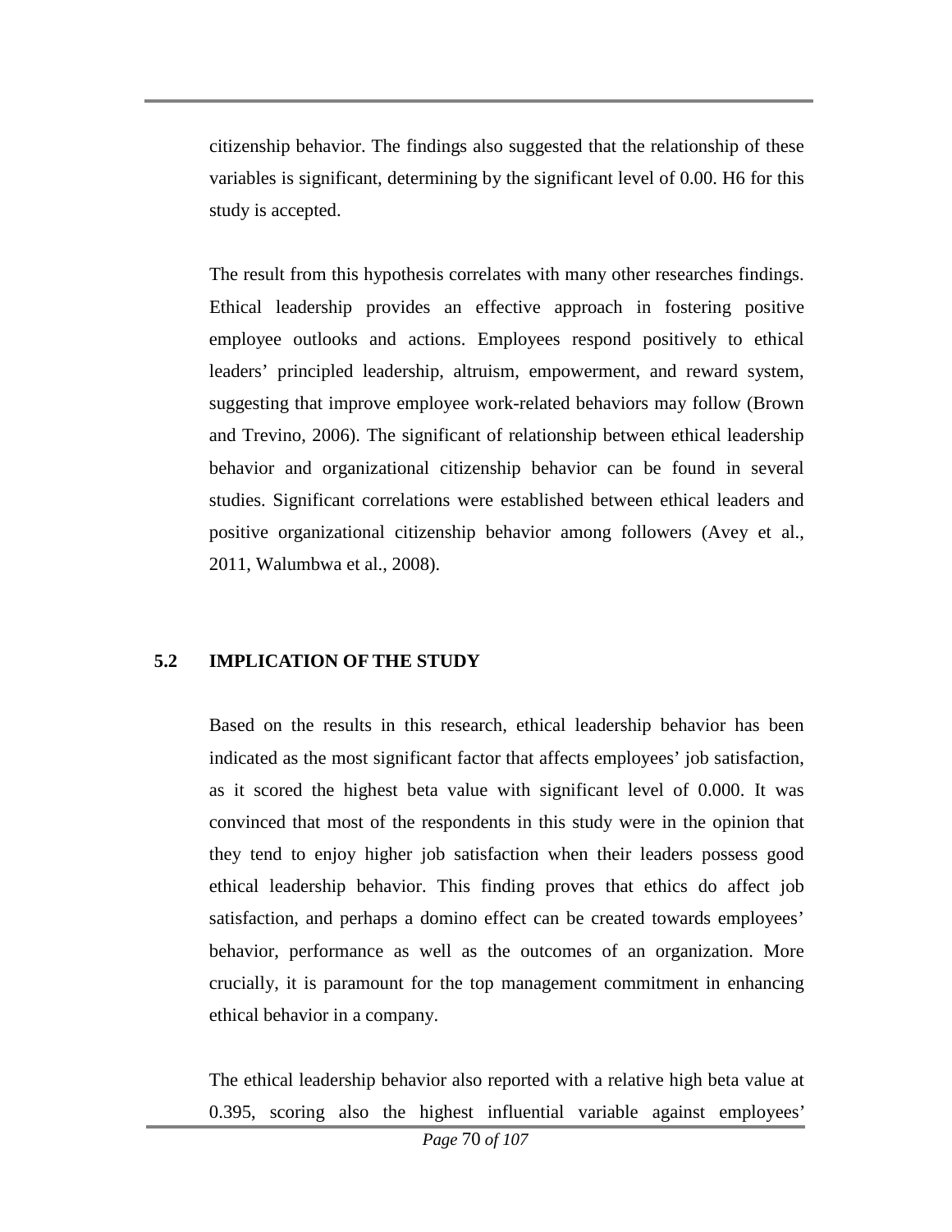citizenship behavior. The findings also suggested that the relationship of these variables is significant, determining by the significant level of 0.00. H6 for this study is accepted.

The result from this hypothesis correlates with many other researches findings. Ethical leadership provides an effective approach in fostering positive employee outlooks and actions. Employees respond positively to ethical leaders' principled leadership, altruism, empowerment, and reward system, suggesting that improve employee work-related behaviors may follow (Brown and Trevino, 2006). The significant of relationship between ethical leadership behavior and organizational citizenship behavior can be found in several studies. Significant correlations were established between ethical leaders and positive organizational citizenship behavior among followers (Avey et al., 2011, Walumbwa et al., 2008).

## 5.2 IMPLICATION OF THE STUDY

Based on the results in this research, ethical leadership behavior has been indicated as the most significant factor that affects employees' job satisfaction, as it scored the highest beta value with significant level of 0.000. It was convinced that most of the respondents in this study were in the opinion that they tend to enjoy higher job satisfaction when their leaders possess good ethical leadership behavior. This finding proves that ethics do affect job satisfaction, and perhaps a domino effect can be created towards employees' behavior, performance as well as the outcomes of an organization. More crucially, it is paramount for the top management commitment in enhancing ethical behavior in a company.

The ethical leadership behavior also reported with a relative high beta value at 0.395, scoring also the highest influential variable against employees'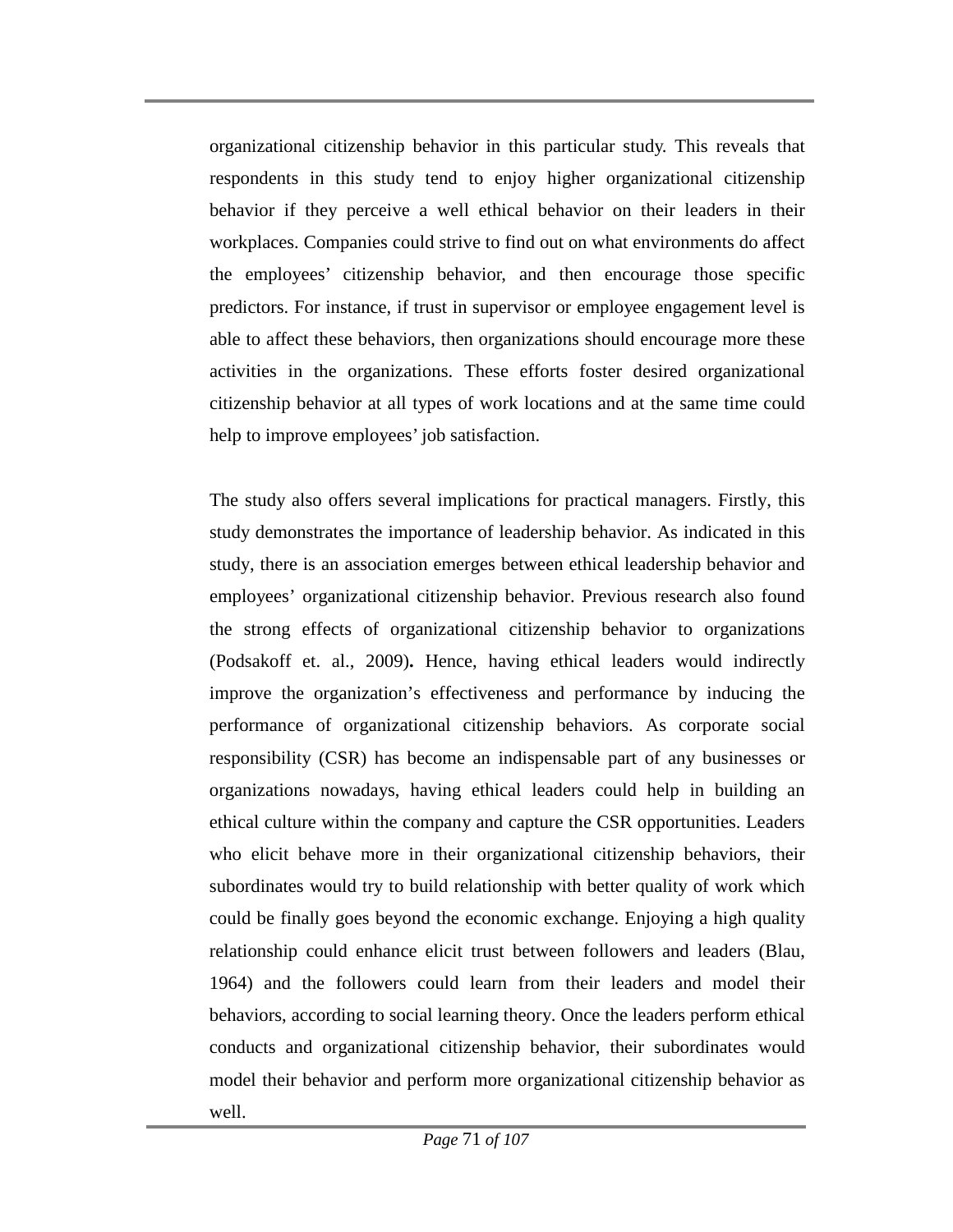organizational citizenship behavior in this particular study. This reveals that respondents in this study tend to enjoy higher organizational citizenship behavior if they perceive a well ethical behavior on their leaders in their workplaces. Companies could strive to find out on what environments do affect the employees' citizenship behavior, and then encourage those specific predictors. For instance, if trust in supervisor or employee engagement level is able to affect these behaviors, then organizations should encourage more these activities in the organizations. These efforts foster desired organizational citizenship behavior at all types of work locations and at the same time could help to improve employees' job satisfaction.

The study also offers several implications for practical managers. Firstly, this study demonstrates the importance of leadership behavior. As indicated in this study, there is an association emerges between ethical leadership behavior and employees' organizational citizenship behavior. Previous research also found the strong effects of organizational citizenship behavior to organizations (Podsakoff et. al., 2009)**.** Hence, having ethical leaders would indirectly improve the organization's effectiveness and performance by inducing the performance of organizational citizenship behaviors. As corporate social responsibility (CSR) has become an indispensable part of any businesses or organizations nowadays, having ethical leaders could help in building an ethical culture within the company and capture the CSR opportunities. Leaders who elicit behave more in their organizational citizenship behaviors, their subordinates would try to build relationship with better quality of work which could be finally goes beyond the economic exchange. Enjoying a high quality relationship could enhance elicit trust between followers and leaders (Blau, 1964) and the followers could learn from their leaders and model their behaviors, according to social learning theory. Once the leaders perform ethical conducts and organizational citizenship behavior, their subordinates would model their behavior and perform more organizational citizenship behavior as well.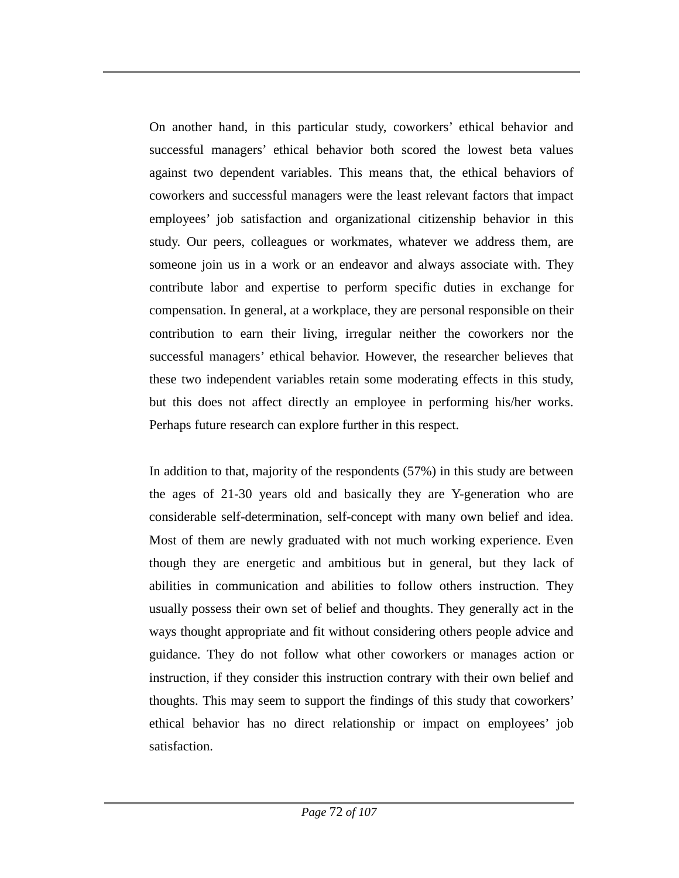On another hand, in this particular study, coworkers' ethical behavior and successful managers' ethical behavior both scored the lowest beta values against two dependent variables. This means that, the ethical behaviors of coworkers and successful managers were the least relevant factors that impact employees' job satisfaction and organizational citizenship behavior in this study. Our peers, colleagues or workmates, whatever we address them, are someone join us in a work or an endeavor and always associate with. They contribute labor and expertise to perform specific duties in exchange for compensation. In general, at a workplace, they are personal responsible on their contribution to earn their living, irregular neither the coworkers nor the successful managers' ethical behavior. However, the researcher believes that these two independent variables retain some moderating effects in this study, but this does not affect directly an employee in performing his/her works. Perhaps future research can explore further in this respect.

In addition to that, majority of the respondents (57%) in this study are between the ages of 21-30 years old and basically they are Y-generation who are considerable self-determination, self-concept with many own belief and idea. Most of them are newly graduated with not much working experience. Even though they are energetic and ambitious but in general, but they lack of abilities in communication and abilities to follow others instruction. They usually possess their own set of belief and thoughts. They generally act in the ways thought appropriate and fit without considering others people advice and guidance. They do not follow what other coworkers or manages action or instruction, if they consider this instruction contrary with their own belief and thoughts. This may seem to support the findings of this study that coworkers' ethical behavior has no direct relationship or impact on employees' job satisfaction.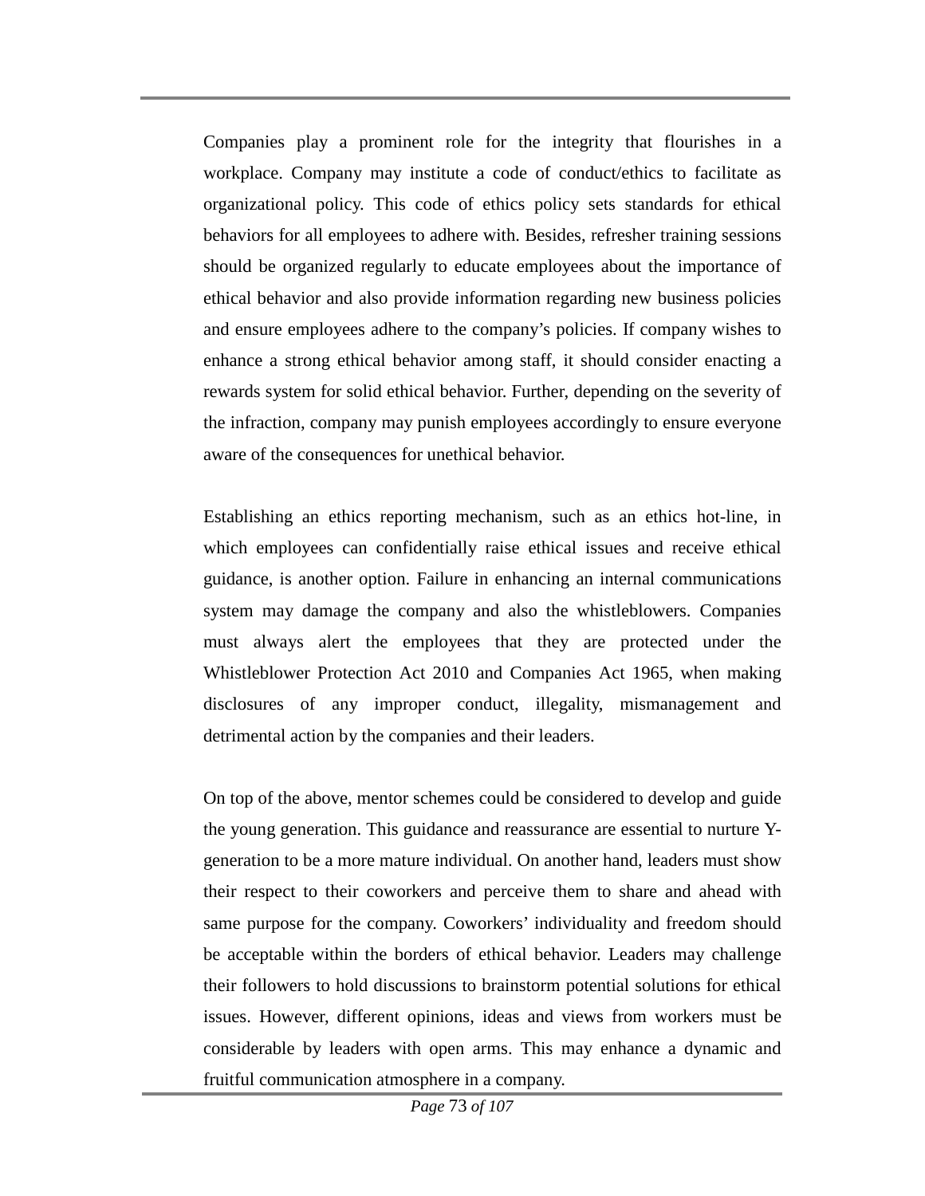Companies play a prominent role for the integrity that flourishes in a workplace. Company may institute a code of conduct/ethics to facilitate as organizational policy. This code of ethics policy sets standards for ethical behaviors for all employees to adhere with. Besides, refresher training sessions should be organized regularly to educate employees about the importance of ethical behavior and also provide information regarding new business policies and ensure employees adhere to the company's policies. If company wishes to enhance a strong ethical behavior among staff, it should consider enacting a rewards system for solid ethical behavior. Further, depending on the severity of the infraction, company may punish employees accordingly to ensure everyone aware of the consequences for unethical behavior.

Establishing an ethics reporting mechanism, such as an ethics hot-line, in which employees can confidentially raise ethical issues and receive ethical guidance, is another option. Failure in enhancing an internal communications system may damage the company and also the whistleblowers. Companies must always alert the employees that they are protected under the Whistleblower Protection Act 2010 and Companies Act 1965, when making disclosures of any improper conduct, illegality, mismanagement and detrimental action by the companies and their leaders.

On top of the above, mentor schemes could be considered to develop and guide the young generation. This guidance and reassurance are essential to nurture Y-generation to be a more mature individual. On another hand, leaders must show their respect to their coworkers and perceive them to share and ahead with same purpose for the company. Coworkers' individuality and freedom should be acceptable within the borders of ethical behavior. Leaders may challenge their followers to hold discussions to brainstorm potential solutions for ethical issues. However, different opinions, ideas and views from workers must be considerable by leaders with open arms. This may enhance a dynamic and fruitful communication atmosphere in a company.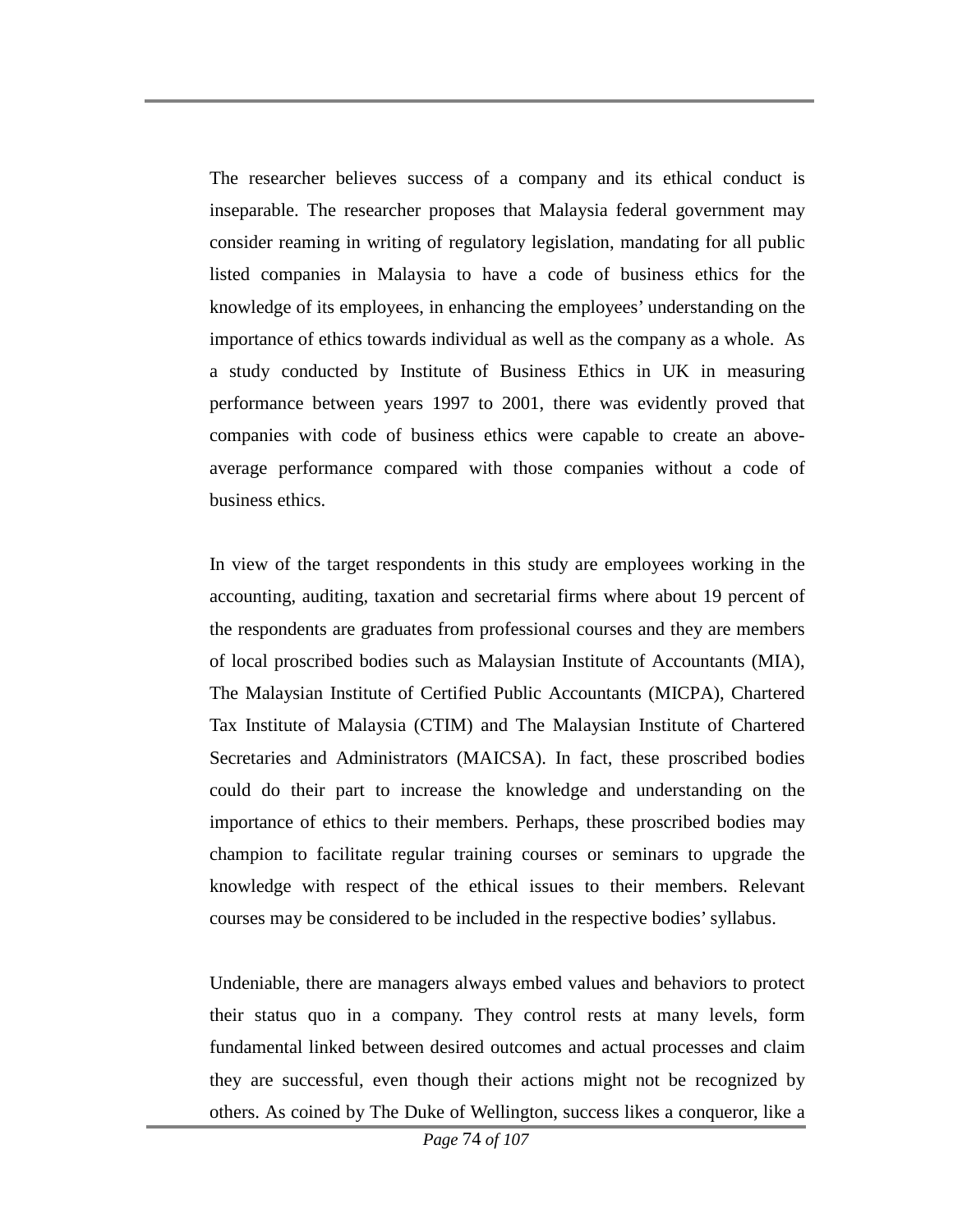The researcher believes success of a company and its ethical conduct is inseparable. The researcher proposes that Malaysia federal government may consider reaming in writing of regulatory legislation, mandating for all public listed companies in Malaysia to have a code of business ethics for the knowledge of its employees, in enhancing the employees' understanding on the importance of ethics towards individual as well as the company as a whole. As a study conducted by Institute of Business Ethics in UK in measuring performance between years 1997 to 2001, there was evidently proved that companies with code of business ethics were capable to create an above-average performance compared with those companies without a code of business ethics.

In view of the target respondents in this study are employees working in the accounting, auditing, taxation and secretarial firms where about 19 percent of the respondents are graduates from professional courses and they are members of local proscribed bodies such as Malaysian Institute of Accountants (MIA), The Malaysian Institute of Certified Public Accountants (MICPA), Chartered Tax Institute of Malaysia (CTIM) and The Malaysian Institute of Chartered Secretaries and Administrators (MAICSA). In fact, these proscribed bodies could do their part to increase the knowledge and understanding on the importance of ethics to their members. Perhaps, these proscribed bodies may champion to facilitate regular training courses or seminars to upgrade the knowledge with respect of the ethical issues to their members. Relevant courses may be considered to be included in the respective bodies' syllabus.

Undeniable, there are managers always embed values and behaviors to protect their status quo in a company. They control rests at many levels, form fundamental linked between desired outcomes and actual processes and claim they are successful, even though their actions might not be recognized by others. As coined by The Duke of Wellington, success likes a conqueror, like a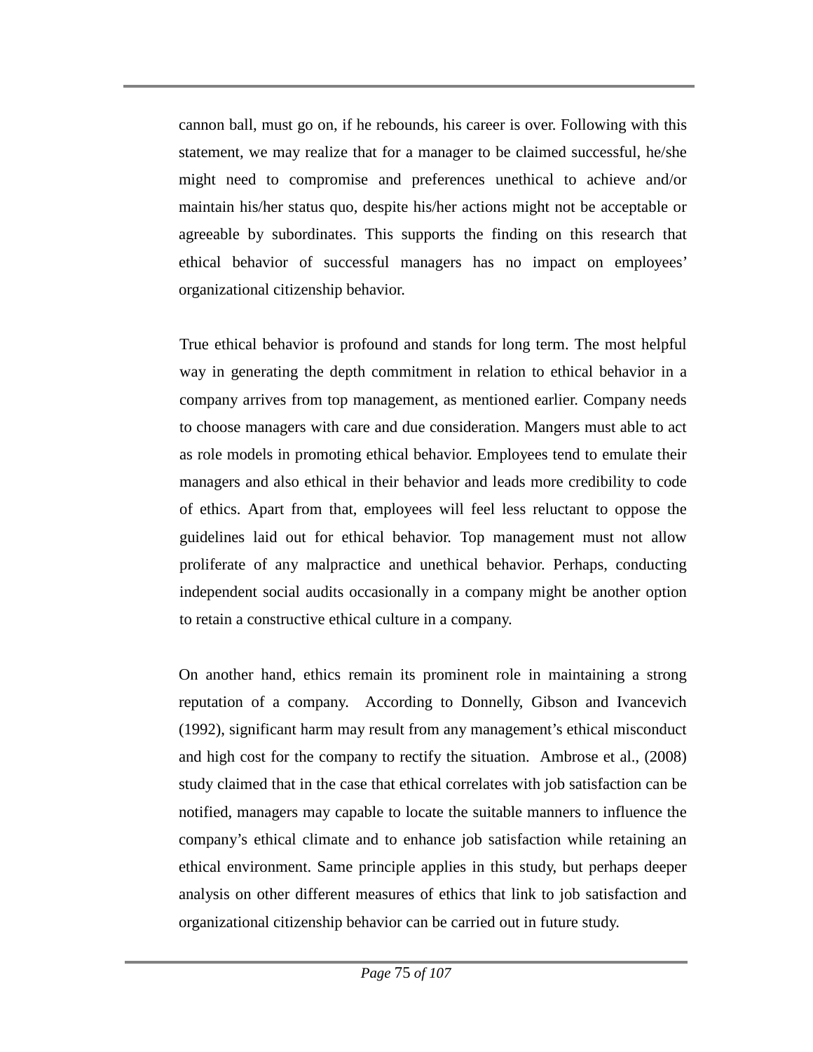cannon ball, must go on, if he rebounds, his career is over. Following with this statement, we may realize that for a manager to be claimed successful, he/she might need to compromise and preferences unethical to achieve and/or maintain his/her status quo, despite his/her actions might not be acceptable or agreeable by subordinates. This supports the finding on this research that ethical behavior of successful managers has no impact on employees' organizational citizenship behavior.

True ethical behavior is profound and stands for long term. The most helpful way in generating the depth commitment in relation to ethical behavior in a company arrives from top management, as mentioned earlier. Company needs to choose managers with care and due consideration. Mangers must able to act as role models in promoting ethical behavior. Employees tend to emulate their managers and also ethical in their behavior and leads more credibility to code of ethics. Apart from that, employees will feel less reluctant to oppose the guidelines laid out for ethical behavior. Top management must not allow proliferate of any malpractice and unethical behavior. Perhaps, conducting independent social audits occasionally in a company might be another option to retain a constructive ethical culture in a company.

On another hand, ethics remain its prominent role in maintaining a strong reputation of a company. According to Donnelly, Gibson and Ivancevich (1992), significant harm may result from any management's ethical misconduct and high cost for the company to rectify the situation. Ambrose et al., (2008) study claimed that in the case that ethical correlates with job satisfaction can be notified, managers may capable to locate the suitable manners to influence the company's ethical climate and to enhance job satisfaction while retaining an ethical environment. Same principle applies in this study, but perhaps deeper analysis on other different measures of ethics that link to job satisfaction and organizational citizenship behavior can be carried out in future study.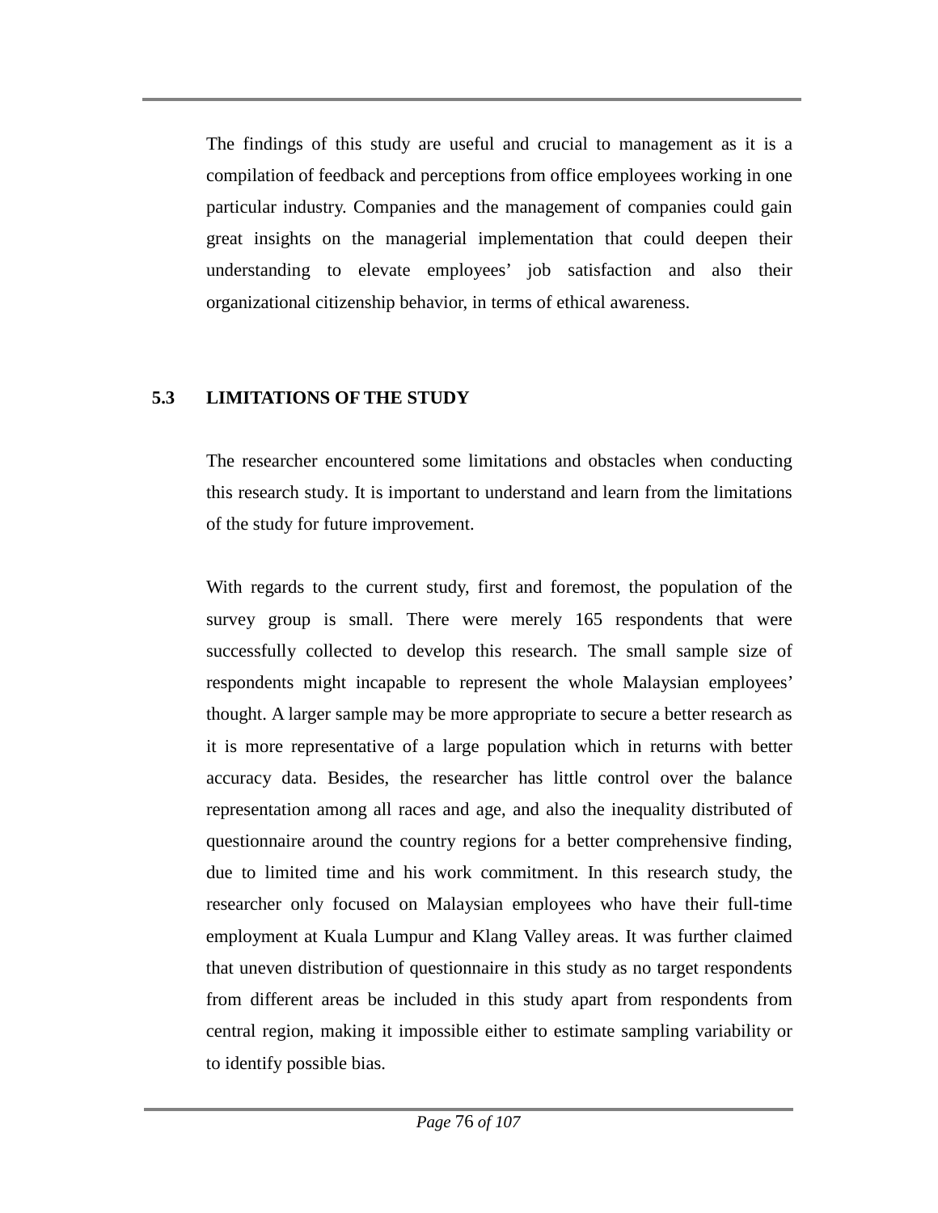The findings of this study are useful and crucial to management as it is a compilation of feedback and perceptions from office employees working in one particular industry. Companies and the management of companies could gain great insights on the managerial implementation that could deepen their understanding to elevate employees' job satisfaction and also their organizational citizenship behavior, in terms of ethical awareness.

## 5.3 LIMITATIONS OF THE STUDY

The researcher encountered some limitations and obstacles when conducting this research study. It is important to understand and learn from the limitations of the study for future improvement.

With regards to the current study, first and foremost, the population of the survey group is small. There were merely 165 respondents that were successfully collected to develop this research. The small sample size of respondents might incapable to represent the whole Malaysian employees' thought. A larger sample may be more appropriate to secure a better research as it is more representative of a large population which in returns with better accuracy data. Besides, the researcher has little control over the balance representation among all races and age, and also the inequality distributed of questionnaire around the country regions for a better comprehensive finding, due to limited time and his work commitment. In this research study, the researcher only focused on Malaysian employees who have their full-time employment at Kuala Lumpur and Klang Valley areas. It was further claimed that uneven distribution of questionnaire in this study as no target respondents from different areas be included in this study apart from respondents from central region, making it impossible either to estimate sampling variability or to identify possible bias.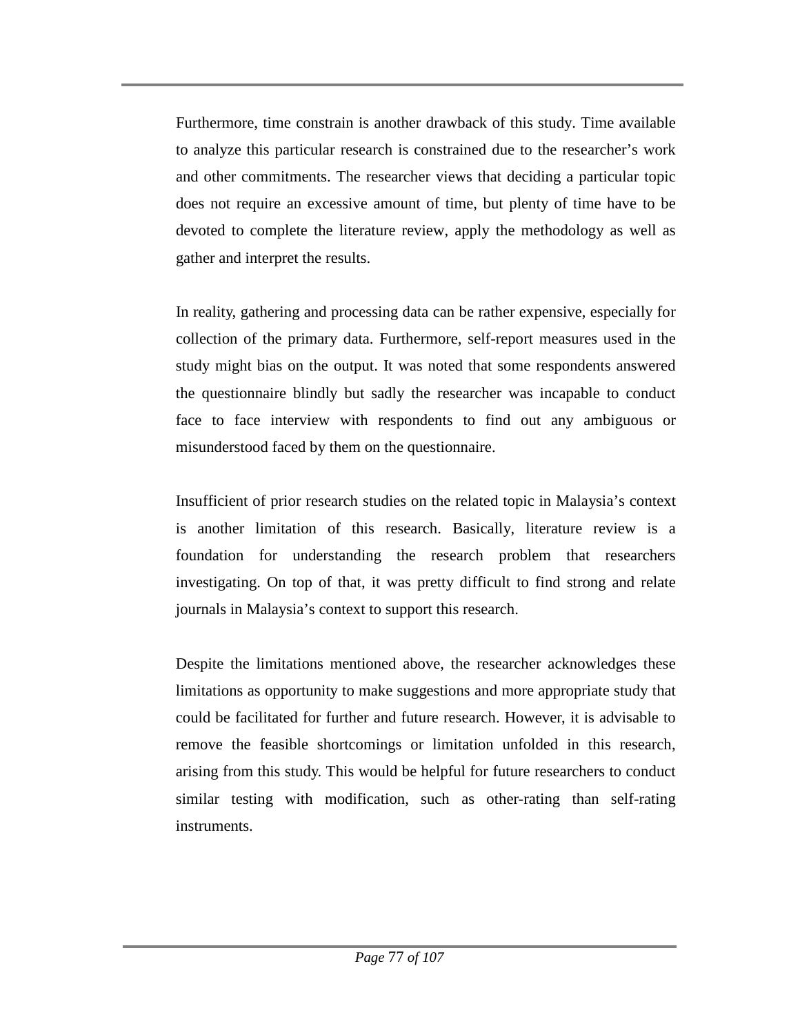Furthermore, time constrain is another drawback of this study. Time available to analyze this particular research is constrained due to the researcher's work and other commitments. The researcher views that deciding a particular topic does not require an excessive amount of time, but plenty of time have to be devoted to complete the literature review, apply the methodology as well as gather and interpret the results.

In reality, gathering and processing data can be rather expensive, especially for collection of the primary data. Furthermore, self-report measures used in the study might bias on the output. It was noted that some respondents answered the questionnaire blindly but sadly the researcher was incapable to conduct face to face interview with respondents to find out any ambiguous or misunderstood faced by them on the questionnaire.

Insufficient of prior research studies on the related topic in Malaysia's context is another limitation of this research. Basically, literature review is a foundation for understanding the research problem that researchers investigating. On top of that, it was pretty difficult to find strong and relate journals in Malaysia's context to support this research.

Despite the limitations mentioned above, the researcher acknowledges these limitations as opportunity to make suggestions and more appropriate study that could be facilitated for further and future research. However, it is advisable to remove the feasible shortcomings or limitation unfolded in this research, arising from this study. This would be helpful for future researchers to conduct similar testing with modification, such as other-rating than self-rating instruments.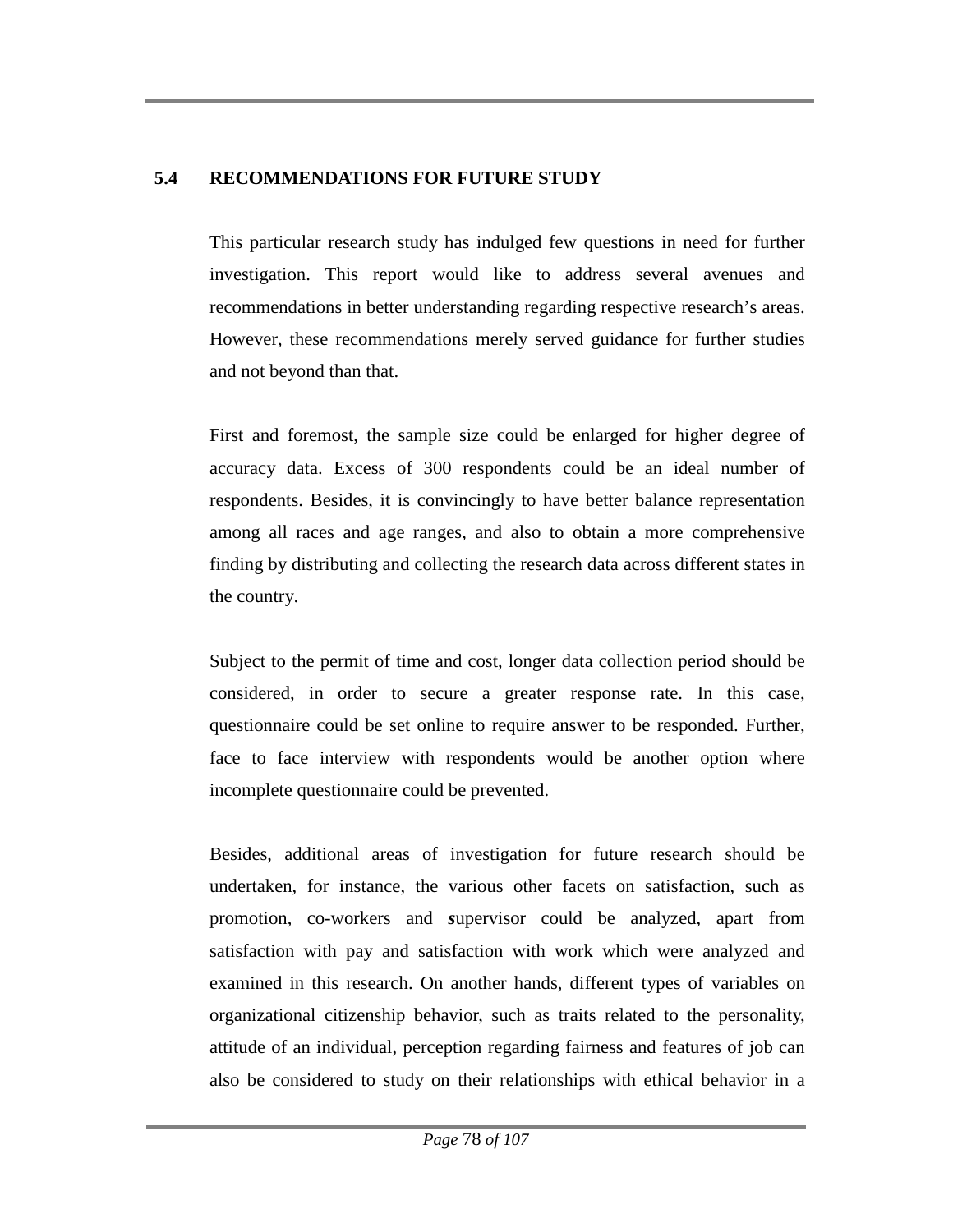## 5.4 RECOMMENDATIONS FOR FUTURE STUDY

This particular research study has indulged few questions in need for further investigation. This report would like to address several avenues and recommendations in better understanding regarding respective research's areas. However, these recommendations merely served guidance for further studies and not beyond than that.

First and foremost, the sample size could be enlarged for higher degree of accuracy data. Excess of 300 respondents could be an ideal number of respondents. Besides, it is convincingly to have better balance representation among all races and age ranges, and also to obtain a more comprehensive finding by distributing and collecting the research data across different states in the country.

Subject to the permit of time and cost, longer data collection period should be considered, in order to secure a greater response rate. In this case, questionnaire could be set online to require answer to be responded. Further, face to face interview with respondents would be another option where incomplete questionnaire could be prevented.

Besides, additional areas of investigation for future research should be undertaken, for instance, the various other facets on satisfaction, such as promotion, co-workers and ***s***upervisor could be analyzed, apart from satisfaction with pay and satisfaction with work which were analyzed and examined in this research. On another hands, different types of variables on organizational citizenship behavior, such as traits related to the personality, attitude of an individual, perception regarding fairness and features of job can also be considered to study on their relationships with ethical behavior in a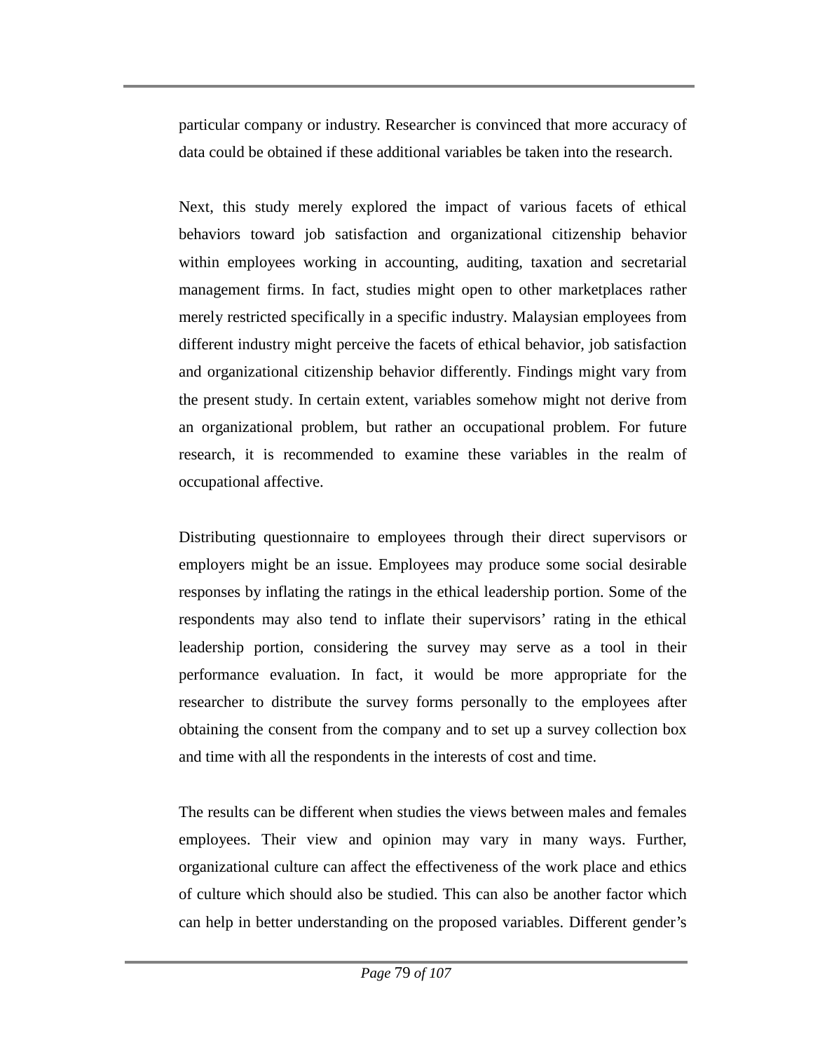particular company or industry. Researcher is convinced that more accuracy of data could be obtained if these additional variables be taken into the research.

Next, this study merely explored the impact of various facets of ethical behaviors toward job satisfaction and organizational citizenship behavior within employees working in accounting, auditing, taxation and secretarial management firms. In fact, studies might open to other marketplaces rather merely restricted specifically in a specific industry. Malaysian employees from different industry might perceive the facets of ethical behavior, job satisfaction and organizational citizenship behavior differently. Findings might vary from the present study. In certain extent, variables somehow might not derive from an organizational problem, but rather an occupational problem. For future research, it is recommended to examine these variables in the realm of occupational affective.

Distributing questionnaire to employees through their direct supervisors or employers might be an issue. Employees may produce some social desirable responses by inflating the ratings in the ethical leadership portion. Some of the respondents may also tend to inflate their supervisors' rating in the ethical leadership portion, considering the survey may serve as a tool in their performance evaluation. In fact, it would be more appropriate for the researcher to distribute the survey forms personally to the employees after obtaining the consent from the company and to set up a survey collection box and time with all the respondents in the interests of cost and time.

The results can be different when studies the views between males and females employees. Their view and opinion may vary in many ways. Further, organizational culture can affect the effectiveness of the work place and ethics of culture which should also be studied. This can also be another factor which can help in better understanding on the proposed variables. Different gender's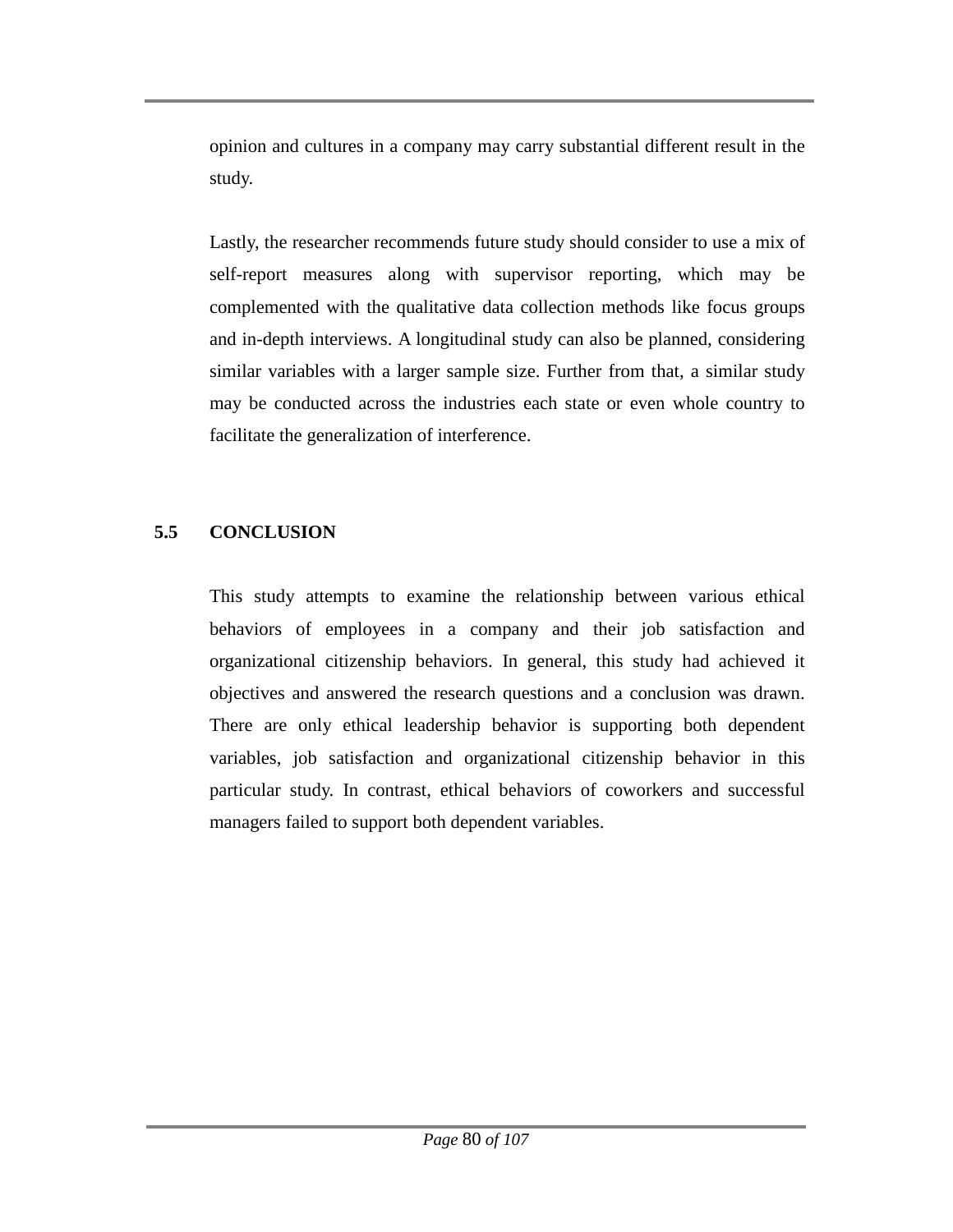opinion and cultures in a company may carry substantial different result in the study.

Lastly, the researcher recommends future study should consider to use a mix of self-report measures along with supervisor reporting, which may be complemented with the qualitative data collection methods like focus groups and in-depth interviews. A longitudinal study can also be planned, considering similar variables with a larger sample size. Further from that, a similar study may be conducted across the industries each state or even whole country to facilitate the generalization of interference.

## 5.5 CONCLUSION

This study attempts to examine the relationship between various ethical behaviors of employees in a company and their job satisfaction and organizational citizenship behaviors. In general, this study had achieved it objectives and answered the research questions and a conclusion was drawn. There are only ethical leadership behavior is supporting both dependent variables, job satisfaction and organizational citizenship behavior in this particular study. In contrast, ethical behaviors of coworkers and successful managers failed to support both dependent variables.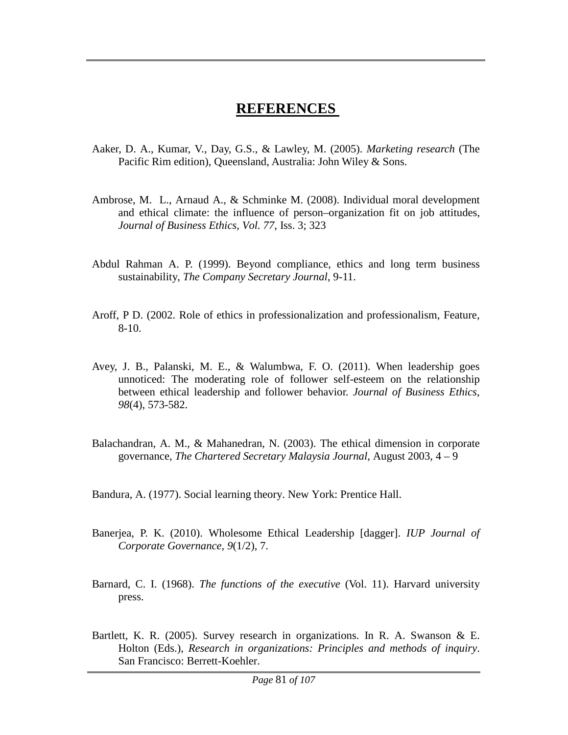# REFERENCES

Aaker, D. A., Kumar, V., Day, G.S., & Lawley, M. (2005). *Marketing research* (The Pacific Rim edition), Queensland, Australia: John Wiley & Sons.

Ambrose, M. L., Arnaud A., & Schminke M. (2008). Individual moral development and ethical climate: the influence of person–organization fit on job attitudes, *Journal of Business Ethics*, *Vol. 77*, Iss. 3; 323

Abdul Rahman A. P. (1999). Beyond compliance, ethics and long term business sustainability, *The Company Secretary Journal*, 9-11.

Aroff, P D. (2002. Role of ethics in professionalization and professionalism, Feature, 8-10.

Avey, J. B., Palanski, M. E., & Walumbwa, F. O. (2011). When leadership goes unnoticed: The moderating role of follower self-esteem on the relationship between ethical leadership and follower behavior. *Journal of Business Ethics*, *98*(4), 573-582.

Balachandran, A. M., & Mahanedran, N. (2003). The ethical dimension in corporate governance, *The Chartered Secretary Malaysia Journal,* August 2003, 4 – 9

Bandura, A. (1977). Social learning theory. New York: Prentice Hall.

Banerjea, P. K. (2010). Wholesome Ethical Leadership [dagger]. *IUP Journal of Corporate Governance*, *9*(1/2), 7.

Barnard, C. I. (1968). *The functions of the executive* (Vol. 11). Harvard university press.

Bartlett, K. R. (2005). Survey research in organizations. In R. A. Swanson & E. Holton (Eds.), *Research in organizations: Principles and methods of inquiry*. San Francisco: Berrett-Koehler.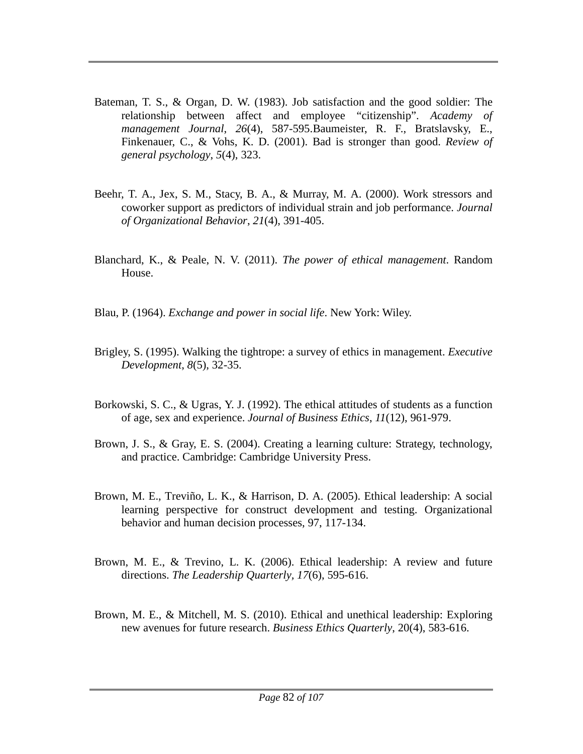Bateman, T. S., & Organ, D. W. (1983). Job satisfaction and the good soldier: The relationship between affect and employee "citizenship". *Academy of management Journal*, *26*(4), 587-595.Baumeister, R. F., Bratslavsky, E., Finkenauer, C., & Vohs, K. D. (2001). Bad is stronger than good. *Review of general psychology*, *5*(4), 323.

Beehr, T. A., Jex, S. M., Stacy, B. A., & Murray, M. A. (2000). Work stressors and coworker support as predictors of individual strain and job performance. *Journal of Organizational Behavior*, *21*(4), 391-405.

Blanchard, K., & Peale, N. V. (2011). *The power of ethical management*. Random House.

Blau, P. (1964). *Exchange and power in social life*. New York: Wiley.

Brigley, S. (1995). Walking the tightrope: a survey of ethics in management. *Executive Development, 8*(5), 32-35.

Borkowski, S. C., & Ugras, Y. J. (1992). The ethical attitudes of students as a function of age, sex and experience. *Journal of Business Ethics*, *11*(12), 961-979.

Brown, J. S., & Gray, E. S. (2004). Creating a learning culture: Strategy, technology, and practice. Cambridge: Cambridge University Press.

Brown, M. E., Treviño, L. K., & Harrison, D. A. (2005). Ethical leadership: A social learning perspective for construct development and testing. Organizational behavior and human decision processes, 97, 117-134.

Brown, M. E., & Trevino, L. K. (2006). Ethical leadership: A review and future directions. *The Leadership Quarterly*, *17*(6), 595-616.

Brown, M. E., & Mitchell, M. S. (2010). Ethical and unethical leadership: Exploring new avenues for future research. *Business Ethics Quarterly*, 20(4), 583-616.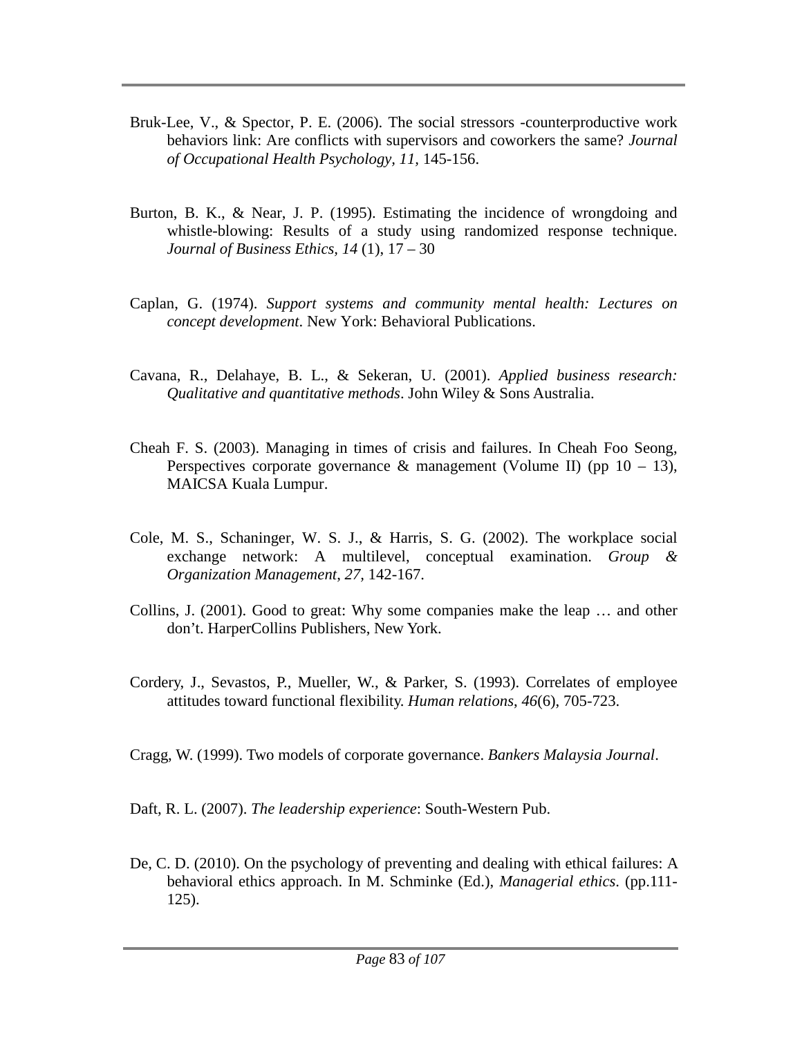Bruk-Lee, V., & Spector, P. E. (2006). The social stressors -counterproductive work behaviors link: Are conflicts with supervisors and coworkers the same? *Journal of Occupational Health Psychology, 11*, 145-156.

Burton, B. K., & Near, J. P. (1995). Estimating the incidence of wrongdoing and whistle-blowing: Results of a study using randomized response technique. *Journal of Business Ethics, 14* (1), 17 – 30

Caplan, G. (1974). *Support systems and community mental health: Lectures on concept development*. New York: Behavioral Publications.

Cavana, R., Delahaye, B. L., & Sekeran, U. (2001). *Applied business research: Qualitative and quantitative methods*. John Wiley & Sons Australia.

Cheah F. S. (2003). Managing in times of crisis and failures. In Cheah Foo Seong, Perspectives corporate governance & management (Volume II) (pp 10 – 13), MAICSA Kuala Lumpur.

Cole, M. S., Schaninger, W. S. J., & Harris, S. G. (2002). The workplace social exchange network: A multilevel, conceptual examination. *Group & Organization Management, 27*, 142-167.

Collins, J. (2001). Good to great: Why some companies make the leap … and other don't. HarperCollins Publishers, New York.

Cordery, J., Sevastos, P., Mueller, W., & Parker, S. (1993). Correlates of employee attitudes toward functional flexibility. *Human relations*, *46*(6), 705-723.

Cragg, W. (1999). Two models of corporate governance. *Bankers Malaysia Journal*.

Daft, R. L. (2007). *The leadership experience*: South-Western Pub.

De, C. D. (2010). On the psychology of preventing and dealing with ethical failures: A behavioral ethics approach. In M. Schminke (Ed.), *Managerial ethics*. (pp.111-125).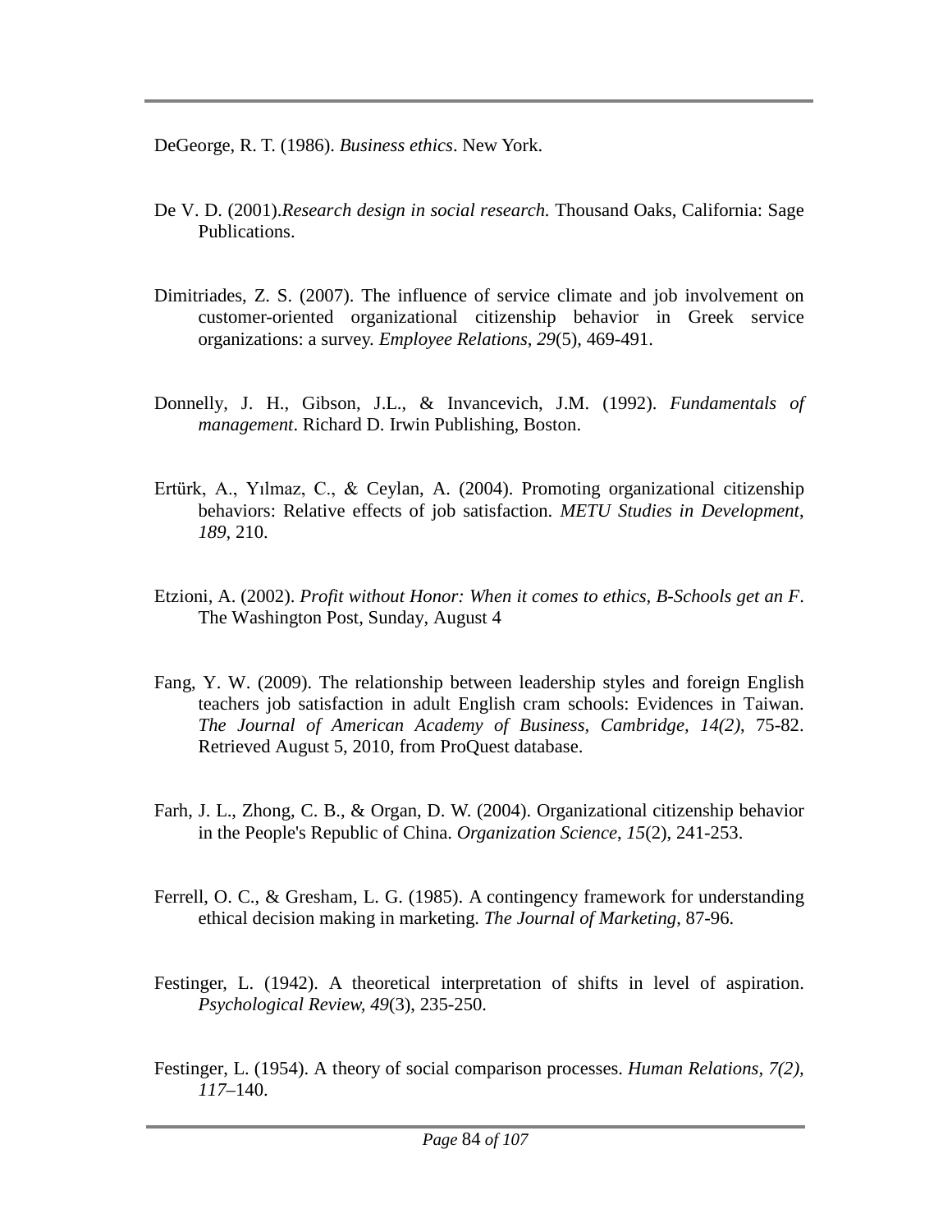DeGeorge, R. T. (1986). *Business ethics*. New York.

De V. D. (2001).*Research design in social research.* Thousand Oaks, California: Sage Publications.

Dimitriades, Z. S. (2007). The influence of service climate and job involvement on customer-oriented organizational citizenship behavior in Greek service organizations: a survey. *Employee Relations*, *29*(5), 469-491.

Donnelly, J. H., Gibson, J.L., & Invancevich, J.M. (1992). *Fundamentals of management*. Richard D. Irwin Publishing, Boston.

Ertürk, A., Yılmaz, C., & Ceylan, A. (2004). Promoting organizational citizenship behaviors: Relative effects of job satisfaction. *METU Studies in Development*, *189*, 210.

Etzioni, A. (2002). *Profit without Honor: When it comes to ethics, B-Schools get an F*. The Washington Post, Sunday, August 4

Fang, Y. W. (2009). The relationship between leadership styles and foreign English teachers job satisfaction in adult English cram schools: Evidences in Taiwan. *The Journal of American Academy of Business, Cambridge, 14(2)*, 75-82. Retrieved August 5, 2010, from ProQuest database.

Farh, J. L., Zhong, C. B., & Organ, D. W. (2004). Organizational citizenship behavior in the People's Republic of China. *Organization Science*, *15*(2), 241-253.

Ferrell, O. C., & Gresham, L. G. (1985). A contingency framework for understanding ethical decision making in marketing. *The Journal of Marketing*, 87-96.

Festinger, L. (1942). A theoretical interpretation of shifts in level of aspiration. *Psychological Review*, *49*(3), 235-250.

Festinger, L. (1954). A theory of social comparison processes. *Human Relations, 7(2), 117*–140.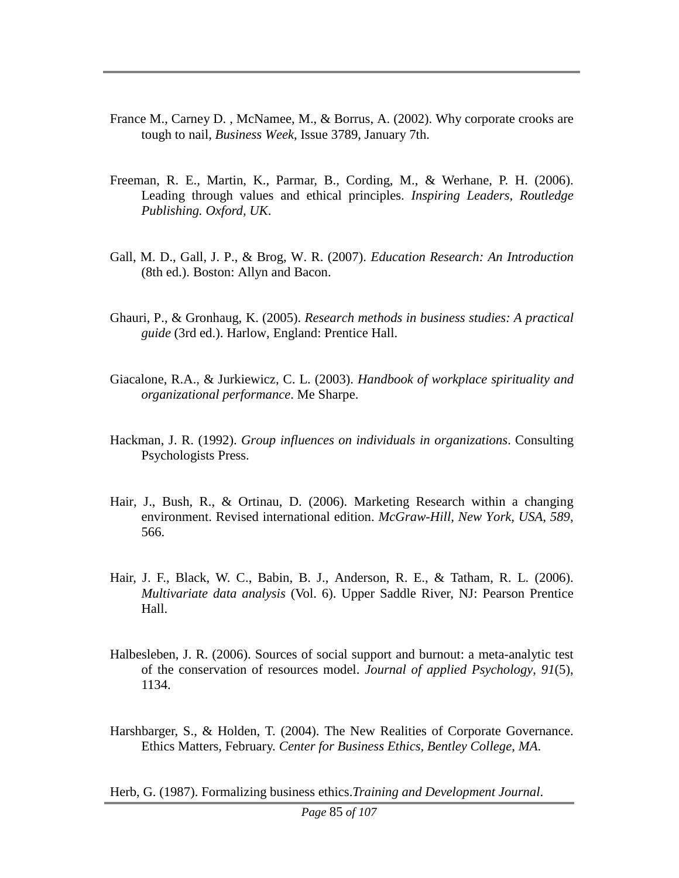France M., Carney D. , McNamee, M., & Borrus, A. (2002). Why corporate crooks are tough to nail, *Business Week*, Issue 3789, January 7th.

Freeman, R. E., Martin, K., Parmar, B., Cording, M., & Werhane, P. H. (2006). Leading through values and ethical principles. *Inspiring Leaders, Routledge Publishing. Oxford, UK*.

Gall, M. D., Gall, J. P., & Brog, W. R. (2007). *Education Research: An Introduction* (8th ed.). Boston: Allyn and Bacon.

Ghauri, P., & Gronhaug, K. (2005). *Research methods in business studies: A practical guide* (3rd ed.). Harlow, England: Prentice Hall.

Giacalone, R.A., & Jurkiewicz, C. L. (2003). *Handbook of workplace spirituality and organizational performance*. Me Sharpe.

Hackman, J. R. (1992). *Group influences on individuals in organizations*. Consulting Psychologists Press.

Hair, J., Bush, R., & Ortinau, D. (2006). Marketing Research within a changing environment. Revised international edition. *McGraw-Hill, New York, USA*, *589*, 566.

Hair, J. F., Black, W. C., Babin, B. J., Anderson, R. E., & Tatham, R. L. (2006). *Multivariate data analysis* (Vol. 6). Upper Saddle River, NJ: Pearson Prentice Hall.

Halbesleben, J. R. (2006). Sources of social support and burnout: a meta-analytic test of the conservation of resources model. *Journal of applied Psychology*, *91*(5), 1134.

Harshbarger, S., & Holden, T. (2004). The New Realities of Corporate Governance. Ethics Matters, February. *Center for Business Ethics, Bentley College, MA*.

Herb, G. (1987). Formalizing business ethics.*Training and Development Journal*.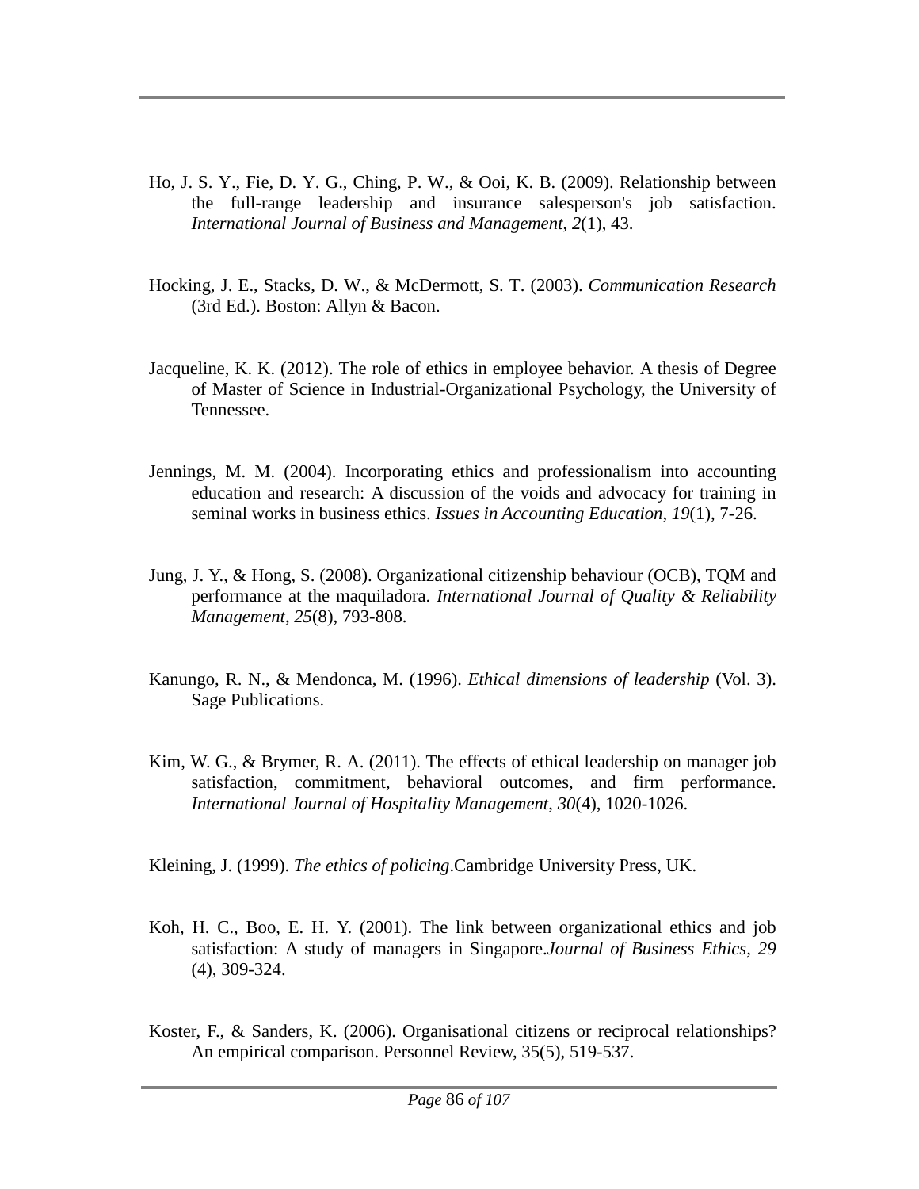Ho, J. S. Y., Fie, D. Y. G., Ching, P. W., & Ooi, K. B. (2009). Relationship between the full-range leadership and insurance salesperson's job satisfaction. *International Journal of Business and Management*, *2*(1), 43.

Hocking, J. E., Stacks, D. W., & McDermott, S. T. (2003). *Communication Research* (3rd Ed.). Boston: Allyn & Bacon.

Jacqueline, K. K. (2012). The role of ethics in employee behavior. A thesis of Degree of Master of Science in Industrial-Organizational Psychology, the University of Tennessee.

Jennings, M. M. (2004). Incorporating ethics and professionalism into accounting education and research: A discussion of the voids and advocacy for training in seminal works in business ethics. *Issues in Accounting Education*, *19*(1), 7-26.

Jung, J. Y., & Hong, S. (2008). Organizational citizenship behaviour (OCB), TQM and performance at the maquiladora. *International Journal of Quality & Reliability Management*, *25*(8), 793-808.

Kanungo, R. N., & Mendonca, M. (1996). *Ethical dimensions of leadership* (Vol. 3). Sage Publications.

Kim, W. G., & Brymer, R. A. (2011). The effects of ethical leadership on manager job satisfaction, commitment, behavioral outcomes, and firm performance. *International Journal of Hospitality Management*, *30*(4), 1020-1026.

Kleining, J. (1999). *The ethics of policing*.Cambridge University Press, UK.

Koh, H. C., Boo, E. H. Y. (2001). The link between organizational ethics and job satisfaction: A study of managers in Singapore.*Journal of Business Ethics, 29* (4), 309-324.

Koster, F., & Sanders, K. (2006). Organisational citizens or reciprocal relationships? An empirical comparison. Personnel Review, 35(5), 519-537.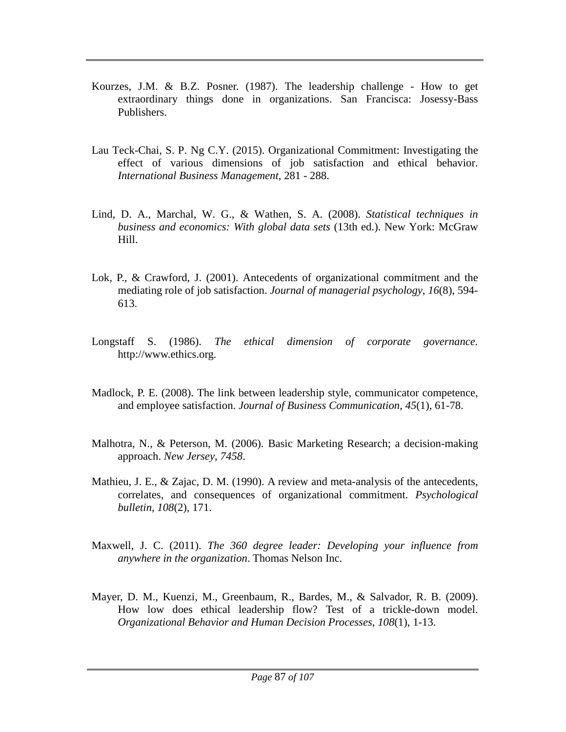Kourzes, J.M. & B.Z. Posner. (1987). The leadership challenge - How to get extraordinary things done in organizations. San Francisca: Josessy-Bass Publishers.

Lau Teck-Chai, S. P. Ng C.Y. (2015). Organizational Commitment: Investigating the effect of various dimensions of job satisfaction and ethical behavior. *International Business Management*, 281 - 288.

Lind, D. A., Marchal, W. G., & Wathen, S. A. (2008). *Statistical techniques in business and economics: With global data sets* (13th ed.). New York: McGraw Hill.

Lok, P., & Crawford, J. (2001). Antecedents of organizational commitment and the mediating role of job satisfaction. *Journal of managerial psychology*, *16*(8), 594-613.

Longstaff S. (1986). *The ethical dimension of corporate governance*. http://www.ethics.org.

Madlock, P. E. (2008). The link between leadership style, communicator competence, and employee satisfaction. *Journal of Business Communication*, *45*(1), 61-78.

Malhotra, N., & Peterson, M. (2006). Basic Marketing Research; a decision-making approach. *New Jersey*, *7458*.

Mathieu, J. E., & Zajac, D. M. (1990). A review and meta-analysis of the antecedents, correlates, and consequences of organizational commitment. *Psychological bulletin*, *108*(2), 171.

Maxwell, J. C. (2011). *The 360 degree leader: Developing your influence from anywhere in the organization*. Thomas Nelson Inc.

Mayer, D. M., Kuenzi, M., Greenbaum, R., Bardes, M., & Salvador, R. B. (2009). How low does ethical leadership flow? Test of a trickle-down model. *Organizational Behavior and Human Decision Processes*, *108*(1), 1-13.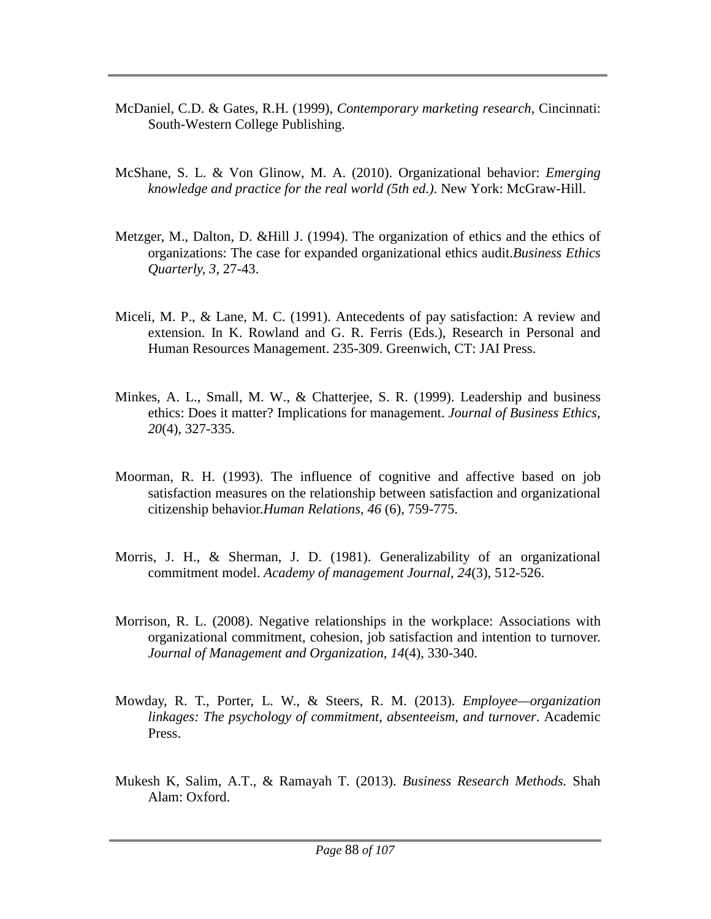McDaniel, C.D. & Gates, R.H. (1999), *Contemporary marketing research*, Cincinnati: South-Western College Publishing.

McShane, S. L. & Von Glinow, M. A. (2010). Organizational behavior: *Emerging knowledge and practice for the real world (5th ed.)*. New York: McGraw-Hill.

Metzger, M., Dalton, D. &Hill J. (1994). The organization of ethics and the ethics of organizations: The case for expanded organizational ethics audit.*Business Ethics Quarterly, 3*, 27-43.

Miceli, M. P., & Lane, M. C. (1991). Antecedents of pay satisfaction: A review and extension. In K. Rowland and G. R. Ferris (Eds.), Research in Personal and Human Resources Management. 235-309. Greenwich, CT: JAI Press.

Minkes, A. L., Small, M. W., & Chatterjee, S. R. (1999). Leadership and business ethics: Does it matter? Implications for management. *Journal of Business Ethics*, *20*(4), 327-335.

Moorman, R. H. (1993). The influence of cognitive and affective based on job satisfaction measures on the relationship between satisfaction and organizational citizenship behavior.*Human Relations*, *46* (6), 759-775.

Morris, J. H., & Sherman, J. D. (1981). Generalizability of an organizational commitment model. *Academy of management Journal*, *24*(3), 512-526.

Morrison, R. L. (2008). Negative relationships in the workplace: Associations with organizational commitment, cohesion, job satisfaction and intention to turnover. *Journal of Management and Organization*, *14*(4), 330-340.

Mowday, R. T., Porter, L. W., & Steers, R. M. (2013). *Employee—organization linkages: The psychology of commitment, absenteeism, and turnover*. Academic Press.

Mukesh K, Salim, A.T., & Ramayah T. (2013). *Business Research Methods.* Shah Alam: Oxford.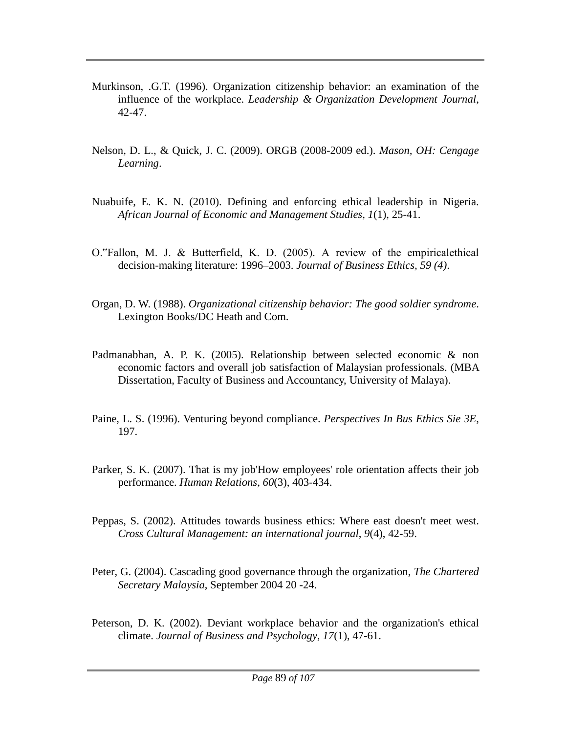Murkinson, .G.T. (1996). Organization citizenship behavior: an examination of the influence of the workplace. *Leadership & Organization Development Journal*, 42-47.

Nelson, D. L., & Quick, J. C. (2009). ORGB (2008-2009 ed.). *Mason, OH: Cengage Learning*.

Nuabuife, E. K. N. (2010). Defining and enforcing ethical leadership in Nigeria. *African Journal of Economic and Management Studies*, *1*(1), 25-41.

O.‟Fallon, M. J. & Butterfield, K. D. (2005). A review of the empiricalethical decision-making literature: 1996–2003. *Journal of Business Ethics, 59 (4)*.

Organ, D. W. (1988). *Organizational citizenship behavior: The good soldier syndrome*. Lexington Books/DC Heath and Com.

Padmanabhan, A. P. K. (2005). Relationship between selected economic & non economic factors and overall job satisfaction of Malaysian professionals. (MBA Dissertation, Faculty of Business and Accountancy, University of Malaya).

Paine, L. S. (1996). Venturing beyond compliance. *Perspectives In Bus Ethics Sie 3E*, 197.

Parker, S. K. (2007). That is my job'How employees' role orientation affects their job performance. *Human Relations*, *60*(3), 403-434.

Peppas, S. (2002). Attitudes towards business ethics: Where east doesn't meet west. *Cross Cultural Management: an international journal*, *9*(4), 42-59.

Peter, G. (2004). Cascading good governance through the organization, *The Chartered Secretary Malaysia*, September 2004 20 -24.

Peterson, D. K. (2002). Deviant workplace behavior and the organization's ethical climate. *Journal of Business and Psychology*, *17*(1), 47-61.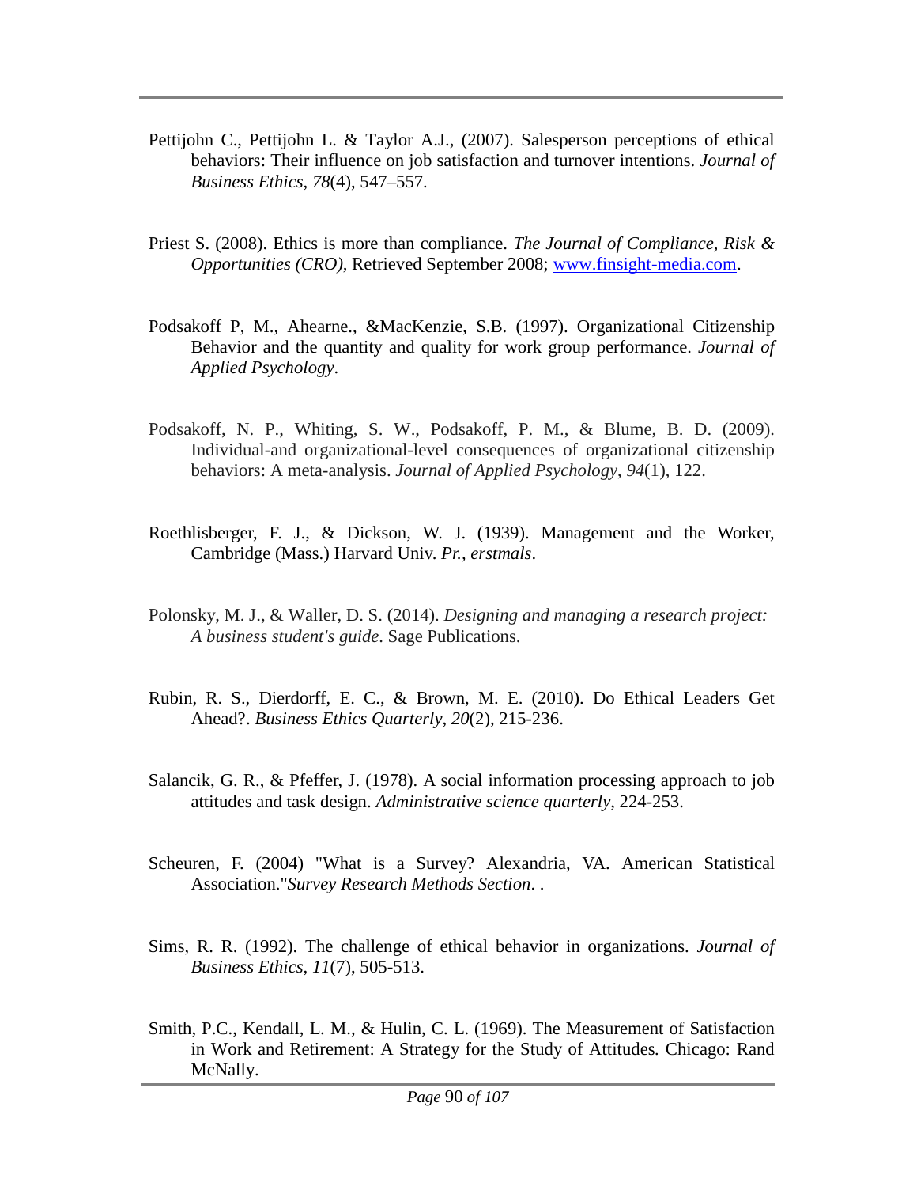Pettijohn C., Pettijohn L. & Taylor A.J., (2007). Salesperson perceptions of ethical behaviors: Their influence on job satisfaction and turnover intentions. *Journal of Business Ethics*, *78*(4), 547–557.

Priest S. (2008). Ethics is more than compliance. *The Journal of Compliance, Risk & Opportunities (CRO)*, Retrieved September 2008; [www.finsight-media.com](www.finsight-media.com).

Podsakoff P, M., Ahearne., &MacKenzie, S.B. (1997). Organizational Citizenship Behavior and the quantity and quality for work group performance. *Journal of Applied Psychology*.

Podsakoff, N. P., Whiting, S. W., Podsakoff, P. M., & Blume, B. D. (2009). Individual-and organizational-level consequences of organizational citizenship behaviors: A meta-analysis. *Journal of Applied Psychology*, *94*(1), 122.

Roethlisberger, F. J., & Dickson, W. J. (1939). Management and the Worker, Cambridge (Mass.) Harvard Univ. *Pr., erstmals*.

Polonsky, M. J., & Waller, D. S. (2014). *Designing and managing a research project: A business student's guide*. Sage Publications.

Rubin, R. S., Dierdorff, E. C., & Brown, M. E. (2010). Do Ethical Leaders Get Ahead?. *Business Ethics Quarterly*, *20*(2), 215-236.

Salancik, G. R., & Pfeffer, J. (1978). A social information processing approach to job attitudes and task design. *Administrative science quarterly*, 224-253.

Scheuren, F. (2004) "What is a Survey? Alexandria, VA. American Statistical Association."*Survey Research Methods Section*. .

Sims, R. R. (1992). The challenge of ethical behavior in organizations. *Journal of Business Ethics*, *11*(7), 505-513.

Smith, P.C., Kendall, L. M., & Hulin, C. L. (1969). The Measurement of Satisfaction in Work and Retirement: A Strategy for the Study of Attitudes*.* Chicago: Rand McNally.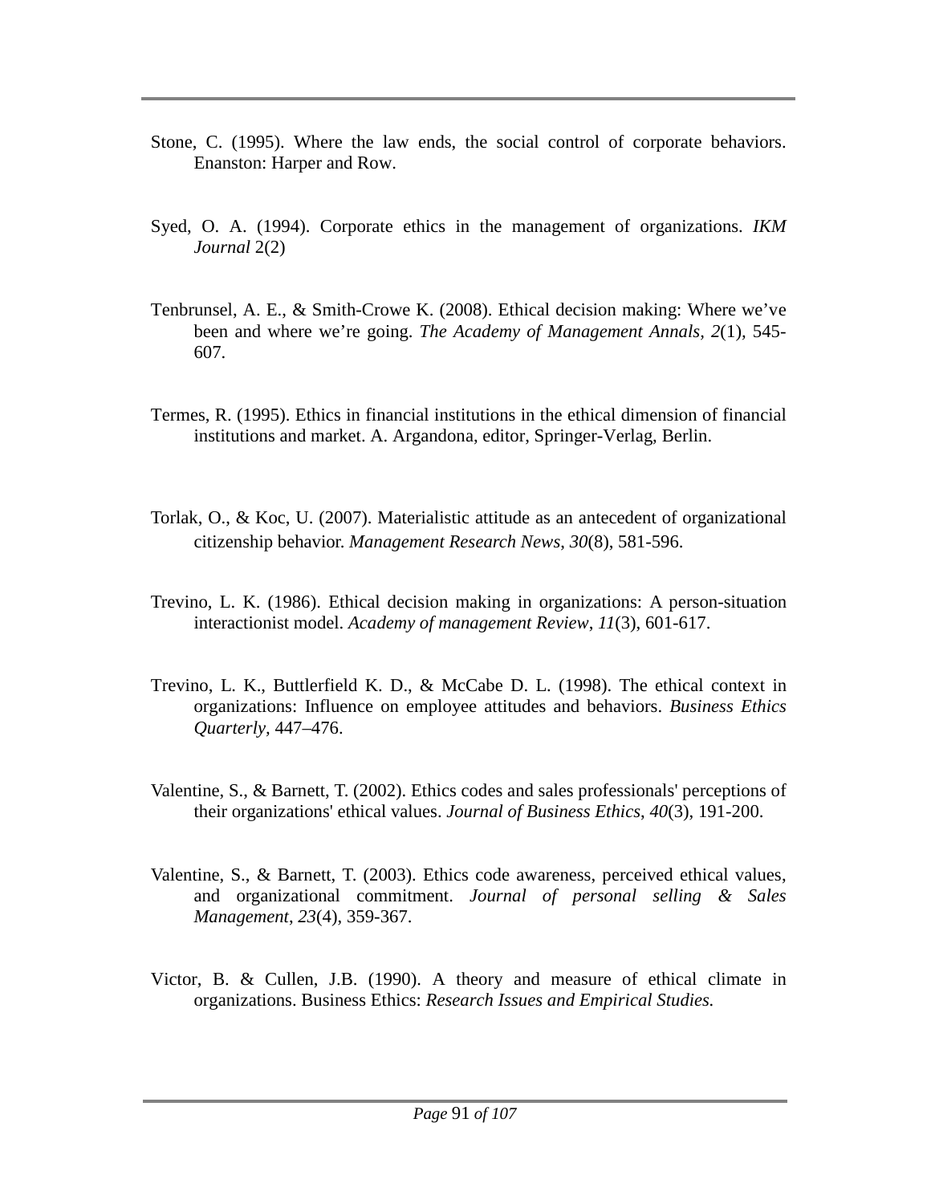Stone, C. (1995). Where the law ends, the social control of corporate behaviors. Enanston: Harper and Row.

Syed, O. A. (1994). Corporate ethics in the management of organizations. *IKM Journal* 2(2)

Tenbrunsel, A. E., & Smith-Crowe K. (2008). Ethical decision making: Where we've been and where we're going. *The Academy of Management Annals, 2*(1), 545-607.

Termes, R. (1995). Ethics in financial institutions in the ethical dimension of financial institutions and market. A. Argandona, editor, Springer-Verlag, Berlin.

Torlak, O., & Koc, U. (2007). Materialistic attitude as an antecedent of organizational citizenship behavior. *Management Research News*, *30*(8), 581-596.

Trevino, L. K. (1986). Ethical decision making in organizations: A person-situation interactionist model. *Academy of management Review*, *11*(3), 601-617.

Trevino, L. K., Buttlerfield K. D., & McCabe D. L. (1998). The ethical context in organizations: Influence on employee attitudes and behaviors. *Business Ethics Quarterly*, 447–476.

Valentine, S., & Barnett, T. (2002). Ethics codes and sales professionals' perceptions of their organizations' ethical values. *Journal of Business Ethics*, *40*(3), 191-200.

Valentine, S., & Barnett, T. (2003). Ethics code awareness, perceived ethical values, and organizational commitment. *Journal of personal selling & Sales Management*, *23*(4), 359-367.

Victor, B. & Cullen, J.B. (1990). A theory and measure of ethical climate in organizations. Business Ethics: *Research Issues and Empirical Studies.*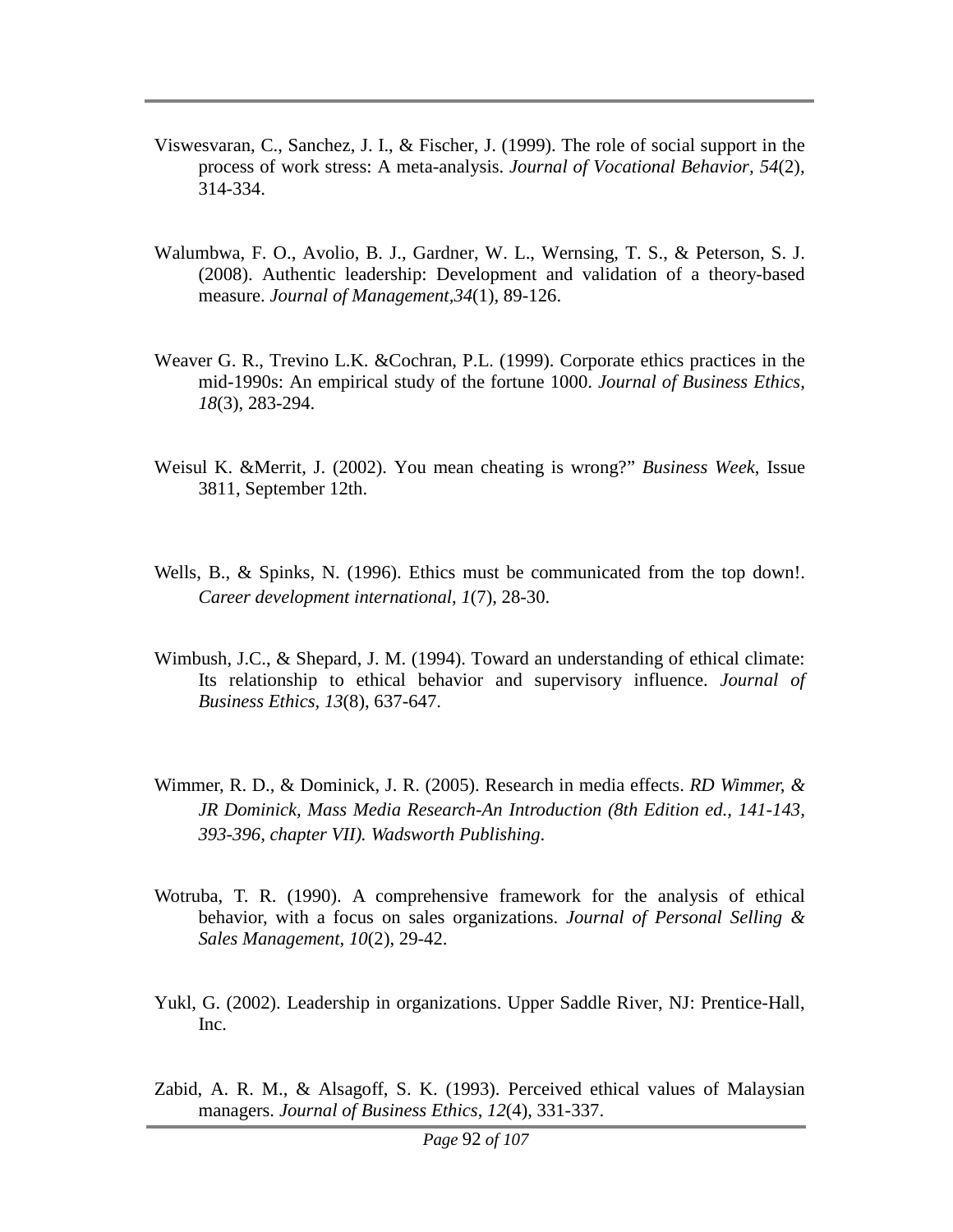Viswesvaran, C., Sanchez, J. I., & Fischer, J. (1999). The role of social support in the process of work stress: A meta-analysis. *Journal of Vocational Behavior, 54*(2), 314-334.

Walumbwa, F. O., Avolio, B. J., Gardner, W. L., Wernsing, T. S., & Peterson, S. J. (2008). Authentic leadership: Development and validation of a theory-based measure. *Journal of Management*,*34*(1), 89-126.

Weaver G. R., Trevino L.K. &Cochran, P.L. (1999). Corporate ethics practices in the mid-1990s: An empirical study of the fortune 1000. *Journal of Business Ethics, 18*(3), 283-294.

Weisul K. &Merrit, J. (2002). You mean cheating is wrong?" *Business Week*, Issue 3811, September 12th.

Wells, B., & Spinks, N. (1996). Ethics must be communicated from the top down!. *Career development international*, *1*(7), 28-30.

Wimbush, J.C., & Shepard, J. M. (1994). Toward an understanding of ethical climate: Its relationship to ethical behavior and supervisory influence. *Journal of Business Ethics*, *13*(8), 637-647.

Wimmer, R. D., & Dominick, J. R. (2005). Research in media effects. *RD Wimmer, & JR Dominick, Mass Media Research-An Introduction (8th Edition ed., 141-143, 393-396, chapter VII). Wadsworth Publishing.*

Wotruba, T. R. (1990). A comprehensive framework for the analysis of ethical behavior, with a focus on sales organizations. *Journal of Personal Selling & Sales Management*, *10*(2), 29-42.

Yukl, G. (2002). Leadership in organizations. Upper Saddle River, NJ: Prentice-Hall, Inc.

Zabid, A. R. M., & Alsagoff, S. K. (1993). Perceived ethical values of Malaysian managers. *Journal of Business Ethics*, *12*(4), 331-337.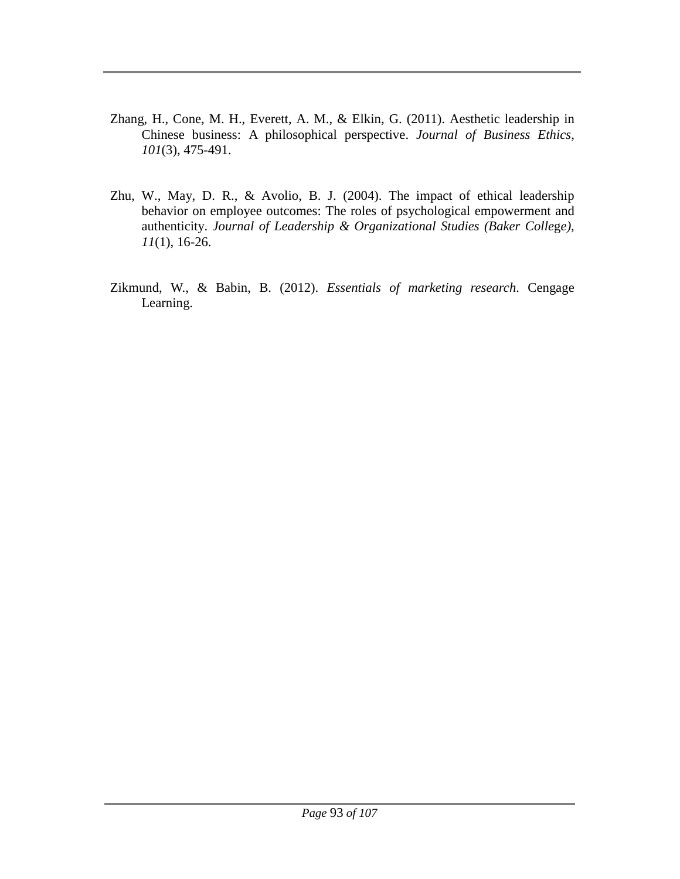Zhang, H., Cone, M. H., Everett, A. M., & Elkin, G. (2011). Aesthetic leadership in Chinese business: A philosophical perspective. *Journal of Business Ethics*, *101*(3), 475-491.

Zhu, W., May, D. R., & Avolio, B. J. (2004). The impact of ethical leadership behavior on employee outcomes: The roles of psychological empowerment and authenticity. *Journal of Leadership & Organizational Studies (Baker College)*, *11*(1), 16-26.

Zikmund, W., & Babin, B. (2012). *Essentials of marketing research*. Cengage Learning.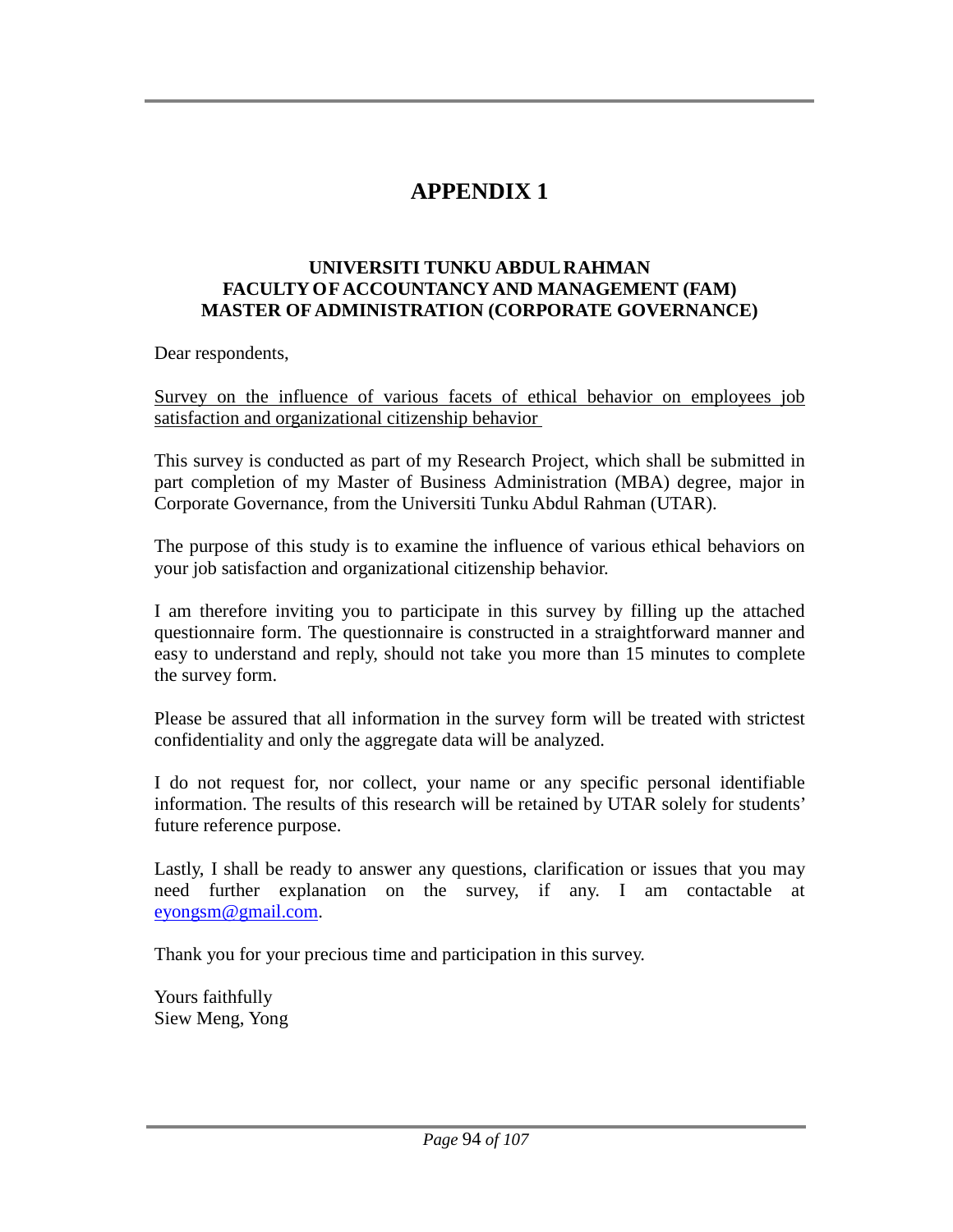# APPENDIX 1

**UNIVERSITI TUNKU ABDUL RAHMAN**
**FACULTY OF ACCOUNTANCY AND MANAGEMENT (FAM)**
**MASTER OF ADMINISTRATION (CORPORATE GOVERNANCE)**

Dear respondents,

<u>Survey on the influence of various facets of ethical behavior on employees job satisfaction and organizational citizenship behavior</u>

This survey is conducted as part of my Research Project, which shall be submitted in part completion of my Master of Business Administration (MBA) degree, major in Corporate Governance, from the Universiti Tunku Abdul Rahman (UTAR).

The purpose of this study is to examine the influence of various ethical behaviors on your job satisfaction and organizational citizenship behavior.

I am therefore inviting you to participate in this survey by filling up the attached questionnaire form. The questionnaire is constructed in a straightforward manner and easy to understand and reply, should not take you more than 15 minutes to complete the survey form.

Please be assured that all information in the survey form will be treated with strictest confidentiality and only the aggregate data will be analyzed.

I do not request for, nor collect, your name or any specific personal identifiable information. The results of this research will be retained by UTAR solely for students' future reference purpose.

Lastly, I shall be ready to answer any questions, clarification or issues that you may need further explanation on the survey, if any. I am contactable at eyongsm@gmail.com.

Thank you for your precious time and participation in this survey.

Yours faithfully
Siew Meng, Yong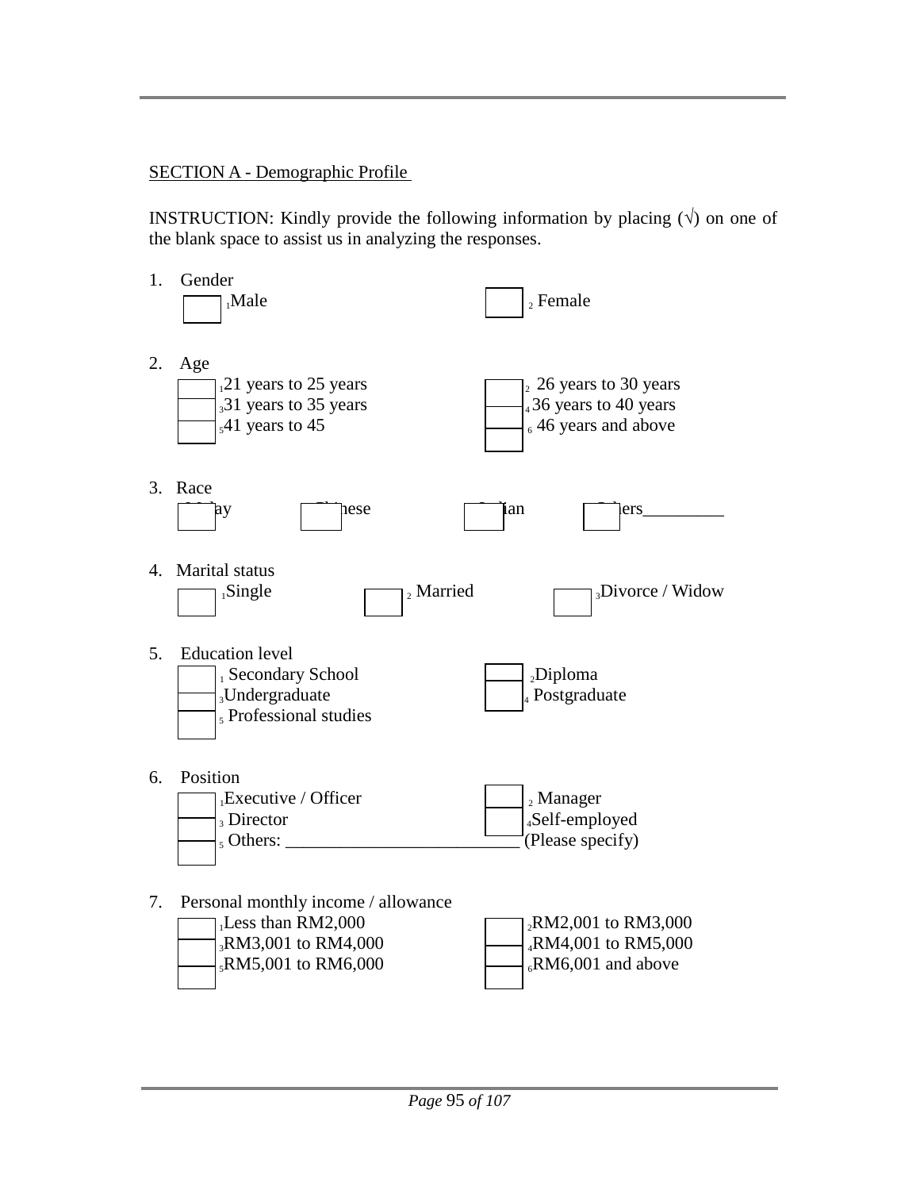SECTION A - Demographic Profile

INSTRUCTION: Kindly provide the following information by placing (√) on one of the blank space to assist us in analyzing the responses.

1. Gender
   - [ ] 1 Male
   - [ ] 2 Female

2. Age
   - [ ] 1 21 years to 25 years
   - [ ] 2 26 years to 30 years
   - [ ] 3 31 years to 35 years
   - [ ] 4 36 years to 40 years
   - [ ] 5 41 years to 45
   - [ ] 6 46 years and above

3. Race
   - [ ] Malay
   - [ ] Chinese
   - [ ] Indian
   - [ ] Others_________

4. Marital status
   - [ ] 1 Single
   - [ ] 2 Married
   - [ ] 3 Divorce / Widow

5. Education level
   - [ ] 1 Secondary School
   - [ ] 2 Diploma
   - [ ] 3 Undergraduate
   - [ ] 4 Postgraduate
   - [ ] 5 Professional studies

6. Position
   - [ ] 1 Executive / Officer
   - [ ] 2 Manager
   - [ ] 3 Director
   - [ ] 4 Self-employed
   - [ ] 5 Others: _________________________ (Please specify)

7. Personal monthly income / allowance
   - [ ] 1 Less than RM2,000
   - [ ] 2 RM2,001 to RM3,000
   - [ ] 3 RM3,001 to RM4,000
   - [ ] 4 RM4,001 to RM5,000
   - [ ] 5 RM5,001 to RM6,000
   - [ ] 6 RM6,001 and above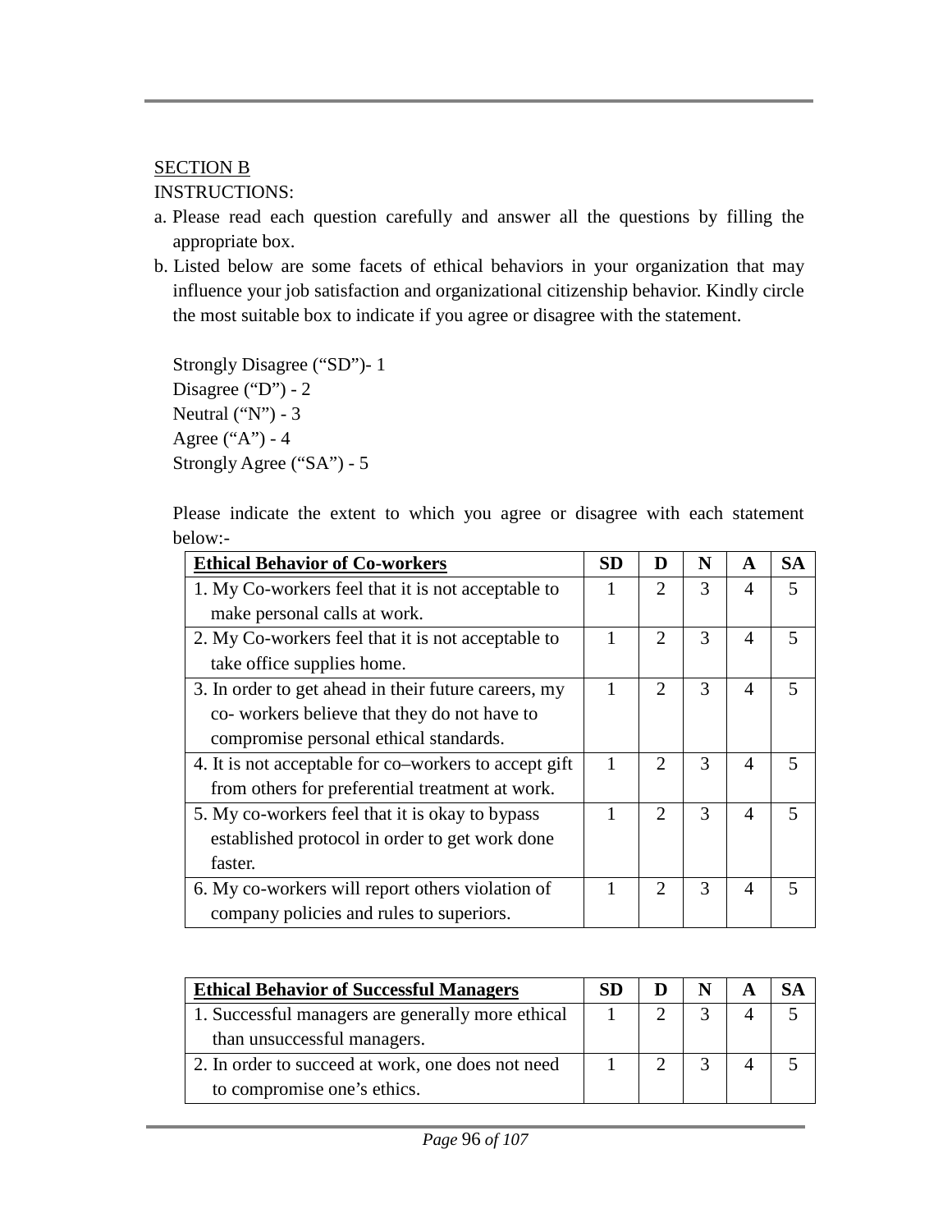SECTION B

INSTRUCTIONS:

a. Please read each question carefully and answer all the questions by filling the appropriate box.
b. Listed below are some facets of ethical behaviors in your organization that may influence your job satisfaction and organizational citizenship behavior. Kindly circle the most suitable box to indicate if you agree or disagree with the statement.

Strongly Disagree ("SD")- 1
Disagree ("D") - 2
Neutral ("N") - 3
Agree ("A") - 4
Strongly Agree ("SA") - 5

Please indicate the extent to which you agree or disagree with each statement below:-

| **Ethical Behavior of Co-workers** | **SD** | **D** | **N** | **A** | **SA** |
|---|---|---|---|---|---|
| 1. My Co-workers feel that it is not acceptable to make personal calls at work. | 1 | 2 | 3 | 4 | 5 |
| 2. My Co-workers feel that it is not acceptable to take office supplies home. | 1 | 2 | 3 | 4 | 5 |
| 3. In order to get ahead in their future careers, my co- workers believe that they do not have to compromise personal ethical standards. | 1 | 2 | 3 | 4 | 5 |
| 4. It is not acceptable for co–workers to accept gift from others for preferential treatment at work. | 1 | 2 | 3 | 4 | 5 |
| 5. My co-workers feel that it is okay to bypass established protocol in order to get work done faster. | 1 | 2 | 3 | 4 | 5 |
| 6. My co-workers will report others violation of company policies and rules to superiors. | 1 | 2 | 3 | 4 | 5 |

| **Ethical Behavior of Successful Managers** | **SD** | **D** | **N** | **A** | **SA** |
|---|---|---|---|---|---|
| 1. Successful managers are generally more ethical than unsuccessful managers. | 1 | 2 | 3 | 4 | 5 |
| 2. In order to succeed at work, one does not need to compromise one's ethics. | 1 | 2 | 3 | 4 | 5 |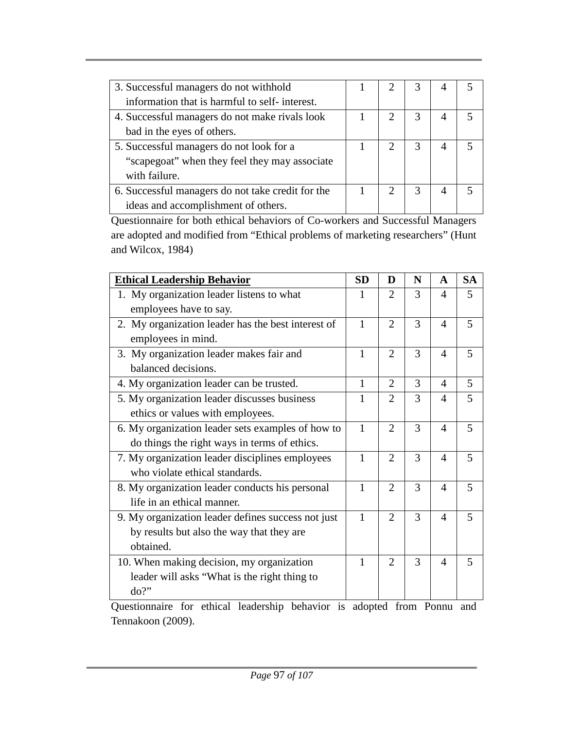| | | | | | |
|---|---|---|---|---|---|
| 3. Successful managers do not withhold information that is harmful to self- interest. | 1 | 2 | 3 | 4 | 5 |
| 4. Successful managers do not make rivals look bad in the eyes of others. | 1 | 2 | 3 | 4 | 5 |
| 5. Successful managers do not look for a “scapegoat” when they feel they may associate with failure. | 1 | 2 | 3 | 4 | 5 |
| 6. Successful managers do not take credit for the ideas and accomplishment of others. | 1 | 2 | 3 | 4 | 5 |

Questionnaire for both ethical behaviors of Co-workers and Successful Managers are adopted and modified from “Ethical problems of marketing researchers” (Hunt and Wilcox, 1984)

| **Ethical Leadership Behavior** | **SD** | **D** | **N** | **A** | **SA** |
|---|---|---|---|---|---|
| 1. My organization leader listens to what employees have to say. | 1 | 2 | 3 | 4 | 5 |
| 2. My organization leader has the best interest of employees in mind. | 1 | 2 | 3 | 4 | 5 |
| 3. My organization leader makes fair and balanced decisions. | 1 | 2 | 3 | 4 | 5 |
| 4. My organization leader can be trusted. | 1 | 2 | 3 | 4 | 5 |
| 5. My organization leader discusses business ethics or values with employees. | 1 | 2 | 3 | 4 | 5 |
| 6. My organization leader sets examples of how to do things the right ways in terms of ethics. | 1 | 2 | 3 | 4 | 5 |
| 7. My organization leader disciplines employees who violate ethical standards. | 1 | 2 | 3 | 4 | 5 |
| 8. My organization leader conducts his personal life in an ethical manner. | 1 | 2 | 3 | 4 | 5 |
| 9. My organization leader defines success not just by results but also the way that they are obtained. | 1 | 2 | 3 | 4 | 5 |
| 10. When making decision, my organization leader will asks “What is the right thing to do?” | 1 | 2 | 3 | 4 | 5 |

Questionnaire for ethical leadership behavior is adopted from Ponnu and Tennakoon (2009).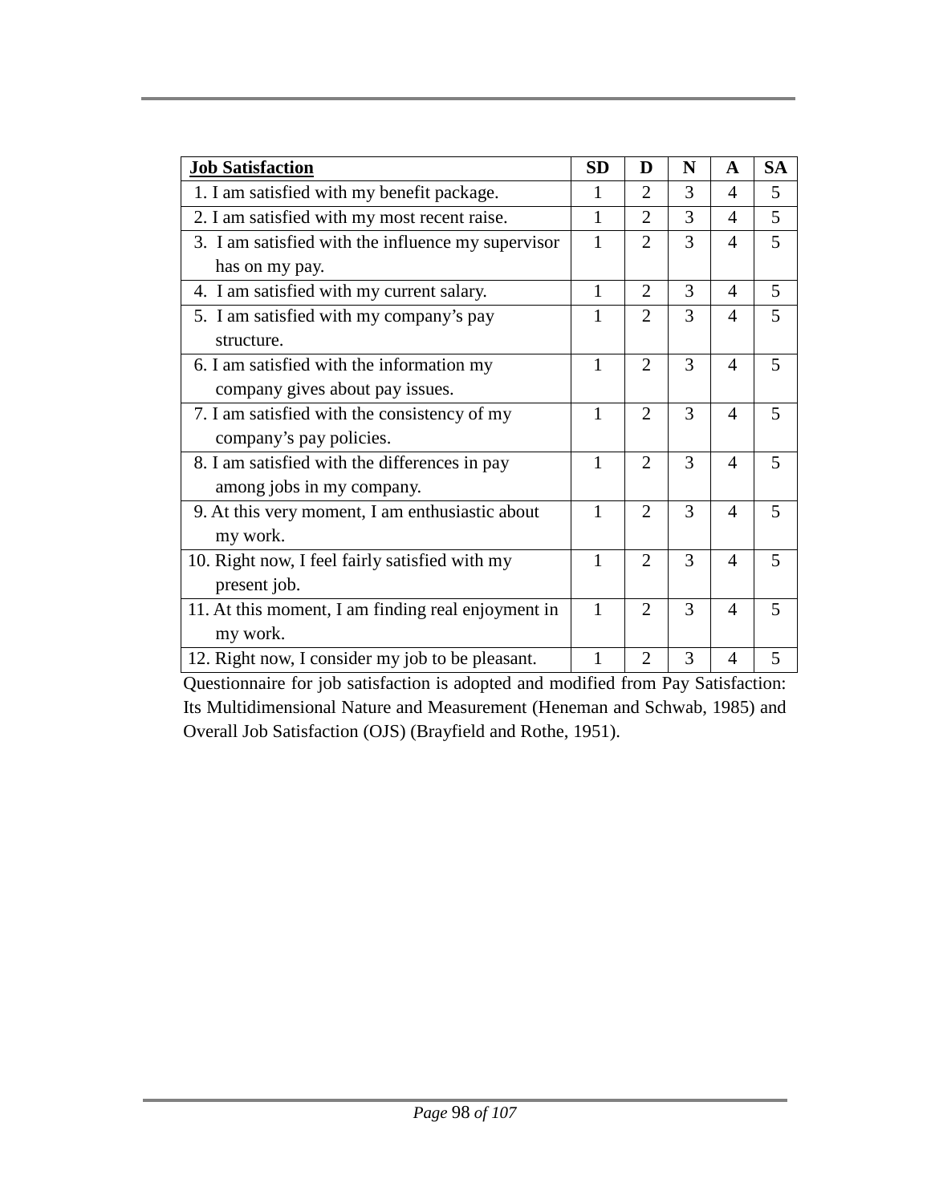| **Job Satisfaction** | **SD** | **D** | **N** | **A** | **SA** |
|---|---|---|---|---|---|
| 1. I am satisfied with my benefit package. | 1 | 2 | 3 | 4 | 5 |
| 2. I am satisfied with my most recent raise. | 1 | 2 | 3 | 4 | 5 |
| 3. I am satisfied with the influence my supervisor has on my pay. | 1 | 2 | 3 | 4 | 5 |
| 4. I am satisfied with my current salary. | 1 | 2 | 3 | 4 | 5 |
| 5. I am satisfied with my company's pay structure. | 1 | 2 | 3 | 4 | 5 |
| 6. I am satisfied with the information my company gives about pay issues. | 1 | 2 | 3 | 4 | 5 |
| 7. I am satisfied with the consistency of my company's pay policies. | 1 | 2 | 3 | 4 | 5 |
| 8. I am satisfied with the differences in pay among jobs in my company. | 1 | 2 | 3 | 4 | 5 |
| 9. At this very moment, I am enthusiastic about my work. | 1 | 2 | 3 | 4 | 5 |
| 10. Right now, I feel fairly satisfied with my present job. | 1 | 2 | 3 | 4 | 5 |
| 11. At this moment, I am finding real enjoyment in my work. | 1 | 2 | 3 | 4 | 5 |
| 12. Right now, I consider my job to be pleasant. | 1 | 2 | 3 | 4 | 5 |

Questionnaire for job satisfaction is adopted and modified from Pay Satisfaction: Its Multidimensional Nature and Measurement (Heneman and Schwab, 1985) and Overall Job Satisfaction (OJS) (Brayfield and Rothe, 1951).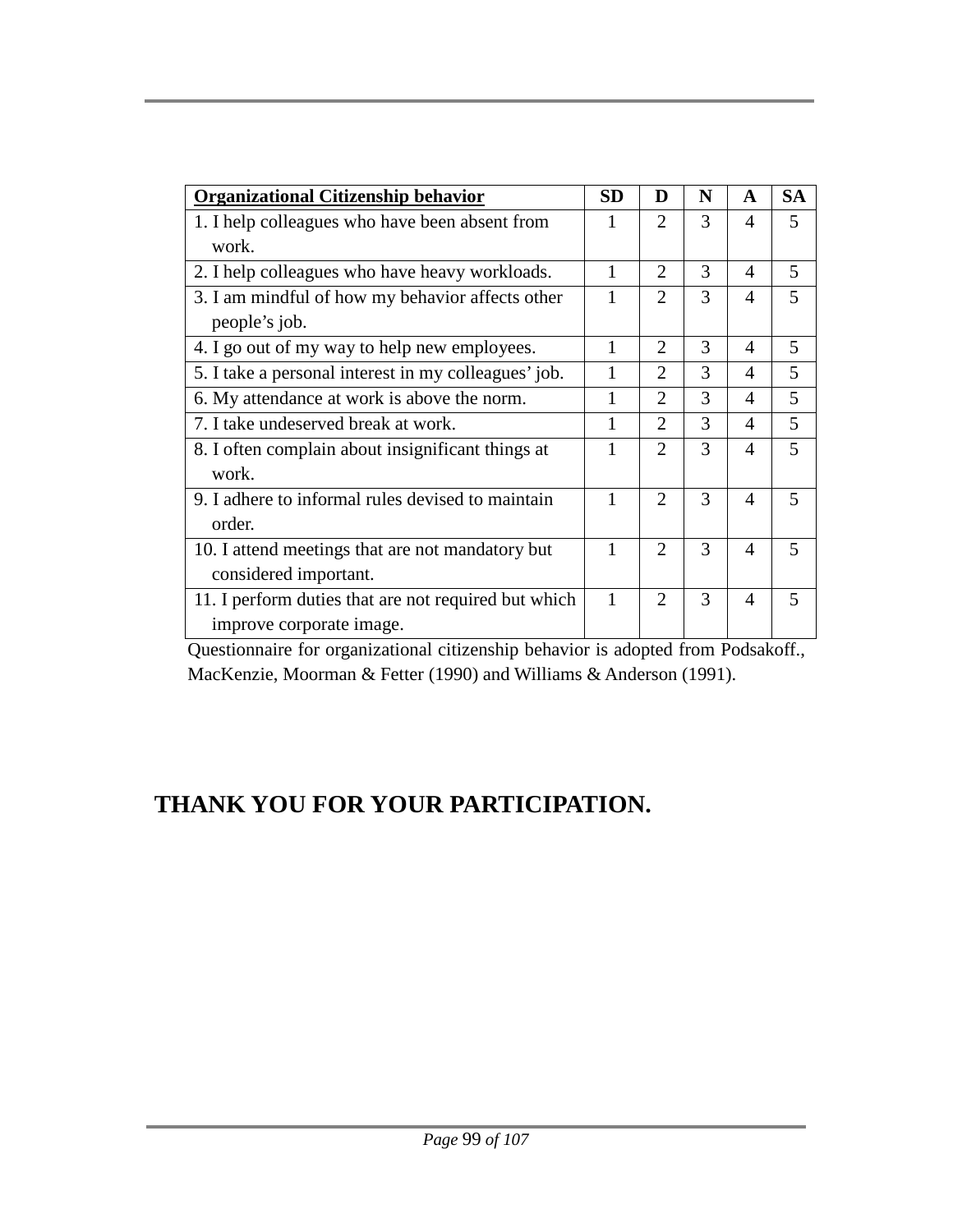| **Organizational Citizenship behavior** | **SD** | **D** | **N** | **A** | **SA** |
|---|---|---|---|---|---|
| 1. I help colleagues who have been absent from work. | 1 | 2 | 3 | 4 | 5 |
| 2. I help colleagues who have heavy workloads. | 1 | 2 | 3 | 4 | 5 |
| 3. I am mindful of how my behavior affects other people's job. | 1 | 2 | 3 | 4 | 5 |
| 4. I go out of my way to help new employees. | 1 | 2 | 3 | 4 | 5 |
| 5. I take a personal interest in my colleagues' job. | 1 | 2 | 3 | 4 | 5 |
| 6. My attendance at work is above the norm. | 1 | 2 | 3 | 4 | 5 |
| 7. I take undeserved break at work. | 1 | 2 | 3 | 4 | 5 |
| 8. I often complain about insignificant things at work. | 1 | 2 | 3 | 4 | 5 |
| 9. I adhere to informal rules devised to maintain order. | 1 | 2 | 3 | 4 | 5 |
| 10. I attend meetings that are not mandatory but considered important. | 1 | 2 | 3 | 4 | 5 |
| 11. I perform duties that are not required but which improve corporate image. | 1 | 2 | 3 | 4 | 5 |

Questionnaire for organizational citizenship behavior is adopted from Podsakoff., MacKenzie, Moorman & Fetter (1990) and Williams & Anderson (1991).

**THANK YOU FOR YOUR PARTICIPATION.**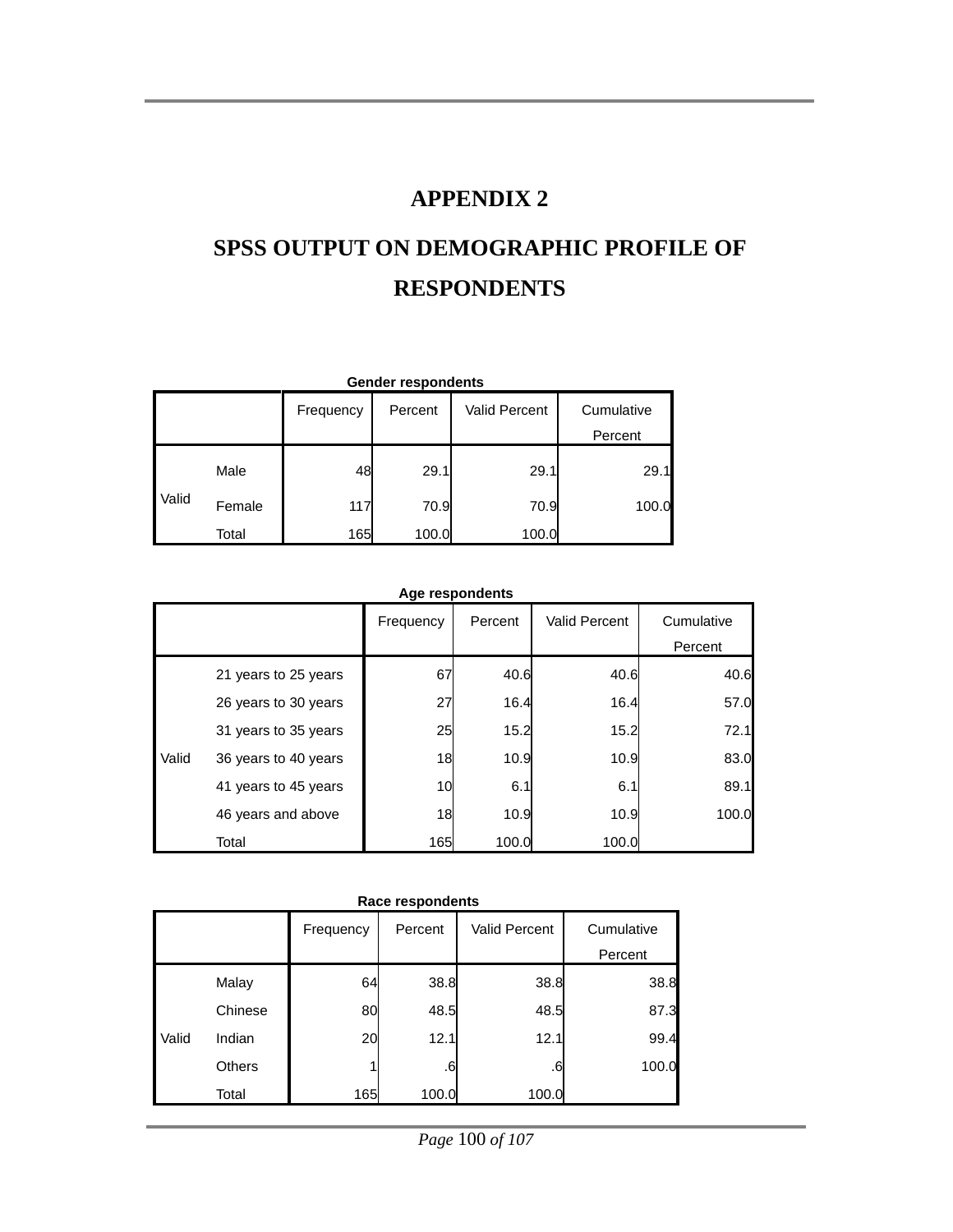# APPENDIX 2

# SPSS OUTPUT ON DEMOGRAPHIC PROFILE OF RESPONDENTS

**Gender respondents**

| | | Frequency | Percent | Valid Percent | Cumulative Percent |
|---|---|---|---|---|---|
| Valid | Male | 48 | 29.1 | 29.1 | 29.1 |
| | Female | 117 | 70.9 | 70.9 | 100.0 |
| | Total | 165 | 100.0 | 100.0 | |

**Age respondents**

| | | Frequency | Percent | Valid Percent | Cumulative Percent |
|---|---|---|---|---|---|
| Valid | 21 years to 25 years | 67 | 40.6 | 40.6 | 40.6 |
| | 26 years to 30 years | 27 | 16.4 | 16.4 | 57.0 |
| | 31 years to 35 years | 25 | 15.2 | 15.2 | 72.1 |
| | 36 years to 40 years | 18 | 10.9 | 10.9 | 83.0 |
| | 41 years to 45 years | 10 | 6.1 | 6.1 | 89.1 |
| | 46 years and above | 18 | 10.9 | 10.9 | 100.0 |
| | Total | 165 | 100.0 | 100.0 | |

**Race respondents**

| | | Frequency | Percent | Valid Percent | Cumulative Percent |
|---|---|---|---|---|---|
| Valid | Malay | 64 | 38.8 | 38.8 | 38.8 |
| | Chinese | 80 | 48.5 | 48.5 | 87.3 |
| | Indian | 20 | 12.1 | 12.1 | 99.4 |
| | Others | 1 | .6 | .6 | 100.0 |
| | Total | 165 | 100.0 | 100.0 | |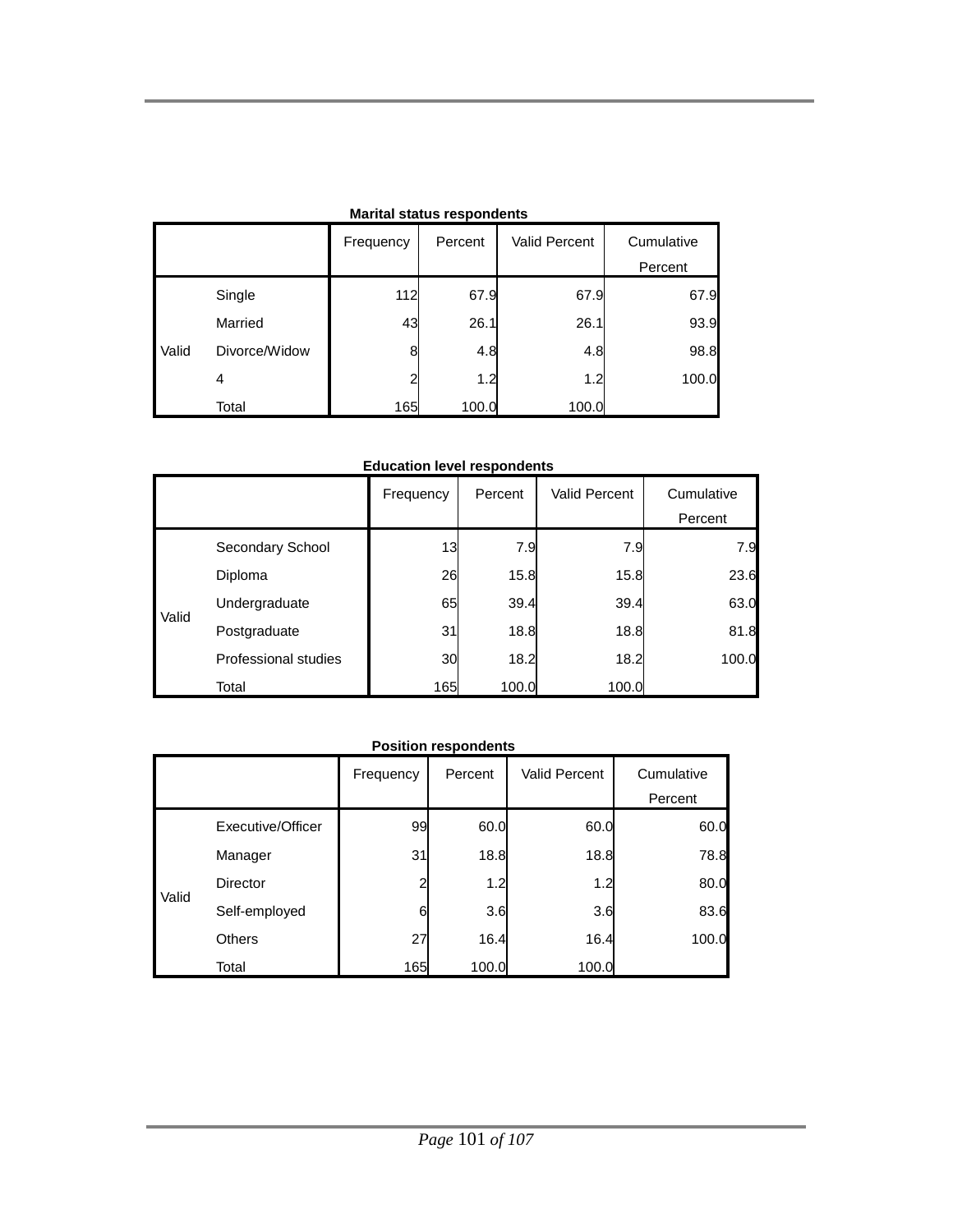**Marital status respondents**

| | | Frequency | Percent | Valid Percent | Cumulative Percent |
|---|---|---|---|---|---|
| Valid | Single | 112 | 67.9 | 67.9 | 67.9 |
| | Married | 43 | 26.1 | 26.1 | 93.9 |
| | Divorce/Widow | 8 | 4.8 | 4.8 | 98.8 |
| | 4 | 2 | 1.2 | 1.2 | 100.0 |
| | Total | 165 | 100.0 | 100.0 | |

**Education level respondents**

| | | Frequency | Percent | Valid Percent | Cumulative Percent |
|---|---|---|---|---|---|
| Valid | Secondary School | 13 | 7.9 | 7.9 | 7.9 |
| | Diploma | 26 | 15.8 | 15.8 | 23.6 |
| | Undergraduate | 65 | 39.4 | 39.4 | 63.0 |
| | Postgraduate | 31 | 18.8 | 18.8 | 81.8 |
| | Professional studies | 30 | 18.2 | 18.2 | 100.0 |
| | Total | 165 | 100.0 | 100.0 | |

**Position respondents**

| | | Frequency | Percent | Valid Percent | Cumulative Percent |
|---|---|---|---|---|---|
| Valid | Executive/Officer | 99 | 60.0 | 60.0 | 60.0 |
| | Manager | 31 | 18.8 | 18.8 | 78.8 |
| | Director | 2 | 1.2 | 1.2 | 80.0 |
| | Self-employed | 6 | 3.6 | 3.6 | 83.6 |
| | Others | 27 | 16.4 | 16.4 | 100.0 |
| | Total | 165 | 100.0 | 100.0 | |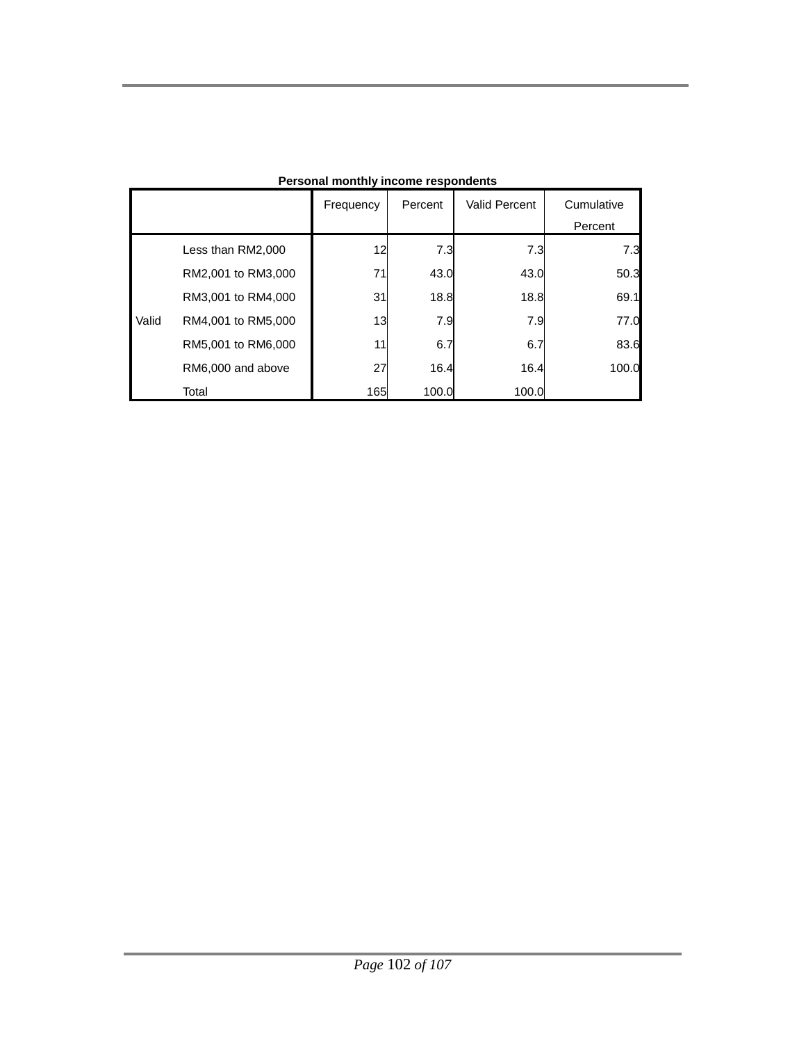**Personal monthly income respondents**

| | | Frequency | Percent | Valid Percent | Cumulative Percent |
|---|---|---|---|---|---|
| Valid | Less than RM2,000 | 12 | 7.3 | 7.3 | 7.3 |
| | RM2,001 to RM3,000 | 71 | 43.0 | 43.0 | 50.3 |
| | RM3,001 to RM4,000 | 31 | 18.8 | 18.8 | 69.1 |
| | RM4,001 to RM5,000 | 13 | 7.9 | 7.9 | 77.0 |
| | RM5,001 to RM6,000 | 11 | 6.7 | 6.7 | 83.6 |
| | RM6,000 and above | 27 | 16.4 | 16.4 | 100.0 |
| | Total | 165 | 100.0 | 100.0 | |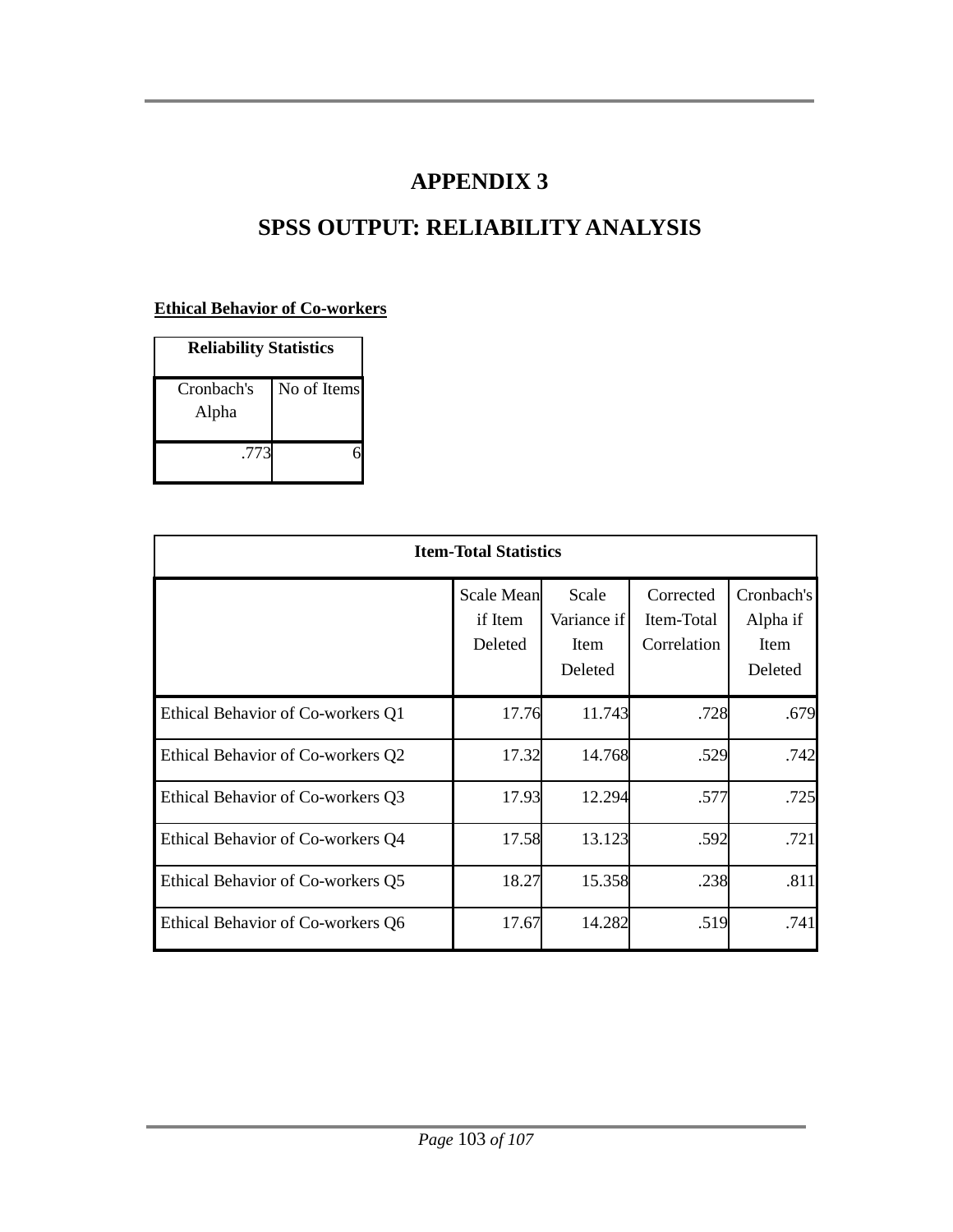# APPENDIX 3

# SPSS OUTPUT: RELIABILITY ANALYSIS

**Ethical Behavior of Co-workers**

| Reliability Statistics | |
|---|---|
| Cronbach's Alpha | No of Items |
| .773 | 6 |

| Item-Total Statistics | | | | |
|---|---|---|---|---|
| | Scale Mean if Item Deleted | Scale Variance if Item Deleted | Corrected Item-Total Correlation | Cronbach's Alpha if Item Deleted |
| Ethical Behavior of Co-workers Q1 | 17.76 | 11.743 | .728 | .679 |
| Ethical Behavior of Co-workers Q2 | 17.32 | 14.768 | .529 | .742 |
| Ethical Behavior of Co-workers Q3 | 17.93 | 12.294 | .577 | .725 |
| Ethical Behavior of Co-workers Q4 | 17.58 | 13.123 | .592 | .721 |
| Ethical Behavior of Co-workers Q5 | 18.27 | 15.358 | .238 | .811 |
| Ethical Behavior of Co-workers Q6 | 17.67 | 14.282 | .519 | .741 |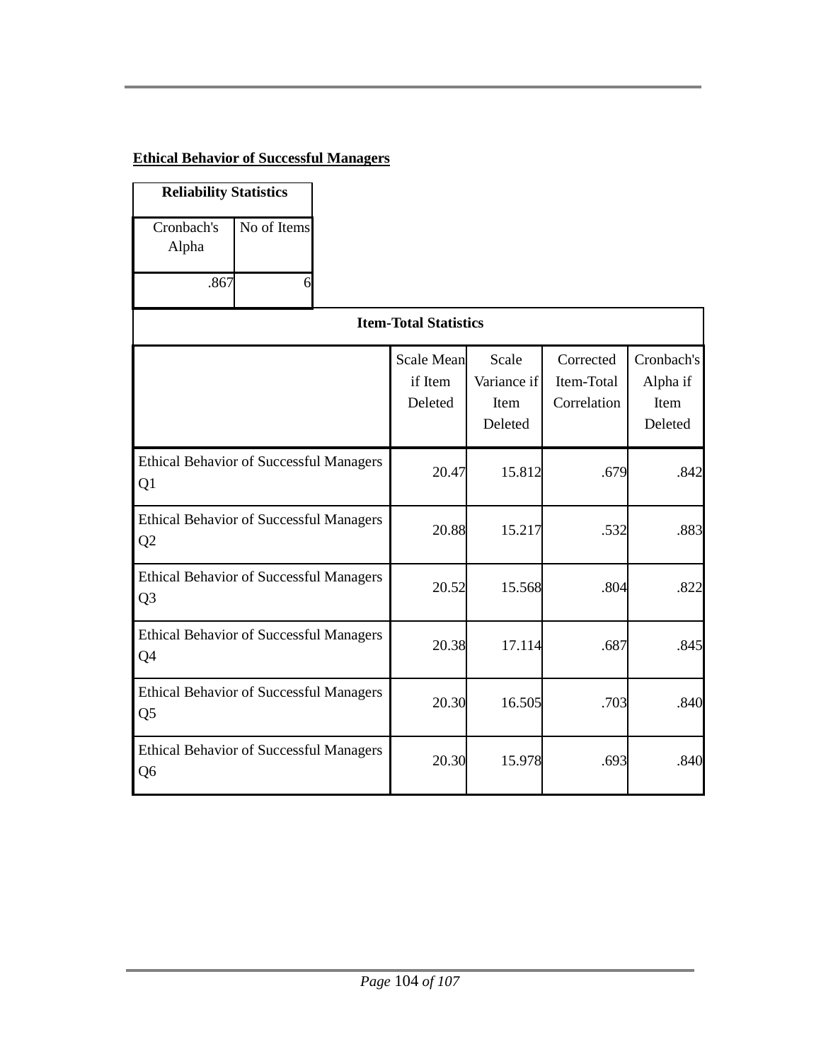**Ethical Behavior of Successful Managers**

| Reliability Statistics | |
|---|---|
| Cronbach's Alpha | No of Items |
| .867 | 6 |

| Item-Total Statistics | | | | |
|---|---|---|---|---|
| | Scale Mean if Item Deleted | Scale Variance if Item Deleted | Corrected Item-Total Correlation | Cronbach's Alpha if Item Deleted |
| Ethical Behavior of Successful Managers Q1 | 20.47 | 15.812 | .679 | .842 |
| Ethical Behavior of Successful Managers Q2 | 20.88 | 15.217 | .532 | .883 |
| Ethical Behavior of Successful Managers Q3 | 20.52 | 15.568 | .804 | .822 |
| Ethical Behavior of Successful Managers Q4 | 20.38 | 17.114 | .687 | .845 |
| Ethical Behavior of Successful Managers Q5 | 20.30 | 16.505 | .703 | .840 |
| Ethical Behavior of Successful Managers Q6 | 20.30 | 15.978 | .693 | .840 |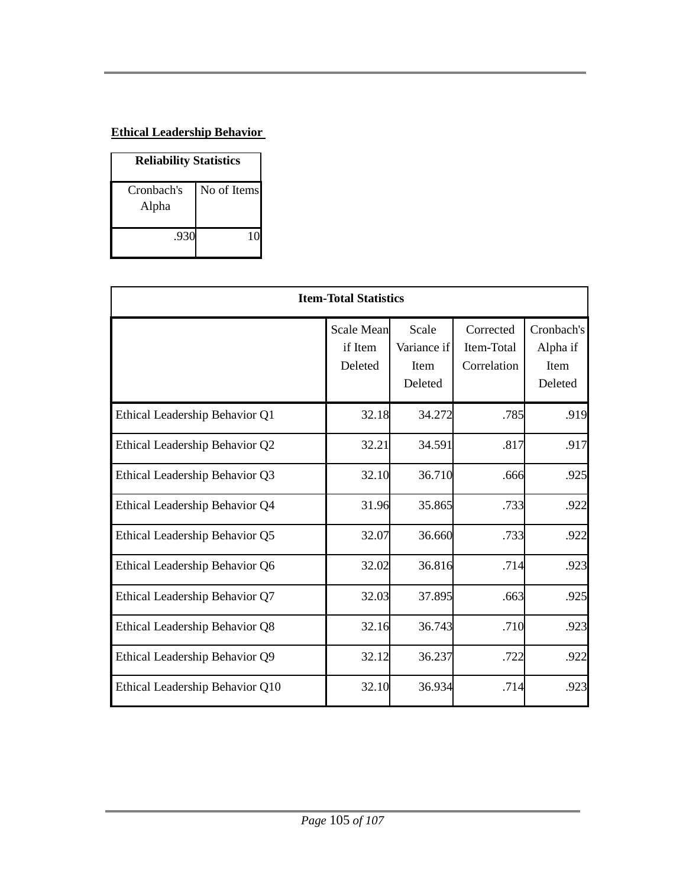**Ethical Leadership Behavior**

| Reliability Statistics | |
|---|---|
| Cronbach's Alpha | No of Items |
| .930 | 10 |

| Item-Total Statistics | | | | |
|---|---|---|---|---|
| | Scale Mean if Item Deleted | Scale Variance if Item Deleted | Corrected Item-Total Correlation | Cronbach's Alpha if Item Deleted |
| Ethical Leadership Behavior Q1 | 32.18 | 34.272 | .785 | .919 |
| Ethical Leadership Behavior Q2 | 32.21 | 34.591 | .817 | .917 |
| Ethical Leadership Behavior Q3 | 32.10 | 36.710 | .666 | .925 |
| Ethical Leadership Behavior Q4 | 31.96 | 35.865 | .733 | .922 |
| Ethical Leadership Behavior Q5 | 32.07 | 36.660 | .733 | .922 |
| Ethical Leadership Behavior Q6 | 32.02 | 36.816 | .714 | .923 |
| Ethical Leadership Behavior Q7 | 32.03 | 37.895 | .663 | .925 |
| Ethical Leadership Behavior Q8 | 32.16 | 36.743 | .710 | .923 |
| Ethical Leadership Behavior Q9 | 32.12 | 36.237 | .722 | .922 |
| Ethical Leadership Behavior Q10 | 32.10 | 36.934 | .714 | .923 |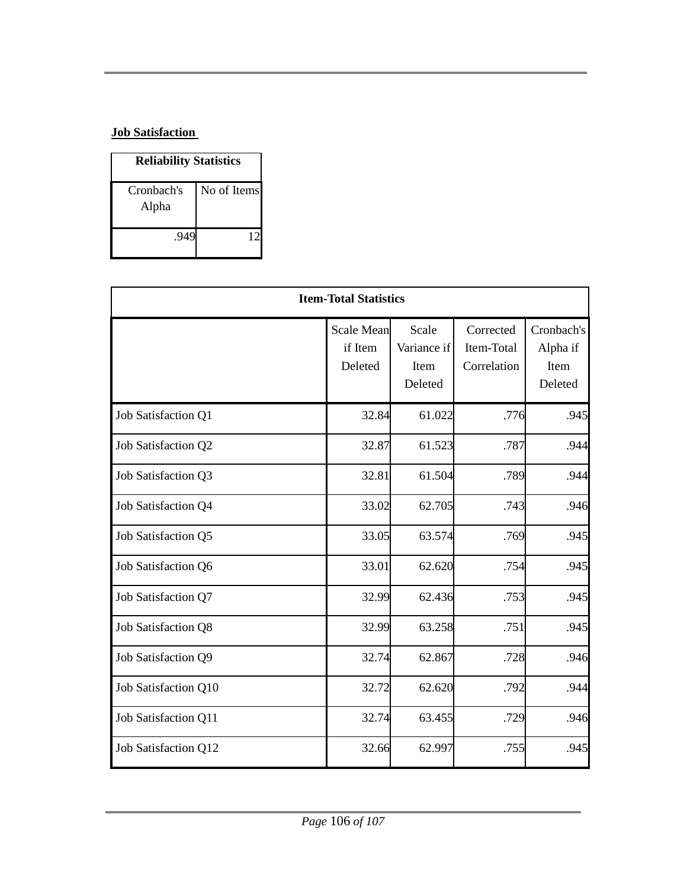**Job Satisfaction**

| Reliability Statistics | |
|---|---|
| Cronbach's Alpha | No of Items |
| .949 | 12 |

| Item-Total Statistics | | | | |
|---|---|---|---|---|
| | Scale Mean if Item Deleted | Scale Variance if Item Deleted | Corrected Item-Total Correlation | Cronbach's Alpha if Item Deleted |
| Job Satisfaction Q1 | 32.84 | 61.022 | .776 | .945 |
| Job Satisfaction Q2 | 32.87 | 61.523 | .787 | .944 |
| Job Satisfaction Q3 | 32.81 | 61.504 | .789 | .944 |
| Job Satisfaction Q4 | 33.02 | 62.705 | .743 | .946 |
| Job Satisfaction Q5 | 33.05 | 63.574 | .769 | .945 |
| Job Satisfaction Q6 | 33.01 | 62.620 | .754 | .945 |
| Job Satisfaction Q7 | 32.99 | 62.436 | .753 | .945 |
| Job Satisfaction Q8 | 32.99 | 63.258 | .751 | .945 |
| Job Satisfaction Q9 | 32.74 | 62.867 | .728 | .946 |
| Job Satisfaction Q10 | 32.72 | 62.620 | .792 | .944 |
| Job Satisfaction Q11 | 32.74 | 63.455 | .729 | .946 |
| Job Satisfaction Q12 | 32.66 | 62.997 | .755 | .945 |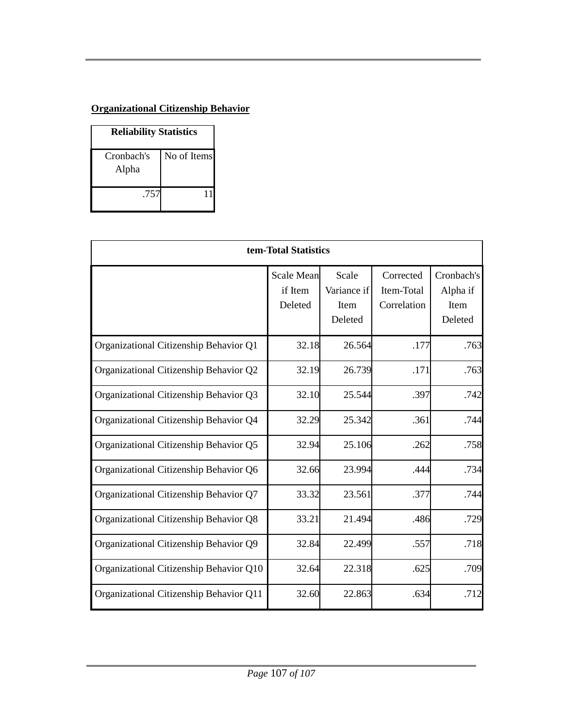**Organizational Citizenship Behavior**

| Reliability Statistics | |
|---|---|
| Cronbach's Alpha | No of Items |
| .757 | 11 |

| tem-Total Statistics | | | | |
|---|---|---|---|---|
| | Scale Mean if Item Deleted | Scale Variance if Item Deleted | Corrected Item-Total Correlation | Cronbach's Alpha if Item Deleted |
| Organizational Citizenship Behavior Q1 | 32.18 | 26.564 | .177 | .763 |
| Organizational Citizenship Behavior Q2 | 32.19 | 26.739 | .171 | .763 |
| Organizational Citizenship Behavior Q3 | 32.10 | 25.544 | .397 | .742 |
| Organizational Citizenship Behavior Q4 | 32.29 | 25.342 | .361 | .744 |
| Organizational Citizenship Behavior Q5 | 32.94 | 25.106 | .262 | .758 |
| Organizational Citizenship Behavior Q6 | 32.66 | 23.994 | .444 | .734 |
| Organizational Citizenship Behavior Q7 | 33.32 | 23.561 | .377 | .744 |
| Organizational Citizenship Behavior Q8 | 33.21 | 21.494 | .486 | .729 |
| Organizational Citizenship Behavior Q9 | 32.84 | 22.499 | .557 | .718 |
| Organizational Citizenship Behavior Q10 | 32.64 | 22.318 | .625 | .709 |
| Organizational Citizenship Behavior Q11 | 32.60 | 22.863 | .634 | .712 |